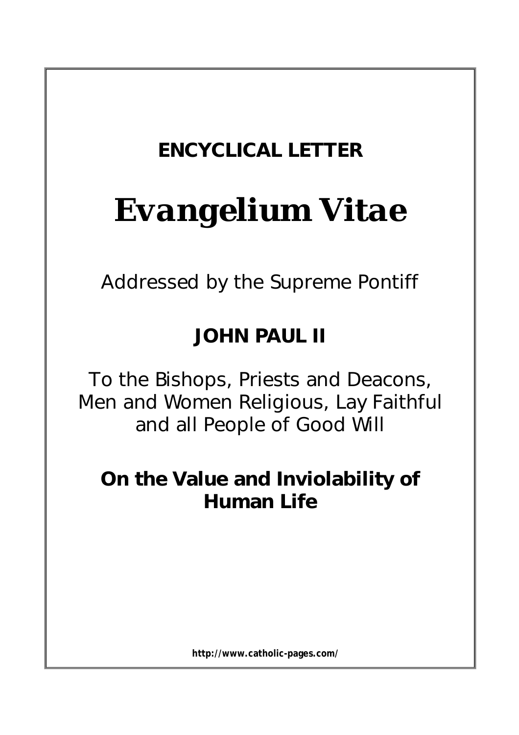**ENCYCLICAL LETTER**

# Evangelium Vitae

Addressed by the Supreme Pontiff

**JOHN PAUL II**

To the Bishops, Priests and Deacons, Men and Women Religious, Lay Faithful and all People of Good Will

**On the Value and Inviolability of Human Life**

**http://www.catholic-pages.com/**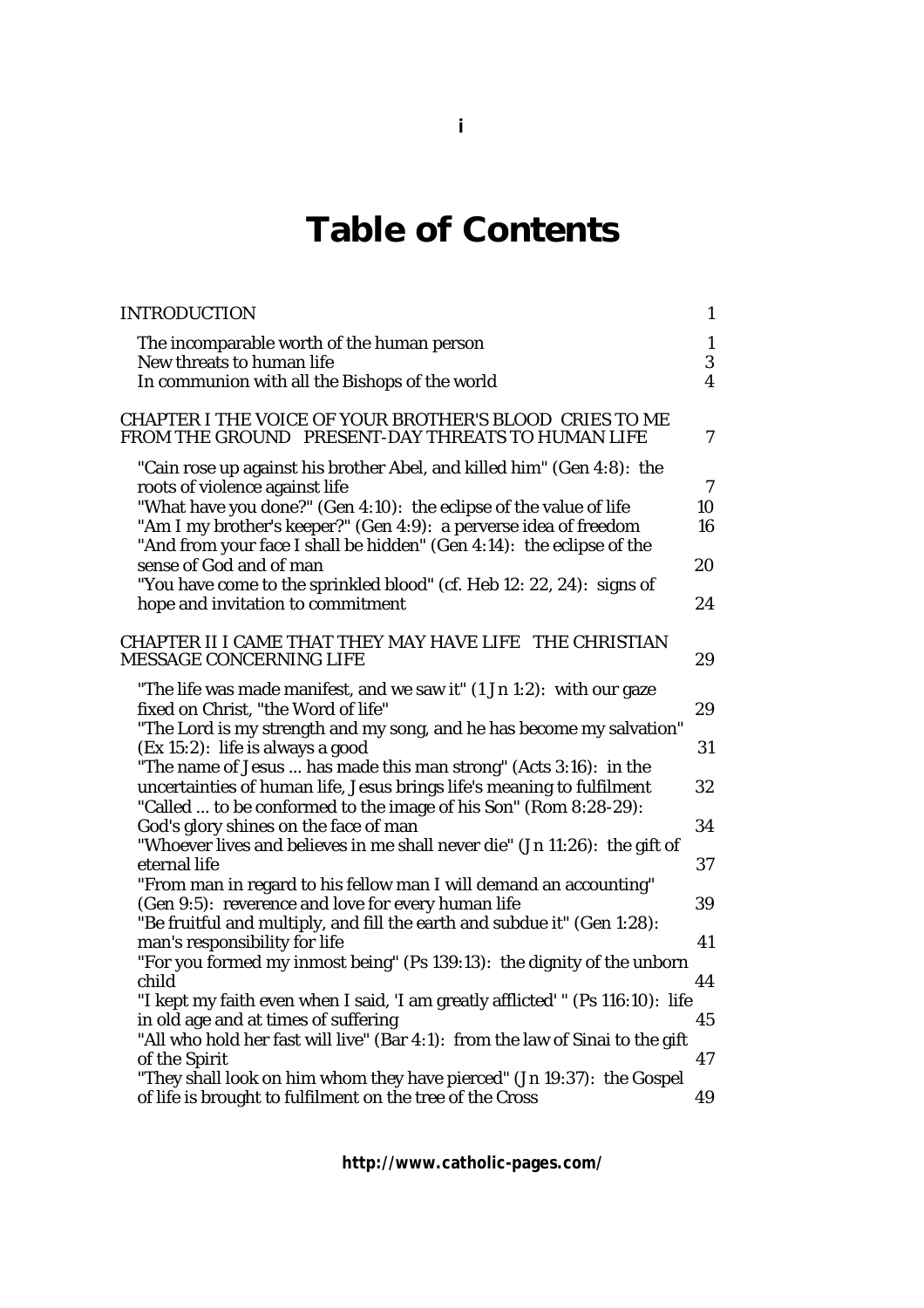# Table of Contents

INTRODUCTION 1

- The incomparable worth of the human person 1
- New threats to human life 3
- In communion with all the Bishops of the world 4

CHAPTER I THE VOICE OF YOUR BROTHER'S BLOOD CRIES TO ME FROM THE GROUND PRESENT-DAY THREATS TO HUMAN LIFE 7

- "Cain rose up against his brother Abel, and killed him" (Gen 4:8): the roots of violence against life 7
- "What have you done?" (Gen 4:10): the eclipse of the value of life 10
- "Am I my brother's keeper?" (Gen 4:9): a perverse idea of freedom 16
- "And from your face I shall be hidden" (Gen 4:14): the eclipse of the sense of God and of man 20
- "You have come to the sprinkled blood" (cf. Heb 12: 22, 24): signs of hope and invitation to commitment 24

CHAPTER II I CAME THAT THEY MAY HAVE LIFE THE CHRISTIAN MESSAGE CONCERNING LIFE 29

- "The life was made manifest, and we saw it" (1 Jn 1:2): with our gaze fixed on Christ, "the Word of life" 29
- "The Lord is my strength and my song, and he has become my salvation" (Ex 15:2): life is always a good 31
- "The name of Jesus ... has made this man strong" (Acts 3:16): in the uncertainties of human life, Jesus brings life's meaning to fulfilment 32
- "Called ... to be conformed to the image of his Son" (Rom 8:28-29): God's glory shines on the face of man 34
- "Whoever lives and believes in me shall never die" (Jn 11:26): the gift of eternal life 37
- "From man in regard to his fellow man I will demand an accounting" (Gen 9:5): reverence and love for every human life 39
- "Be fruitful and multiply, and fill the earth and subdue it" (Gen 1:28): man's responsibility for life 41
- "For you formed my inmost being" (Ps 139:13): the dignity of the unborn child 44
- "I kept my faith even when I said, 'I am greatly afflicted' " (Ps 116:10): life in old age and at times of suffering 45
- "All who hold her fast will live" (Bar 4:1): from the law of Sinai to the gift of the Spirit 47
- "They shall look on him whom they have pierced" (Jn 19:37): the Gospel of life is brought to fulfilment on the tree of the Cross 49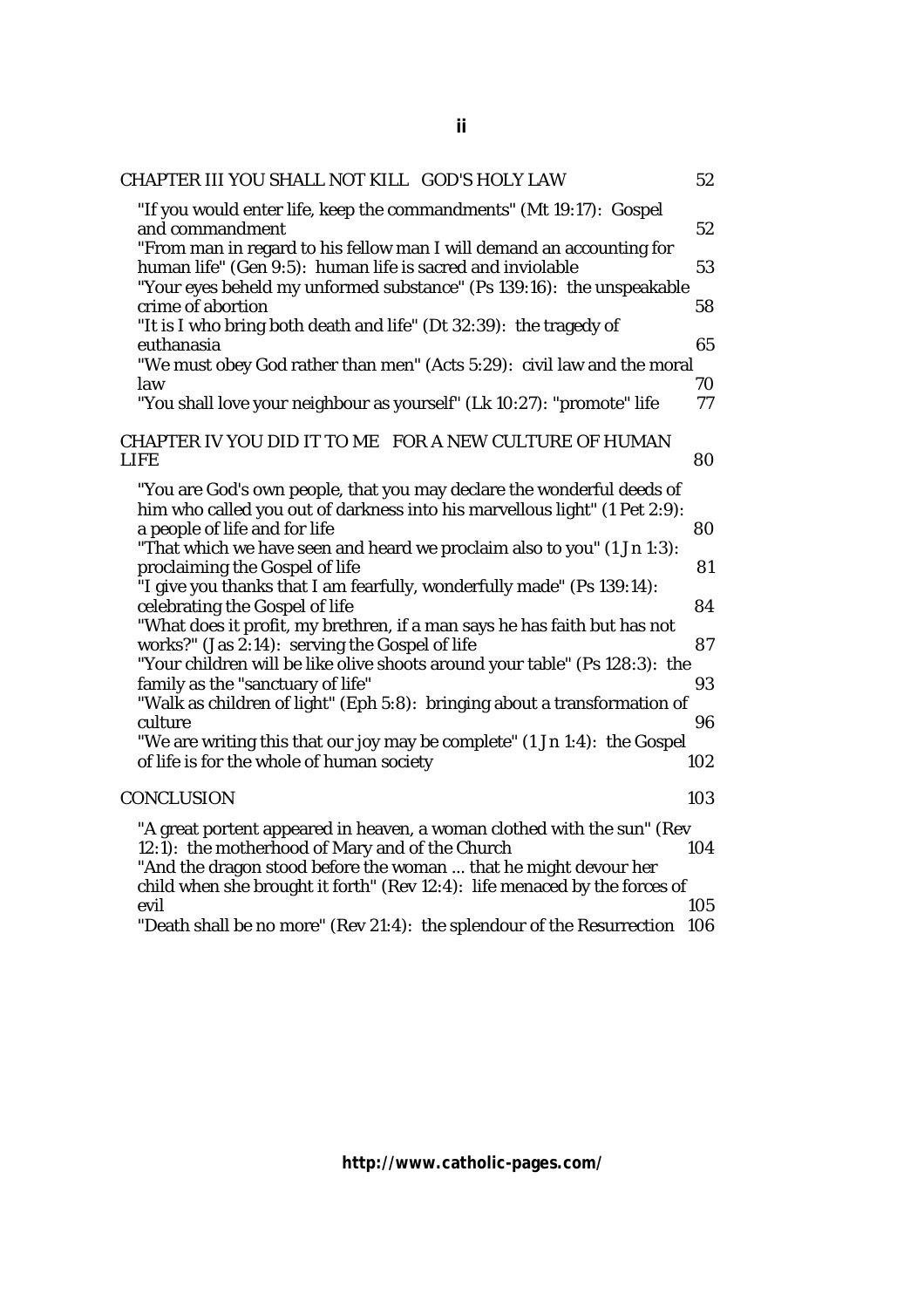CHAPTER III YOU SHALL NOT KILL GOD'S HOLY LAW 52

"If you would enter life, keep the commandments" (Mt 19:17): Gospel and commandment 52
"From man in regard to his fellow man I will demand an accounting for human life" (Gen 9:5): human life is sacred and inviolable 53
"Your eyes beheld my unformed substance" (Ps 139:16): the unspeakable crime of abortion 58
"It is I who bring both death and life" (Dt 32:39): the tragedy of euthanasia 65
"We must obey God rather than men" (Acts 5:29): civil law and the moral law 70
"You shall love your neighbour as yourself" (Lk 10:27): "promote" life 77

CHAPTER IV YOU DID IT TO ME FOR A NEW CULTURE OF HUMAN LIFE 80

"You are God's own people, that you may declare the wonderful deeds of him who called you out of darkness into his marvellous light" (1 Pet 2:9): a people of life and for life 80
"That which we have seen and heard we proclaim also to you" (1 Jn 1:3): proclaiming the Gospel of life 81
"I give you thanks that I am fearfully, wonderfully made" (Ps 139:14): celebrating the Gospel of life 84
"What does it profit, my brethren, if a man says he has faith but has not works?" (Jas 2:14): serving the Gospel of life 87
"Your children will be like olive shoots around your table" (Ps 128:3): the family as the "sanctuary of life" 93
"Walk as children of light" (Eph 5:8): bringing about a transformation of culture 96
"We are writing this that our joy may be complete" (1 Jn 1:4): the Gospel of life is for the whole of human society 102

CONCLUSION 103

"A great portent appeared in heaven, a woman clothed with the sun" (Rev 12:1): the motherhood of Mary and of the Church 104
"And the dragon stood before the woman ... that he might devour her child when she brought it forth" (Rev 12:4): life menaced by the forces of evil 105
"Death shall be no more" (Rev 21:4): the splendour of the Resurrection 106

http://www.catholic-pages.com/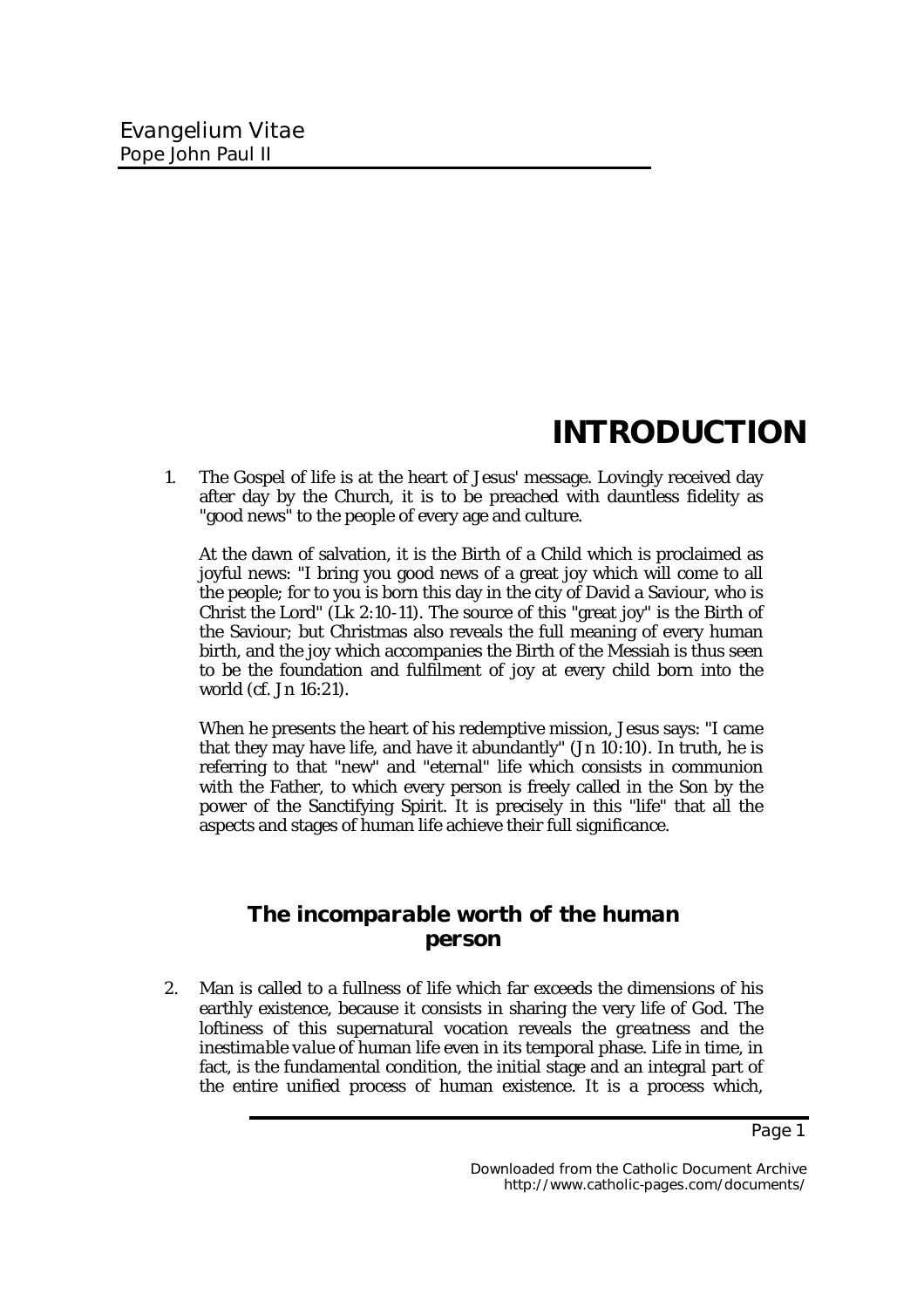# INTRODUCTION

1. The Gospel of life is at the heart of Jesus' message. Lovingly received day after day by the Church, it is to be preached with dauntless fidelity as "good news" to the people of every age and culture.

   At the dawn of salvation, it is the Birth of a Child which is proclaimed as joyful news: "I bring you good news of a great joy which will come to all the people; for to you is born this day in the city of David a Saviour, who is Christ the Lord" (Lk 2:10-11). The source of this "great joy" is the Birth of the Saviour; but Christmas also reveals the full meaning of every human birth, and the joy which accompanies the Birth of the Messiah is thus seen to be the foundation and fulfilment of joy at every child born into the world (cf. Jn 16:21).

   When he presents the heart of his redemptive mission, Jesus says: "I came that they may have life, and have it abundantly" (Jn 10:10). In truth, he is referring to that "new" and "eternal" life which consists in communion with the Father, to which every person is freely called in the Son by the power of the Sanctifying Spirit. It is precisely in this "life" that all the aspects and stages of human life achieve their full significance.

## The incomparable worth of the human person

2. Man is called to a fullness of life which far exceeds the dimensions of his earthly existence, because it consists in sharing the very life of God. The loftiness of this supernatural vocation reveals the *greatness* and the *inestimable value* of human life even in its temporal phase. Life in time, in fact, is the fundamental condition, the initial stage and an integral part of the entire unified process of human existence. It is a process which,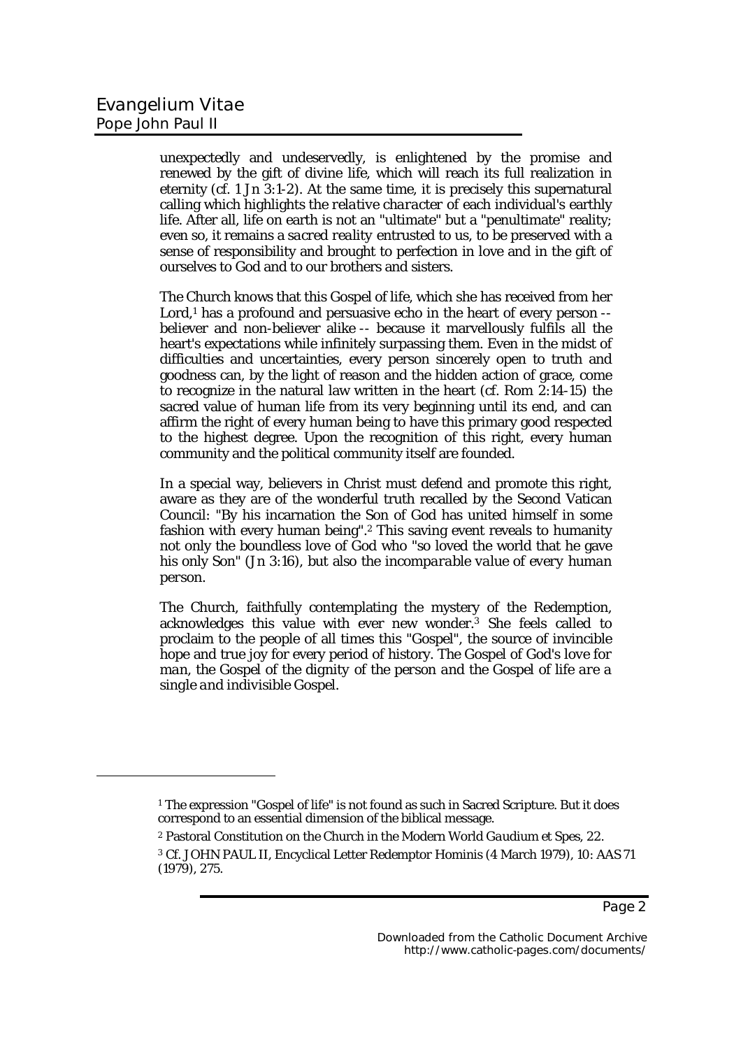unexpectedly and undeservedly, is enlightened by the promise and renewed by the gift of divine life, which will reach its full realization in eternity (cf. 1 Jn 3:1-2). At the same time, it is precisely this supernatural calling which highlights *the relative character* of each individual's earthly life. After all, life on earth is not an "ultimate" but a "penultimate" reality; even so, it remains a *sacred reality* entrusted to us, to be preserved with a sense of responsibility and brought to perfection in love and in the gift of ourselves to God and to our brothers and sisters.

The Church knows that this Gospel of life, which she has received from her Lord,[1] has a profound and persuasive echo in the heart of every person -- believer and non-believer alike -- because it marvellously fulfils all the heart's expectations while infinitely surpassing them. Even in the midst of difficulties and uncertainties, every person sincerely open to truth and goodness can, by the light of reason and the hidden action of grace, come to recognize in the natural law written in the heart (cf. Rom 2:14-15) the sacred value of human life from its very beginning until its end, and can affirm the right of every human being to have this primary good respected to the highest degree. Upon the recognition of this right, every human community and the political community itself are founded.

In a special way, believers in Christ must defend and promote this right, aware as they are of the wonderful truth recalled by the Second Vatican Council: "By his incarnation the Son of God has united himself in some fashion with every human being".[2] This saving event reveals to humanity not only the boundless love of God who "so loved the world that he gave his only Son" (Jn 3:16), but also *the incomparable value of every human person*.

The Church, faithfully contemplating the mystery of the Redemption, acknowledges this value with ever new wonder.[3] She feels called to proclaim to the people of all times this "Gospel", the source of invincible hope and true joy for every period of history. *The Gospel of God's love for man, the Gospel of the dignity of the person and the Gospel of life are a single and indivisible Gospel.*

---

[1] The expression "Gospel of life" is not found as such in Sacred Scripture. But it does correspond to an essential dimension of the biblical message.

[2] Pastoral Constitution on the Church in the Modern World *Gaudium et Spes*, 22.

[3] Cf. JOHN PAUL II, Encyclical Letter Redemptor Hominis (4 March 1979), 10: AAS 71 (1979), 275.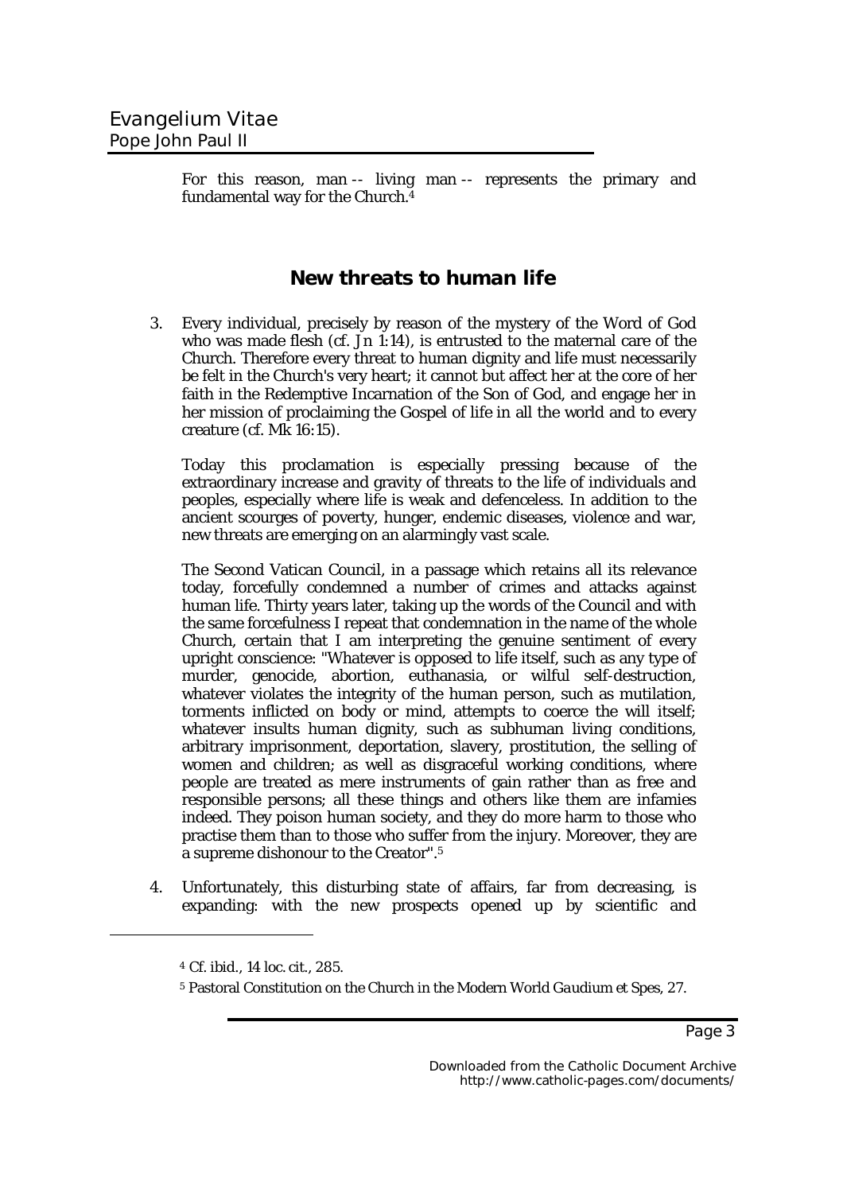For this reason, man -- living man -- represents the primary and fundamental way for the Church.[4]

## New threats to human life

3. Every individual, precisely by reason of the mystery of the Word of God who was made flesh (cf. Jn 1:14), is entrusted to the maternal care of the Church. Therefore every threat to human dignity and life must necessarily be felt in the Church's very heart; it cannot but affect her at the core of her faith in the Redemptive Incarnation of the Son of God, and engage her in her mission of proclaiming the Gospel of life in all the world and to every creature (cf. Mk 16:15).

   Today this proclamation is especially pressing because of the extraordinary increase and gravity of threats to the life of individuals and peoples, especially where life is weak and defenceless. In addition to the ancient scourges of poverty, hunger, endemic diseases, violence and war, new threats are emerging on an alarmingly vast scale.

   The Second Vatican Council, in a passage which retains all its relevance today, forcefully condemned a number of crimes and attacks against human life. Thirty years later, taking up the words of the Council and with the same forcefulness I repeat that condemnation in the name of the whole Church, certain that I am interpreting the genuine sentiment of every upright conscience: "Whatever is opposed to life itself, such as any type of murder, genocide, abortion, euthanasia, or wilful self-destruction, whatever violates the integrity of the human person, such as mutilation, torments inflicted on body or mind, attempts to coerce the will itself; whatever insults human dignity, such as subhuman living conditions, arbitrary imprisonment, deportation, slavery, prostitution, the selling of women and children; as well as disgraceful working conditions, where people are treated as mere instruments of gain rather than as free and responsible persons; all these things and others like them are infamies indeed. They poison human society, and they do more harm to those who practise them than to those who suffer from the injury. Moreover, they are a supreme dishonour to the Creator".[5]

4. Unfortunately, this disturbing state of affairs, far from decreasing, is expanding: with the new prospects opened up by scientific and

---

[4] Cf. ibid., 14 loc. cit., 285.

[5] Pastoral Constitution on the Church in the Modern World *Gaudium et Spes*, 27.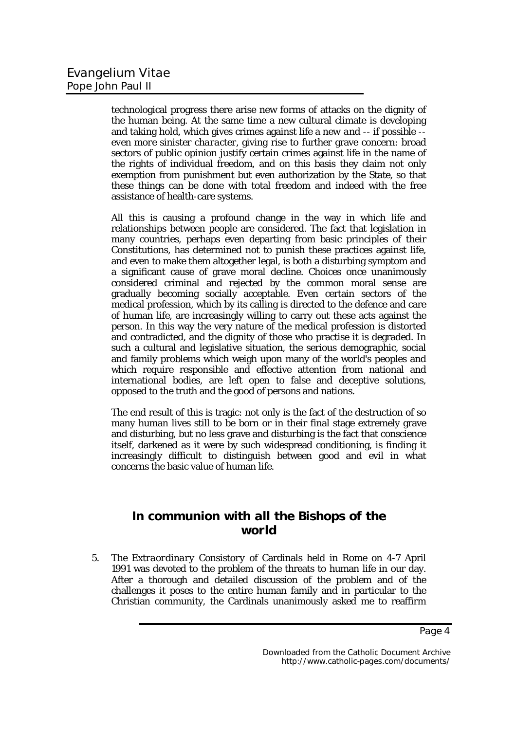technological progress there arise new forms of attacks on the dignity of the human being. At the same time a new cultural climate is developing and taking hold, which gives crimes against life *a new and -- if possible -- even more sinister character*, giving rise to further grave concern: broad sectors of public opinion justify certain crimes against life in the name of the rights of individual freedom, and on this basis they claim not only exemption from punishment but even authorization by the State, so that these things can be done with total freedom and indeed with the free assistance of health-care systems.

All this is causing a profound change in the way in which life and relationships between people are considered. The fact that legislation in many countries, perhaps even departing from basic principles of their Constitutions, has determined not to punish these practices against life, and even to make them altogether legal, is both a disturbing symptom and a significant cause of grave moral decline. Choices once unanimously considered criminal and rejected by the common moral sense are gradually becoming socially acceptable. Even certain sectors of the medical profession, which by its calling is directed to the defence and care of human life, are increasingly willing to carry out these acts against the person. In this way the very nature of the medical profession is distorted and contradicted, and the dignity of those who practise it is degraded. In such a cultural and legislative situation, the serious demographic, social and family problems which weigh upon many of the world's peoples and which require responsible and effective attention from national and international bodies, are left open to false and deceptive solutions, opposed to the truth and the good of persons and nations.

The end result of this is tragic: not only is the fact of the destruction of so many human lives still to be born or in their final stage extremely grave and disturbing, but no less grave and disturbing is the fact that conscience itself, darkened as it were by such widespread conditioning, is finding it increasingly difficult to distinguish between good and evil in what concerns the basic value of human life.

## In communion with all the Bishops of the world

5. The *Extraordinary Consistory of Cardinals* held in Rome on 4-7 April 1991 was devoted to the problem of the threats to human life in our day. After a thorough and detailed discussion of the problem and of the challenges it poses to the entire human family and in particular to the Christian community, the Cardinals unanimously asked me to reaffirm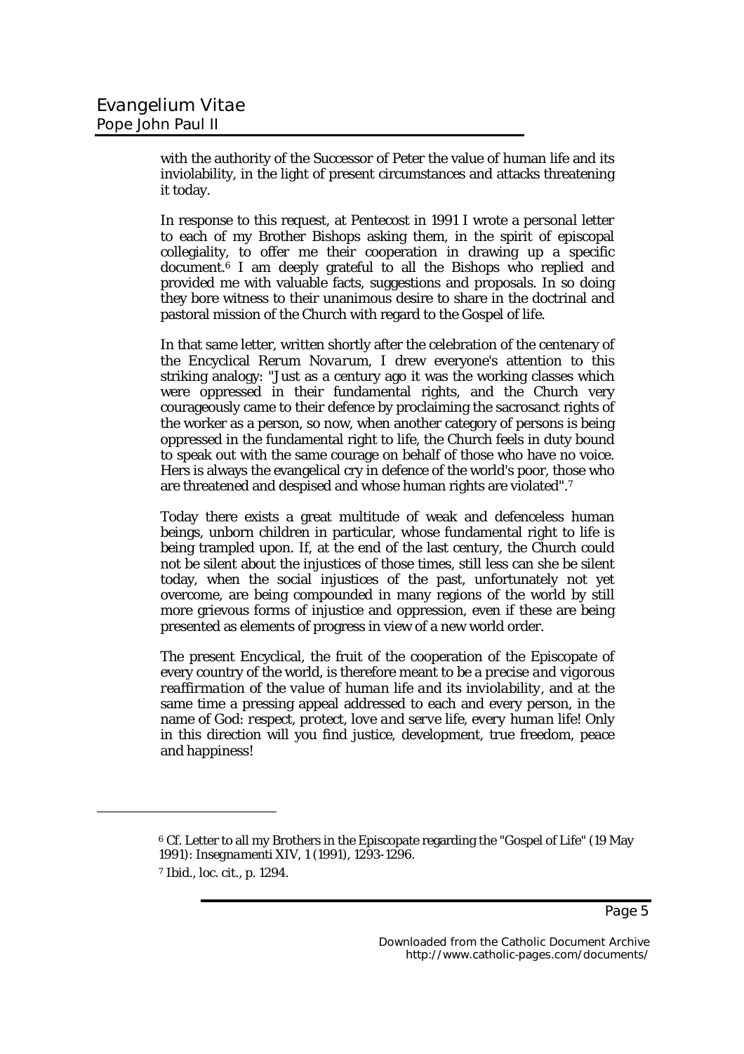with the authority of the Successor of Peter the value of human life and its inviolability, in the light of present circumstances and attacks threatening it today.

In response to this request, at Pentecost in 1991 I wrote a *personal letter* to each of my Brother Bishops asking them, in the spirit of episcopal collegiality, to offer me their cooperation in drawing up a specific document.[6] I am deeply grateful to all the Bishops who replied and provided me with valuable facts, suggestions and proposals. In so doing they bore witness to their unanimous desire to share in the doctrinal and pastoral mission of the Church with regard to the Gospel of life.

In that same letter, written shortly after the celebration of the centenary of the Encyclical *Rerum Novarum*, I drew everyone's attention to this striking analogy: "Just as a century ago it was the working classes which were oppressed in their fundamental rights, and the Church very courageously came to their defence by proclaiming the sacrosanct rights of the worker as a person, so now, when another category of persons is being oppressed in the fundamental right to life, the Church feels in duty bound to speak out with the same courage on behalf of those who have no voice. Hers is always the evangelical cry in defence of the world's poor, those who are threatened and despised and whose human rights are violated".[7]

Today there exists a great multitude of weak and defenceless human beings, unborn children in particular, whose fundamental right to life is being trampled upon. If, at the end of the last century, the Church could not be silent about the injustices of those times, still less can she be silent today, when the social injustices of the past, unfortunately not yet overcome, are being compounded in many regions of the world by still more grievous forms of injustice and oppression, even if these are being presented as elements of progress in view of a new world order.

The present Encyclical, the fruit of the cooperation of the Episcopate of every country of the world, is therefore meant to be a *precise and vigorous reaffirmation of the value of human life and its inviolability*, and at the same time a pressing appeal addressed to each and every person, in the name of God: *respect, protect, love and serve life, every human life!* Only in this direction will you find justice, development, true freedom, peace and happiness!

---

[6] Cf. Letter to all my Brothers in the Episcopate regarding the "Gospel of Life" (19 May 1991): *Insegnamenti* XIV, 1 (1991), 1293-1296.

[7] Ibid., loc. cit., p. 1294.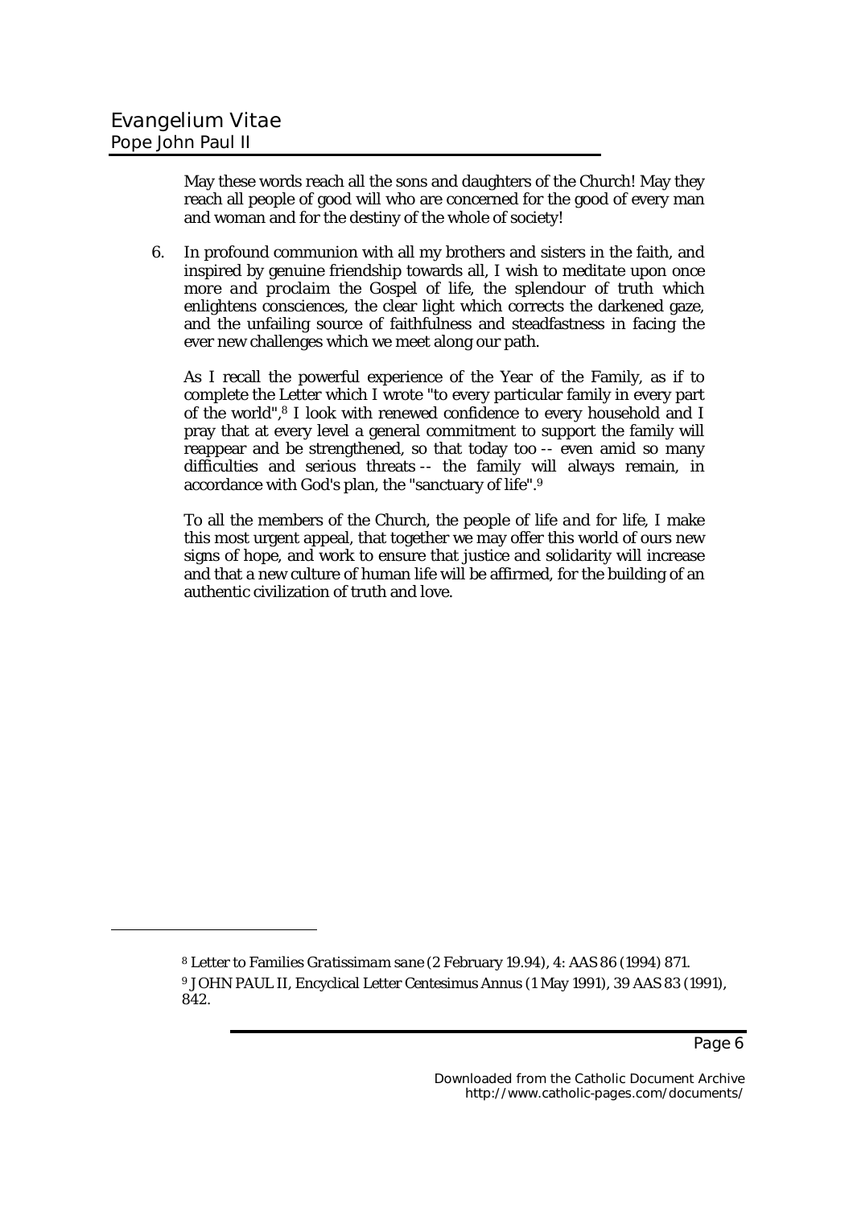May these words reach all the sons and daughters of the Church! May they reach all people of good will who are concerned for the good of every man and woman and for the destiny of the whole of society!

6. In profound communion with all my brothers and sisters in the faith, and inspired by genuine friendship towards all, I wish to *meditate upon once more and proclaim* the Gospel of life, the splendour of truth which enlightens consciences, the clear light which corrects the darkened gaze, and the unfailing source of faithfulness and steadfastness in facing the ever new challenges which we meet along our path.

   As I recall the powerful experience of the Year of the Family, as if to complete the Letter which I wrote "to every particular family in every part of the world",[8] I look with renewed confidence to every household and I pray that at every level a general commitment to support the family will reappear and be strengthened, so that today too -- even amid so many difficulties and serious threats -- the family will always remain, in accordance with God's plan, the "sanctuary of life".[9]

   To all the members of the Church, the *people of life and for life*, I make this most urgent appeal, that together we may offer this world of ours new signs of hope, and work to ensure that justice and solidarity will increase and that a new culture of human life will be affirmed, for the building of an authentic civilization of truth and love.

---

[8] Letter to Families *Gratissimam sane* (2 February 19.94), 4: AAS 86 (1994) 871.

[9] JOHN PAUL II, Encyclical Letter Centesimus Annus (1 May 1991), 39 AAS 83 (1991), 842.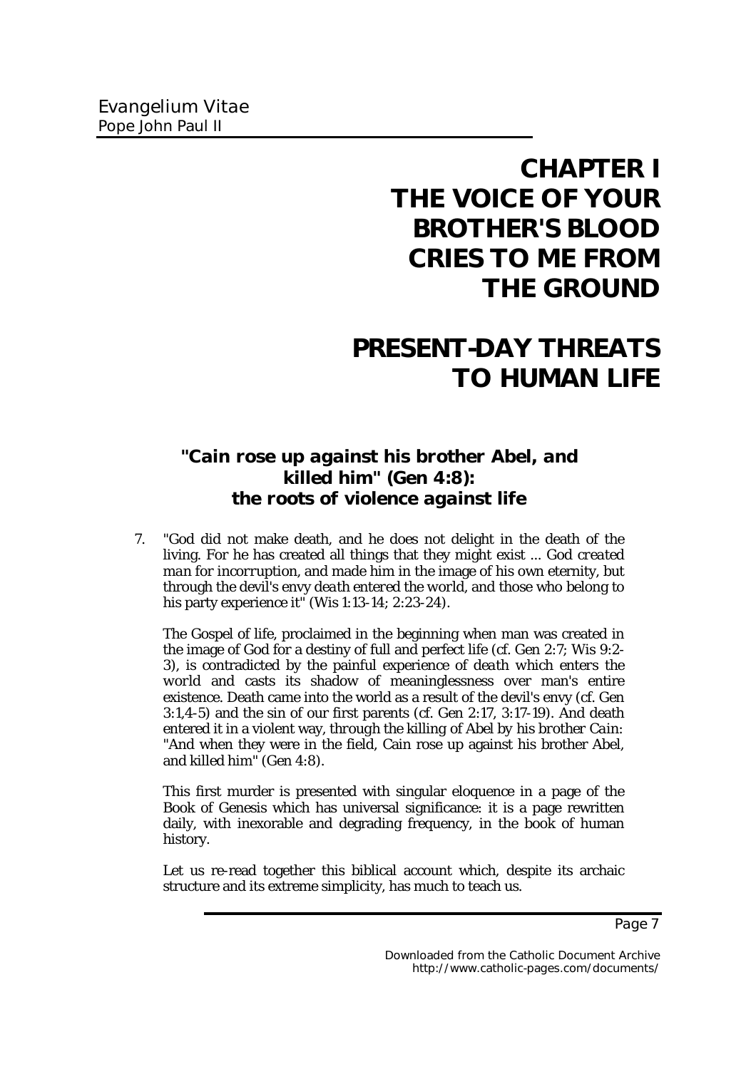# CHAPTER I
# THE VOICE OF YOUR BROTHER'S BLOOD CRIES TO ME FROM THE GROUND

# PRESENT-DAY THREATS TO HUMAN LIFE

### "Cain rose up against his brother Abel, and killed him" (Gen 4:8): the roots of violence against life

7. "God did not make death, and he does not delight in the death of the living. For he has created all things that they might exist ... God *created man for incorruption*, and made him in the image of his own eternity, but through the devil's envy *death entered the world*, and those who belong to his party experience it" (Wis 1:13-14; 2:23-24).

The Gospel of life, proclaimed in the beginning when man was created in the image of God for a destiny of full and perfect life (cf. Gen 2:7; Wis 9:2-3), is contradicted by the painful experience of *death* which enters the world and casts its shadow of meaninglessness over man's entire existence. Death came into the world as a result of the devil's envy (cf. Gen 3:1,4-5) and the sin of our first parents (cf. Gen 2:17, 3:17-19). And death entered it in a violent way, *through the killing of Abel by his brother Cain*: "And when they were in the field, Cain rose up against his brother Abel, and killed him" (Gen 4:8).

This first murder is presented with singular eloquence in a page of the Book of Genesis which has universal significance: it is a page rewritten daily, with inexorable and degrading frequency, in the book of human history.

Let us re-read together this biblical account which, despite its archaic structure and its extreme simplicity, has much to teach us.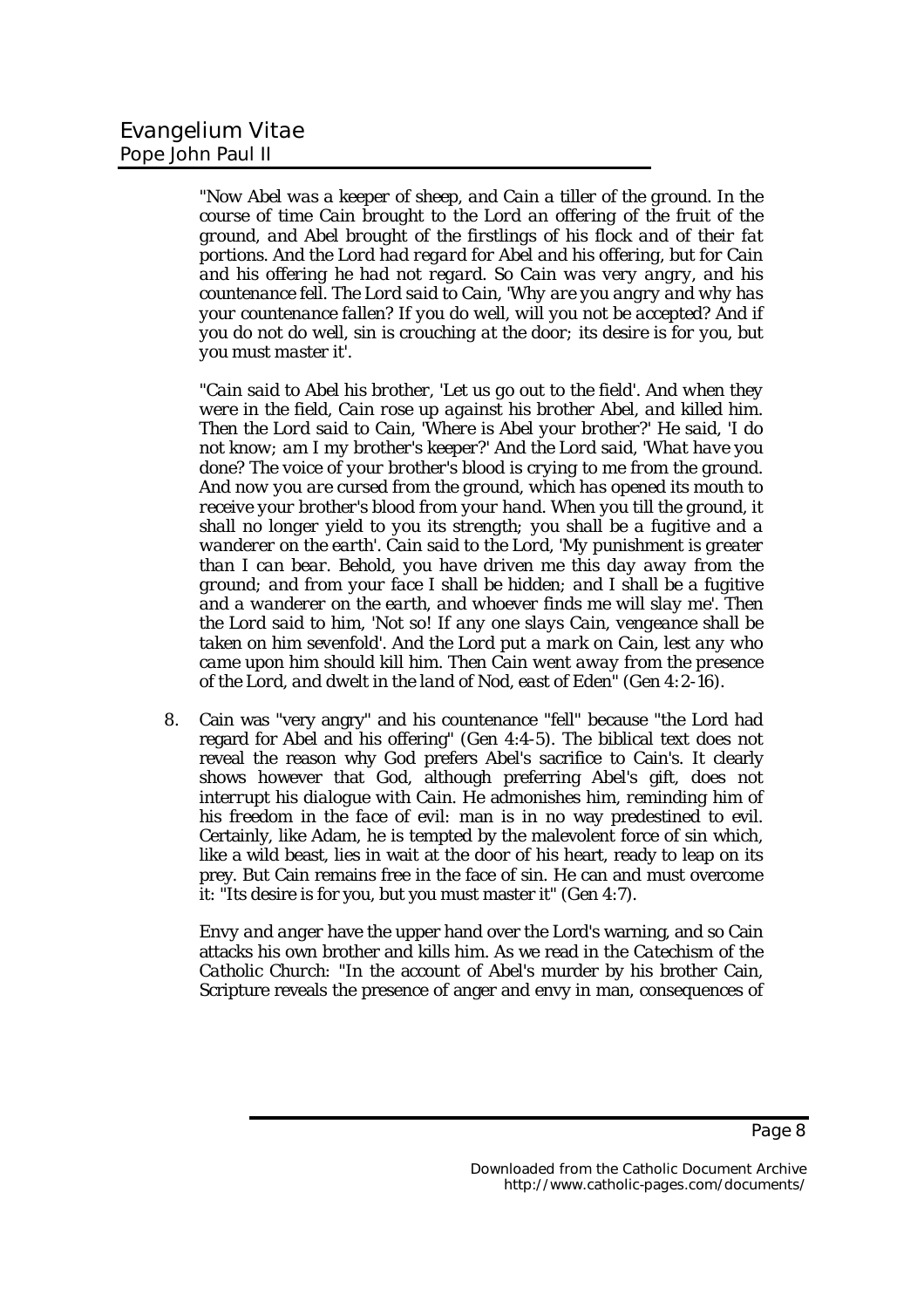*"Now Abel was a keeper of sheep, and Cain a tiller of the ground. In the course of time Cain brought to the Lord an offering of the fruit of the ground, and Abel brought of the firstlings of his flock and of their fat portions. And the Lord had regard for Abel and his offering, but for Cain and his offering he had not regard. So Cain was very angry, and his countenance fell. The Lord said to Cain, 'Why are you angry and why has your countenance fallen? If you do well, will you not be accepted? And if you do not do well, sin is crouching at the door; its desire is for you, but you must master it'.*

*"Cain said to Abel his brother, 'Let us go out to the field'. And when they were in the field, Cain rose up against his brother Abel, and killed him. Then the Lord said to Cain, 'Where is Abel your brother?' He said, 'I do not know; am I my brother's keeper?' And the Lord said, 'What have you done? The voice of your brother's blood is crying to me from the ground. And now you are cursed from the ground, which has opened its mouth to receive your brother's blood from your hand. When you till the ground, it shall no longer yield to you its strength; you shall be a fugitive and a wanderer on the earth'. Cain said to the Lord, 'My punishment is greater than I can bear. Behold, you have driven me this day away from the ground; and from your face I shall be hidden; and I shall be a fugitive and a wanderer on the earth, and whoever finds me will slay me'. Then the Lord said to him, 'Not so! If any one slays Cain, vengeance shall be taken on him sevenfold'. And the Lord put a mark on Cain, lest any who came upon him should kill him. Then Cain went away from the presence of the Lord, and dwelt in the land of Nod, east of Eden"* (Gen 4:2-16).

8. Cain was "very angry" and his countenance "fell" because "the Lord had regard for Abel and his offering" (Gen 4:4-5). The biblical text does not reveal the reason why God prefers Abel's sacrifice to Cain's. It clearly shows however that God, although preferring Abel's gift, does not interrupt his dialogue with Cain. He admonishes him, reminding him of his freedom in the face of evil: man is in no way predestined to evil. Certainly, like Adam, he is tempted by the malevolent force of sin which, like a wild beast, lies in wait at the door of his heart, ready to leap on its prey. But Cain remains free in the face of sin. He can and must overcome it: "Its desire is for you, but you must master it" (Gen 4:7).

*Envy and anger* have the upper hand over the Lord's warning, and so Cain attacks his own brother and kills him. As we read in the *Catechism of the Catholic Church*: "In the account of Abel's murder by his brother Cain, Scripture reveals the presence of anger and envy in man, consequences of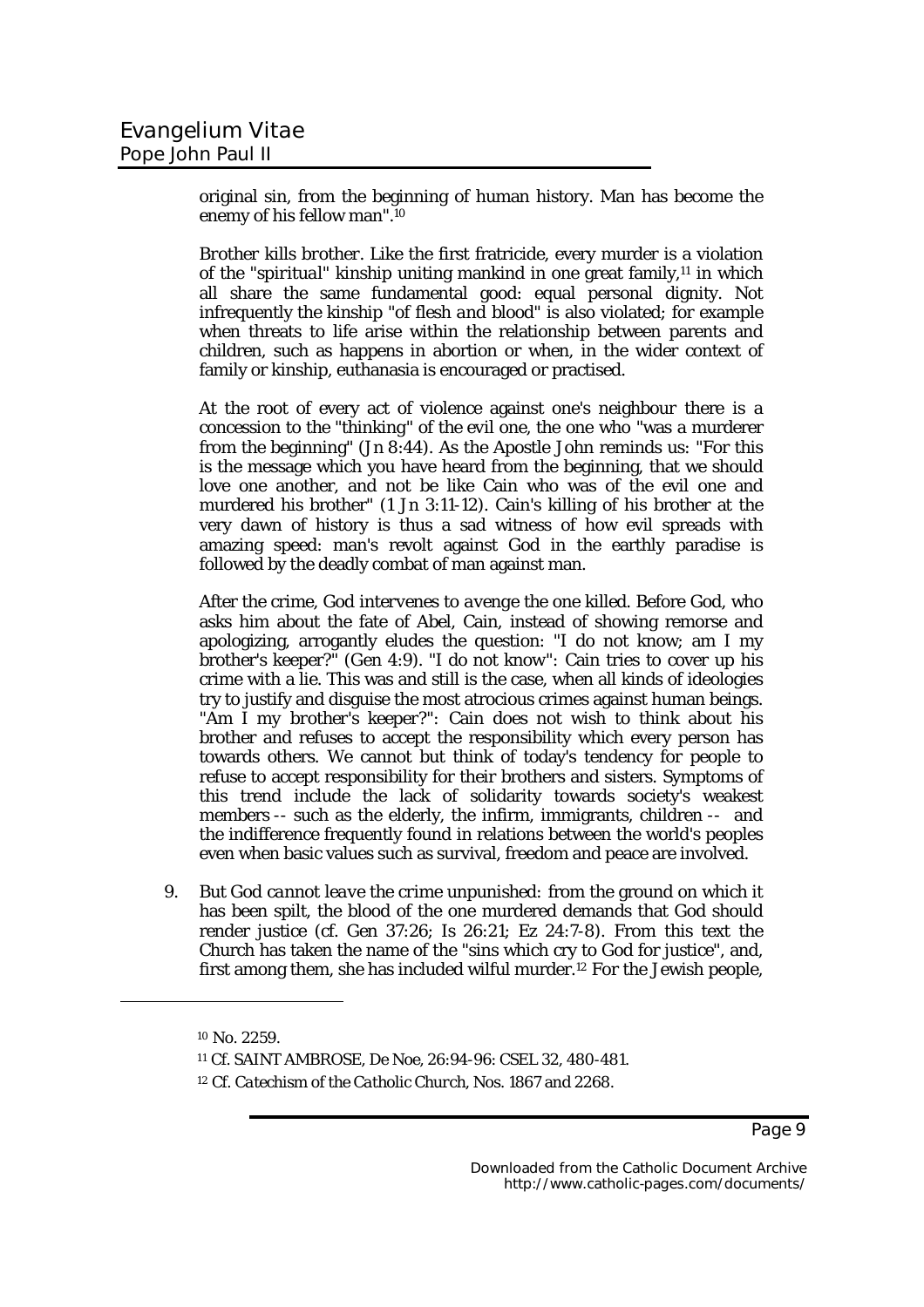original sin, from the beginning of human history. Man has become the enemy of his fellow man".[10]

*Brother kills brother.* Like the first fratricide, every murder is a violation of the "*spiritual*" kinship uniting mankind in one great family,[11] in which all share the same fundamental good: equal personal dignity. Not infrequently the kinship "*of flesh and blood*" is also violated; for example when threats to life arise within the relationship between parents and children, such as happens in abortion or when, in the wider context of family or kinship, euthanasia is encouraged or practised.

At the root of every act of violence against one's neighbour there is a concession to the "thinking" of the evil one, the one who "was a murderer from the beginning" (*Jn* 8:44). As the Apostle John reminds us: "For this is the message which you have heard from the beginning, that we should love one another, and not be like Cain who was of the evil one and murdered his brother" (*1 Jn* 3:11-12). Cain's killing of his brother at the very dawn of history is thus a sad witness of how evil spreads with amazing speed: man's revolt against God in the earthly paradise is followed by the deadly combat of man against man.

After the crime, *God intervenes to avenge the one killed*. Before God, who asks him about the fate of Abel, Cain, instead of showing remorse and apologizing, arrogantly eludes the question: "I do not know; am I my brother's keeper?" (*Gen* 4:9). "I do not know": Cain tries to cover up his crime with a lie. This was and still is the case, when all kinds of ideologies try to justify and disguise the most atrocious crimes against human beings. "Am I my brother's keeper?": Cain does not wish to think about his brother and refuses to accept the responsibility which every person has towards others. We cannot but think of today's tendency for people to refuse to accept responsibility for their brothers and sisters. Symptoms of this trend include the lack of solidarity towards society's weakest members -- such as the elderly, the infirm, immigrants, children -- and the indifference frequently found in relations between the world's peoples even when basic values such as survival, freedom and peace are involved.

9. *But God cannot leave the crime unpunished:* from the ground on which it has been spilt, the blood of the one murdered demands that God should render justice (cf. *Gen* 37:26; *Is* 26:21; *Ez* 24:7-8). From this text the Church has taken the name of the "sins which cry to God for justice", and, first among them, she has included wilful murder.[12] For the Jewish people,

---

[10] No. 2259.

[11] Cf. SAINT AMBROSE, *De Noe*, 26:94-96: CSEL 32, 480-481.

[12] Cf. *Catechism of the Catholic Church*, Nos. 1867 and 2268.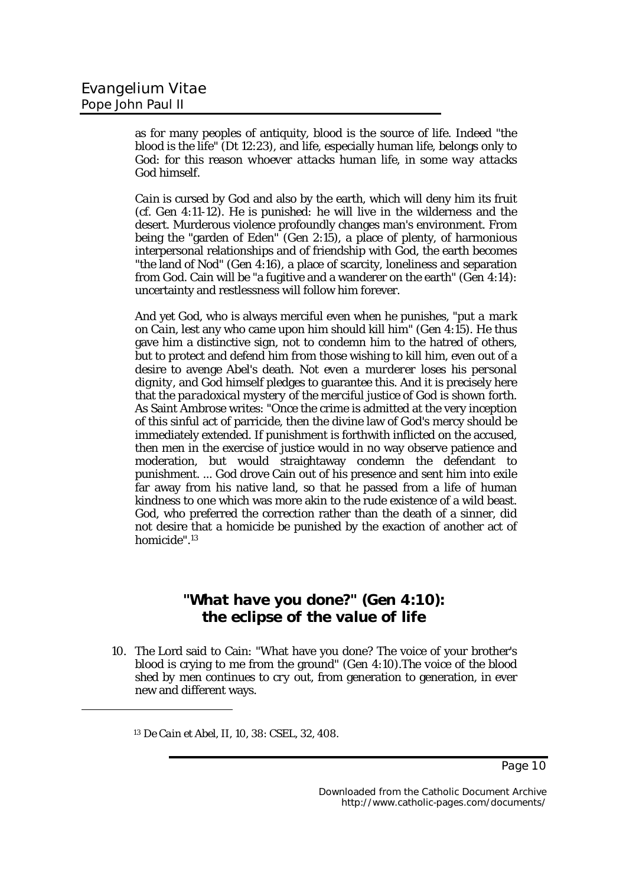as for many peoples of antiquity, blood is the source of life. Indeed "the blood is the life" (Dt 12:23), and life, especially human life, belongs only to God: for this reason *whoever attacks human life, in some way attacks God himself.*

*Cain is cursed by God and also by the earth*, which will deny him its fruit (cf. Gen 4:11-12). He is punished: he will live in the wilderness and the desert. Murderous violence profoundly changes man's environment. From being the "garden of Eden" (Gen 2:15), a place of plenty, of harmonious interpersonal relationships and of friendship with God, the earth becomes "the land of Nod" (Gen 4:16), a place of scarcity, loneliness and separation from God. Cain will be "a fugitive and a wanderer on the earth" (Gen 4:14): uncertainty and restlessness will follow him forever.

And yet God, who is always merciful even when he punishes, "*put a mark on Cain*, lest any who came upon him should kill him" (Gen 4:15). He thus gave him a distinctive sign, not to condemn him to the hatred of others, but to protect and defend him from those wishing to kill him, even out of a desire to avenge Abel's death. *Not even a murderer loses his personal dignity*, and God himself pledges to guarantee this. And it is precisely here that the *paradoxical mystery of the merciful justice of God* is shown forth. As Saint Ambrose writes: "Once the crime is admitted at the very inception of this sinful act of parricide, then the divine law of God's mercy should be immediately extended. If punishment is forthwith inflicted on the accused, then men in the exercise of justice would in no way observe patience and moderation, but would straightaway condemn the defendant to punishment. ... God drove Cain out of his presence and sent him into exile far away from his native land, so that he passed from a life of human kindness to one which was more akin to the rude existence of a wild beast. God, who preferred the correction rather than the death of a sinner, did not desire that a homicide be punished by the exaction of another act of homicide".[13]

## "What have you done?" (Gen 4:10): *the eclipse of the value of life*

10. The Lord said to Cain: "What have you done? The voice of your brother's blood is crying to me from the ground" (Gen 4:10).The voice of the blood shed by men continues to cry out, from generation to generation, in ever new and different ways.

[13] *De Cain et Abel*, II, 10, 38: CSEL, 32, 408.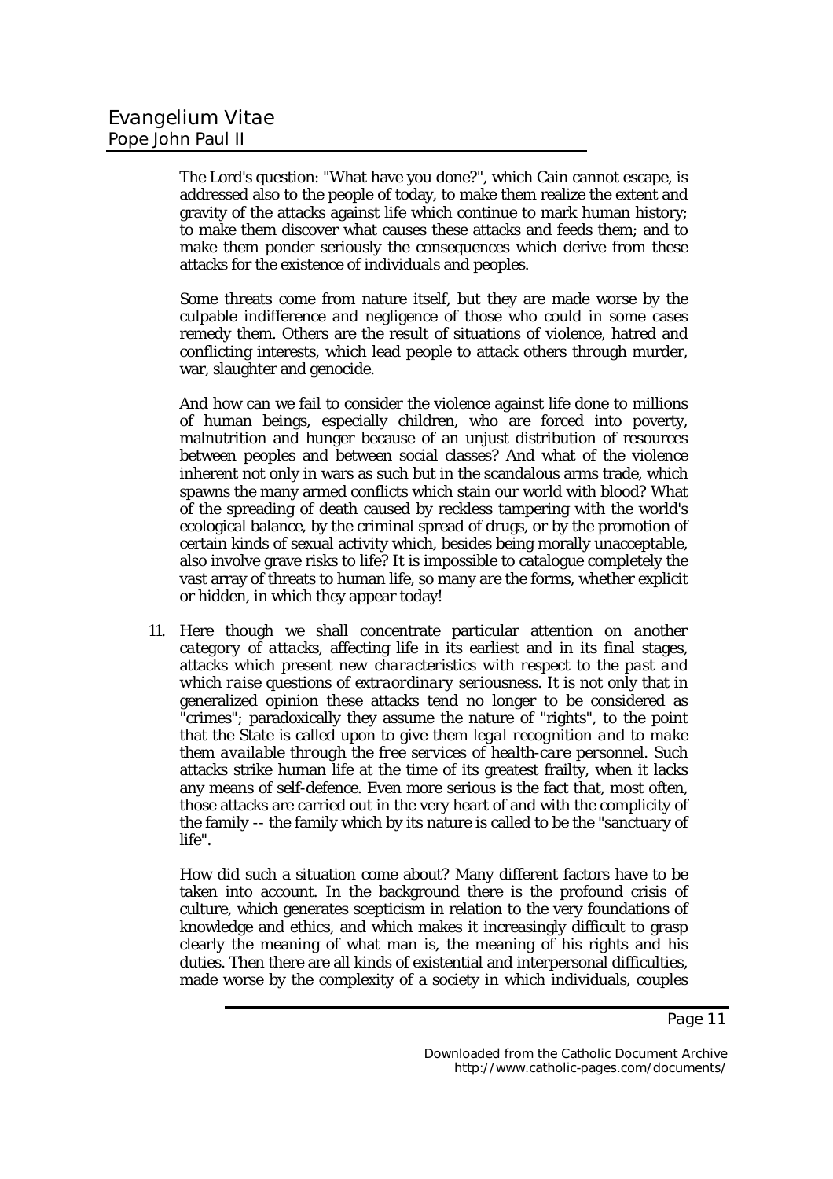The Lord's question: "What have you done?", which Cain cannot escape, is addressed also to the people of today, to make them realize the extent and gravity of the attacks against life which continue to mark human history; to make them discover what causes these attacks and feeds them; and to make them ponder seriously the consequences which derive from these attacks for the existence of individuals and peoples.

Some threats come from nature itself, but they are made worse by the culpable indifference and negligence of those who could in some cases remedy them. Others are the result of situations of violence, hatred and conflicting interests, which lead people to attack others through murder, war, slaughter and genocide.

And how can we fail to consider the violence against life done to millions of human beings, especially children, who are forced into poverty, malnutrition and hunger because of an unjust distribution of resources between peoples and between social classes? And what of the violence inherent not only in wars as such but in the scandalous arms trade, which spawns the many armed conflicts which stain our world with blood? What of the spreading of death caused by reckless tampering with the world's ecological balance, by the criminal spread of drugs, or by the promotion of certain kinds of sexual activity which, besides being morally unacceptable, also involve grave risks to life? It is impossible to catalogue completely the vast array of threats to human life, so many are the forms, whether explicit or hidden, in which they appear today!

11. Here though we shall concentrate particular attention on *another category of attacks*, affecting life in its earliest and in its final stages, attacks which present *new characteristics with respect to the past and which raise questions of extraordinary seriousness*. It is not only that in generalized opinion these attacks tend no longer to be considered as "crimes"; paradoxically they assume the nature of "rights", to the point that the State is called upon to give them *legal recognition and to make them available through the free services of health-care personnel*. Such attacks strike human life at the time of its greatest frailty, when it lacks any means of self-defence. Even more serious is the fact that, most often, those attacks are carried out in the very heart of and with the complicity of the family -- the family which by its nature is called to be the "sanctuary of life".

How did such a situation come about? Many different factors have to be taken into account. In the background there is the profound crisis of culture, which generates scepticism in relation to the very foundations of knowledge and ethics, and which makes it increasingly difficult to grasp clearly the meaning of what man is, the meaning of his rights and his duties. Then there are all kinds of existential and interpersonal difficulties, made worse by the complexity of a society in which individuals, couples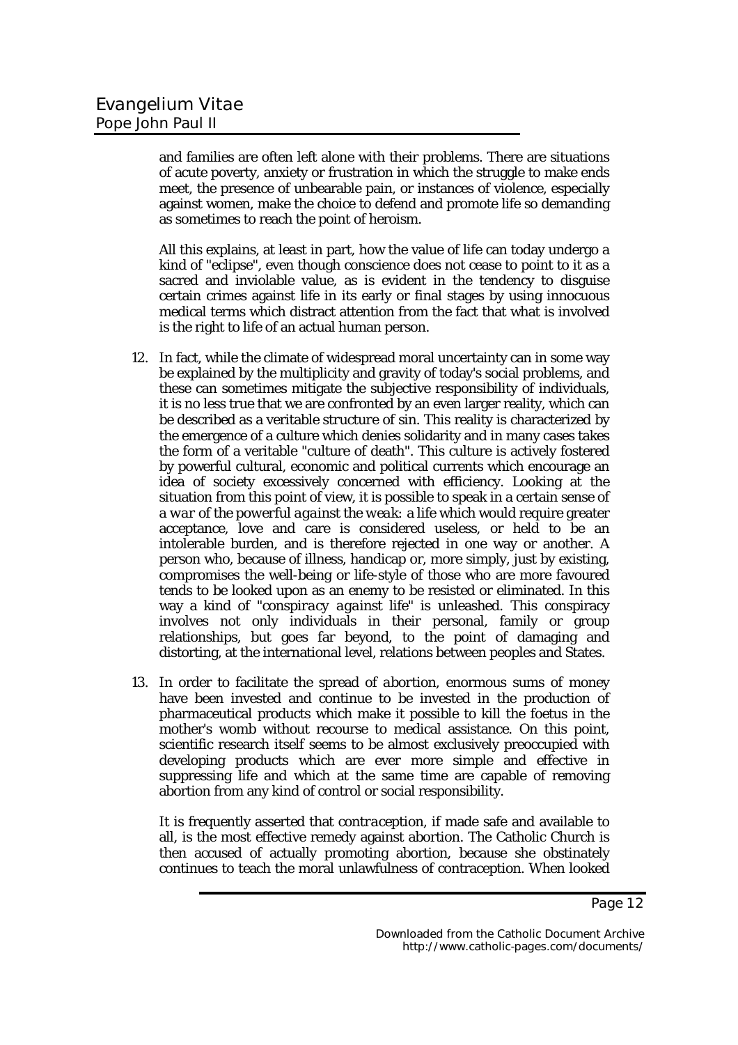and families are often left alone with their problems. There are situations of acute poverty, anxiety or frustration in which the struggle to make ends meet, the presence of unbearable pain, or instances of violence, especially against women, make the choice to defend and promote life so demanding as sometimes to reach the point of heroism.

All this explains, at least in part, how the value of life can today undergo a kind of "eclipse", even though conscience does not cease to point to it as a sacred and inviolable value, as is evident in the tendency to disguise certain crimes against life in its early or final stages by using innocuous medical terms which distract attention from the fact that what is involved is the right to life of an actual human person.

12. In fact, while the climate of widespread moral uncertainty can in some way be explained by the multiplicity and gravity of today's social problems, and these can sometimes mitigate the subjective responsibility of individuals, it is no less true that we are confronted by an even larger reality, which can be described as a veritable *structure of sin*. This reality is characterized by the emergence of a culture which denies solidarity and in many cases takes the form of a veritable "culture of death". This culture is actively fostered by powerful cultural, economic and political currents which encourage an idea of society excessively concerned with efficiency. Looking at the situation from this point of view, it is possible to speak in a certain sense of a *war of the powerful against the weak*: a life which would require greater acceptance, love and care is considered useless, or held to be an intolerable burden, and is therefore rejected in one way or another. A person who, because of illness, handicap or, more simply, just by existing, compromises the well-being or life-style of those who are more favoured tends to be looked upon as an enemy to be resisted or eliminated. In this way a kind of "*conspiracy against life*" is unleashed. This conspiracy involves not only individuals in their personal, family or group relationships, but goes far beyond, to the point of damaging and distorting, at the international level, relations between peoples and States.

13. In order to facilitate the spread of *abortion*, enormous sums of money have been invested and continue to be invested in the production of pharmaceutical products which make it possible to kill the foetus in the mother's womb without recourse to medical assistance. On this point, scientific research itself seems to be almost exclusively preoccupied with developing products which are ever more simple and effective in suppressing life and which at the same time are capable of removing abortion from any kind of control or social responsibility.

It is frequently asserted that *contraception*, if made safe and available to all, is the most effective remedy against abortion. The Catholic Church is then accused of actually promoting abortion, because she obstinately continues to teach the moral unlawfulness of contraception. When looked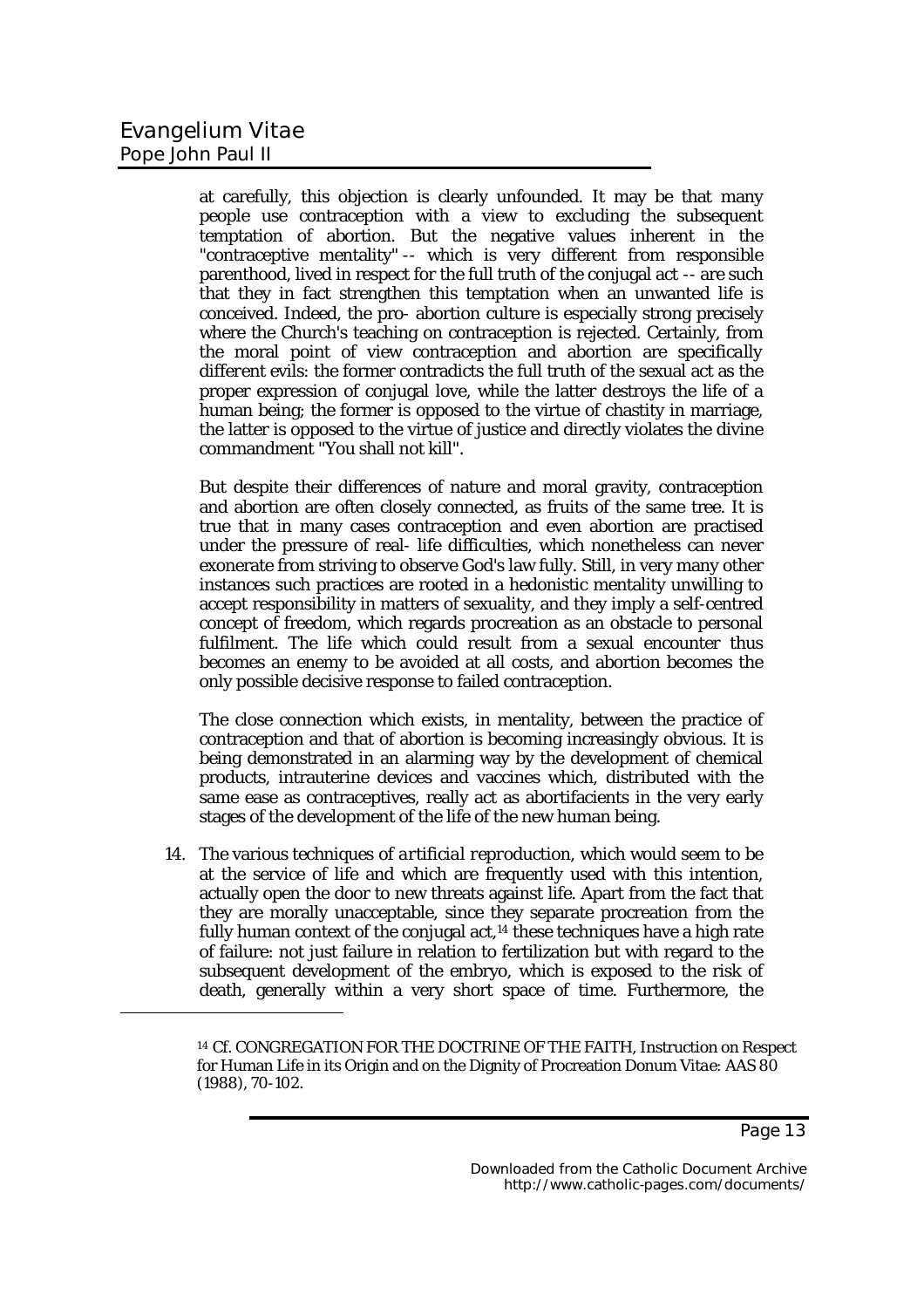at carefully, this objection is clearly unfounded. It may be that many people use contraception with a view to excluding the subsequent temptation of abortion. But the negative values inherent in the "contraceptive mentality" -- which is very different from responsible parenthood, lived in respect for the full truth of the conjugal act -- are such that they in fact strengthen this temptation when an unwanted life is conceived. Indeed, the pro- abortion culture is especially strong precisely where the Church's teaching on contraception is rejected. Certainly, from the moral point of view contraception and abortion are *specifically different* evils: the former contradicts the full truth of the sexual act as the proper expression of conjugal love, while the latter destroys the life of a human being; the former is opposed to the virtue of chastity in marriage, the latter is opposed to the virtue of justice and directly violates the divine commandment "You shall not kill".

But despite their differences of nature and moral gravity, contraception and abortion are often closely connected, as fruits of the same tree. It is true that in many cases contraception and even abortion are practised under the pressure of real- life difficulties, which nonetheless can never exonerate from striving to observe God's law fully. Still, in very many other instances such practices are rooted in a hedonistic mentality unwilling to accept responsibility in matters of sexuality, and they imply a self-centred concept of freedom, which regards procreation as an obstacle to personal fulfilment. The life which could result from a sexual encounter thus becomes an enemy to be avoided at all costs, and abortion becomes the only possible decisive response to failed contraception.

The close connection which exists, in mentality, between the practice of contraception and that of abortion is becoming increasingly obvious. It is being demonstrated in an alarming way by the development of chemical products, intrauterine devices and vaccines which, distributed with the same ease as contraceptives, really act as abortifacients in the very early stages of the development of the life of the new human being.

14. The various techniques of *artificial reproduction*, which would seem to be at the service of life and which are frequently used with this intention, actually open the door to new threats against life. Apart from the fact that they are morally unacceptable, since they separate procreation from the fully human context of the conjugal act,[14] these techniques have a high rate of failure: not just failure in relation to fertilization but with regard to the subsequent development of the embryo, which is exposed to the risk of death, generally within a very short space of time. Furthermore, the

[14] Cf. CONGREGATION FOR THE DOCTRINE OF THE FAITH, Instruction on Respect for Human Life in its Origin and on the Dignity of Procreation *Donum Vitae*: AAS 80 (1988), 70-102.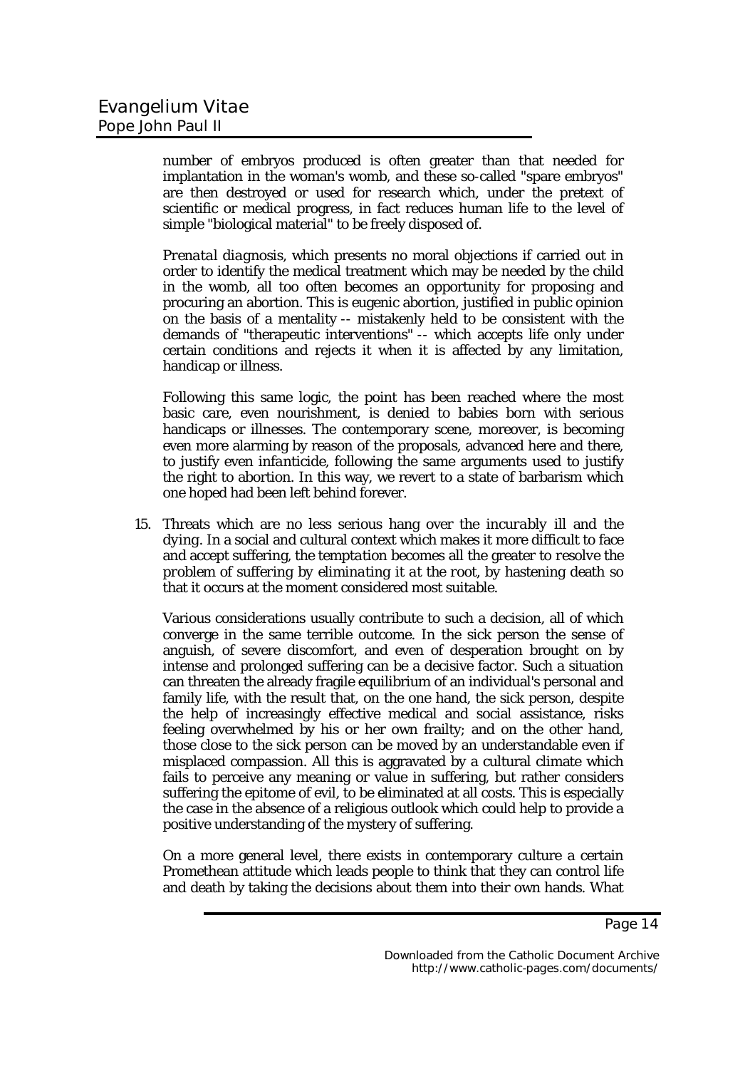number of embryos produced is often greater than that needed for implantation in the woman's womb, and these so-called "spare embryos" are then destroyed or used for research which, under the pretext of scientific or medical progress, in fact reduces human life to the level of simple "biological material" to be freely disposed of.

*Prenatal diagnosis*, which presents no moral objections if carried out in order to identify the medical treatment which may be needed by the child in the womb, all too often becomes an opportunity for proposing and procuring an abortion. This is eugenic abortion, justified in public opinion on the basis of a mentality -- mistakenly held to be consistent with the demands of "therapeutic interventions" -- which accepts life only under certain conditions and rejects it when it is affected by any limitation, handicap or illness.

Following this same logic, the point has been reached where the most basic care, even nourishment, is denied to babies born with serious handicaps or illnesses. The contemporary scene, moreover, is becoming even more alarming by reason of the proposals, advanced here and there, to justify even *infanticide*, following the same arguments used to justify the right to abortion. In this way, we revert to a state of barbarism which one hoped had been left behind forever.

15. Threats which are no less serious hang over the *incurably ill and the dying*. In a social and cultural context which makes it more difficult to face and accept suffering, the *temptation* becomes all the greater *to resolve the problem of suffering by eliminating it at the root*, by hastening death so that it occurs at the moment considered most suitable.

Various considerations usually contribute to such a decision, all of which converge in the same terrible outcome. In the sick person the sense of anguish, of severe discomfort, and even of desperation brought on by intense and prolonged suffering can be a decisive factor. Such a situation can threaten the already fragile equilibrium of an individual's personal and family life, with the result that, on the one hand, the sick person, despite the help of increasingly effective medical and social assistance, risks feeling overwhelmed by his or her own frailty; and on the other hand, those close to the sick person can be moved by an understandable even if misplaced compassion. All this is aggravated by a cultural climate which fails to perceive any meaning or value in suffering, but rather considers suffering the epitome of evil, to be eliminated at all costs. This is especially the case in the absence of a religious outlook which could help to provide a positive understanding of the mystery of suffering.

On a more general level, there exists in contemporary culture a certain Promethean attitude which leads people to think that they can control life and death by taking the decisions about them into their own hands. What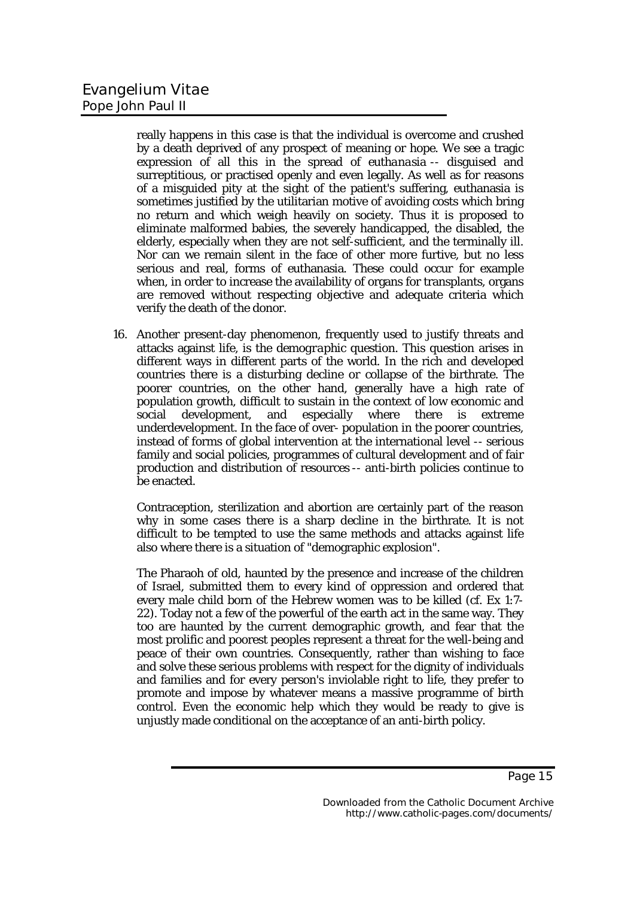really happens in this case is that the individual is overcome and crushed by a death deprived of any prospect of meaning or hope. We see a tragic expression of all this in the spread of *euthanasia* -- disguised and surreptitious, or practised openly and even legally. As well as for reasons of a misguided pity at the sight of the patient's suffering, euthanasia is sometimes justified by the utilitarian motive of avoiding costs which bring no return and which weigh heavily on society. Thus it is proposed to eliminate malformed babies, the severely handicapped, the disabled, the elderly, especially when they are not self-sufficient, and the terminally ill. Nor can we remain silent in the face of other more furtive, but no less serious and real, forms of euthanasia. These could occur for example when, in order to increase the availability of organs for transplants, organs are removed without respecting objective and adequate criteria which verify the death of the donor.

16. Another present-day phenomenon, frequently used to justify threats and attacks against life, is the *demographic question*. This question arises in different ways in different parts of the world. In the rich and developed countries there is a disturbing decline or collapse of the birthrate. The poorer countries, on the other hand, generally have a high rate of population growth, difficult to sustain in the context of low economic and social development, and especially where there is extreme underdevelopment. In the face of over- population in the poorer countries, instead of forms of global intervention at the international level -- serious family and social policies, programmes of cultural development and of fair production and distribution of resources -- anti-birth policies continue to be enacted.

    Contraception, sterilization and abortion are certainly part of the reason why in some cases there is a sharp decline in the birthrate. It is not difficult to be tempted to use the same methods and attacks against life also where there is a situation of "demographic explosion".

    The Pharaoh of old, haunted by the presence and increase of the children of Israel, submitted them to every kind of oppression and ordered that every male child born of the Hebrew women was to be killed (cf. Ex 1:7-22). Today not a few of the powerful of the earth act in the same way. They too are haunted by the current demographic growth, and fear that the most prolific and poorest peoples represent a threat for the well-being and peace of their own countries. Consequently, rather than wishing to face and solve these serious problems with respect for the dignity of individuals and families and for every person's inviolable right to life, they prefer to promote and impose by whatever means a massive programme of birth control. Even the economic help which they would be ready to give is unjustly made conditional on the acceptance of an anti-birth policy.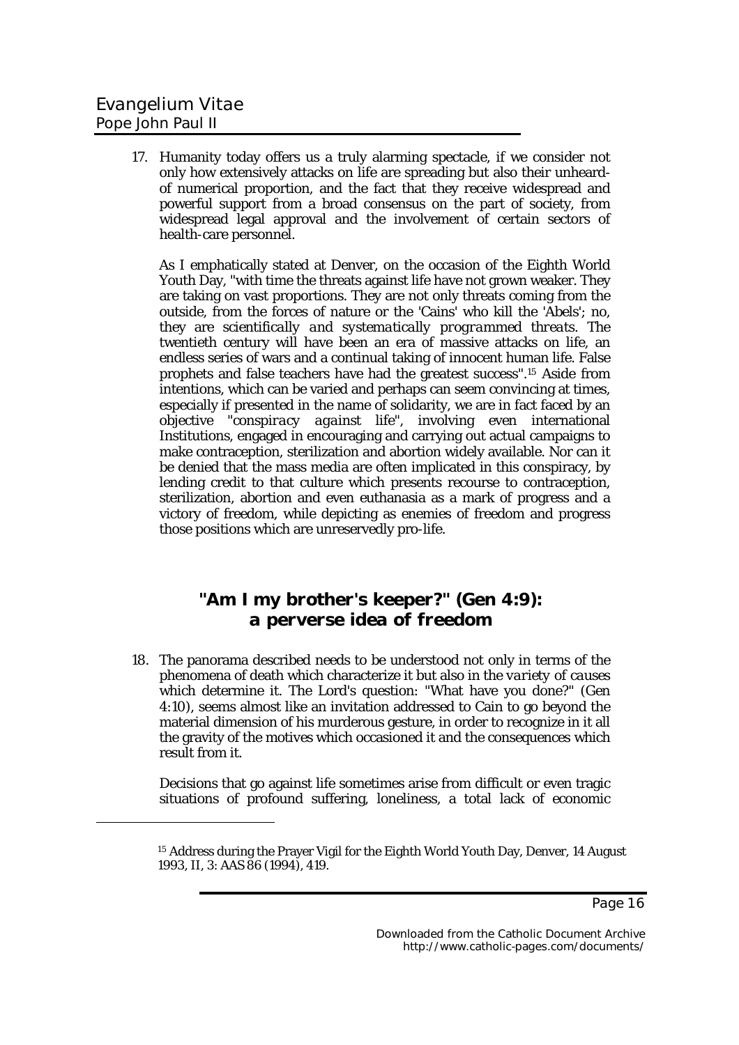17. Humanity today offers us a truly alarming spectacle, if we consider not only how extensively attacks on life are spreading but also their unheard-of numerical proportion, and the fact that they receive widespread and powerful support from a broad consensus on the part of society, from widespread legal approval and the involvement of certain sectors of health-care personnel.

As I emphatically stated at Denver, on the occasion of the Eighth World Youth Day, "with time the threats against life have not grown weaker. They are taking on vast proportions. They are not only threats coming from the outside, from the forces of nature or the 'Cains' who kill the 'Abels'; no, they are *scientifically and systematically programmed threats*. The twentieth century will have been an era of massive attacks on life, an endless series of wars and a continual taking of innocent human life. False prophets and false teachers have had the greatest success".[15] Aside from intentions, which can be varied and perhaps can seem convincing at times, especially if presented in the name of solidarity, we are in fact faced by an objective *"conspiracy against life"*, involving even international Institutions, engaged in encouraging and carrying out actual campaigns to make contraception, sterilization and abortion widely available. Nor can it be denied that the mass media are often implicated in this conspiracy, by lending credit to that culture which presents recourse to contraception, sterilization, abortion and even euthanasia as a mark of progress and a victory of freedom, while depicting as enemies of freedom and progress those positions which are unreservedly pro-life.

## "Am I my brother's keeper?" (Gen 4:9): a perverse idea of freedom

18. The panorama described needs to be understood not only in terms of the phenomena of death which characterize it but also in the *variety of causes* which determine it. The Lord's question: "What have you done?" (Gen 4:10), seems almost like an invitation addressed to Cain to go beyond the material dimension of his murderous gesture, in order to recognize in it all the gravity of the motives which occasioned it and the consequences which result from it.

Decisions that go against life sometimes arise from difficult or even tragic situations of profound suffering, loneliness, a total lack of economic

[15] Address during the Prayer Vigil for the Eighth World Youth Day, Denver, 14 August 1993, II, 3: AAS 86 (1994), 419.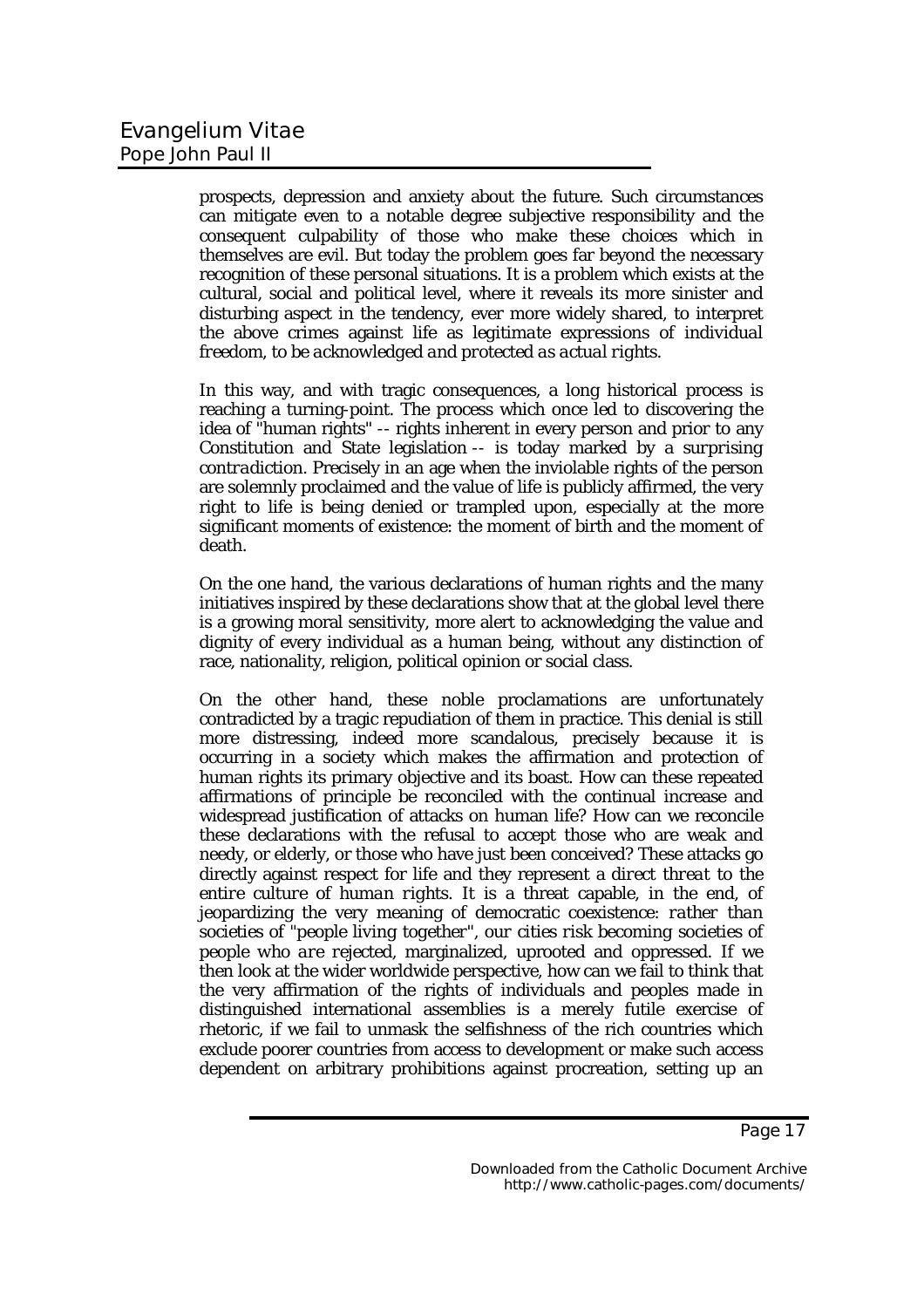prospects, depression and anxiety about the future. Such circumstances can mitigate even to a notable degree subjective responsibility and the consequent culpability of those who make these choices which in themselves are evil. But today the problem goes far beyond the necessary recognition of these personal situations. It is a problem which exists at the cultural, social and political level, where it reveals its more sinister and disturbing aspect in the tendency, ever more widely shared, to interpret the above crimes against life as *legitimate expressions of individual freedom, to be acknowledged and protected as actual rights*.

In this way, and with tragic consequences, a long historical process is reaching a turning-point. The process which once led to discovering the idea of "human rights" -- rights inherent in every person and prior to any Constitution and State legislation -- is today marked by a *surprising contradiction*. Precisely in an age when the inviolable rights of the person are solemnly proclaimed and the value of life is publicly affirmed, the very right to life is being denied or trampled upon, especially at the more significant moments of existence: the moment of birth and the moment of death.

On the one hand, the various declarations of human rights and the many initiatives inspired by these declarations show that at the global level there is a growing moral sensitivity, more alert to acknowledging the value and dignity of every individual as a human being, without any distinction of race, nationality, religion, political opinion or social class.

On the other hand, these noble proclamations are unfortunately contradicted by a tragic repudiation of them in practice. This denial is still more distressing, indeed more scandalous, precisely because it is occurring in a society which makes the affirmation and protection of human rights its primary objective and its boast. How can these repeated affirmations of principle be reconciled with the continual increase and widespread justification of attacks on human life? How can we reconcile these declarations with the refusal to accept those who are weak and needy, or elderly, or those who have just been conceived? These attacks go directly against respect for life and they represent a *direct threat to the entire culture of human rights*. It is a threat capable, in the end, of jeopardizing the very meaning of democratic coexistence: *rather than societies of "people living together", our cities risk becoming societies of people who are rejected, marginalized, uprooted and oppressed*. If we then look at the wider worldwide perspective, how can we fail to think that the very affirmation of the rights of individuals and peoples made in distinguished international assemblies is a merely futile exercise of rhetoric, if we fail to unmask the selfishness of the rich countries which exclude poorer countries from access to development or make such access dependent on arbitrary prohibitions against procreation, setting up an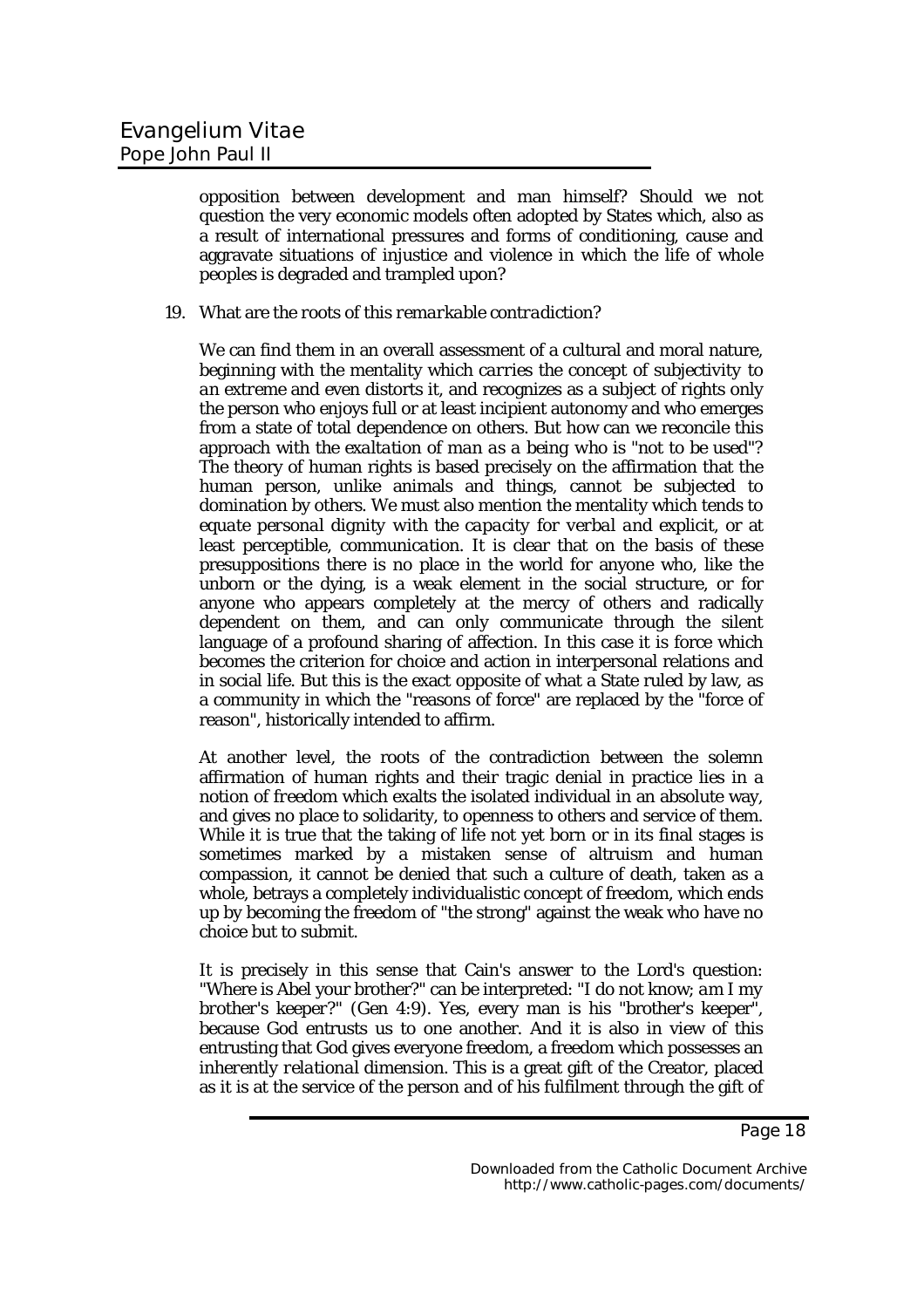opposition between development and man himself? Should we not question the very economic models often adopted by States which, also as a result of international pressures and forms of conditioning, cause and aggravate situations of injustice and violence in which the life of whole peoples is degraded and trampled upon?

19. What are the roots of this *remarkable contradiction*?

We can find them in an overall assessment of a cultural and moral nature, beginning with the mentality which *carries the concept of subjectivity to an extreme and even distorts it*, and recognizes as a subject of rights only the person who enjoys full or at least incipient autonomy and who emerges from a state of total dependence on others. But how can we reconcile this approach with the *exaltation of man as a being who is "not to be used"*? The theory of human rights is based precisely on the affirmation that the human person, unlike animals and things, cannot be subjected to domination by others. We must also mention the mentality which tends to *equate personal dignity with the capacity for verbal and explicit, or at least perceptible, communication*. It is clear that on the basis of these presuppositions there is no place in the world for anyone who, like the unborn or the dying, is a weak element in the social structure, or for anyone who appears completely at the mercy of others and radically dependent on them, and can only communicate through the silent language of a profound sharing of affection. In this case it is force which becomes the criterion for choice and action in interpersonal relations and in social life. But this is the exact opposite of what a State ruled by law, as a community in which the "reasons of force" are replaced by the "force of reason", historically intended to affirm.

At another level, the roots of the contradiction between the solemn affirmation of human rights and their tragic denial in practice lies in a *notion of freedom* which exalts the isolated individual in an absolute way, and gives no place to solidarity, to openness to others and service of them. While it is true that the taking of life not yet born or in its final stages is sometimes marked by a mistaken sense of altruism and human compassion, it cannot be denied that such a culture of death, taken as a whole, betrays a completely individualistic concept of freedom, which ends up by becoming the freedom of "the strong" against the weak who have no choice but to submit.

It is precisely in this sense that Cain's answer to the Lord's question: "Where is Abel your brother?" can be interpreted: "I do not know; *am I my brother's keeper?*" (Gen 4:9). Yes, every man is his "brother's keeper", because God entrusts us to one another. And it is also in view of this entrusting that God gives everyone freedom, a freedom which possesses an *inherently relational dimension*. This is a great gift of the Creator, placed as it is at the service of the person and of his fulfilment through the gift of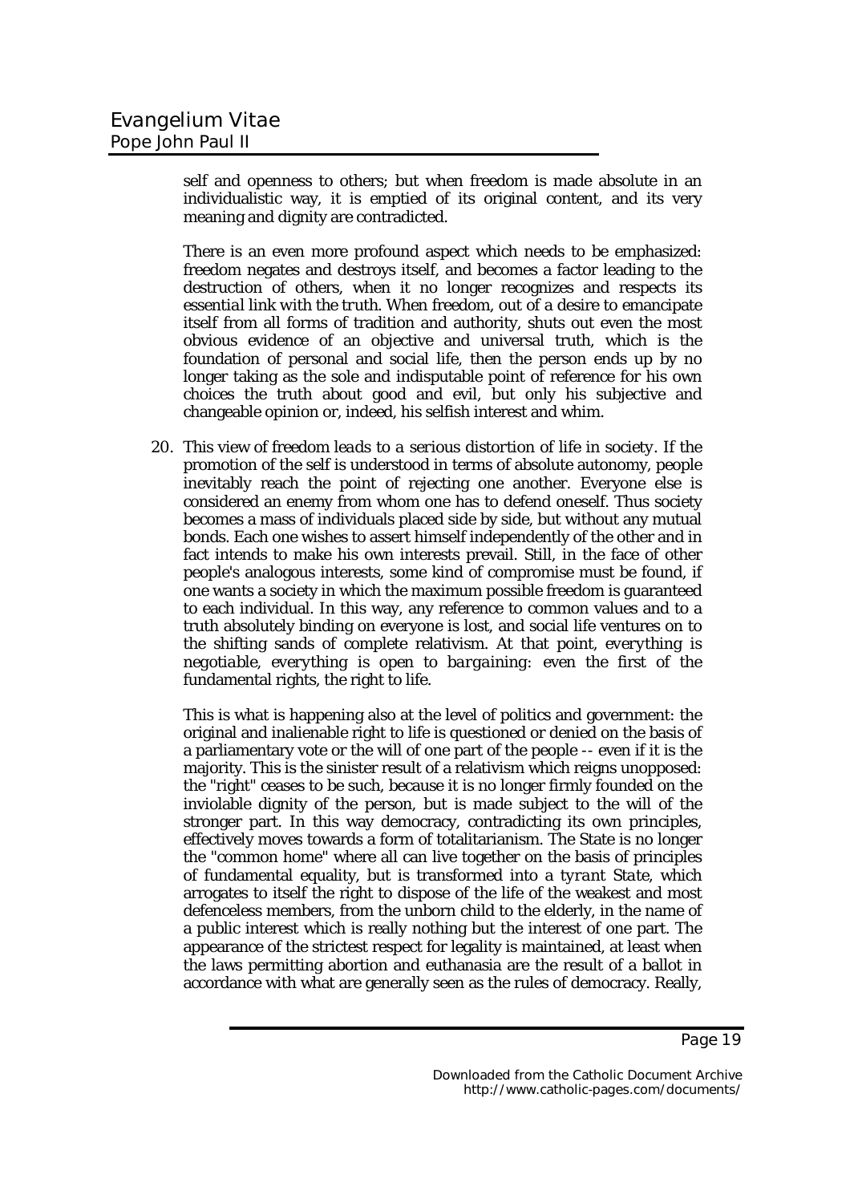self and openness to others; but when freedom is made absolute in an individualistic way, it is emptied of its original content, and its very meaning and dignity are contradicted.

There is an even more profound aspect which needs to be emphasized: freedom negates and destroys itself, and becomes a factor leading to the destruction of others, when it no longer recognizes and respects its *essential link with the truth*. When freedom, out of a desire to emancipate itself from all forms of tradition and authority, shuts out even the most obvious evidence of an objective and universal truth, which is the foundation of personal and social life, then the person ends up by no longer taking as the sole and indisputable point of reference for his own choices the truth about good and evil, but only his subjective and changeable opinion or, indeed, his selfish interest and whim.

20. *This view of freedom leads to a serious distortion of life in society*. If the promotion of the self is understood in terms of absolute autonomy, people inevitably reach the point of rejecting one another. Everyone else is considered an enemy from whom one has to defend oneself. Thus society becomes a mass of individuals placed side by side, but without any mutual bonds. Each one wishes to assert himself independently of the other and in fact intends to make his own interests prevail. Still, in the face of other people's analogous interests, some kind of compromise must be found, if one wants a society in which the maximum possible freedom is guaranteed to each individual. In this way, any reference to common values and to a truth absolutely binding on everyone is lost, and social life ventures on to the shifting sands of complete relativism. At that point, *everything is negotiable, everything is open to bargaining*: even the first of the fundamental rights, the right to life.

    This is what is happening also at the level of politics and government: the original and inalienable right to life is questioned or denied on the basis of a parliamentary vote or the will of one part of the people -- even if it is the majority. This is the sinister result of a relativism which reigns unopposed: the "right" ceases to be such, because it is no longer firmly founded on the inviolable dignity of the person, but is made subject to the will of the stronger part. In this way democracy, contradicting its own principles, effectively moves towards a form of totalitarianism. The State is no longer the "common home" where all can live together on the basis of principles of fundamental equality, but is transformed into a *tyrant State*, which arrogates to itself the right to dispose of the life of the weakest and most defenceless members, from the unborn child to the elderly, in the name of a public interest which is really nothing but the interest of one part. The appearance of the strictest respect for legality is maintained, at least when the laws permitting abortion and euthanasia are the result of a ballot in accordance with what are generally seen as the rules of democracy. Really,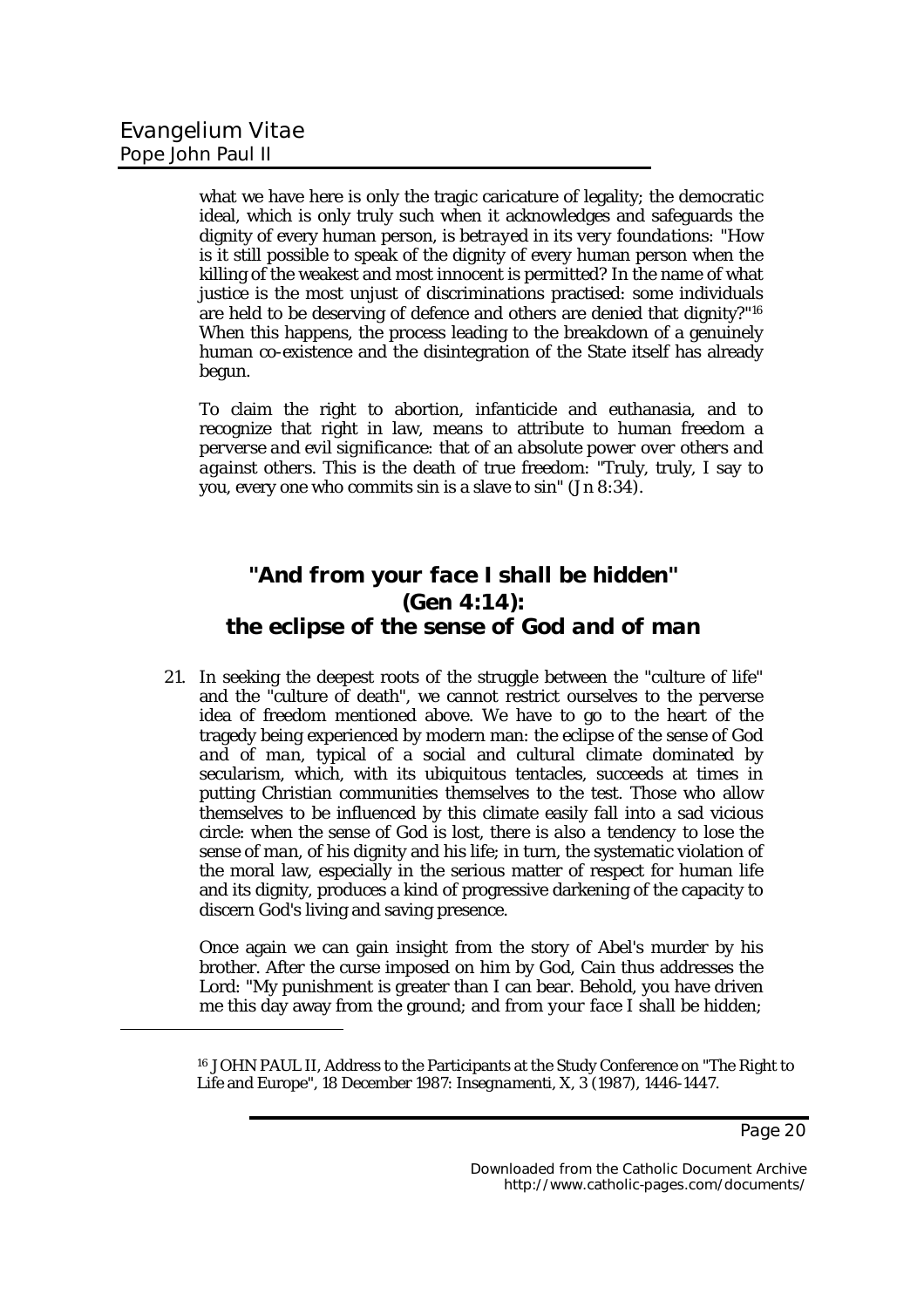what we have here is only the tragic caricature of legality; the democratic ideal, which is only truly such when it acknowledges and safeguards the dignity of every human person, is *betrayed in its very foundations*: "How is it still possible to speak of the dignity of every human person when the killing of the weakest and most innocent is permitted? In the name of what justice is the most unjust of discriminations practised: some individuals are held to be deserving of defence and others are denied that dignity?"[16] When this happens, the process leading to the breakdown of a genuinely human co-existence and the disintegration of the State itself has already begun.

To claim the right to abortion, infanticide and euthanasia, and to recognize that right in law, means to attribute to human freedom a *perverse and evil significance*: that of an *absolute power over others and against others*. This is the death of true freedom: "Truly, truly, I say to you, every one who commits sin is a slave to sin" (*Jn* 8:34).

## *"And from your face I shall be hidden" (Gen 4:14): the eclipse of the sense of God and of man*

21. In seeking the deepest roots of the struggle between the "culture of life" and the "culture of death", we cannot restrict ourselves to the perverse idea of freedom mentioned above. We have to go to the heart of the tragedy being experienced by modern man: *the eclipse of the sense of God and of man*, typical of a social and cultural climate dominated by secularism, which, with its ubiquitous tentacles, succeeds at times in putting Christian communities themselves to the test. Those who allow themselves to be influenced by this climate easily fall into a sad vicious circle: *when the sense of God is lost, there is also a tendency to lose the sense of man*, of his dignity and his life; in turn, the systematic violation of the moral law, especially in the serious matter of respect for human life and its dignity, produces a kind of progressive darkening of the capacity to discern God's living and saving presence.

Once again we can gain insight from the story of Abel's murder by his brother. After the curse imposed on him by God, Cain thus addresses the Lord: "My punishment is greater than I can bear. Behold, you have driven me this day away from the ground; and *from your face I shall be hidden*;

[16] JOHN PAUL II, Address to the Participants at the Study Conference on "The Right to Life and Europe", 18 December 1987: *Insegnamenti*, X, 3 (1987), 1446-1447.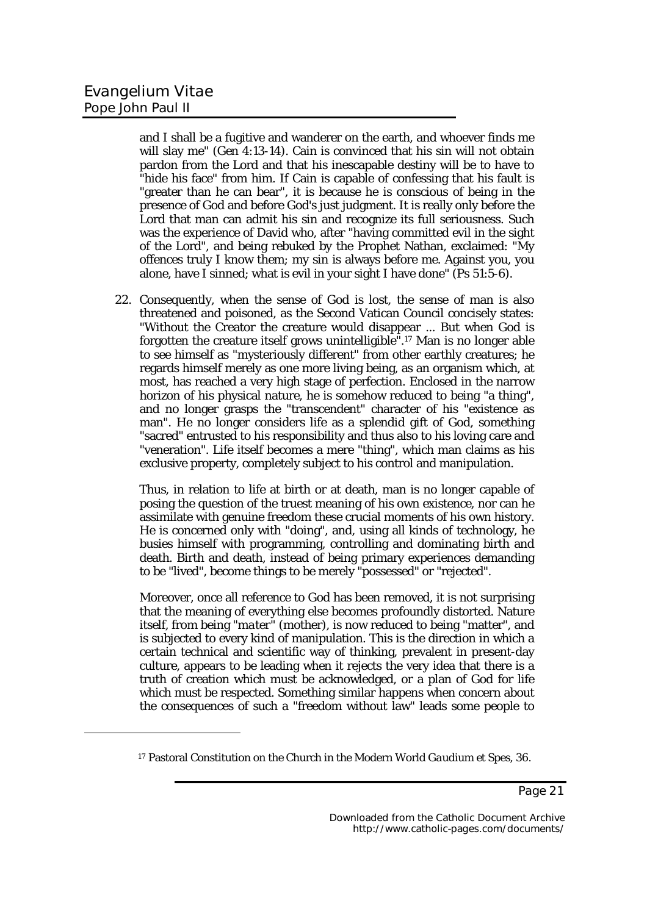and I shall be a fugitive and wanderer on the earth, and whoever finds me will slay me" (Gen 4:13-14). Cain is convinced that his sin will not obtain pardon from the Lord and that his inescapable destiny will be to have to "hide his face" from him. If Cain is capable of confessing that his fault is "greater than he can bear", it is because he is conscious of being in the presence of God and before God's just judgment. It is really only before the Lord that man can admit his sin and recognize its full seriousness. Such was the experience of David who, after "having committed evil in the sight of the Lord", and being rebuked by the Prophet Nathan, exclaimed: "My offences truly I know them; my sin is always before me. Against you, you alone, have I sinned; what is evil in your sight I have done" (Ps 51:5-6).

22. Consequently, when the sense of God is lost, the sense of man is also threatened and poisoned, as the Second Vatican Council concisely states: "Without the Creator the creature would disappear ... But when God is forgotten the creature itself grows unintelligible".[17] Man is no longer able to see himself as "mysteriously different" from other earthly creatures; he regards himself merely as one more living being, as an organism which, at most, has reached a very high stage of perfection. Enclosed in the narrow horizon of his physical nature, he is somehow reduced to being "a thing", and no longer grasps the "transcendent" character of his "existence as man". He no longer considers life as a splendid gift of God, something "sacred" entrusted to his responsibility and thus also to his loving care and "veneration". Life itself becomes a mere "thing", which man claims as his exclusive property, completely subject to his control and manipulation.

Thus, in relation to life at birth or at death, man is no longer capable of posing the question of the truest meaning of his own existence, nor can he assimilate with genuine freedom these crucial moments of his own history. He is concerned only with "doing", and, using all kinds of technology, he busies himself with programming, controlling and dominating birth and death. Birth and death, instead of being primary experiences demanding to be "lived", become things to be merely "possessed" or "rejected".

Moreover, once all reference to God has been removed, it is not surprising that the meaning of everything else becomes profoundly distorted. Nature itself, from being "*mater*" (mother), is now reduced to being "matter", and is subjected to every kind of manipulation. This is the direction in which a certain technical and scientific way of thinking, prevalent in present-day culture, appears to be leading when it rejects the very idea that there is a truth of creation which must be acknowledged, or a plan of God for life which must be respected. Something similar happens when concern about the consequences of such a "freedom without law" leads some people to

[17] Pastoral Constitution on the Church in the Modern World *Gaudium et Spes*, 36.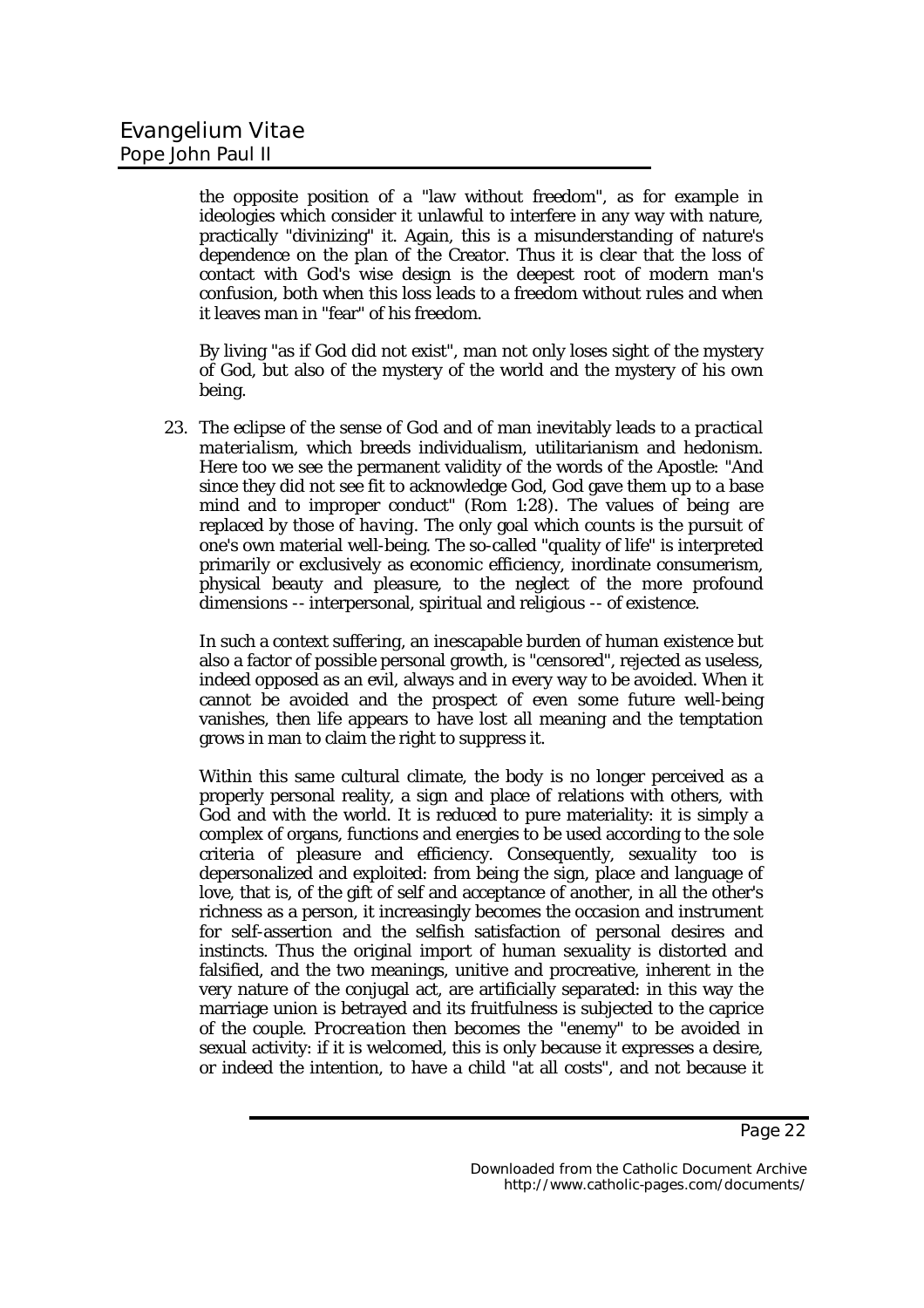the opposite position of a "law without freedom", as for example in ideologies which consider it unlawful to interfere in any way with nature, practically "divinizing" it. Again, this is a misunderstanding of nature's dependence on the plan of the Creator. Thus it is clear that the loss of contact with God's wise design is the deepest root of modern man's confusion, both when this loss leads to a freedom without rules and when it leaves man in "fear" of his freedom.

By living "as if God did not exist", man not only loses sight of the mystery of God, but also of the mystery of the world and the mystery of his own being.

23. The eclipse of the sense of God and of man inevitably leads to a *practical materialism*, which breeds individualism, utilitarianism and hedonism. Here too we see the permanent validity of the words of the Apostle: "And since they did not see fit to acknowledge God, God gave them up to a base mind and to improper conduct" (Rom 1:28). The values of *being* are replaced by those of *having*. The only goal which counts is the pursuit of one's own material well-being. The so-called "quality of life" is interpreted primarily or exclusively as economic efficiency, inordinate consumerism, physical beauty and pleasure, to the neglect of the more profound dimensions -- interpersonal, spiritual and religious -- of existence.

In such a context suffering, an inescapable burden of human existence but also a factor of possible personal growth, is "censored", rejected as useless, indeed opposed as an evil, always and in every way to be avoided. When it cannot be avoided and the prospect of even some future well-being vanishes, then life appears to have lost all meaning and the temptation grows in man to claim the right to suppress it.

Within this same cultural climate, the body is no longer perceived as a properly personal reality, a sign and place of relations with others, with God and with the world. It is reduced to pure materiality: it is simply a complex of organs, functions and energies to be used according to the sole criteria of pleasure and efficiency. Consequently, *sexuality* too is depersonalized and exploited: from being the sign, place and language of love, that is, of the gift of self and acceptance of another, in all the other's richness as a person, it increasingly becomes the occasion and instrument for self-assertion and the selfish satisfaction of personal desires and instincts. Thus the original import of human sexuality is distorted and falsified, and the two meanings, unitive and procreative, inherent in the very nature of the conjugal act, are artificially separated: in this way the marriage union is betrayed and its fruitfulness is subjected to the caprice of the couple. *Procreation* then becomes the "enemy" to be avoided in sexual activity: if it is welcomed, this is only because it expresses a desire, or indeed the intention, to have a child "at all costs", and not because it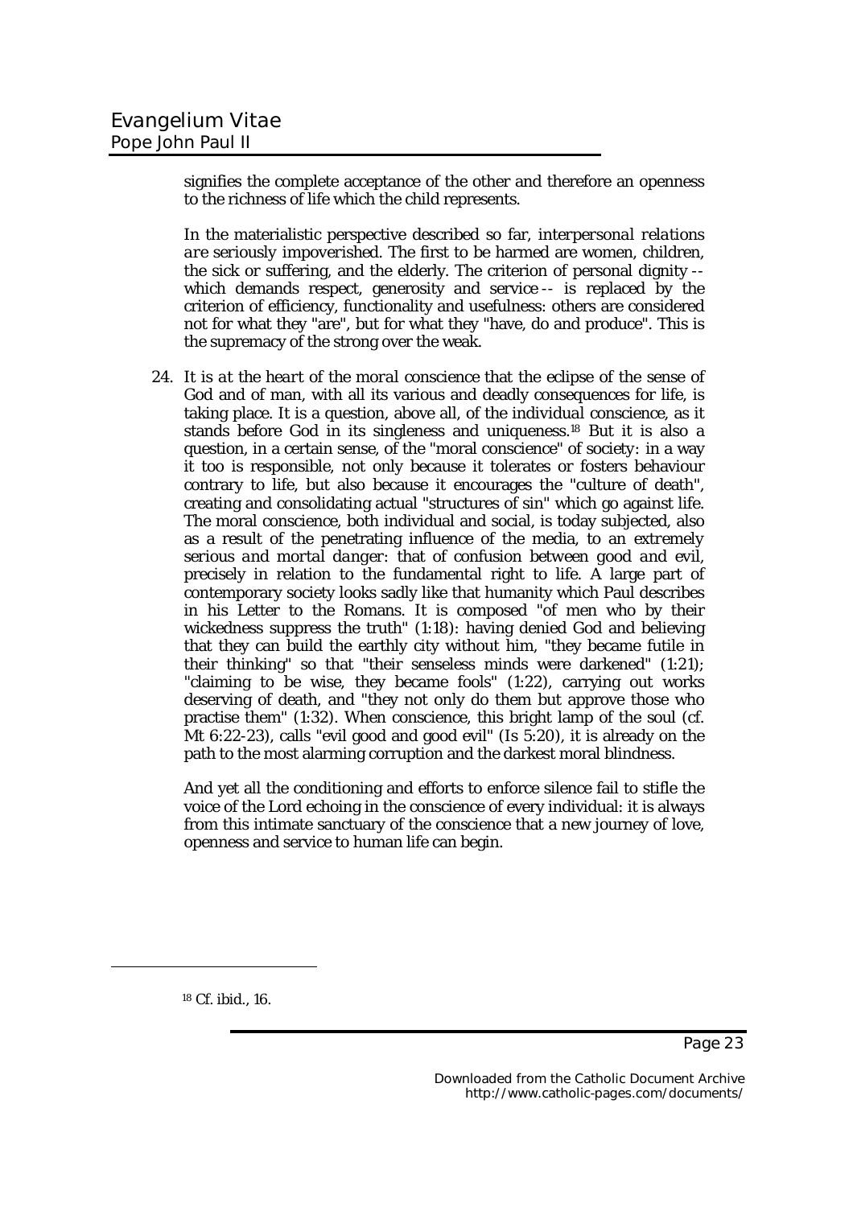signifies the complete acceptance of the other and therefore an openness to the richness of life which the child represents.

In the materialistic perspective described so far, *interpersonal relations are seriously impoverished*. The first to be harmed are women, children, the sick or suffering, and the elderly. The criterion of personal dignity -- which demands respect, generosity and service -- is replaced by the criterion of efficiency, functionality and usefulness: others are considered not for what they "are", but for what they "have, do and produce". This is the supremacy of the strong over the weak.

24. *It is at the heart of the moral conscience* that the eclipse of the sense of God and of man, with all its various and deadly consequences for life, is taking place. It is a question, above all, of the *individual conscience*, as it stands before God in its singleness and uniqueness.[18] But it is also a question, in a certain sense, of the "moral conscience" of society: in a way it too is responsible, not only because it tolerates or fosters behaviour contrary to life, but also because it encourages the "culture of death", creating and consolidating actual "structures of sin" which go against life. The moral conscience, both individual and social, is today subjected, also as a result of the penetrating influence of the media, to an *extremely serious and mortal danger*: that of *confusion between good and evil, precisely in relation to the fundamental right to life*. A large part of contemporary society looks sadly like that humanity which Paul describes in his Letter to the Romans. It is composed "of men who by their wickedness suppress the truth" (1:18): having denied God and believing that they can build the earthly city without him, "they became futile in their thinking" so that "their senseless minds were darkened" (1:21); "claiming to be wise, they became fools" (1:22), carrying out works deserving of death, and "they not only do them but approve those who practise them" (1:32). When conscience, this bright lamp of the soul (cf. *Mt* 6:22-23), calls "evil good and good evil" (*Is* 5:20), it is already on the path to the most alarming corruption and the darkest moral blindness.

And yet all the conditioning and efforts to enforce silence fail to stifle the voice of the Lord echoing in the conscience of every individual: it is always from this intimate sanctuary of the conscience that a new journey of love, openness and service to human life can begin.

[18] Cf. ibid., 16.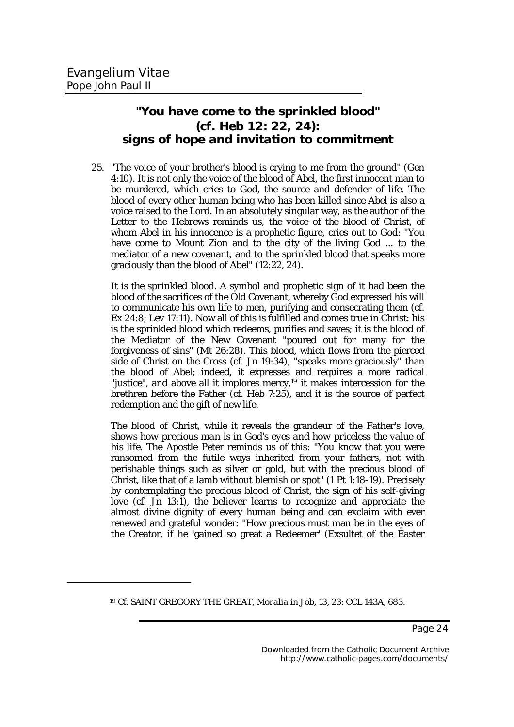## "You have come to the sprinkled blood" (cf. Heb 12: 22, 24): signs of hope and invitation to commitment

25. "The voice of your brother's blood is crying to me from the ground" (Gen 4:10). It is not only the voice of the blood of Abel, the first innocent man to be murdered, which cries to God, the source and defender of life. The blood of every other human being who has been killed since Abel is also a voice raised to the Lord. In an absolutely singular way, as the author of the Letter to the Hebrews reminds us, the voice of the blood of Christ, of whom Abel in his innocence is a prophetic figure, cries out to God: "You have come to Mount Zion and to the city of the living God ... to the mediator of a new covenant, and to the sprinkled blood that speaks more graciously than the blood of Abel" (12:22, 24).

It is the sprinkled blood. A symbol and prophetic sign of it had been the blood of the sacrifices of the Old Covenant, whereby God expressed his will to communicate his own life to men, purifying and consecrating them (cf. Ex 24:8; Lev 17:11). Now all of this is fulfilled and comes true in Christ: his is the sprinkled blood which redeems, purifies and saves; it is the blood of the Mediator of the New Covenant "poured out for many for the forgiveness of sins" (Mt 26:28). This blood, which flows from the pierced side of Christ on the Cross (cf. Jn 19:34), "speaks more graciously" than the blood of Abel; indeed, it expresses and requires a more radical "justice", and above all it implores mercy,[19] it makes intercession for the brethren before the Father (cf. Heb 7:25), and it is the source of perfect redemption and the gift of new life.

The blood of Christ, while it reveals the grandeur of the Father's love, *shows how precious man is in God's eyes and how priceless the value of his life*. The Apostle Peter reminds us of this: "You know that you were ransomed from the futile ways inherited from your fathers, not with perishable things such as silver or gold, but with the precious blood of Christ, like that of a lamb without blemish or spot" (1 Pt 1:18-19). Precisely by contemplating the precious blood of Christ, the sign of his self-giving love (cf. Jn 13:1), the believer learns to recognize and appreciate the almost divine dignity of every human being and can exclaim with ever renewed and grateful wonder: "How precious must man be in the eyes of the Creator, if he 'gained so great a Redeemer' (Exsultet of the Easter

---

[19] Cf. SAINT GREGORY THE GREAT, *Moralia in Job*, 13, 23: CCL 143A, 683.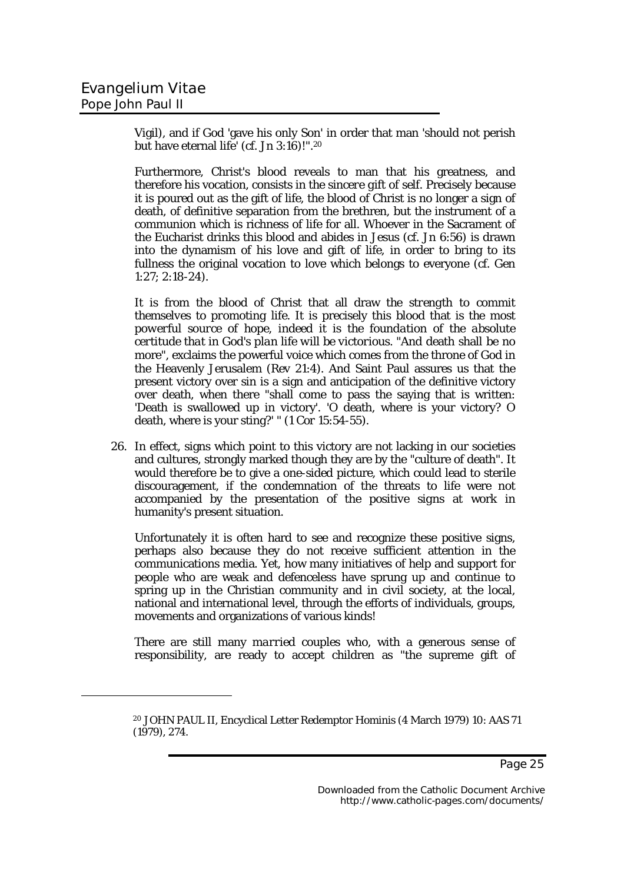Vigil), and if God 'gave his only Son' in order that man 'should not perish but have eternal life' (cf. Jn 3:16)!".[20]

Furthermore, Christ's blood reveals to man that his greatness, and therefore his vocation, consists in the *sincere gift of self*. Precisely because it is poured out as the gift of life, the blood of Christ is no longer a sign of death, of definitive separation from the brethren, but the instrument of a communion which is richness of life for all. Whoever in the Sacrament of the Eucharist drinks this blood and abides in Jesus (cf. Jn 6:56) is drawn into the dynamism of his love and gift of life, in order to bring to its fullness the original vocation to love which belongs to everyone (cf. Gen 1:27; 2:18-24).

It is from the blood of Christ that all draw the strength to commit themselves to promoting life. It is precisely this blood that is the most powerful source of hope, indeed it is *the foundation of the absolute certitude that in God's plan life will be victorious*. "And death shall be no more", exclaims the powerful voice which comes from the throne of God in the Heavenly Jerusalem (Rev 21:4). And Saint Paul assures us that the present victory over sin is a sign and anticipation of the definitive victory over death, when there "shall come to pass the saying that is written: 'Death is swallowed up in victory'. 'O death, where is your victory? O death, where is your sting?' " (1 Cor 15:54-55).

26. In effect, signs which point to this victory are not lacking in our societies and cultures, strongly marked though they are by the "culture of death". It would therefore be to give a one-sided picture, which could lead to sterile discouragement, if the condemnation of the threats to life were not accompanied by the presentation of the positive signs at work in humanity's present situation.

Unfortunately it is often hard to see and recognize these positive signs, perhaps also because they do not receive sufficient attention in the communications media. Yet, how many initiatives of help and support for people who are weak and defenceless have sprung up and continue to spring up in the Christian community and in civil society, at the local, national and international level, through the efforts of individuals, groups, movements and organizations of various kinds!

There are still many *married couples* who, with a generous sense of responsibility, are ready to accept children as "the supreme gift of

[20] JOHN PAUL II, Encyclical Letter Redemptor Hominis (4 March 1979) 10: AAS 71 (1979), 274.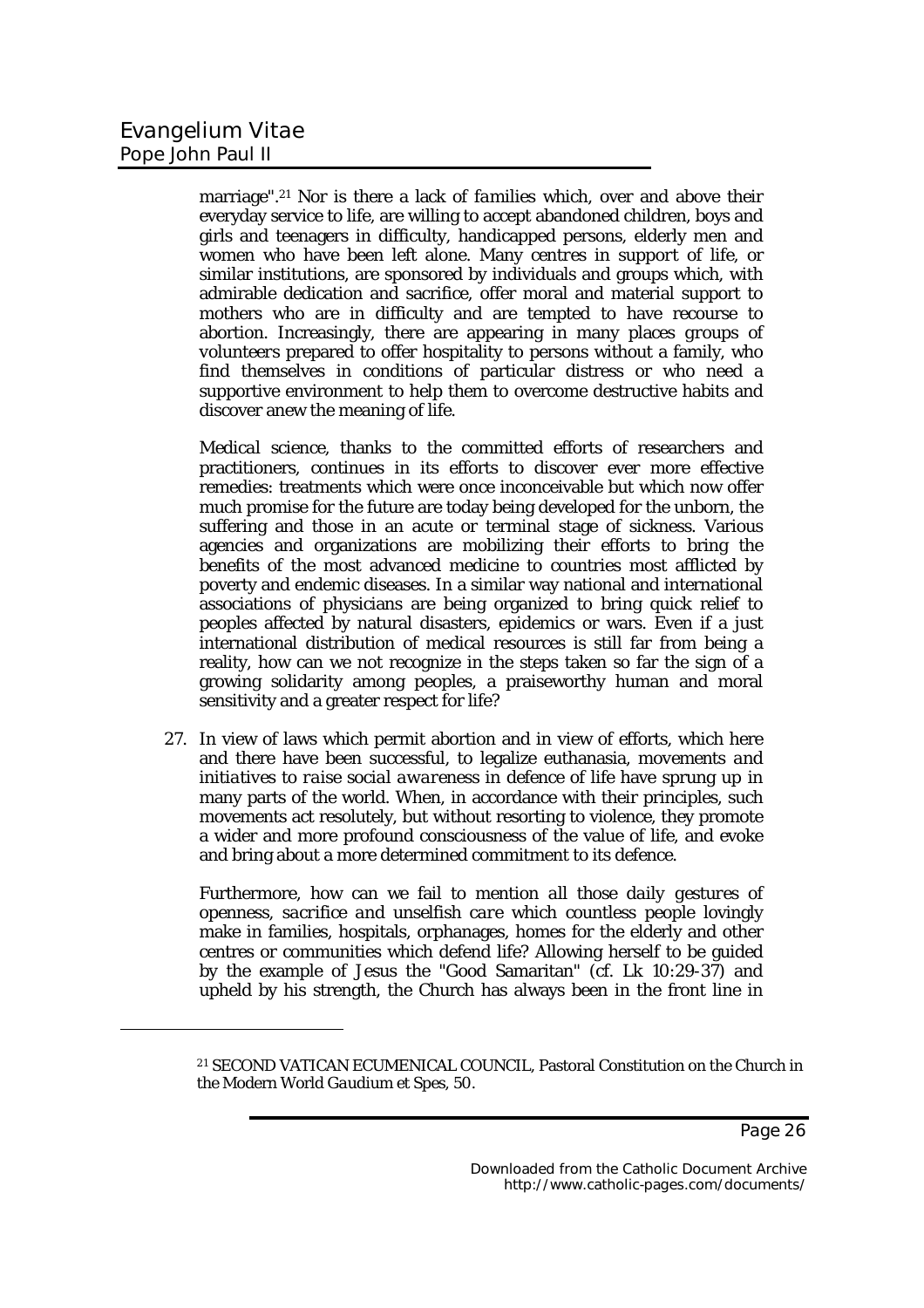marriage".[21] Nor is there a lack of *families* which, over and above their everyday service to life, are willing to accept abandoned children, boys and girls and teenagers in difficulty, handicapped persons, elderly men and women who have been left alone. Many *centres in support of life*, or similar institutions, are sponsored by individuals and groups which, with admirable dedication and sacrifice, offer moral and material support to mothers who are in difficulty and are tempted to have recourse to abortion. Increasingly, there are appearing in many places *groups of volunteers* prepared to offer hospitality to persons without a family, who find themselves in conditions of particular distress or who need a supportive environment to help them to overcome destructive habits and discover anew the meaning of life.

*Medical science*, thanks to the committed efforts of researchers and practitioners, continues in its efforts to discover ever more effective remedies: treatments which were once inconceivable but which now offer much promise for the future are today being developed for the unborn, the suffering and those in an acute or terminal stage of sickness. Various agencies and organizations are mobilizing their efforts to bring the benefits of the most advanced medicine to countries most afflicted by poverty and endemic diseases. In a similar way national and international associations of physicians are being organized to bring quick relief to peoples affected by natural disasters, epidemics or wars. Even if a just international distribution of medical resources is still far from being a reality, how can we not recognize in the steps taken so far the sign of a growing solidarity among peoples, a praiseworthy human and moral sensitivity and a greater respect for life?

27. In view of laws which permit abortion and in view of efforts, which here and there have been successful, to legalize euthanasia, *movements and initiatives to raise social awareness* in defence of life have sprung up in many parts of the world. When, in accordance with their principles, such movements act resolutely, but without resorting to violence, they promote a wider and more profound consciousness of the value of life, and evoke and bring about a more determined commitment to its defence.

Furthermore, how can we fail to mention all those *daily gestures of openness, sacrifice and unselfish care* which countless people lovingly make in families, hospitals, orphanages, homes for the elderly and other centres or communities which defend life? Allowing herself to be guided by the example of Jesus the "Good Samaritan" (cf. *Lk* 10:29-37) and upheld by his strength, the Church has always been in the front line in

[21] SECOND VATICAN ECUMENICAL COUNCIL, Pastoral Constitution on the Church in the Modern World *Gaudium et Spes*, 50.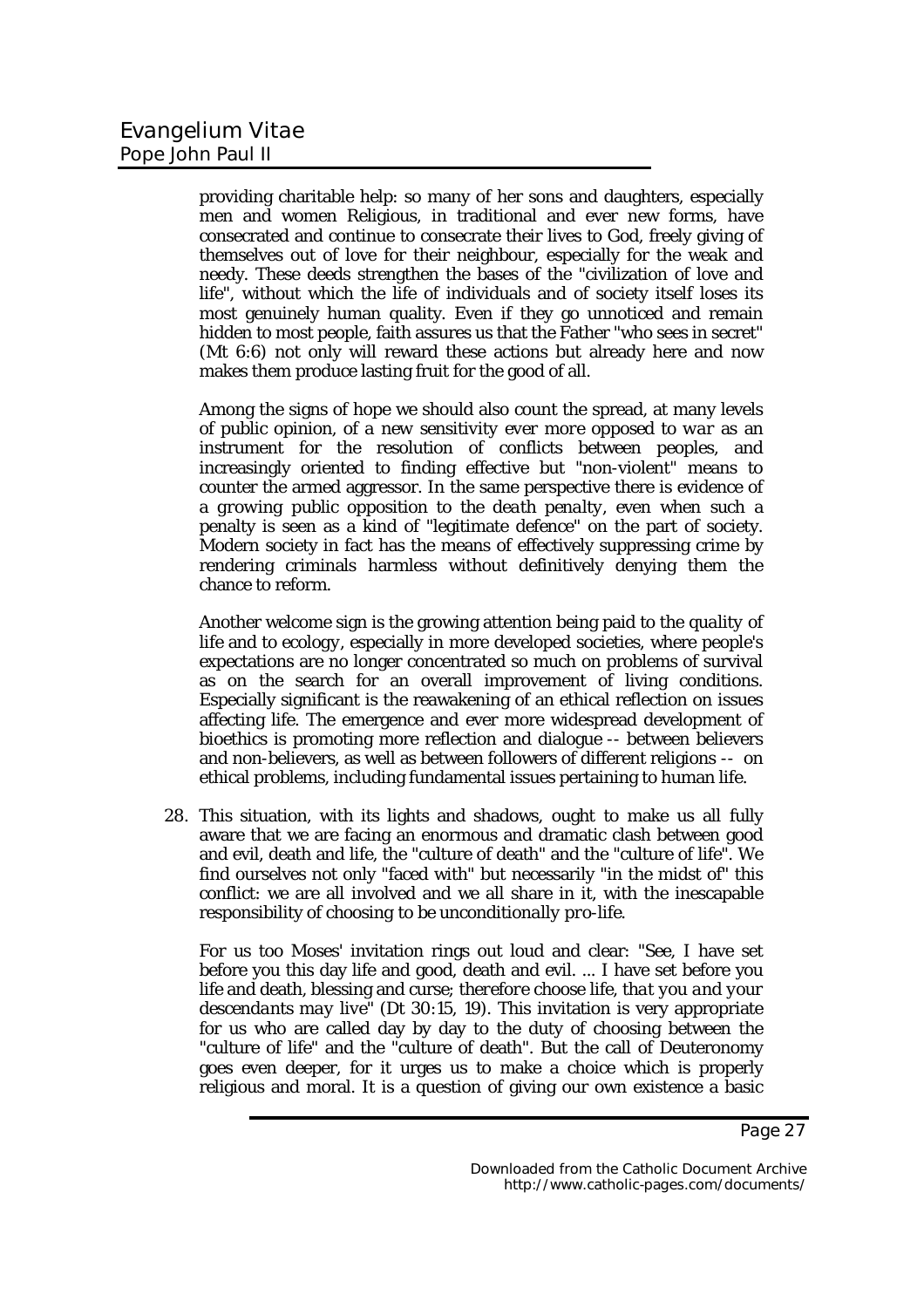providing charitable help: so many of her sons and daughters, especially men and women Religious, in traditional and ever new forms, have consecrated and continue to consecrate their lives to God, freely giving of themselves out of love for their neighbour, especially for the weak and needy. These deeds strengthen the bases of the "civilization of love and life", without which the life of individuals and of society itself loses its most genuinely human quality. Even if they go unnoticed and remain hidden to most people, faith assures us that the Father "who sees in secret" (Mt 6:6) not only will reward these actions but already here and now makes them produce lasting fruit for the good of all.

Among the signs of hope we should also count the spread, at many levels of public opinion, of a new sensitivity *ever more opposed to war* as an instrument for the resolution of conflicts between peoples, and increasingly oriented to finding effective but "non-violent" means to counter the armed aggressor. In the same perspective there is evidence of a growing public opposition to the *death penalty*, even when such a penalty is seen as a kind of "legitimate defence" on the part of society. Modern society in fact has the means of effectively suppressing crime by rendering criminals harmless without definitively denying them the chance to reform.

Another welcome sign is the growing attention being paid to the *quality of life* and to *ecology*, especially in more developed societies, where people's expectations are no longer concentrated so much on problems of survival as on the search for an overall improvement of living conditions. Especially significant is the reawakening of an ethical reflection on issues affecting life. The emergence and ever more widespread development of *bioethics* is promoting more reflection and dialogue -- between believers and non-believers, as well as between followers of different religions -- on ethical problems, including fundamental issues pertaining to human life.

28. This situation, with its lights and shadows, ought to make us all fully aware that we are facing an enormous and dramatic clash between good and evil, death and life, the "culture of death" and the "culture of life". We find ourselves not only "faced with" but necessarily "in the midst of" this conflict: we are all involved and we all share in it, with the inescapable responsibility of *choosing to be unconditionally pro-life*.

For us too Moses' invitation rings out loud and clear: "See, I have set before you this day life and good, death and evil. ... I have set before you life and death, blessing and curse; *therefore choose life, that you and your descendants may live*" (Dt 30:15, 19). This invitation is very appropriate for us who are called day by day to the duty of choosing between the "culture of life" and the "culture of death". But the call of Deuteronomy goes even deeper, for it urges us to make a choice which is properly religious and moral. It is a question of giving our own existence a basic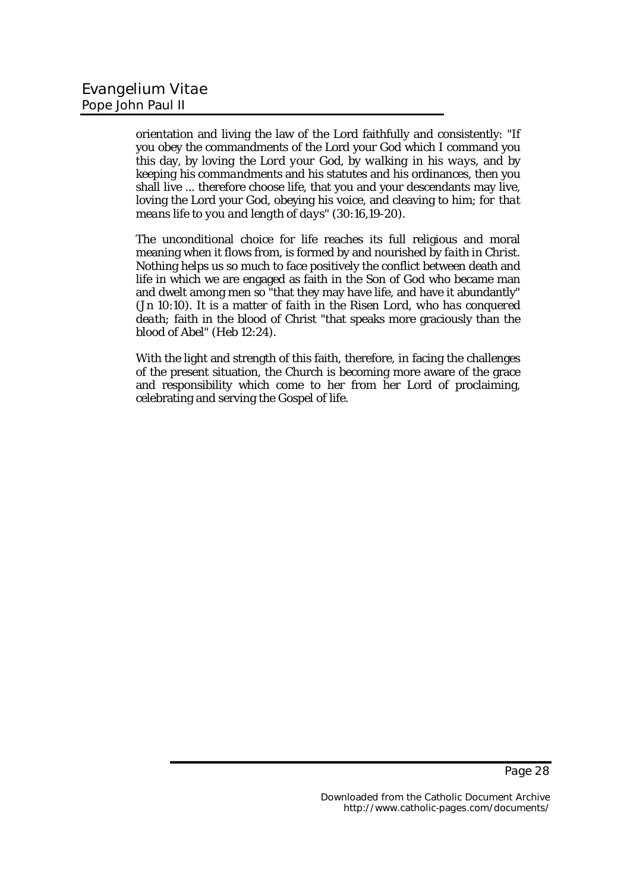orientation and living the law of the Lord faithfully and consistently: "*If* you obey the commandments of the Lord your God which I command you this day, *by loving the Lord your God, by walking in his ways, and by keeping his commandments* and his statutes and his ordinances, then you shall live ... therefore choose life, that you and your descendants may live, loving the Lord your God, obeying his voice, and cleaving to him; *for that means life to you and length of days*" (30:16,19-20).

The unconditional choice for life reaches its full religious and moral meaning when it flows from, is formed by and nourished by *faith in Christ*. Nothing helps us so much to face positively the conflict between death and life in which we are engaged as faith in the Son of God who became man and dwelt among men so "that they may have life, and have it abundantly" (*Jn* 10:10). It is a matter of *faith in the Risen Lord, who has conquered death*; faith in the blood of Christ "that speaks more graciously than the blood of Abel" (*Heb* 12:24).

With the light and strength of this faith, therefore, in facing the challenges of the present situation, the Church is becoming more aware of the grace and responsibility which come to her from her Lord of proclaiming, celebrating and serving the Gospel of life.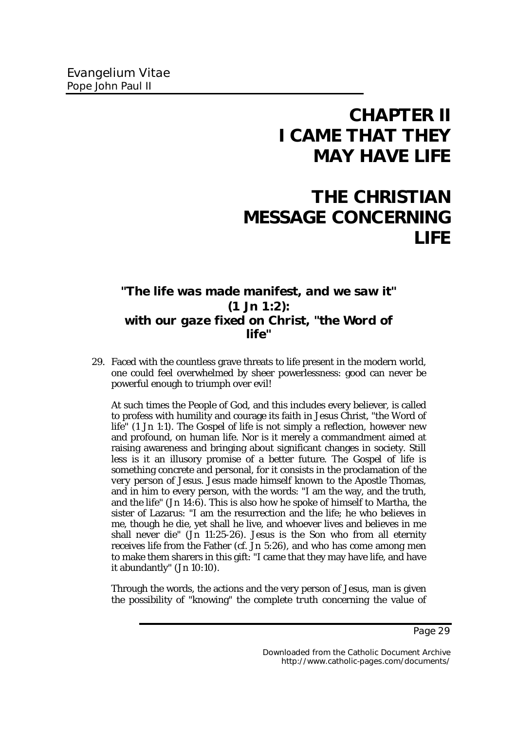# CHAPTER II
# I CAME THAT THEY MAY HAVE LIFE

# THE CHRISTIAN MESSAGE CONCERNING LIFE

### "The life was made manifest, and we saw it" (1 Jn 1:2): with our gaze fixed on Christ, "the Word of life"

29. Faced with the countless grave threats to life present in the modern world, one could feel overwhelmed by sheer powerlessness: good can never be powerful enough to triumph over evil!

At such times the People of God, and this includes every believer, is called to profess with humility and courage its faith in Jesus Christ, "the Word of life" (1 Jn 1:1). The Gospel of life is not simply a reflection, however new and profound, on human life. Nor is it merely a commandment aimed at raising awareness and bringing about significant changes in society. Still less is it an illusory promise of a better future. The Gospel of life is something concrete and personal, for it consists in the proclamation of the very person of Jesus. Jesus made himself known to the Apostle Thomas, and in him to every person, with the words: "I am the way, and the truth, and the life" (Jn 14:6). This is also how he spoke of himself to Martha, the sister of Lazarus: "I am the resurrection and the life; he who believes in me, though he die, yet shall he live, and whoever lives and believes in me shall never die" (Jn 11:25-26). Jesus is the Son who from all eternity receives life from the Father (cf. Jn 5:26), and who has come among men to make them sharers in this gift: "I came that they may have life, and have it abundantly" (Jn 10:10).

Through the words, the actions and the very person of Jesus, man is given the possibility of "knowing" the complete truth concerning the value of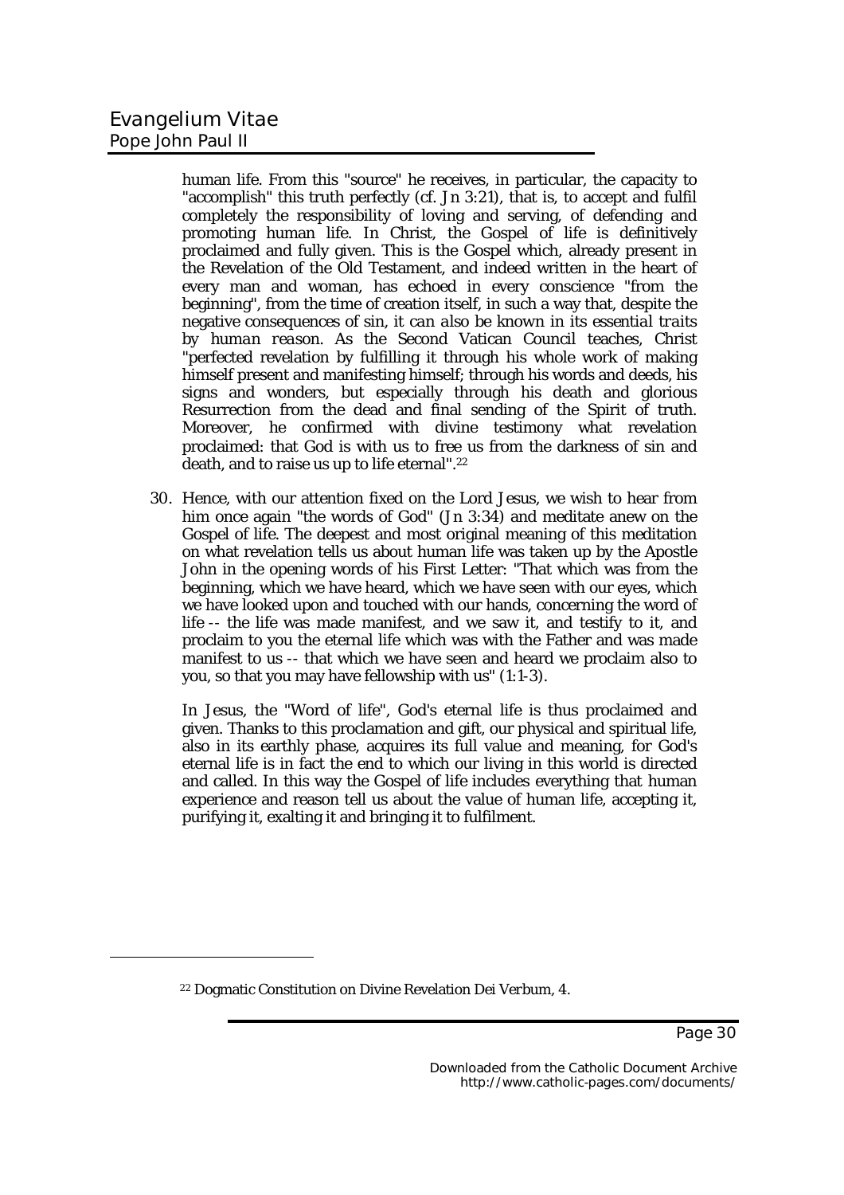human life. From this "source" he receives, in particular, the capacity to "accomplish" this truth perfectly (cf. *Jn* 3:21), that is, to accept and fulfil completely the responsibility of loving and serving, of defending and promoting human life. In Christ, the Gospel of life is definitively proclaimed and fully given. This is the Gospel which, already present in the Revelation of the Old Testament, and indeed written in the heart of every man and woman, has echoed in every conscience "from the beginning", from the time of creation itself, in such a way that, despite the negative consequences of sin, *it can also be known in its essential traits by human reason*. As the Second Vatican Council teaches, Christ "perfected revelation by fulfilling it through his whole work of making himself present and manifesting himself; through his words and deeds, his signs and wonders, but especially through his death and glorious Resurrection from the dead and final sending of the Spirit of truth. Moreover, he confirmed with divine testimony what revelation proclaimed: that God is with us to free us from the darkness of sin and death, and to raise us up to life eternal".[22]

30. Hence, with our attention fixed on the Lord Jesus, we wish to hear from him once again "the words of God" (*Jn* 3:34) and meditate anew on the Gospel of life. The deepest and most original meaning of this meditation on what revelation tells us about human life was taken up by the Apostle John in the opening words of his First Letter: "That which was from the beginning, which we have heard, which we have seen with our eyes, which we have looked upon and touched with our hands, concerning the word of life -- the life was made manifest, and we saw it, and testify to it, and proclaim to you the eternal life which was with the Father and was made manifest to us -- that which we have seen and heard we proclaim also to you, so that you may have fellowship with us" (1:1-3).

    In Jesus, the "Word of life", God's eternal life is thus proclaimed and given. Thanks to this proclamation and gift, our physical and spiritual life, also in its earthly phase, acquires its full value and meaning, for God's eternal life is in fact the end to which our living in this world is directed and called. In this way the Gospel of life includes everything that human experience and reason tell us about the value of human life, accepting it, purifying it, exalting it and bringing it to fulfilment.

[22] Dogmatic Constitution on Divine Revelation *Dei Verbum*, 4.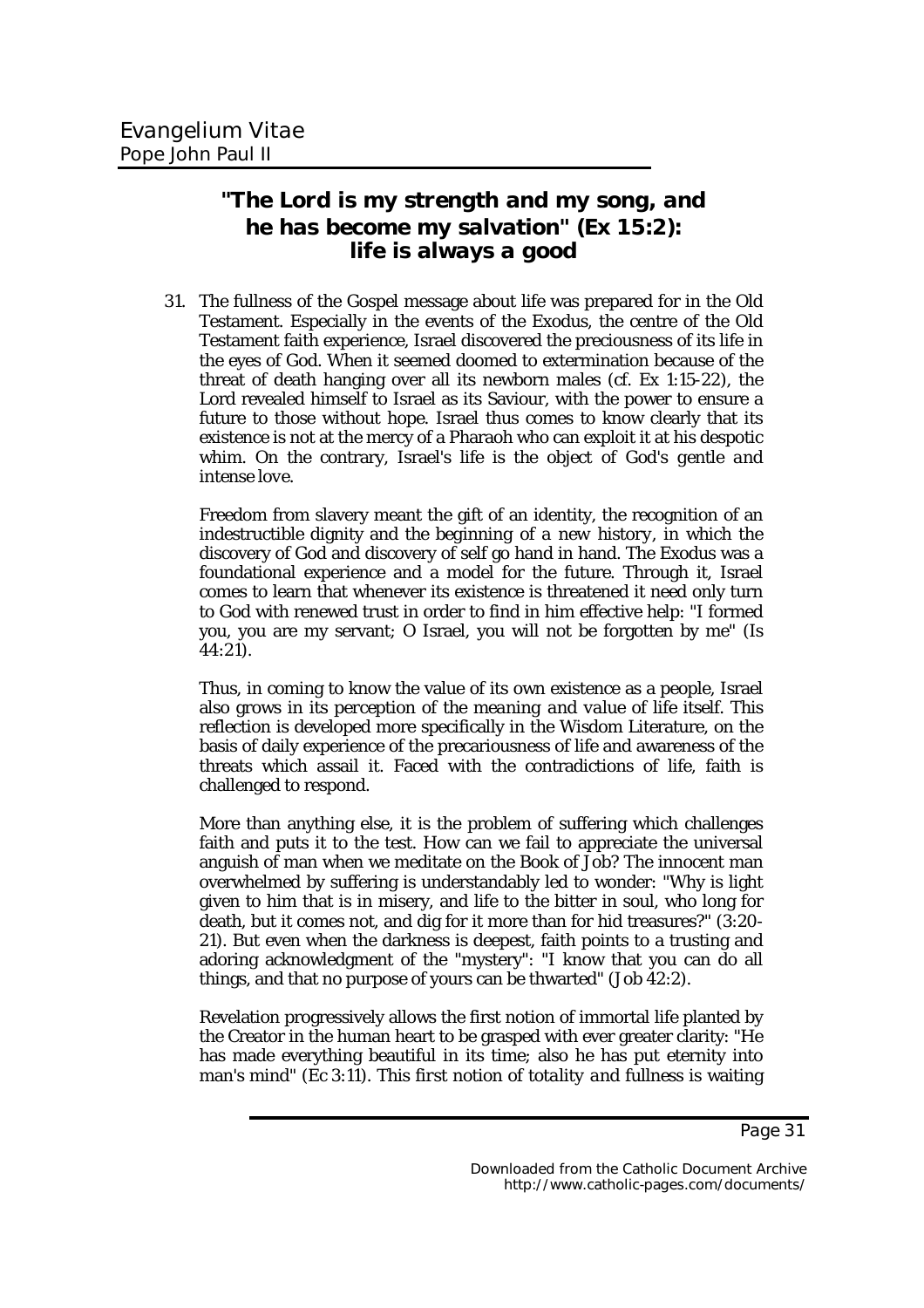## "The Lord is my strength and my song, and he has become my salvation" (Ex 15:2): life is always a good

31. The fullness of the Gospel message about life was prepared for in the Old Testament. Especially in the events of the Exodus, the centre of the Old Testament faith experience, Israel discovered the preciousness of its life in the eyes of God. When it seemed doomed to extermination because of the threat of death hanging over all its newborn males (cf. Ex 1:15-22), the Lord revealed himself to Israel as its Saviour, with the power to ensure a future to those without hope. Israel thus comes to know clearly that its existence is not at the mercy of a Pharaoh who can exploit it at his despotic whim. On the contrary, Israel's life is the object of *God's gentle and intense love*.

Freedom from slavery meant the gift of an identity, the recognition of an indestructible dignity and the beginning of *a new history*, in which the discovery of God and discovery of self go hand in hand. The Exodus was a foundational experience and a model for the future. Through it, Israel comes to learn that whenever its existence is threatened it need only turn to God with renewed trust in order to find in him effective help: "I formed you, you are my servant; O Israel, you will not be forgotten by me" (Is 44:21).

Thus, in coming to know the value of its own existence as a people, Israel also grows in its perception of *the meaning and value of life itself*. This reflection is developed more specifically in the Wisdom Literature, on the basis of daily experience of the precariousness of life and awareness of the threats which assail it. Faced with the contradictions of life, faith is challenged to respond.

More than anything else, it is the problem of suffering which challenges faith and puts it to the test. How can we fail to appreciate the universal anguish of man when we meditate on the Book of Job? The innocent man overwhelmed by suffering is understandably led to wonder: "Why is light given to him that is in misery, and life to the bitter in soul, who long for death, but it comes not, and dig for it more than for hid treasures?" (3:20-21). But even when the darkness is deepest, faith points to a trusting and adoring acknowledgment of the "mystery": "I know that you can do all things, and that no purpose of yours can be thwarted" (Job 42:2).

Revelation progressively allows the first notion of immortal life planted by the Creator in the human heart to be grasped with ever greater clarity: "He has made everything beautiful in its time; also he has put eternity into man's mind" (Ec 3:11). This *first notion of totality and fullness* is waiting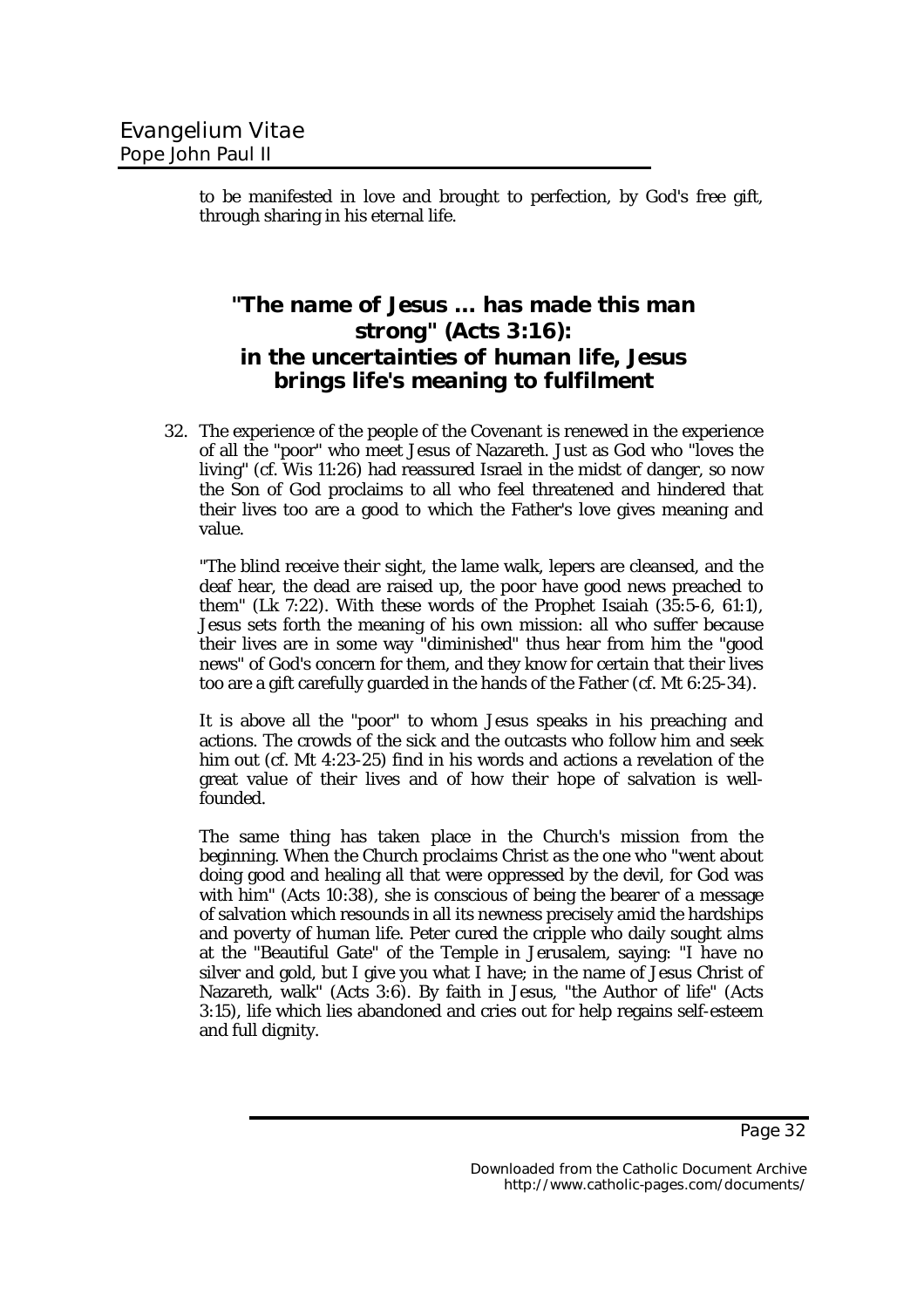to be manifested in love and brought to perfection, by God's free gift, through sharing in his eternal life.

## "The name of Jesus ... has made this man strong" (Acts 3:16): in the uncertainties of human life, Jesus brings life's meaning to fulfilment

32. The experience of the people of the Covenant is renewed in the experience of all the "poor" who meet Jesus of Nazareth. Just as God who "loves the living" (cf. Wis 11:26) had reassured Israel in the midst of danger, so now the Son of God proclaims to all who feel threatened and hindered that their lives too are a good to which the Father's love gives meaning and value.

"The blind receive their sight, the lame walk, lepers are cleansed, and the deaf hear, the dead are raised up, the poor have good news preached to them" (Lk 7:22). With these words of the Prophet Isaiah (35:5-6, 61:1), Jesus sets forth the meaning of his own mission: all who suffer because their lives are in some way "diminished" thus hear from him the "good news" of God's concern for them, and they know for certain that their lives too are a gift carefully guarded in the hands of the Father (cf. Mt 6:25-34).

It is above all the "poor" to whom Jesus speaks in his preaching and actions. The crowds of the sick and the outcasts who follow him and seek him out (cf. Mt 4:23-25) find in his words and actions a revelation of the great value of their lives and of how their hope of salvation is well-founded.

The same thing has taken place in the Church's mission from the beginning. When the Church proclaims Christ as the one who "went about doing good and healing all that were oppressed by the devil, for God was with him" (Acts 10:38), she is conscious of being the bearer of a message of salvation which resounds in all its newness precisely amid the hardships and poverty of human life. Peter cured the cripple who daily sought alms at the "Beautiful Gate" of the Temple in Jerusalem, saying: "I have no silver and gold, but I give you what I have; in the name of Jesus Christ of Nazareth, walk" (Acts 3:6). By faith in Jesus, "the Author of life" (Acts 3:15), life which lies abandoned and cries out for help regains self-esteem and full dignity.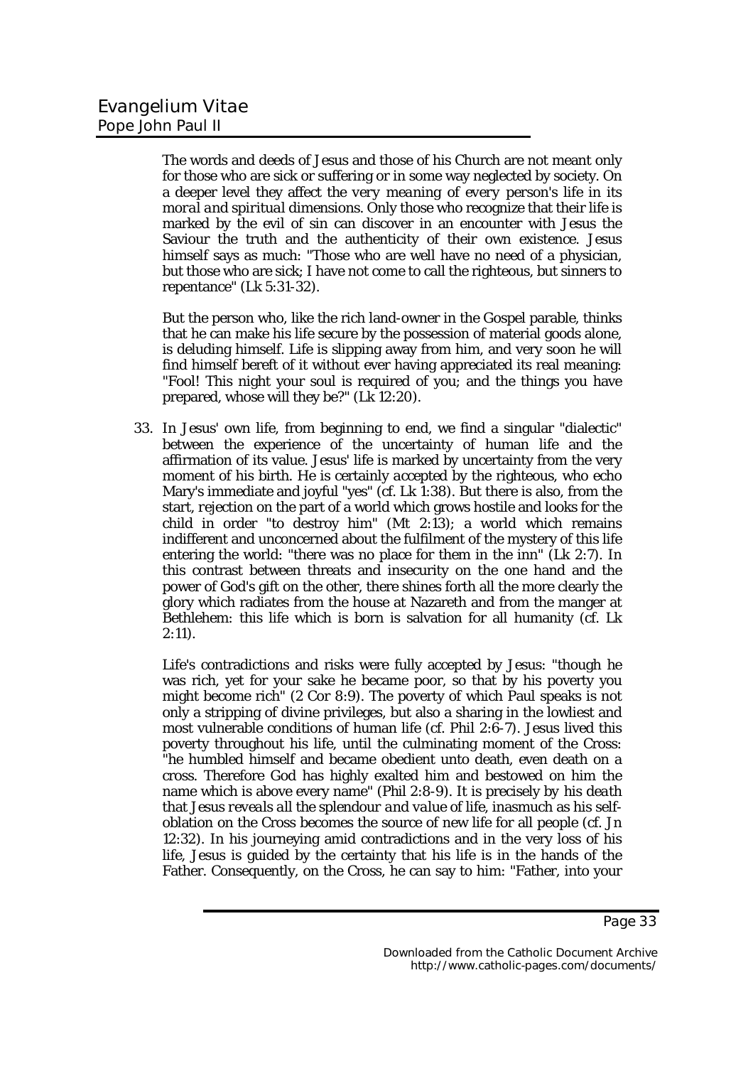The words and deeds of Jesus and those of his Church are not meant only for those who are sick or suffering or in some way neglected by society. On a deeper level they affect *the very meaning of every person's life in its moral and spiritual dimensions*. Only those who recognize that their life is marked by the evil of sin can discover in an encounter with Jesus the Saviour the truth and the authenticity of their own existence. Jesus himself says as much: "Those who are well have no need of a physician, but those who are sick; I have not come to call the righteous, but sinners to repentance" (Lk 5:31-32).

But the person who, like the rich land-owner in the Gospel parable, thinks that he can make his life secure by the possession of material goods alone, is deluding himself. Life is slipping away from him, and very soon he will find himself bereft of it without ever having appreciated its real meaning: "Fool! This night your soul is required of you; and the things you have prepared, whose will they be?" (Lk 12:20).

33. In Jesus' own life, from beginning to end, we find a singular "dialectic" between the experience of the uncertainty of human life and the affirmation of its value. Jesus' life is marked by uncertainty from the very moment of his birth. He is certainly *accepted* by the righteous, who echo Mary's immediate and joyful "yes" (cf. Lk 1:38). But there is also, from the start, *rejection* on the part of a world which grows hostile and looks for the child in order "to destroy him" (Mt 2:13); a world which remains indifferent and unconcerned about the fulfilment of the mystery of this life entering the world: "there was no place for them in the inn" (Lk 2:7). In this contrast between threats and insecurity on the one hand and the power of God's gift on the other, there shines forth all the more clearly the glory which radiates from the house at Nazareth and from the manger at Bethlehem: this life which is born is salvation for all humanity (cf. Lk 2:11).

Life's contradictions and risks were fully accepted by Jesus: "though he was rich, yet for your sake he became poor, so that by his poverty you might become rich" (2 Cor 8:9). The poverty of which Paul speaks is not only a stripping of divine privileges, but also a sharing in the lowliest and most vulnerable conditions of human life (cf. Phil 2:6-7). Jesus lived this poverty throughout his life, until the culminating moment of the Cross: "he humbled himself and became obedient unto death, even death on a cross. Therefore God has highly exalted him and bestowed on him the name which is above every name" (Phil 2:8-9). It is precisely *by his death that Jesus reveals all the splendour and value of life*, inasmuch as his self-oblation on the Cross becomes the source of new life for all people (cf. Jn 12:32). In his journeying amid contradictions and in the very loss of his life, Jesus is guided by the certainty that his life is in the hands of the Father. Consequently, on the Cross, he can say to him: "Father, into your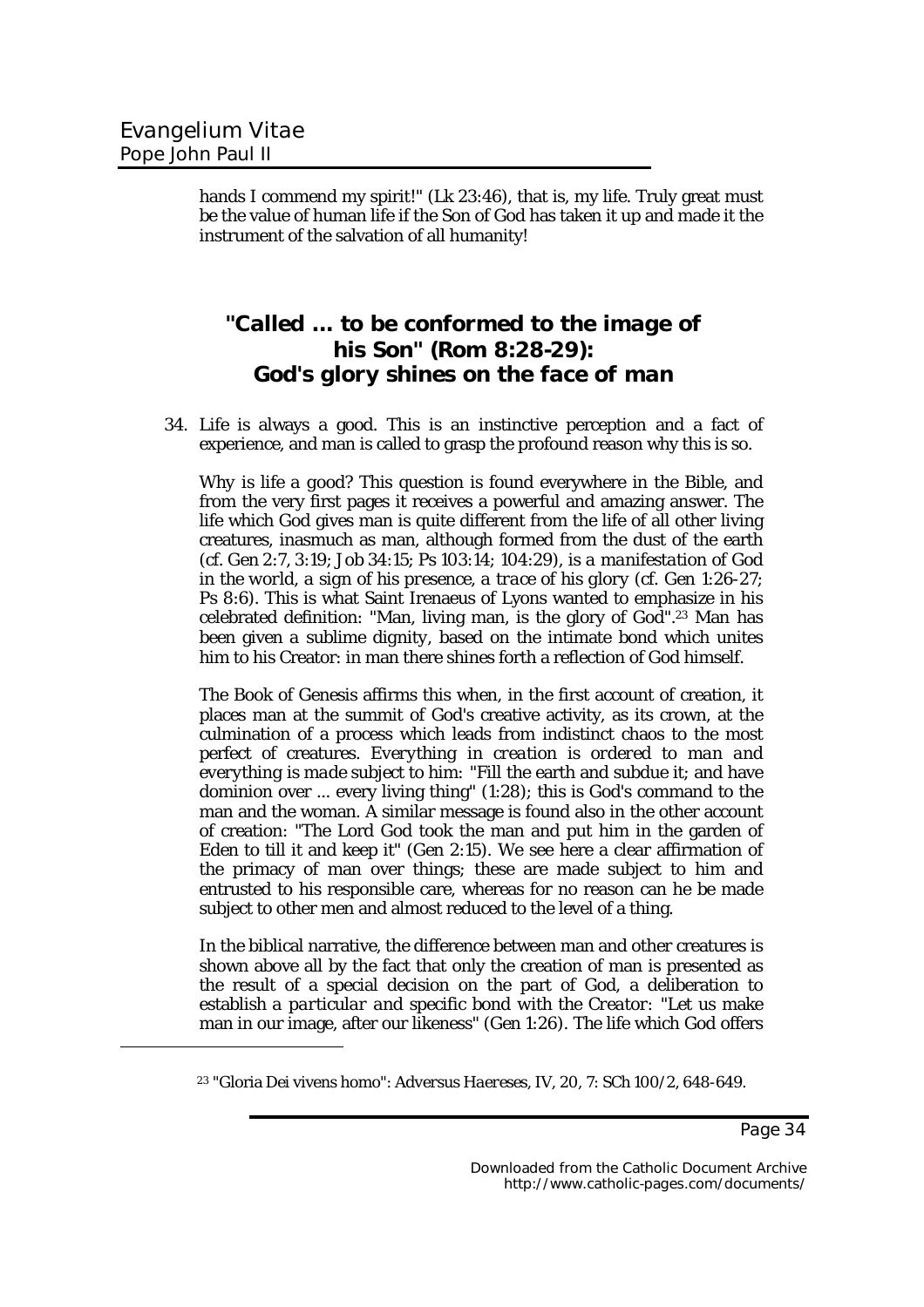hands I commend my spirit!" (Lk 23:46), that is, my life. Truly great must be the value of human life if the Son of God has taken it up and made it the instrument of the salvation of all humanity!

## "Called ... to be conformed to the image of his Son" (Rom 8:28-29): God's glory shines on the face of man

34. Life is always a good. This is an instinctive perception and a fact of experience, and man is called to grasp the profound reason why this is so.

Why is life a good? This question is found everywhere in the Bible, and from the very first pages it receives a powerful and amazing answer. The life which God gives man is quite different from the life of all other living creatures, inasmuch as man, although formed from the dust of the earth (cf. Gen 2:7, 3:19; Job 34:15; Ps 103:14; 104:29), is a *manifestation of God in the world, a sign of his presence, a trace of his glory* (cf. Gen 1:26-27; Ps 8:6). This is what Saint Irenaeus of Lyons wanted to emphasize in his celebrated definition: "Man, living man, is the glory of God".[23] Man has been given a sublime dignity, based on the intimate bond which unites him to his Creator: in man there shines forth a reflection of God himself.

The Book of Genesis affirms this when, in the first account of creation, it places man at the summit of God's creative activity, as its crown, at the culmination of a process which leads from indistinct chaos to the most perfect of creatures. *Everything in creation is ordered to man and everything is made subject to him*: "Fill the earth and subdue it; and have dominion over ... every living thing" (1:28); this is God's command to the man and the woman. A similar message is found also in the other account of creation: "The Lord God took the man and put him in the garden of Eden to till it and keep it" (Gen 2:15). We see here a clear affirmation of the primacy of man over things; these are made subject to him and entrusted to his responsible care, whereas for no reason can he be made subject to other men and almost reduced to the level of a thing.

In the biblical narrative, the difference between man and other creatures is shown above all by the fact that only the creation of man is presented as the result of a special decision on the part of God, a deliberation to establish *a particular and specific bond with the Creator*: "Let us make man in our image, after our likeness" (Gen 1:26). The life which God offers

---

[23] "Gloria Dei vivens homo": *Adversus Haereses*, IV, 20, 7: SCh 100/2, 648-649.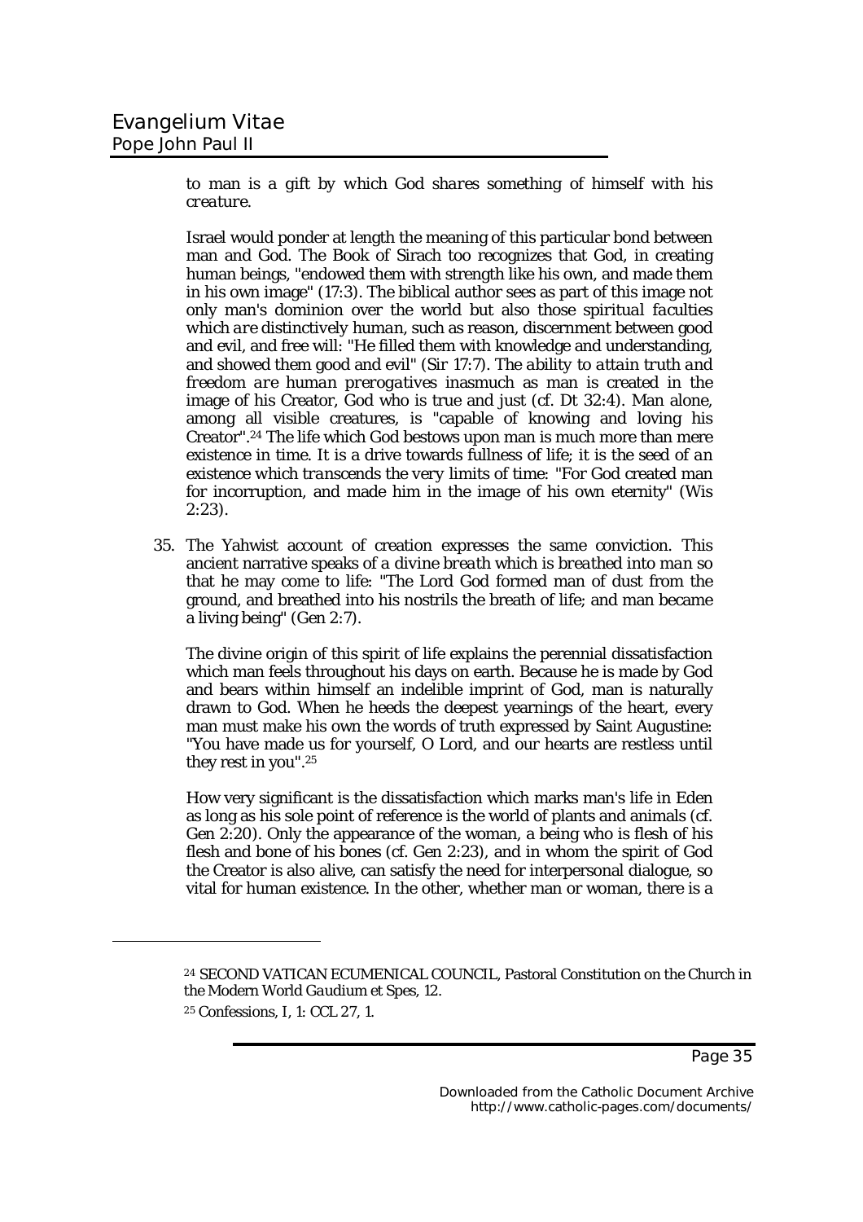to man is a gift by *which God shares something of himself with his creature*.

Israel would ponder at length the meaning of this particular bond between man and God. The Book of Sirach too recognizes that God, in creating human beings, "endowed them with strength like his own, and made them in his own image" (17:3). The biblical author sees as part of this image not only man's dominion over the world but also those *spiritual faculties which are distinctively human*, such as reason, discernment between good and evil, and free will: "He filled them with knowledge and understanding, and showed them good and evil" (Sir 17:7). *The ability to attain truth and freedom are human prerogatives* inasmuch as man is created in the image of his Creator, God who is true and just (cf. Dt 32:4). Man alone, among all visible creatures, is "capable of knowing and loving his Creator".[24] The life which God bestows upon man is much more than mere existence in time. It is a drive towards fullness of life; it is the *seed of an existence which transcends the very limits of time*: "For God created man for incorruption, and made him in the image of his own eternity" (Wis 2:23).

35. The Yahwist account of creation expresses the same conviction. This ancient narrative speaks of a *divine breath which is breathed into man* so that he may come to life: "The Lord God formed man of dust from the ground, and breathed into his nostrils the breath of life; and man became a living being" (Gen 2:7).

The divine origin of this spirit of life explains the perennial dissatisfaction which man feels throughout his days on earth. Because he is made by God and bears within himself an indelible imprint of God, man is naturally drawn to God. When he heeds the deepest yearnings of the heart, every man must make his own the words of truth expressed by Saint Augustine: "You have made us for yourself, O Lord, and our hearts are restless until they rest in you".[25]

How very significant is the dissatisfaction which marks man's life in Eden as long as his sole point of reference is the world of plants and animals (cf. Gen 2:20). Only the appearance of the woman, a being who is flesh of his flesh and bone of his bones (cf. Gen 2:23), and in whom the spirit of God the Creator is also alive, can satisfy the need for interpersonal dialogue, so vital for human existence. In the other, whether man or woman, there is a

---

[24] SECOND VATICAN ECUMENICAL COUNCIL, Pastoral Constitution on the Church in the Modern World *Gaudium et Spes*, 12.

[25] Confessions, I, 1: CCL 27, 1.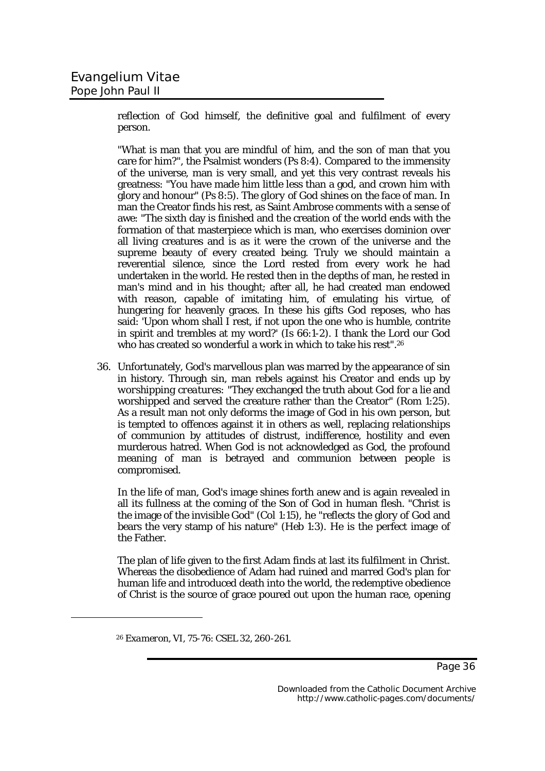reflection of God himself, the definitive goal and fulfilment of every person.

"What is man that you are mindful of him, and the son of man that you care for him?", the Psalmist wonders (Ps 8:4). Compared to the immensity of the universe, man is very small, and yet this very contrast reveals his greatness: "You have made him little less than a god, and crown him with glory and honour" (Ps 8:5). *The glory of God shines on the face of man*. In man the Creator finds his rest, as Saint Ambrose comments with a sense of awe: "The sixth day is finished and the creation of the world ends with the formation of that masterpiece which is man, who exercises dominion over all living creatures and is as it were the crown of the universe and the supreme beauty of every created being. Truly we should maintain a reverential silence, since the Lord rested from every work he had undertaken in the world. He rested then in the depths of man, he rested in man's mind and in his thought; after all, he had created man endowed with reason, capable of imitating him, of emulating his virtue, of hungering for heavenly graces. In these his gifts God reposes, who has said: 'Upon whom shall I rest, if not upon the one who is humble, contrite in spirit and trembles at my word?' (Is 66:1-2). I thank the Lord our God who has created so wonderful a work in which to take his rest".[26]

36. Unfortunately, God's marvellous plan was marred by the appearance of sin in history. Through sin, man rebels against his Creator and ends up by *worshipping creatures*: "They exchanged the truth about God for a lie and worshipped and served the creature rather than the Creator" (Rom 1:25). As a result man not only deforms the image of God in his own person, but is tempted to offences against it in others as well, replacing relationships of communion by attitudes of distrust, indifference, hostility and even murderous hatred. When God is not acknowledged *as* God, the profound meaning of man is betrayed and communion between people is compromised.

In the life of man, God's image shines forth anew and is again revealed in all its fullness at the coming of the Son of God in human flesh. "Christ is the image of the invisible God" (Col 1:15), he "reflects the glory of God and bears the very stamp of his nature" (Heb 1:3). He is the perfect image of the Father.

The plan of life given to the first Adam finds at last its fulfilment in Christ. Whereas the disobedience of Adam had ruined and marred God's plan for human life and introduced death into the world, the redemptive obedience of Christ is the source of grace poured out upon the human race, opening

[26] *Exameron*, VI, 75-76: CSEL 32, 260-261.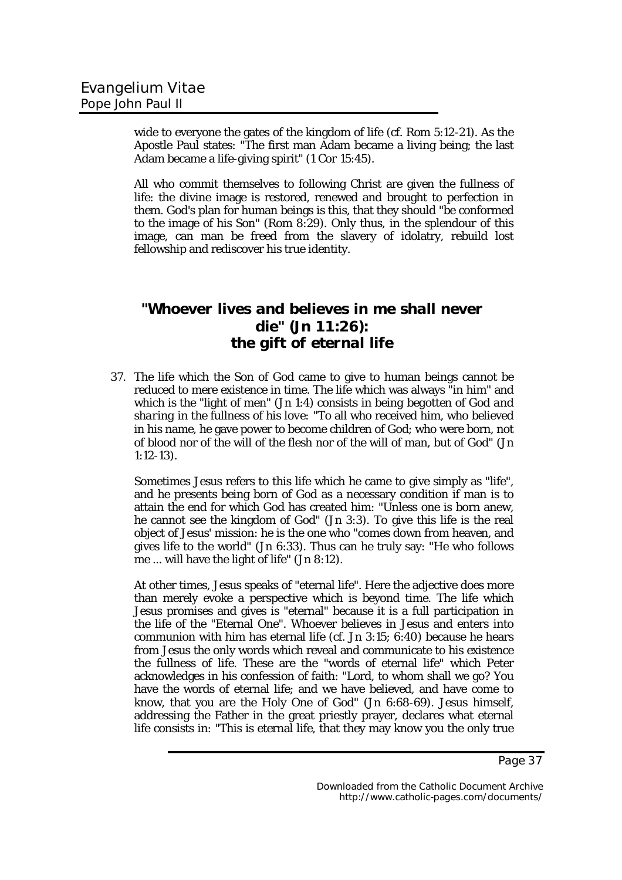wide to everyone the gates of the kingdom of life (cf. Rom 5:12-21). As the Apostle Paul states: "The first man Adam became a living being; the last Adam became a life-giving spirit" (1 Cor 15:45).

All who commit themselves to following Christ are given the fullness of life: the divine image is restored, renewed and brought to perfection in them. God's plan for human beings is this, that they should "be conformed to the image of his Son" (Rom 8:29). Only thus, in the splendour of this image, can man be freed from the slavery of idolatry, rebuild lost fellowship and rediscover his true identity.

## "Whoever lives and believes in me shall never die" (Jn 11:26): *the gift of eternal life*

37. The life which the Son of God came to give to human beings cannot be reduced to mere existence in time. The life which was always "in him" and which is the "light of men" (Jn 1:4) consists in being *begotten of God and sharing in the fullness of his love*: "To all who received him, who believed in his name, he gave power to become children of God; who were born, not of blood nor of the will of the flesh nor of the will of man, but of God" (Jn 1:12-13).

Sometimes Jesus refers to this life which he came to give simply as "life", and he presents being born of God as a necessary condition if man is to attain the end for which God has created him: "Unless one is born anew, he cannot see the kingdom of God" (Jn 3:3). To give this life is the real object of Jesus' mission: he is the one who "comes down from heaven, and gives life to the world" (Jn 6:33). Thus can he truly say: "He who follows me ... will have the light of life" (Jn 8:12).

At other times, Jesus speaks of "eternal life". Here the adjective does more than merely evoke a perspective which is beyond time. The life which Jesus promises and gives is "eternal" because it is a full participation in the life of the "Eternal One". Whoever believes in Jesus and enters into communion with him has eternal life (cf. Jn 3:15; 6:40) because he hears from Jesus the only words which reveal and communicate to his existence the fullness of life. These are the "words of eternal life" which Peter acknowledges in his confession of faith: "Lord, to whom shall we go? You have the words of eternal life; and we have believed, and have come to know, that you are the Holy One of God" (Jn 6:68-69). Jesus himself, addressing the Father in the great priestly prayer, declares what eternal life consists in: "This is eternal life, that they may know you the only true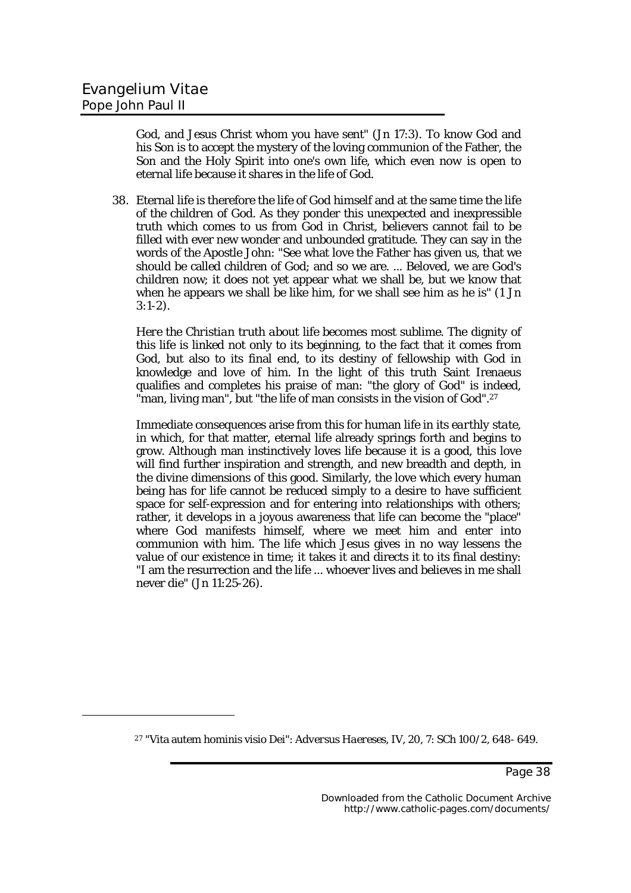God, and Jesus Christ whom you have sent" (Jn 17:3). To know God and his Son is to accept the mystery of the loving communion of the Father, the Son and the Holy Spirit into one's own life, which even now is open to eternal life because *it shares in the life of God*.

38. Eternal life is therefore the life of God himself and at the same time the life of the children of God. As they ponder this unexpected and inexpressible truth which comes to us from God in Christ, believers cannot fail to be filled with ever new wonder and unbounded gratitude. They can say in the words of the Apostle John: "See what love the Father has given us, that we should be called children of God; and so we are. ... Beloved, we are God's children now; it does not yet appear what we shall be, but we know that when he appears we shall be like him, for we shall see him as he is" (1 Jn 3:1-2).

   *Here the Christian truth about life becomes most sublime.* The dignity of this life is linked not only to its beginning, to the fact that it comes from God, but also to its final end, to its destiny of fellowship with God in knowledge and love of him. In the light of this truth Saint Irenaeus qualifies and completes his praise of man: "the glory of God" is indeed, "man, living man", but "the life of man consists in the vision of God".[27]

   Immediate consequences arise from this for human life in its *earthly state*, in which, for that matter, eternal life already springs forth and begins to grow. Although man instinctively loves life because it is a good, this love will find further inspiration and strength, and new breadth and depth, in the divine dimensions of this good. Similarly, the love which every human being has for life cannot be reduced simply to a desire to have sufficient space for self-expression and for entering into relationships with others; rather, it develops in a joyous awareness that life can become the "place" where God manifests himself, where we meet him and enter into communion with him. The life which Jesus gives in no way lessens the value of our existence in time; it takes it and directs it to its final destiny: "I am the resurrection and the life ... whoever lives and believes in me shall never die" (Jn 11:25-26).

---

[27] "Vita autem hominis visio Dei": *Adversus Haereses*, IV, 20, 7: SCh 100/2, 648- 649.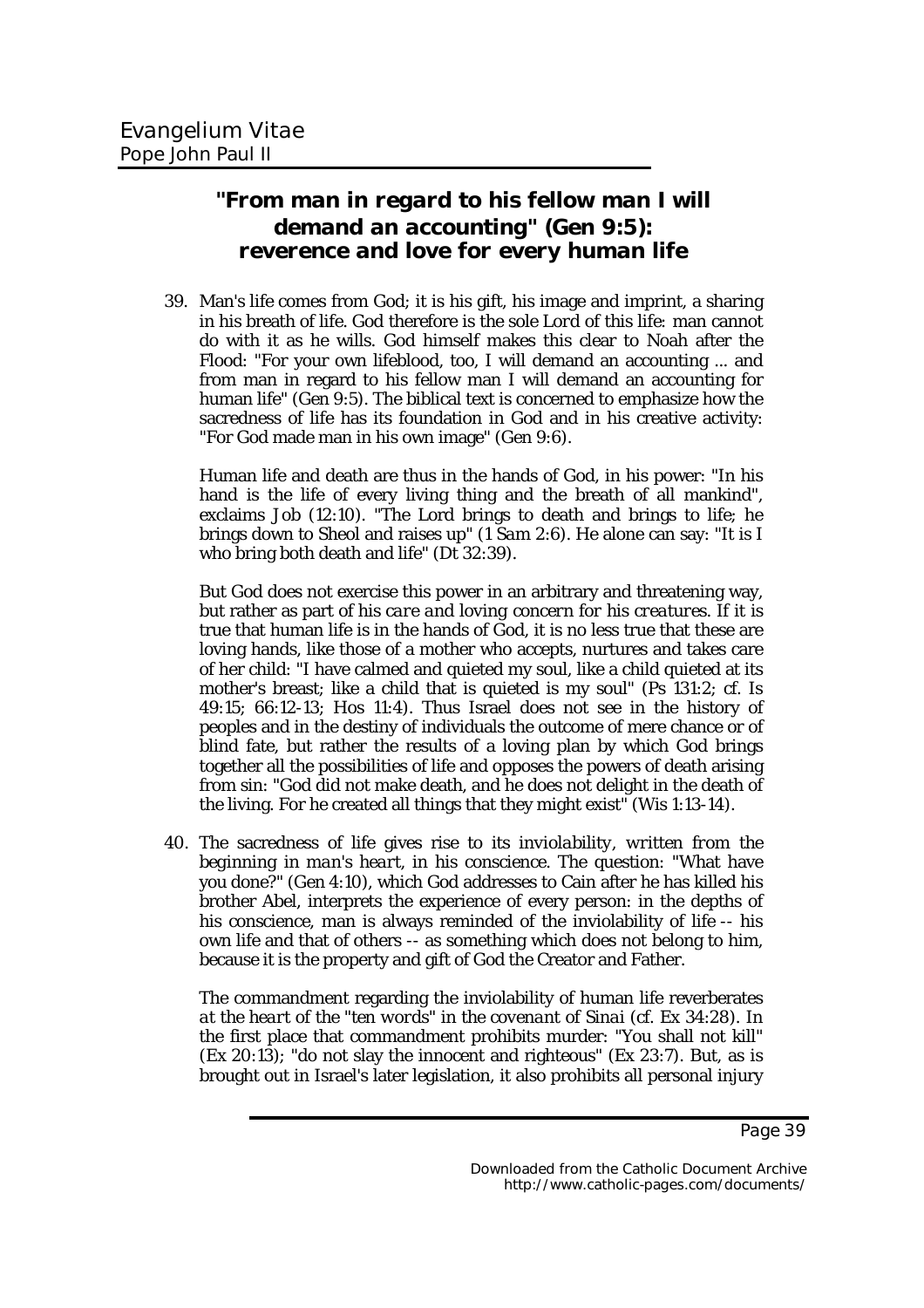## "From man in regard to his fellow man I will demand an accounting" (Gen 9:5): reverence and love for every human life

39. Man's life comes from God; it is his gift, his image and imprint, a sharing in his breath of life. God therefore is the sole *Lord of this life*: man cannot do with it as he wills. God himself makes this clear to Noah after the Flood: "For your own lifeblood, too, I will demand an accounting ... and from man in regard to his fellow man I will demand an accounting for human life" (Gen 9:5). The biblical text is concerned to emphasize how the sacredness of life has its foundation in God and in his creative activity: "For God made man in his own image" (Gen 9:6).

    Human life and death are thus in the hands of God, in his power: "In his hand is the life of every living thing and the breath of all mankind", exclaims Job (12:10). "The Lord brings to death and brings to life; he brings down to Sheol and raises up" (1 Sam 2:6). He alone can say: "It is I who bring both death and life" (Dt 32:39).

    But God does not exercise this power in an arbitrary and threatening way, but rather as part of *his care and loving concern for his creatures*. If it is true that human life is in the hands of God, it is no less true that these are loving hands, like those of a mother who accepts, nurtures and takes care of her child: "I have calmed and quieted my soul, like a child quieted at its mother's breast; like a child that is quieted is my soul" (Ps 131:2; cf. Is 49:15; 66:12-13; Hos 11:4). Thus Israel does not see in the history of peoples and in the destiny of individuals the outcome of mere chance or of blind fate, but rather the results of a loving plan by which God brings together all the possibilities of life and opposes the powers of death arising from sin: "God did not make death, and he does not delight in the death of the living. For he created all things that they might exist" (Wis 1:13-14).

40. The sacredness of life gives rise to its *inviolability*, *written from the beginning in man's heart*, in his conscience. The question: "What have you done?" (Gen 4:10), which God addresses to Cain after he has killed his brother Abel, interprets the experience of every person: in the depths of his conscience, man is always reminded of the inviolability of life -- his own life and that of others -- as something which does not belong to him, because it is the property and gift of God the Creator and Father.

    The commandment regarding the inviolability of human life reverberates *at the heart of the "ten words" in the covenant of Sinai* (cf. Ex 34:28). In the first place that commandment prohibits murder: "You shall not kill" (Ex 20:13); "do not slay the innocent and righteous" (Ex 23:7). But, as is brought out in Israel's later legislation, it also prohibits all personal injury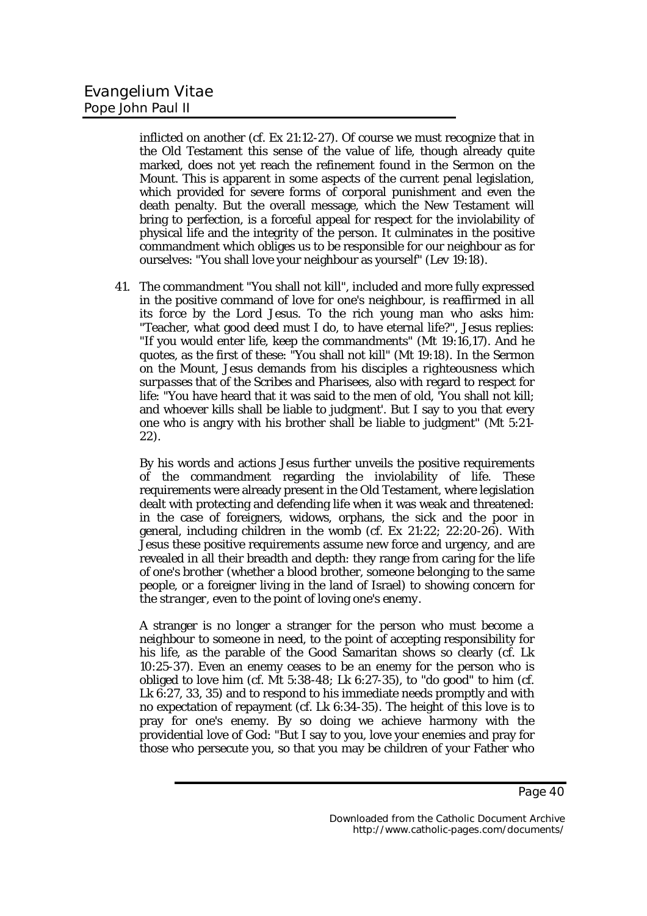inflicted on another (cf. Ex 21:12-27). Of course we must recognize that in the Old Testament this sense of the value of life, though already quite marked, does not yet reach the refinement found in the Sermon on the Mount. This is apparent in some aspects of the current penal legislation, which provided for severe forms of corporal punishment and even the death penalty. But the overall message, which the New Testament will bring to perfection, is a forceful appeal for respect for the inviolability of physical life and the integrity of the person. It culminates in the positive commandment which obliges us to be responsible for our neighbour as for ourselves: "You shall love your neighbour as yourself" (Lev 19:18).

41. The commandment "You shall not kill", included and more fully expressed in the positive command of love for one's neighbour, is *reaffirmed in all its force by the Lord Jesus*. To the rich young man who asks him: "Teacher, what good deed must I do, to have eternal life?", Jesus replies: "If you would enter life, keep the commandments" (Mt 19:16,17). And he quotes, as the first of these: "You shall not kill" (Mt 19:18). In the Sermon on the Mount, Jesus demands from his disciples a *righteousness which surpasses* that of the Scribes and Pharisees, also with regard to respect for life: "You have heard that it was said to the men of old, 'You shall not kill; and whoever kills shall be liable to judgment'. But I say to you that every one who is angry with his brother shall be liable to judgment" (Mt 5:21-22).

By his words and actions Jesus further unveils the positive requirements of the commandment regarding the inviolability of life. These requirements were already present in the Old Testament, where legislation dealt with protecting and defending life when it was weak and threatened: in the case of foreigners, widows, orphans, the sick and the poor in general, including children in the womb (cf. Ex 21:22; 22:20-26). With Jesus these positive requirements assume new force and urgency, and are revealed in all their breadth and depth: they range from caring for the life of one's *brother* (whether a blood brother, someone belonging to the same people, or a foreigner living in the land of Israel) to showing concern for *the stranger*, even to the point of loving one's *enemy*.

A stranger is no longer a stranger for the person who must become a neighbour to someone in need, to the point of accepting responsibility for his life, as the parable of the Good Samaritan shows so clearly (cf. Lk 10:25-37). Even an enemy ceases to be an enemy for the person who is obliged to love him (cf. Mt 5:38-48; Lk 6:27-35), to "do good" to him (cf. Lk 6:27, 33, 35) and to respond to his immediate needs promptly and with no expectation of repayment (cf. Lk 6:34-35). The height of this love is to pray for one's enemy. By so doing we achieve harmony with the providential love of God: "But I say to you, love your enemies and pray for those who persecute you, so that you may be children of your Father who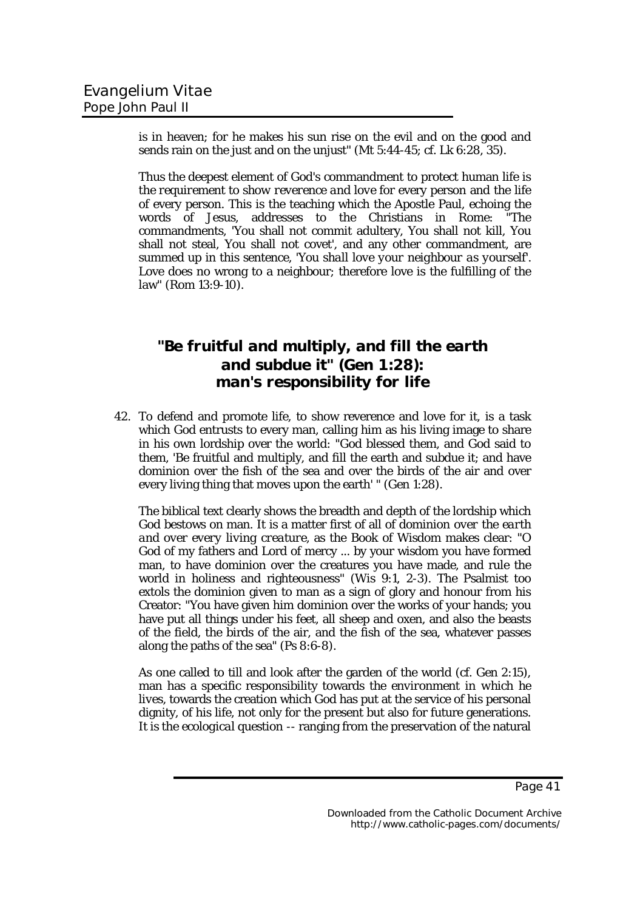is in heaven; for he makes his sun rise on the evil and on the good and sends rain on the just and on the unjust" (Mt 5:44-45; cf. Lk 6:28, 35).

Thus the deepest element of God's commandment to protect human life is *the requirement to show reverence and love* for every person and the life of every person. This is the teaching which the Apostle Paul, echoing the words of Jesus, addresses to the Christians in Rome: "The commandments, 'You shall not commit adultery, You shall not kill, You shall not steal, You shall not covet', and any other commandment, are summed up in this sentence, '*You shall love your neighbour as yourself*'. Love does no wrong to a neighbour; therefore love is the fulfilling of the law" (Rom 13:9-10).

## "Be fruitful and multiply, and fill the earth and subdue it" (Gen 1:28): man's responsibility for life

42. To defend and promote life, to show reverence and love for it, is a task which God entrusts to every man, calling him as his living image to share in his own lordship over the world: "God blessed them, and God said to them, 'Be fruitful and multiply, and fill the earth and subdue it; and have dominion over the fish of the sea and over the birds of the air and over every living thing that moves upon the earth' " (Gen 1:28).

The biblical text clearly shows the breadth and depth of the lordship which God bestows on man. It is a matter first of all of *dominion over the earth and over every living creature*, as the Book of Wisdom makes clear: "O God of my fathers and Lord of mercy ... by your wisdom you have formed man, to have dominion over the creatures you have made, and rule the world in holiness and righteousness" (Wis 9:1, 2-3). The Psalmist too extols the dominion given to man as a sign of glory and honour from his Creator: "You have given him dominion over the works of your hands; you have put all things under his feet, all sheep and oxen, and also the beasts of the field, the birds of the air, and the fish of the sea, whatever passes along the paths of the sea" (Ps 8:6-8).

As one called to till and look after the garden of the world (cf. Gen 2:15), man has a specific responsibility towards the environment in which he lives, towards the creation which God has put at the service of his personal dignity, of his life, not only for the present but also for future generations. It is the *ecological question* -- ranging from the preservation of the natural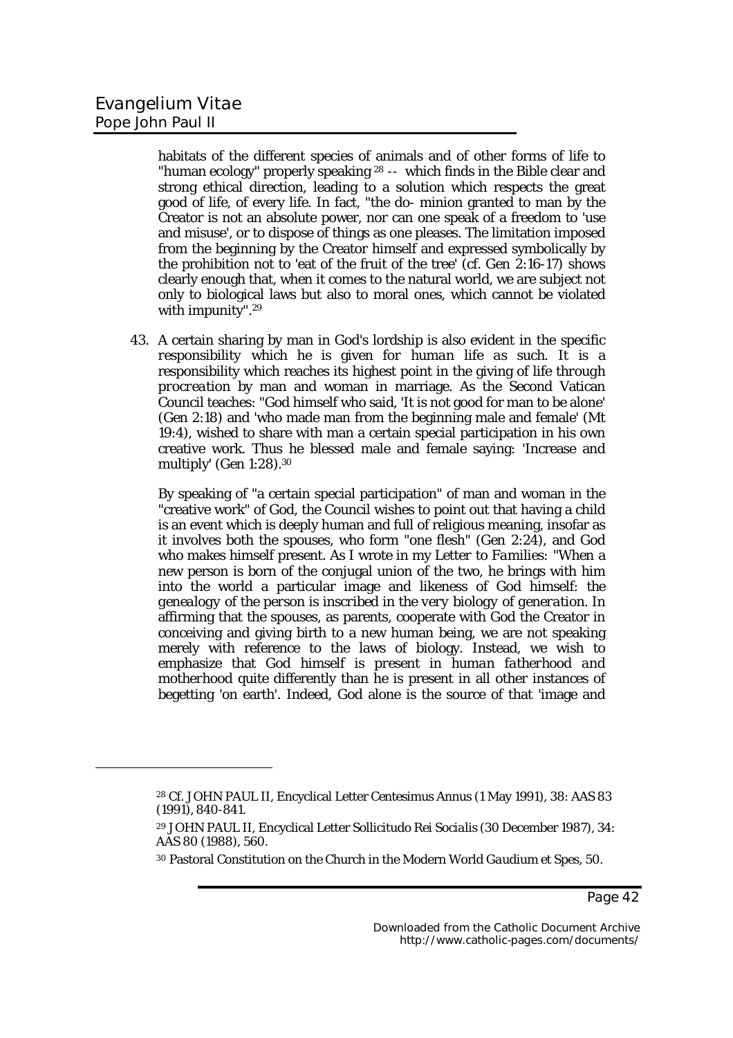habitats of the different species of animals and of other forms of life to "human ecology" properly speaking [28] -- which finds in the Bible clear and strong ethical direction, leading to a solution which respects the great good of life, of every life. In fact, "the do- minion granted to man by the Creator is not an absolute power, nor can one speak of a freedom to 'use and misuse', or to dispose of things as one pleases. The limitation imposed from the beginning by the Creator himself and expressed symbolically by the prohibition not to 'eat of the fruit of the tree' (cf. Gen 2:16-17) shows clearly enough that, when it comes to the natural world, we are subject not only to biological laws but also to moral ones, which cannot be violated with impunity".[29]

43. A certain sharing by man in God's lordship is also evident in the specific responsibility which he is given for *human life as such*. It is a responsibility which reaches its highest point in the giving of life through *procreation* by man and woman in marriage. As the Second Vatican Council teaches: "God himself who said, 'It is not good for man to be alone' (Gen 2:18) and 'who made man from the beginning male and female' (Mt 19:4), wished to share with man a certain special participation in his own creative work. Thus he blessed male and female saying: 'Increase and multiply' (Gen 1:28).[30]

By speaking of "a certain special participation" of man and woman in the "creative work" of God, the Council wishes to point out that having a child is an event which is deeply human and full of religious meaning, insofar as it involves both the spouses, who form "one flesh" (Gen 2:24), and God who makes himself present. As I wrote in my *Letter to Families*: "When a new person is born of the conjugal union of the two, he brings with him into the world a particular image and likeness of God himself: *the genealogy of the person is inscribed in the very biology of generation*. In affirming that the spouses, as parents, cooperate with God the Creator in conceiving and giving birth to a new human being, we are not speaking merely with reference to the laws of biology. Instead, we wish to emphasize that God himself is present in *human fatherhood and motherhood* quite differently than he is present in all other instances of begetting 'on earth'. Indeed, God alone is the source of that 'image and

---

[28] Cf. JOHN PAUL II, Encyclical Letter Centesimus Annus (1 May 1991), 38: AAS 83 (1991), 840-841.

[29] JOHN PAUL II, Encyclical Letter Sollicitudo Rei Socialis (30 December 1987), 34: AAS 80 (1988), 560.

[30] Pastoral Constitution on the Church in the Modern World *Gaudium et Spes*, 50.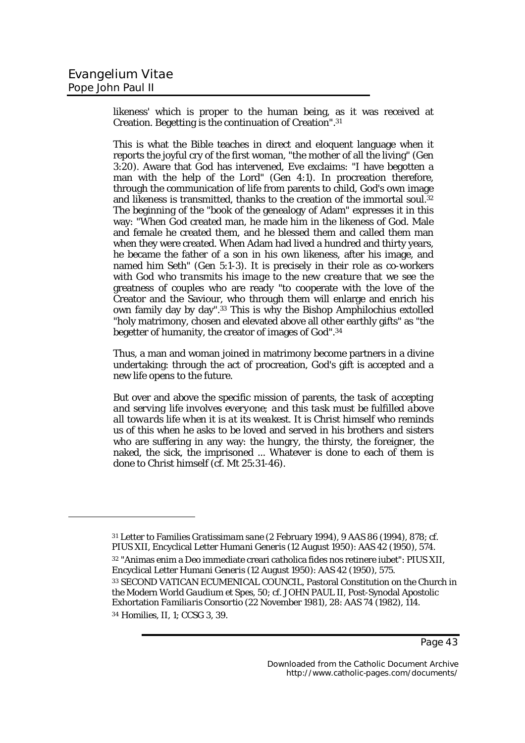likeness' which is proper to the human being, as it was received at Creation. Begetting is the continuation of Creation".[31]

This is what the Bible teaches in direct and eloquent language when it reports the joyful cry of the first woman, "the mother of all the living" (Gen 3:20). Aware that God has intervened, Eve exclaims: "I have begotten a man with the help of the Lord" (Gen 4:1). In procreation therefore, through the communication of life from parents to child, God's own image and likeness is transmitted, thanks to the creation of the immortal soul.[32] The beginning of the "book of the genealogy of Adam" expresses it in this way: "When God created man, he made him in the likeness of God. Male and female he created them, and he blessed them and called them man when they were created. When Adam had lived a hundred and thirty years, he became the father of a son in his own likeness, after his image, and named him Seth" (Gen 5:1-3). It is precisely in their role as co-workers with *God who transmits his image to the new creature* that we see the greatness of couples who are ready "to cooperate with the love of the Creator and the Saviour, who through them will enlarge and enrich his own family day by day".[33] This is why the Bishop Amphilochius extolled "holy matrimony, chosen and elevated above all other earthly gifts" as "the begetter of humanity, the creator of images of God".[34]

Thus, a man and woman joined in matrimony become partners in a divine undertaking: through the act of procreation, God's gift is accepted and a new life opens to the future.

But over and above the specific mission of parents, *the task of accepting and serving life involves everyone; and this task must be fulfilled above all towards life when it is at its weakest.* It is Christ himself who reminds us of this when he asks to be loved and served in his brothers and sisters who are suffering in any way: the hungry, the thirsty, the foreigner, the naked, the sick, the imprisoned ... Whatever is done to each of them is done to Christ himself (cf. Mt 25:31-46).

---

[31] Letter to Families *Gratissimam sane* (2 February 1994), 9 AAS 86 (1994), 878; cf. PIUS XII, Encyclical Letter *Humani Generis* (12 August 1950): AAS 42 (1950), 574.

[32] "Animas enim a Deo immediate creari catholica fides nos retinere iubet": PIUS XII, Encyclical Letter *Humani Generis* (12 August 1950): AAS 42 (1950), 575.

[33] SECOND VATICAN ECUMENICAL COUNCIL, Pastoral Constitution on the Church in the Modern World *Gaudium et Spes*, 50; cf. JOHN PAUL II, Post-Synodal Apostolic Exhortation *Familiaris Consortio* (22 November 1981), 28: AAS 74 (1982), 114.

[34] Homilies, II, 1; CCSG 3, 39.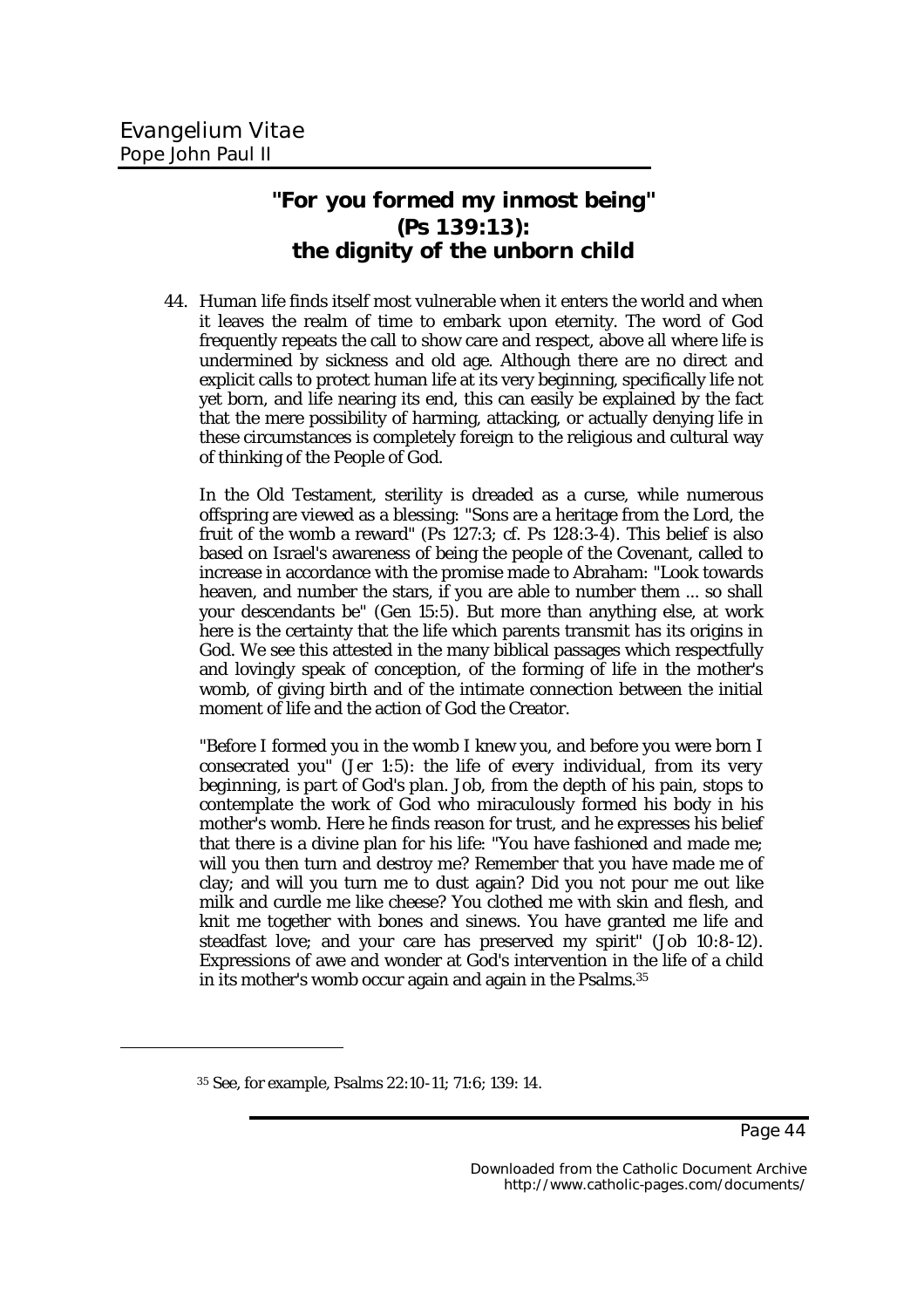## "For you formed my inmost being" (Ps 139:13): the dignity of the unborn child

44. Human life finds itself most vulnerable when it enters the world and when it leaves the realm of time to embark upon eternity. The word of God frequently repeats the call to show care and respect, above all where life is undermined by sickness and old age. Although there are no direct and explicit calls to protect human life at its very beginning, specifically life not yet born, and life nearing its end, this can easily be explained by the fact that the mere possibility of harming, attacking, or actually denying life in these circumstances is completely foreign to the religious and cultural way of thinking of the People of God.

In the Old Testament, sterility is dreaded as a curse, while numerous offspring are viewed as a blessing: "Sons are a heritage from the Lord, the fruit of the womb a reward" (Ps 127:3; cf. Ps 128:3-4). This belief is also based on Israel's awareness of being the people of the Covenant, called to increase in accordance with the promise made to Abraham: "Look towards heaven, and number the stars, if you are able to number them ... so shall your descendants be" (Gen 15:5). But more than anything else, at work here is the certainty that the life which parents transmit has its origins in God. We see this attested in the many biblical passages which respectfully and lovingly speak of conception, of the forming of life in the mother's womb, of giving birth and of the intimate connection between the initial moment of life and the action of God the Creator.

"Before I formed you in the womb I knew you, and before you were born I consecrated you" (Jer 1:5): *the life of every individual, from its very beginning, is part of God's plan*. Job, from the depth of his pain, stops to contemplate the work of God who miraculously formed his body in his mother's womb. Here he finds reason for trust, and he expresses his belief that there is a divine plan for his life: "You have fashioned and made me; will you then turn and destroy me? Remember that you have made me of clay; and will you turn me to dust again? Did you not pour me out like milk and curdle me like cheese? You clothed me with skin and flesh, and knit me together with bones and sinews. You have granted me life and steadfast love; and your care has preserved my spirit" (Job 10:8-12). Expressions of awe and wonder at God's intervention in the life of a child in its mother's womb occur again and again in the Psalms.[35]

---

[35] See, for example, Psalms 22:10-11; 71:6; 139: 14.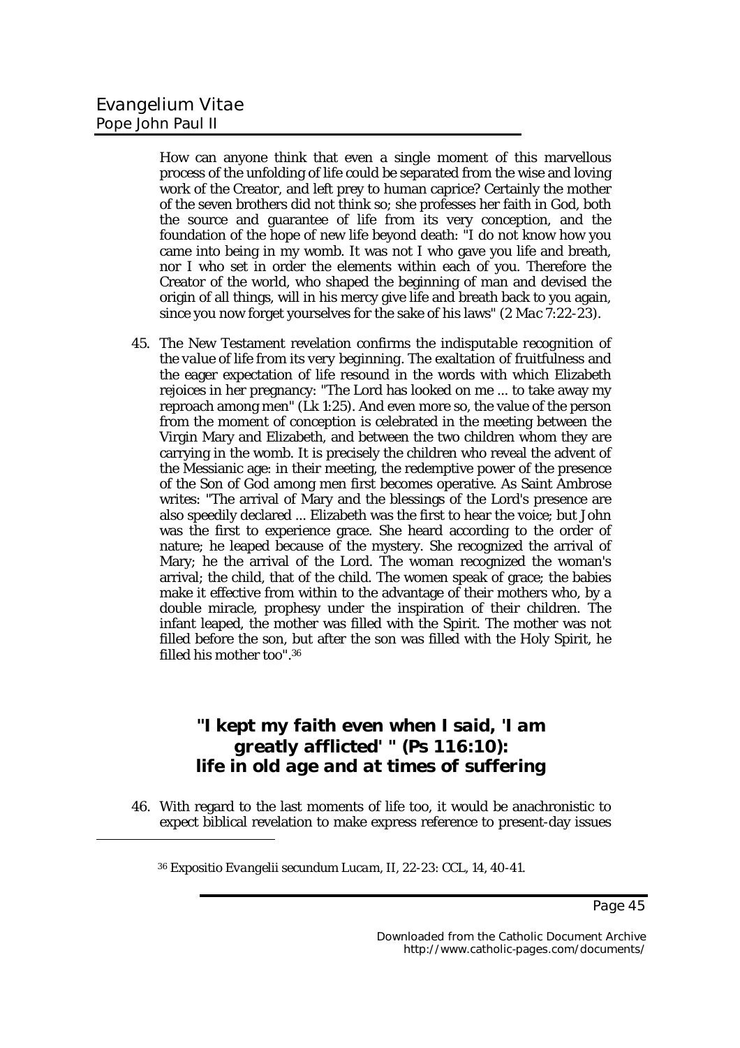How can anyone think that even a single moment of this marvellous process of the unfolding of life could be separated from the wise and loving work of the Creator, and left prey to human caprice? Certainly the mother of the seven brothers did not think so; she professes her faith in God, both the source and guarantee of life from its very conception, and the foundation of the hope of new life beyond death: "I do not know how you came into being in my womb. It was not I who gave you life and breath, nor I who set in order the elements within each of you. Therefore the Creator of the world, who shaped the beginning of man and devised the origin of all things, will in his mercy give life and breath back to you again, since you now forget yourselves for the sake of his laws" (*2 Mac* 7:22-23).

45. The New Testament revelation confirms *the indisputable recognition of the value of life from its very beginning*. The exaltation of fruitfulness and the eager expectation of life resound in the words with which Elizabeth rejoices in her pregnancy: "The Lord has looked on me ... to take away my reproach among men" (*Lk* 1:25). And even more so, the value of the person from the moment of conception is celebrated in the meeting between the Virgin Mary and Elizabeth, and between the two children whom they are carrying in the womb. It is precisely the children who reveal the advent of the Messianic age: in their meeting, the redemptive power of the presence of the Son of God among men first becomes operative. As Saint Ambrose writes: "The arrival of Mary and the blessings of the Lord's presence are also speedily declared ... Elizabeth was the first to hear the voice; but John was the first to experience grace. She heard according to the order of nature; he leaped because of the mystery. She recognized the arrival of Mary; he the arrival of the Lord. The woman recognized the woman's arrival; the child, that of the child. The women speak of grace; the babies make it effective from within to the advantage of their mothers who, by a double miracle, prophesy under the inspiration of their children. The infant leaped, the mother was filled with the Spirit. The mother was not filled before the son, but after the son was filled with the Holy Spirit, he filled his mother too".[36]

## "I kept my faith even when I said, 'I am greatly afflicted' " (Ps 116:10): life in old age and at times of suffering

46. With regard to the last moments of life too, it would be anachronistic to expect biblical revelation to make express reference to present-day issues

[36] *Expositio Evangelii secundum Lucam*, II, 22-23: *CCL*, 14, 40-41.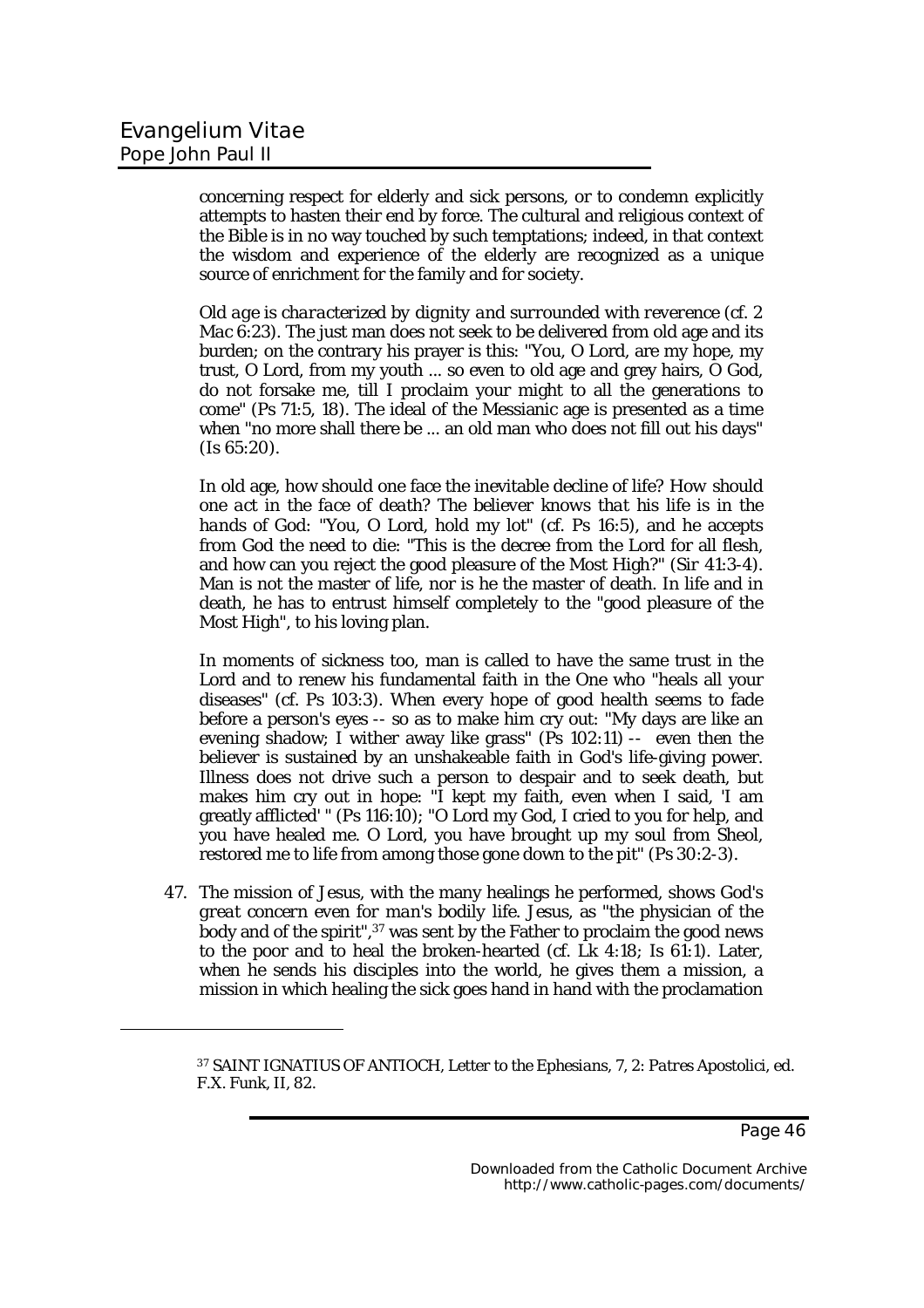concerning respect for elderly and sick persons, or to condemn explicitly attempts to hasten their end by force. The cultural and religious context of the Bible is in no way touched by such temptations; indeed, in that context the wisdom and experience of the elderly are recognized as a unique source of enrichment for the family and for society.

*Old age is characterized by dignity and surrounded with reverence* (cf. 2 Mac 6:23). The just man does not seek to be delivered from old age and its burden; on the contrary his prayer is this: "You, O Lord, are my hope, my trust, O Lord, from my youth ... so even to old age and grey hairs, O God, do not forsake me, till I proclaim your might to all the generations to come" (Ps 71:5, 18). The ideal of the Messianic age is presented as a time when "no more shall there be ... an old man who does not fill out his days" (Is 65:20).

In old age, how should one face the inevitable decline of life? How should one act in the face of death? *The believer knows that his life is in the hands of God:* "You, O Lord, hold my lot" (cf. Ps 16:5), and he accepts from God the need to die: "This is the decree from the Lord for all flesh, and how can you reject the good pleasure of the Most High?" (Sir 41:3-4). Man is not the master of life, nor is he the master of death. In life and in death, he has to entrust himself completely to the "good pleasure of the Most High", to his loving plan.

In moments of sickness too, man is called to have the same trust in the Lord and to renew his fundamental faith in the One who "heals all your diseases" (cf. Ps 103:3). When every hope of good health seems to fade before a person's eyes -- so as to make him cry out: "My days are like an evening shadow; I wither away like grass" (Ps 102:11) -- even then the believer is sustained by an unshakeable faith in God's life-giving power. Illness does not drive such a person to despair and to seek death, but makes him cry out in hope: "I kept my faith, even when I said, 'I am greatly afflicted' " (Ps 116:10); "O Lord my God, I cried to you for help, and you have healed me. O Lord, you have brought up my soul from Sheol, restored me to life from among those gone down to the pit" (Ps 30:2-3).

47. The mission of Jesus, with the many healings he performed, shows *God's great concern even for man's bodily life*. Jesus, as "the physician of the body and of the spirit",[37] was sent by the Father to proclaim the good news to the poor and to heal the broken-hearted (cf. Lk 4:18; Is 61:1). Later, when he sends his disciples into the world, he gives them a mission, a mission in which healing the sick goes hand in hand with the proclamation

---

[37] SAINT IGNATIUS OF ANTIOCH, *Letter to the Ephesians*, 7, 2: *Patres Apostolici*, ed. F.X. Funk, II, 82.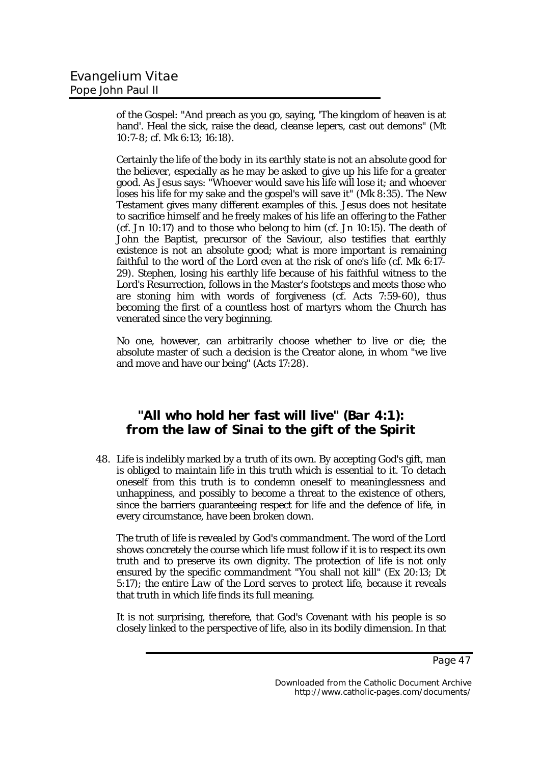of the Gospel: "And preach as you go, saying, 'The kingdom of heaven is at hand'. Heal the sick, raise the dead, cleanse lepers, cast out demons" (Mt 10:7-8; cf. Mk 6:13; 16:18).

Certainly the *life of the body in its earthly state is not an absolute good* for the believer, especially as he may be asked to give up his life for a greater good. As Jesus says: "Whoever would save his life will lose it; and whoever loses his life for my sake and the gospel's will save it" (Mk 8:35). The New Testament gives many different examples of this. Jesus does not hesitate to sacrifice himself and he freely makes of his life an offering to the Father (cf. Jn 10:17) and to those who belong to him (cf. Jn 10:15). The death of John the Baptist, precursor of the Saviour, also testifies that earthly existence is not an absolute good; what is more important is remaining faithful to the word of the Lord even at the risk of one's life (cf. Mk 6:17-29). Stephen, losing his earthly life because of his faithful witness to the Lord's Resurrection, follows in the Master's footsteps and meets those who are stoning him with words of forgiveness (cf. Acts 7:59-60), thus becoming the first of a countless host of martyrs whom the Church has venerated since the very beginning.

No one, however, can arbitrarily choose whether to live or die; the absolute master of such a decision is the Creator alone, in whom "we live and move and have our being" (Acts 17:28).

## "All who hold her fast will live" (Bar 4:1): from the law of Sinai to the gift of the Spirit

48. Life is indelibly marked by a *truth of its own*. By accepting God's gift, man is obliged to *maintain life in this truth* which is essential to it. To detach oneself from this truth is to condemn oneself to meaninglessness and unhappiness, and possibly to become a threat to the existence of others, since the barriers guaranteeing respect for life and the defence of life, in every circumstance, have been broken down.

*The truth of life is revealed by God's commandment*. The word of the Lord shows concretely the course which life must follow if it is to respect its own truth and to preserve its own dignity. The protection of life is not only ensured by the specific commandment "You shall not kill" (Ex 20:13; Dt 5:17); the *entire Law of the Lord* serves to protect life, because it reveals that truth in which life finds its full meaning.

It is not surprising, therefore, that God's Covenant with his people is so closely linked to the perspective of life, also in its bodily dimension. In that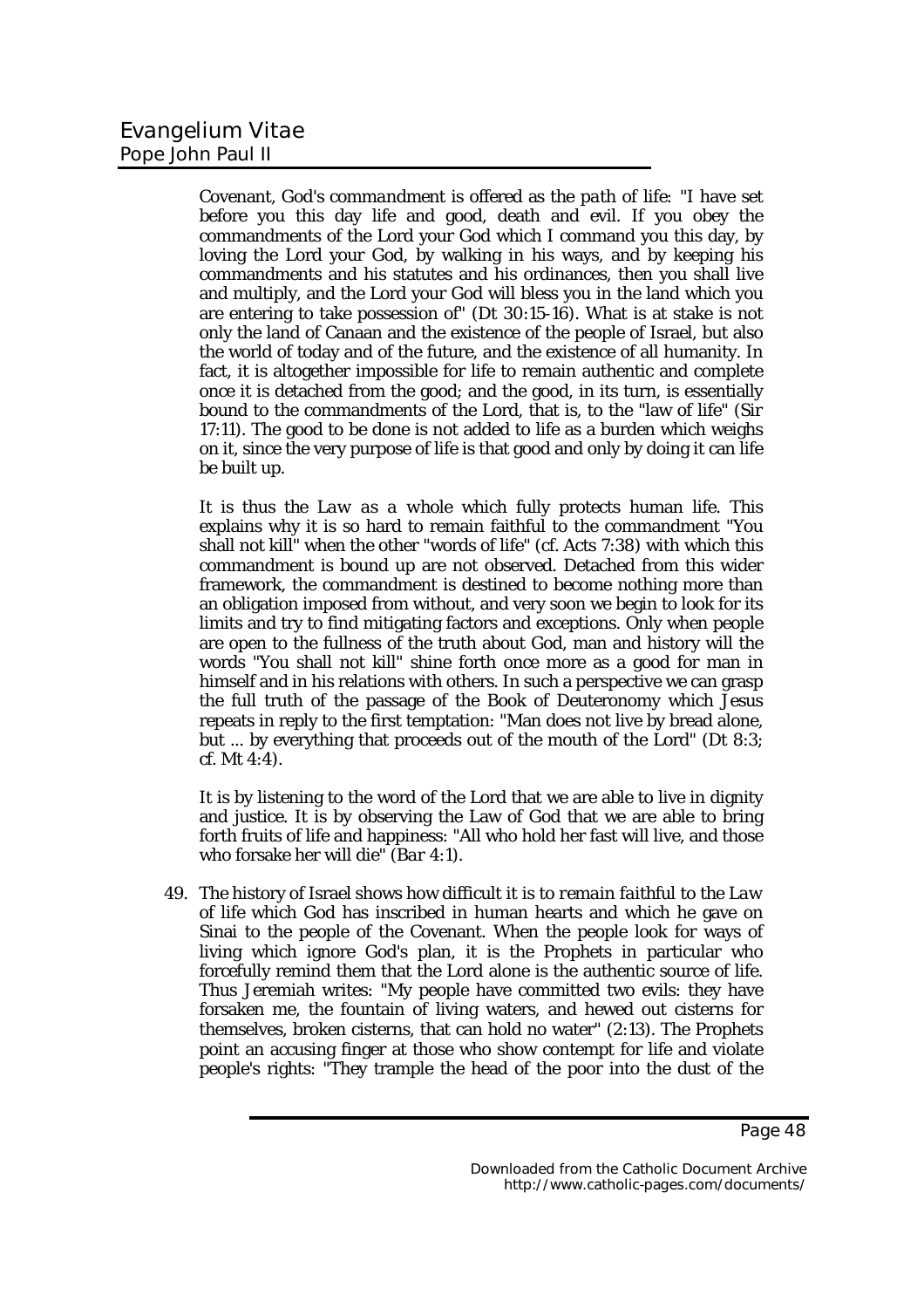Covenant, God's *commandment* is offered as the *path of life*: "I have set before you this day life and good, death and evil. If you obey the commandments of the Lord your God which I command you this day, by loving the Lord your God, by walking in his ways, and by keeping his commandments and his statutes and his ordinances, then you shall live and multiply, and the Lord your God will bless you in the land which you are entering to take possession of" (Dt 30:15-16). What is at stake is not only the land of Canaan and the existence of the people of Israel, but also the world of today and of the future, and the existence of all humanity. In fact, it is altogether impossible for life to remain authentic and complete once it is detached from the good; and the good, in its turn, is essentially bound to the commandments of the Lord, that is, to the "law of life" (Sir 17:11). The good to be done is not added to life as a burden which weighs on it, since the very purpose of life is that good and only by doing it can life be built up.

It is thus the *Law as a whole* which fully protects human life. This explains why it is so hard to remain faithful to the commandment "You shall not kill" when the other "words of life" (cf. Acts 7:38) with which this commandment is bound up are not observed. Detached from this wider framework, the commandment is destined to become nothing more than an obligation imposed from without, and very soon we begin to look for its limits and try to find mitigating factors and exceptions. Only when people are open to the fullness of the truth about God, man and history will the words "You shall not kill" shine forth once more as a good for man in himself and in his relations with others. In such a perspective we can grasp the full truth of the passage of the Book of Deuteronomy which Jesus repeats in reply to the first temptation: "Man does not live by bread alone, but ... by everything that proceeds out of the mouth of the Lord" (Dt 8:3; cf. Mt 4:4).

It is by listening to the word of the Lord that we are able to live in dignity and justice. It is by observing the Law of God that we are able to bring forth fruits of life and happiness: "All who hold her fast will live, and those who forsake her will die" (*Bar* 4:1).

49. The history of Israel shows how difficult it is to *remain faithful to the Law of life* which God has inscribed in human hearts and which he gave on Sinai to the people of the Covenant. When the people look for ways of living which ignore God's plan, it is the Prophets in particular who forcefully remind them that the Lord alone is the authentic source of life. Thus Jeremiah writes: "My people have committed two evils: they have forsaken me, the fountain of living waters, and hewed out cisterns for themselves, broken cisterns, that can hold no water" (2:13). The Prophets point an accusing finger at those who show contempt for life and violate people's rights: "They trample the head of the poor into the dust of the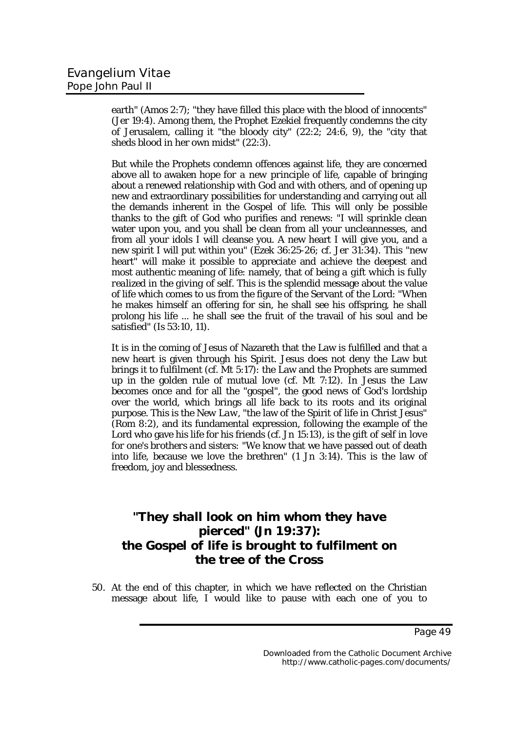earth" (Amos 2:7); "they have filled this place with the blood of innocents" (Jer 19:4). Among them, the Prophet Ezekiel frequently condemns the city of Jerusalem, calling it "the bloody city" (22:2; 24:6, 9), the "city that sheds blood in her own midst" (22:3).

But while the Prophets condemn offences against life, they are concerned above all to awaken hope for a new principle of life, capable of bringing about a renewed relationship with God and with others, and of opening up new and extraordinary possibilities for understanding and carrying out all the demands inherent in the Gospel of life. This will only be possible thanks to the gift of God who purifies and renews: "I will sprinkle clean water upon you, and you shall be clean from all your uncleannesses, and from all your idols I will cleanse you. A new heart I will give you, and a new spirit I will put within you" (Ezek 36:25-26; cf. Jer 31:34). This "new heart" will make it possible to appreciate and achieve the deepest and most authentic meaning of life: namely, that of being *a gift which is fully realized in the giving of self*. This is the splendid message about the value of life which comes to us from the figure of the Servant of the Lord: "When he makes himself an offering for sin, he shall see his offspring, he shall prolong his life ... he shall see the fruit of the travail of his soul and be satisfied" (Is 53:10, 11).

It is in the coming of Jesus of Nazareth that the Law is fulfilled and that a new heart is given through his Spirit. Jesus does not deny the Law but brings it to fulfilment (cf. Mt 5:17): the Law and the Prophets are summed up in the golden rule of mutual love (cf. Mt 7:12). In Jesus the Law becomes once and for all the "gospel", the good news of God's lordship over the world, which brings all life back to its roots and its original purpose. This is the *New Law*, "the law of the Spirit of life in Christ Jesus" (Rom 8:2), and its fundamental expression, following the example of the Lord who gave his life for his friends (cf. Jn 15:13), is the *gift of self in love for one's brothers and sisters*: "We know that we have passed out of death into life, because we love the brethren" (1 Jn 3:14). This is the law of freedom, joy and blessedness.

## "They shall look on him whom they have pierced" (Jn 19:37): the Gospel of life is brought to fulfilment on the tree of the Cross

50. At the end of this chapter, in which we have reflected on the Christian message about life, I would like to pause with each one of you to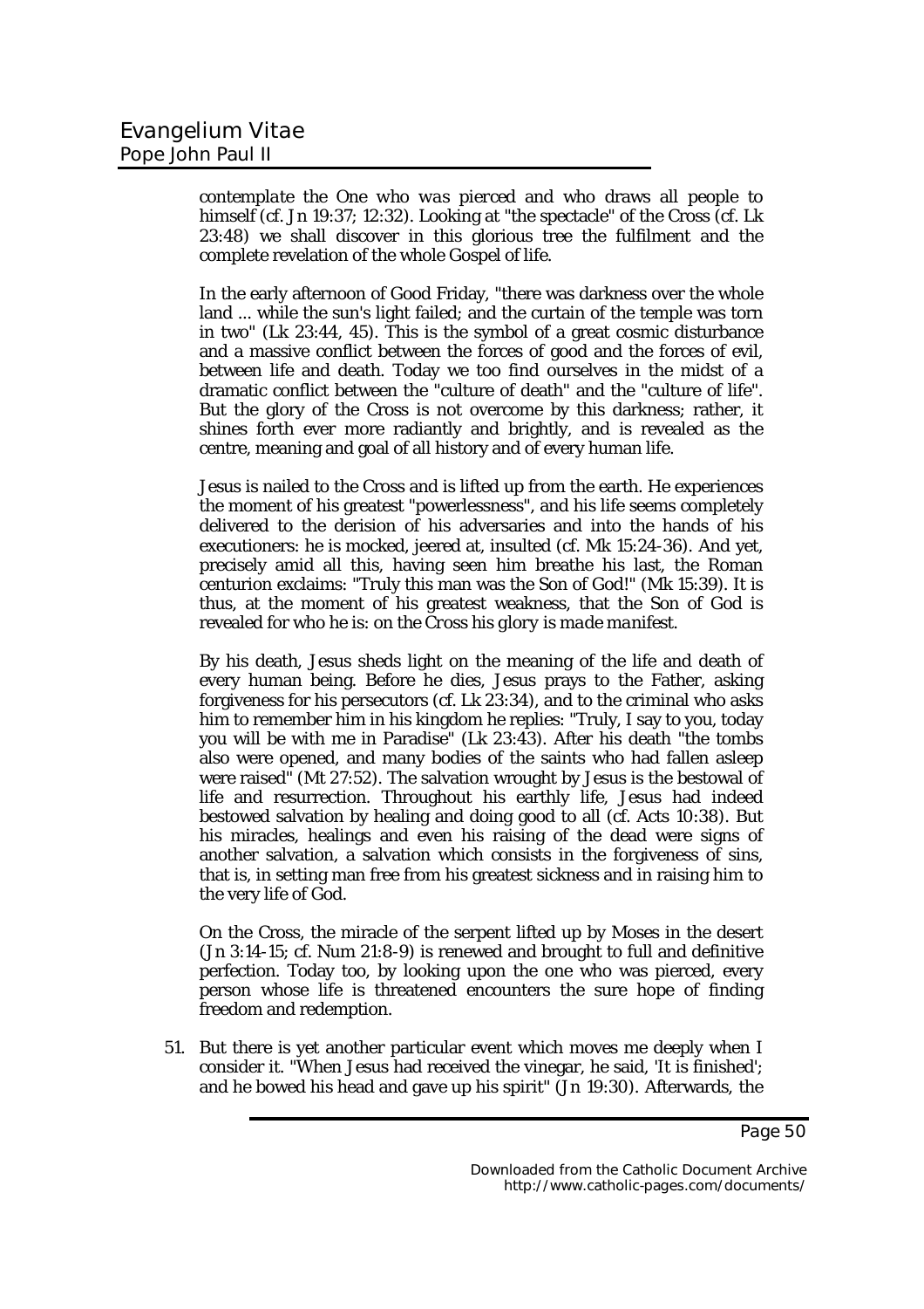*contemplate the One who was pierced and who draws all people to himself* (cf. Jn 19:37; 12:32). Looking at "the spectacle" of the Cross (cf. Lk 23:48) we shall discover in this glorious tree the fulfilment and the complete revelation of the whole Gospel of life.

In the early afternoon of Good Friday, "there was darkness over the whole land ... while the sun's light failed; and the curtain of the temple was torn in two" (Lk 23:44, 45). This is the symbol of a great cosmic disturbance and a massive conflict between the forces of good and the forces of evil, between life and death. Today we too find ourselves in the midst of a dramatic conflict between the "culture of death" and the "culture of life". But the glory of the Cross is not overcome by this darkness; rather, it shines forth ever more radiantly and brightly, and is revealed as the centre, meaning and goal of all history and of every human life.

Jesus is nailed to the Cross and is lifted up from the earth. He experiences the moment of his greatest "powerlessness", and his life seems completely delivered to the derision of his adversaries and into the hands of his executioners: he is mocked, jeered at, insulted (cf. Mk 15:24-36). And yet, precisely amid all this, having seen him breathe his last, the Roman centurion exclaims: "Truly this man was the Son of God!" (Mk 15:39). It is thus, at the moment of his greatest weakness, that the Son of God is revealed for who he is: *on the Cross his glory is made manifest*.

By his death, Jesus sheds light on the meaning of the life and death of every human being. Before he dies, Jesus prays to the Father, asking forgiveness for his persecutors (cf. Lk 23:34), and to the criminal who asks him to remember him in his kingdom he replies: "Truly, I say to you, today you will be with me in Paradise" (Lk 23:43). After his death "the tombs also were opened, and many bodies of the saints who had fallen asleep were raised" (Mt 27:52). The salvation wrought by Jesus is the bestowal of life and resurrection. Throughout his earthly life, Jesus had indeed bestowed salvation by healing and doing good to all (cf. Acts 10:38). But his miracles, healings and even his raising of the dead were signs of another salvation, a salvation which consists in the forgiveness of sins, that is, in setting man free from his greatest sickness and in raising him to the very life of God.

On the Cross, the miracle of the serpent lifted up by Moses in the desert (Jn 3:14-15; cf. Num 21:8-9) is renewed and brought to full and definitive perfection. Today too, by looking upon the one who was pierced, every person whose life is threatened encounters the sure hope of finding freedom and redemption.

51. But there is yet another particular event which moves me deeply when I consider it. "When Jesus had received the vinegar, he said, 'It is finished'; and he bowed his head and gave up his spirit" (Jn 19:30). Afterwards, the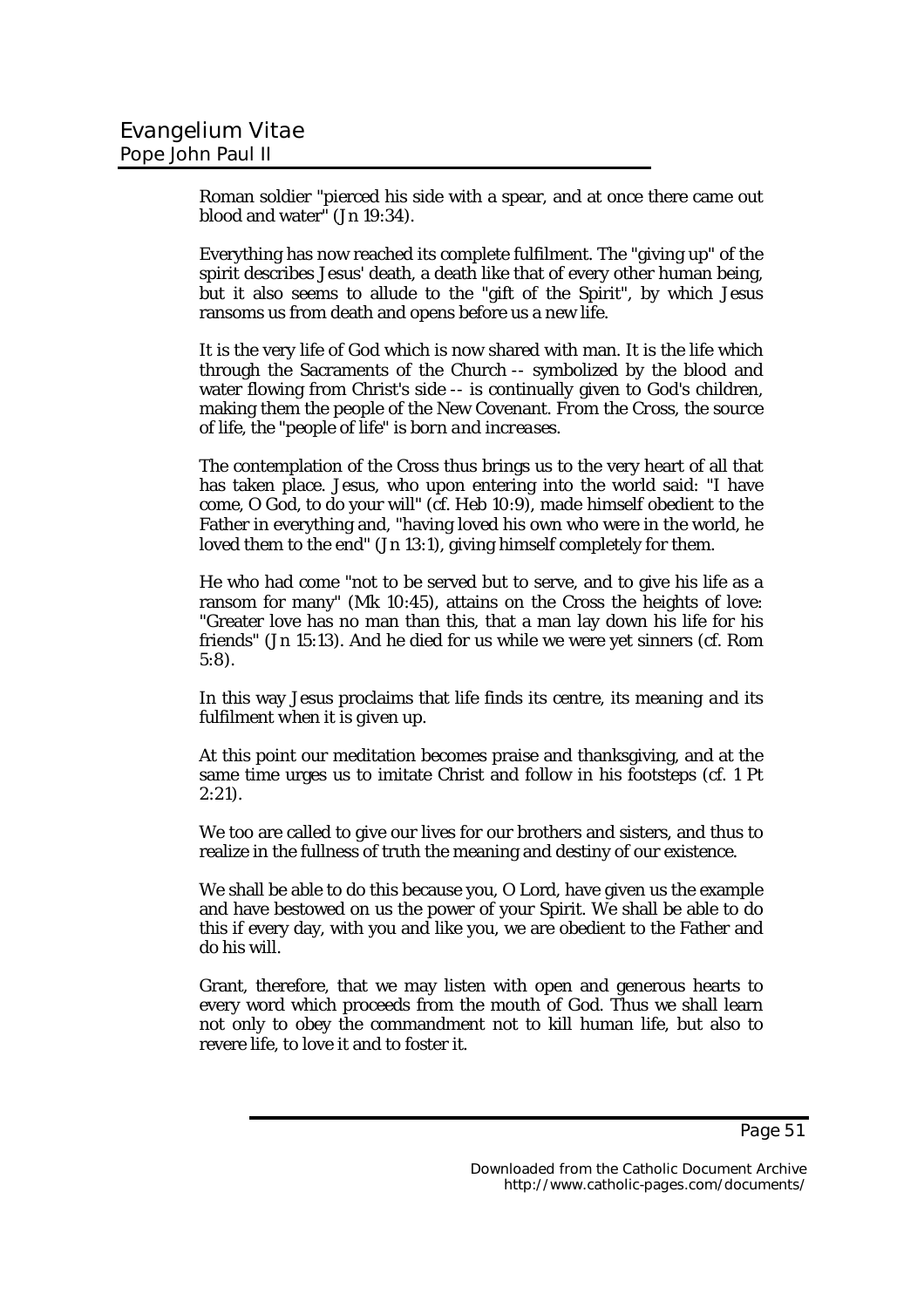Roman soldier "pierced his side with a spear, and at once there came out blood and water" (Jn 19:34).

Everything has now reached its complete fulfilment. The "giving up" of the spirit describes Jesus' death, a death like that of every other human being, but it also seems to allude to the "gift of the Spirit", by which Jesus ransoms us from death and opens before us a new life.

It is the very life of God which is now shared with man. It is the life which through the Sacraments of the Church -- symbolized by the blood and water flowing from Christ's side -- is continually given to God's children, making them the people of the New Covenant. *From the Cross, the source of life, the "people of life" is born and increases.*

The contemplation of the Cross thus brings us to the very heart of all that has taken place. Jesus, who upon entering into the world said: "I have come, O God, to do your will" (cf. Heb 10:9), made himself obedient to the Father in everything and, "having loved his own who were in the world, he loved them to the end" (Jn 13:1), giving himself completely for them.

He who had come "not to be served but to serve, and to give his life as a ransom for many" (Mk 10:45), attains on the Cross the heights of love: "Greater love has no man than this, that a man lay down his life for his friends" (Jn 15:13). And he died for us while we were yet sinners (cf. Rom 5:8).

In this way Jesus proclaims that *life finds its centre, its meaning and its fulfilment when it is given up.*

At this point our meditation becomes praise and thanksgiving, and at the same time urges us to imitate Christ and follow in his footsteps (cf. 1 Pt 2:21).

We too are called to give our lives for our brothers and sisters, and thus to realize in the fullness of truth the meaning and destiny of our existence.

We shall be able to do this because you, O Lord, have given us the example and have bestowed on us the power of your Spirit. We shall be able to do this if every day, with you and like you, we are obedient to the Father and do his will.

Grant, therefore, that we may listen with open and generous hearts to every word which proceeds from the mouth of God. Thus we shall learn not only to obey the commandment not to kill human life, but also to revere life, to love it and to foster it.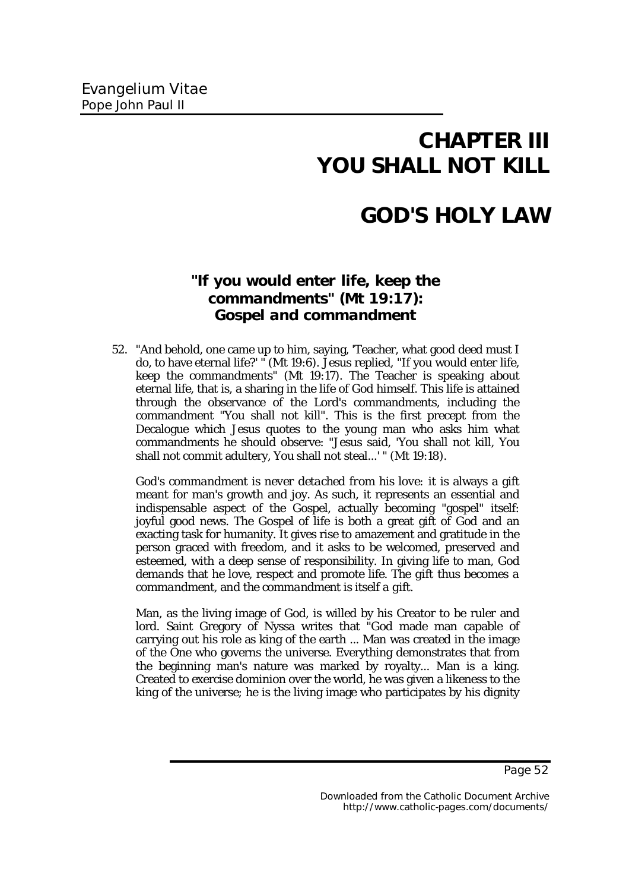# CHAPTER III
# YOU SHALL NOT KILL

# GOD'S HOLY LAW

### "If you would enter life, keep the commandments" (Mt 19:17): *Gospel and commandment*

52. "And behold, one came up to him, saying, 'Teacher, what good deed must I do, to have eternal life?' " (Mt 19:6). Jesus replied, "If you would enter life, keep the commandments" (Mt 19:17). The Teacher is speaking about eternal life, that is, a sharing in the life of God himself. This life is attained through the observance of the Lord's commandments, including the commandment "You shall not kill". This is the first precept from the Decalogue which Jesus quotes to the young man who asks him what commandments he should observe: "Jesus said, 'You shall not kill, You shall not commit adultery, You shall not steal...' " (Mt 19:18).

*God's commandment is never detached from his love*: it is always a gift meant for man's growth and joy. As such, it represents an essential and indispensable aspect of the Gospel, actually becoming "gospel" itself: joyful good news. The Gospel of life is both a great gift of God and an exacting task for humanity. It gives rise to amazement and gratitude in the person graced with freedom, and it asks to be welcomed, preserved and esteemed, with a deep sense of responsibility. In giving life to man, God *demands* that he love, respect and promote life. The *gift* thus becomes a *commandment*, and the *commandment* is itself a *gift*.

Man, as the living image of God, is willed by his Creator to be ruler and lord. Saint Gregory of Nyssa writes that "God made man capable of carrying out his role as king of the earth ... Man was created in the image of the One who governs the universe. Everything demonstrates that from the beginning man's nature was marked by royalty... Man is a king. Created to exercise dominion over the world, he was given a likeness to the king of the universe; he is the living image who participates by his dignity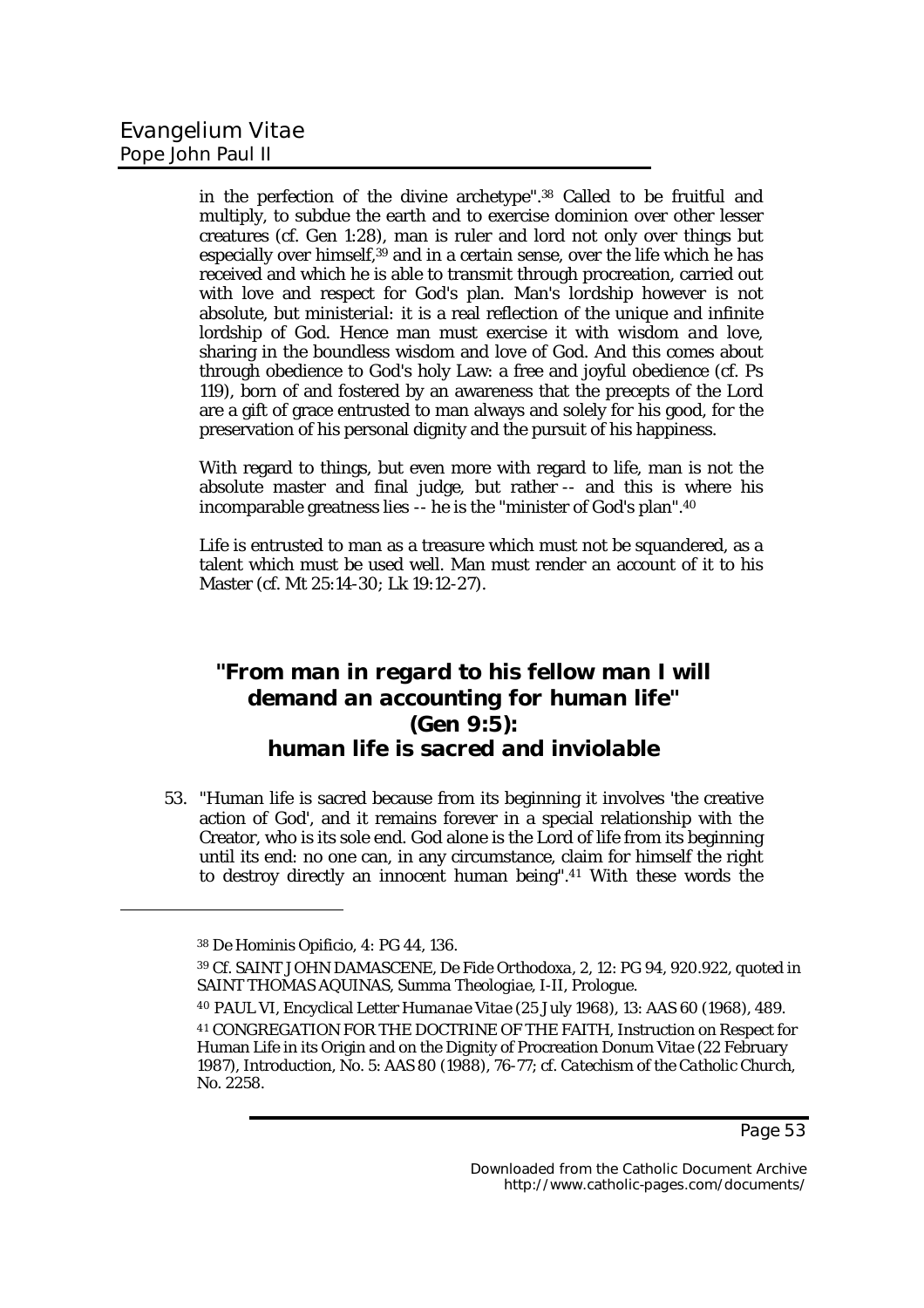in the perfection of the divine archetype".[38] Called to be fruitful and multiply, to subdue the earth and to exercise dominion over other lesser creatures (cf. Gen 1:28), man is ruler and lord not only over things but especially over himself,[39] and in a certain sense, over the life which he has received and which he is able to transmit through procreation, carried out with love and respect for God's plan. Man's lordship however is not absolute, but ministerial: it is a real reflection of the unique and infinite lordship of God. Hence man must exercise it with *wisdom and love*, sharing in the boundless wisdom and love of God. And this comes about through obedience to God's holy Law: a free and joyful obedience (cf. Ps 119), born of and fostered by an awareness that the precepts of the Lord are a gift of grace entrusted to man always and solely for his good, for the preservation of his personal dignity and the pursuit of his happiness.

With regard to things, but even more with regard to life, man is not the absolute master and final judge, but rather -- and this is where his incomparable greatness lies -- he is the "minister of God's plan".[40]

Life is entrusted to man as a treasure which must not be squandered, as a talent which must be used well. Man must render an account of it to his Master (cf. Mt 25:14-30; Lk 19:12-27).

## "From man in regard to his fellow man I will demand an accounting for human life" (Gen 9:5): human life is sacred and inviolable

53. "Human life is sacred because from its beginning it involves 'the creative action of God', and it remains forever in a special relationship with the Creator, who is its sole end. God alone is the Lord of life from its beginning until its end: no one can, in any circumstance, claim for himself the right to destroy directly an innocent human being".[41] With these words the

---

[38] *De Hominis Opificio*, 4: PG 44, 136.

[39] Cf. SAINT JOHN DAMASCENE, *De Fide Orthodoxa*, 2, 12: PG 94, 920.922, quoted in SAINT THOMAS AQUINAS, *Summa Theologiae*, I-II, Prologue.

[40] PAUL VI, Encyclical Letter *Humanae Vitae* (25 July 1968), 13: AAS 60 (1968), 489.

[41] CONGREGATION FOR THE DOCTRINE OF THE FAITH, Instruction on Respect for Human Life in its Origin and on the Dignity of Procreation *Donum Vitae* (22 February 1987), Introduction, No. 5: AAS 80 (1988), 76-77; cf. *Catechism of the Catholic Church*, No. 2258.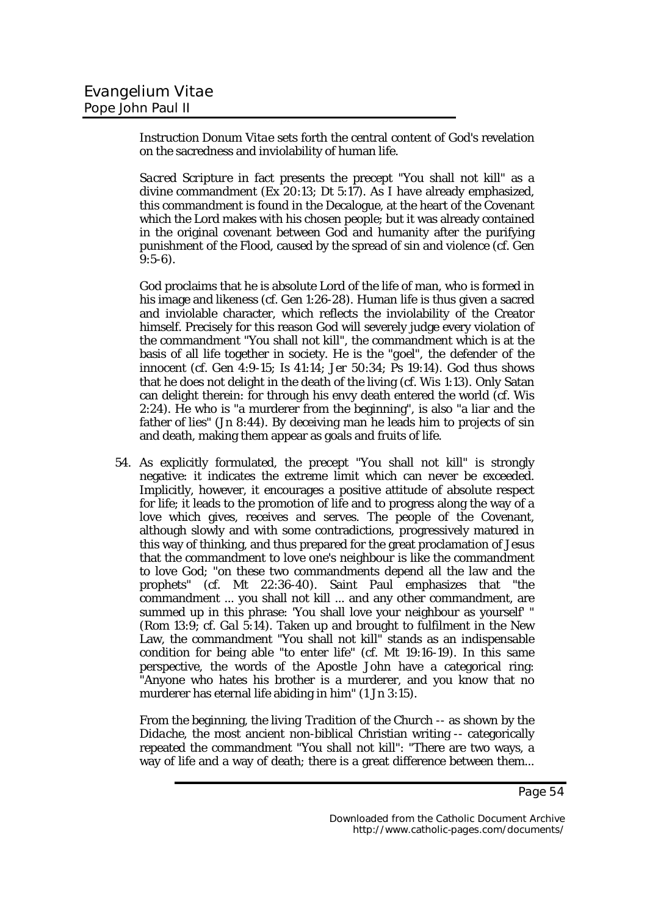Instruction *Donum Vitae* sets forth the central content of God's revelation on the sacredness and inviolability of human life.

*Sacred Scripture* in fact presents the precept "You shall not kill" as a divine commandment (Ex 20:13; Dt 5:17). As I have already emphasized, this commandment is found in the Decalogue, at the heart of the Covenant which the Lord makes with his chosen people; but it was already contained in the original covenant between God and humanity after the purifying punishment of the Flood, caused by the spread of sin and violence (cf. Gen 9:5-6).

God proclaims that he is absolute Lord of the life of man, who is formed in his image and likeness (cf. Gen 1:26-28). Human life is thus given a sacred and inviolable character, which reflects the inviolability of the Creator himself. Precisely for this reason God will severely judge every violation of the commandment "You shall not kill", the commandment which is at the basis of all life together in society. He is the "goel", the defender of the innocent (cf. Gen 4:9-15; Is 41:14; Jer 50:34; Ps 19:14). God thus shows that he does not delight in the death of the living (cf. Wis 1:13). Only Satan can delight therein: for through his envy death entered the world (cf. Wis 2:24). He who is "a murderer from the beginning", is also "a liar and the father of lies" (Jn 8:44). By deceiving man he leads him to projects of sin and death, making them appear as goals and fruits of life.

54. As explicitly formulated, the precept "You shall not kill" is strongly negative: it indicates the extreme limit which can never be exceeded. Implicitly, however, it encourages a positive attitude of absolute respect for life; it leads to the promotion of life and to progress along the way of a love which gives, receives and serves. The people of the Covenant, although slowly and with some contradictions, progressively matured in this way of thinking, and thus prepared for the great proclamation of Jesus that the commandment to love one's neighbour is like the commandment to love God; "on these two commandments depend all the law and the prophets" (cf. Mt 22:36-40). Saint Paul emphasizes that "the commandment ... you shall not kill ... and any other commandment, are summed up in this phrase: 'You shall love your neighbour as yourself' " (Rom 13:9; cf. Gal 5:14). Taken up and brought to fulfilment in the New Law, the commandment "You shall not kill" stands as an indispensable condition for being able "to enter life" (cf. Mt 19:16-19). In this same perspective, the words of the Apostle John have a categorical ring: "Anyone who hates his brother is a murderer, and you know that no murderer has eternal life abiding in him" (1 Jn 3:15).

From the beginning, the *living Tradition of the Church* -- as shown by the *Didache*, the most ancient non-biblical Christian writing -- categorically repeated the commandment "You shall not kill": "There are two ways, a way of life and a way of death; there is a great difference between them...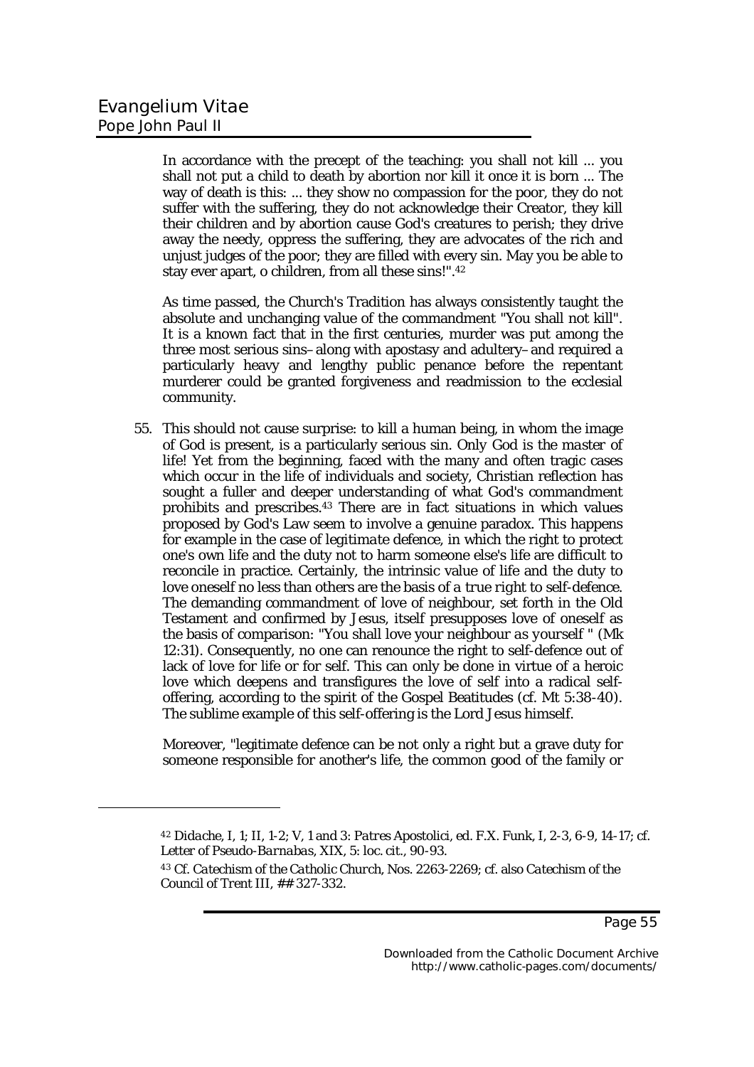In accordance with the precept of the teaching: you shall not kill ... you shall not put a child to death by abortion nor kill it once it is born ... The way of death is this: ... they show no compassion for the poor, they do not suffer with the suffering, they do not acknowledge their Creator, they kill their children and by abortion cause God's creatures to perish; they drive away the needy, oppress the suffering, they are advocates of the rich and unjust judges of the poor; they are filled with every sin. May you be able to stay ever apart, o children, from all these sins!".[42]

As time passed, the Church's Tradition has always consistently taught the absolute and unchanging value of the commandment "You shall not kill". It is a known fact that in the first centuries, murder was put among the three most serious sins–along with apostasy and adultery–and required a particularly heavy and lengthy public penance before the repentant murderer could be granted forgiveness and readmission to the ecclesial community.

55. This should not cause surprise: to kill a human being, in whom the image of God is present, is a particularly serious sin. *Only God is the master of life!* Yet from the beginning, faced with the many and often tragic cases which occur in the life of individuals and society, Christian reflection has sought a fuller and deeper understanding of what God's commandment prohibits and prescribes.[43] There are in fact situations in which values proposed by God's Law seem to involve a genuine paradox. This happens for example in the case of *legitimate defence*, in which the right to protect one's own life and the duty not to harm someone else's life are difficult to reconcile in practice. Certainly, the intrinsic value of life and the duty to love oneself no less than others are the basis of a *true right to self-defence*. The demanding commandment of love of neighbour, set forth in the Old Testament and confirmed by Jesus, itself presupposes love of oneself as the basis of comparison: "You shall love your neighbour *as yourself* " (Mk 12:31). Consequently, no one can renounce the right to self-defence out of lack of love for life or for self. This can only be done in virtue of a heroic love which deepens and transfigures the love of self into a radical self-offering, according to the spirit of the Gospel Beatitudes (cf. Mt 5:38-40). The sublime example of this self-offering is the Lord Jesus himself.

Moreover, "legitimate defence can be not only a right but a grave duty for someone responsible for another's life, the common good of the family or

---

[42] *Didache*, I, 1; II, 1-2; V, 1 and 3: *Patres Apostolici*, ed. F.X. Funk, I, 2-3, 6-9, 14-17; cf. *Letter of Pseudo-Barnabas*, XIX, 5: *loc. cit.*, 90-93.

[43] Cf. *Catechism of the Catholic Church*, Nos. 2263-2269; cf. also *Catechism of the Council of Trent* III, ## 327-332.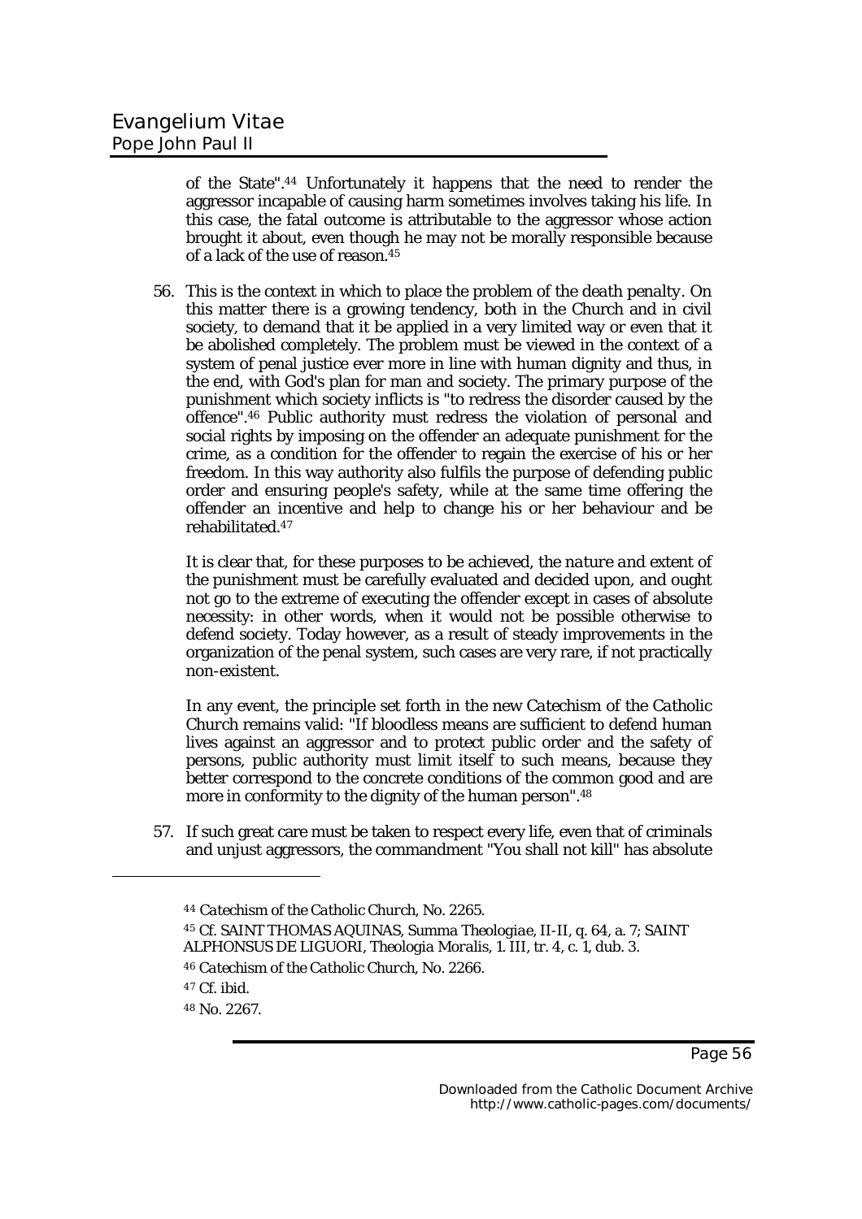of the State".[44] Unfortunately it happens that the need to render the aggressor incapable of causing harm sometimes involves taking his life. In this case, the fatal outcome is attributable to the aggressor whose action brought it about, even though he may not be morally responsible because of a lack of the use of reason.[45]

56. This is the context in which to place the problem of the *death penalty*. On this matter there is a growing tendency, both in the Church and in civil society, to demand that it be applied in a very limited way or even that it be abolished completely. The problem must be viewed in the context of a system of penal justice ever more in line with human dignity and thus, in the end, with God's plan for man and society. The primary purpose of the punishment which society inflicts is "to redress the disorder caused by the offence".[46] Public authority must redress the violation of personal and social rights by imposing on the offender an adequate punishment for the crime, as a condition for the offender to regain the exercise of his or her freedom. In this way authority also fulfils the purpose of defending public order and ensuring people's safety, while at the same time offering the offender an incentive and help to change his or her behaviour and be rehabilitated.[47]

    It is clear that, for these purposes to be achieved, the *nature and extent of the punishment* must be carefully evaluated and decided upon, and ought not go to the extreme of executing the offender except in cases of absolute necessity: in other words, when it would not be possible otherwise to defend society. Today however, as a result of steady improvements in the organization of the penal system, such cases are very rare, if not practically non-existent.

    In any event, the principle set forth in the new *Catechism of the Catholic Church* remains valid: "If bloodless means are sufficient to defend human lives against an aggressor and to protect public order and the safety of persons, public authority must limit itself to such means, because they better correspond to the concrete conditions of the common good and are more in conformity to the dignity of the human person".[48]

57. If such great care must be taken to respect every life, even that of criminals and unjust aggressors, the commandment "You shall not kill" has absolute

---

[44] *Catechism of the Catholic Church*, No. 2265.

[45] Cf. SAINT THOMAS AQUINAS, *Summa Theologiae*, II-II, q. 64, a. 7; SAINT ALPHONSUS DE LIGUORI, *Theologia Moralis*, l. III, tr. 4, c. 1, dub. 3.

[46] *Catechism of the Catholic Church*, No. 2266.

[47] Cf. ibid.

[48] No. 2267.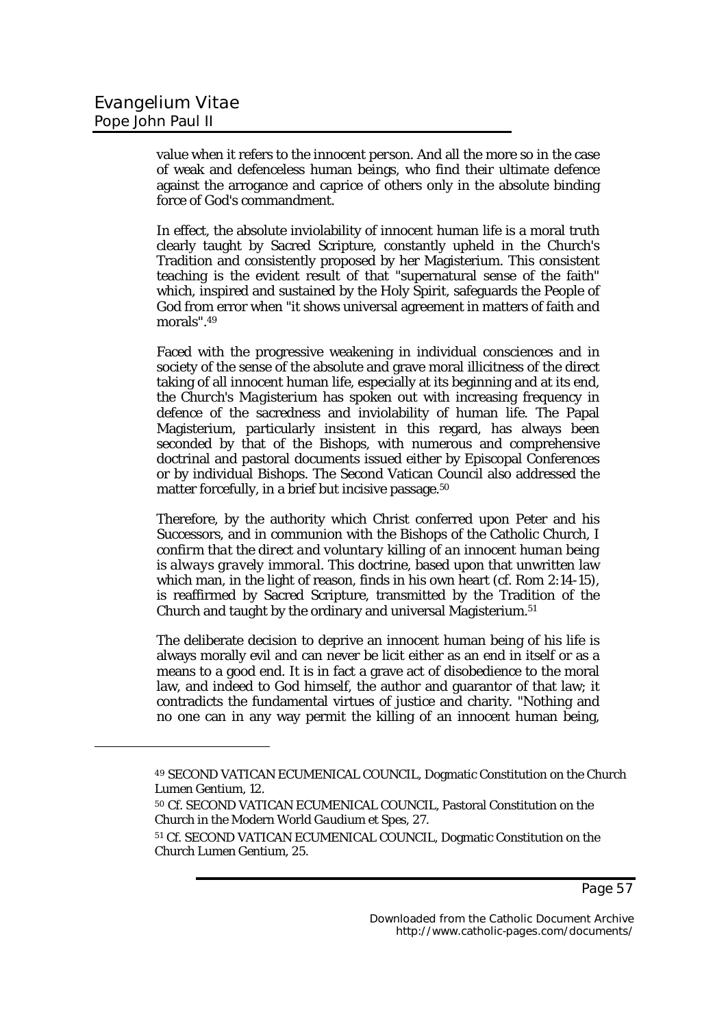value when it refers to the innocent person. And all the more so in the case of weak and defenceless human beings, who find their ultimate defence against the arrogance and caprice of others only in the absolute binding force of God's commandment.

In effect, the absolute inviolability of innocent human life is a moral truth clearly taught by Sacred Scripture, constantly upheld in the Church's Tradition and consistently proposed by her Magisterium. This consistent teaching is the evident result of that "supernatural sense of the faith" which, inspired and sustained by the Holy Spirit, safeguards the People of God from error when "it shows universal agreement in matters of faith and morals".[49]

Faced with the progressive weakening in individual consciences and in society of the sense of the absolute and grave moral illicitness of the direct taking of all innocent human life, especially at its beginning and at its end, the Church's Magisterium has spoken out with increasing frequency in defence of the sacredness and inviolability of human life. The Papal Magisterium, particularly insistent in this regard, has always been seconded by that of the Bishops, with numerous and comprehensive doctrinal and pastoral documents issued either by Episcopal Conferences or by individual Bishops. The Second Vatican Council also addressed the matter forcefully, in a brief but incisive passage.[50]

Therefore, by the authority which Christ conferred upon Peter and his Successors, and in communion with the Bishops of the Catholic Church, I *confirm that the direct and voluntary killing of an innocent human being is always gravely immoral.* This doctrine, based upon that unwritten law which man, in the light of reason, finds in his own heart (cf. Rom 2:14-15), is reaffirmed by Sacred Scripture, transmitted by the Tradition of the Church and taught by the ordinary and universal Magisterium.[51]

The deliberate decision to deprive an innocent human being of his life is always morally evil and can never be licit either as an end in itself or as a means to a good end. It is in fact a grave act of disobedience to the moral law, and indeed to God himself, the author and guarantor of that law; it contradicts the fundamental virtues of justice and charity. "Nothing and no one can in any way permit the killing of an innocent human being,

---

[49] SECOND VATICAN ECUMENICAL COUNCIL, Dogmatic Constitution on the Church Lumen Gentium, 12.

[50] Cf. SECOND VATICAN ECUMENICAL COUNCIL, Pastoral Constitution on the Church in the Modern World *Gaudium et Spes*, 27.

[51] Cf. SECOND VATICAN ECUMENICAL COUNCIL, Dogmatic Constitution on the Church Lumen Gentium, 25.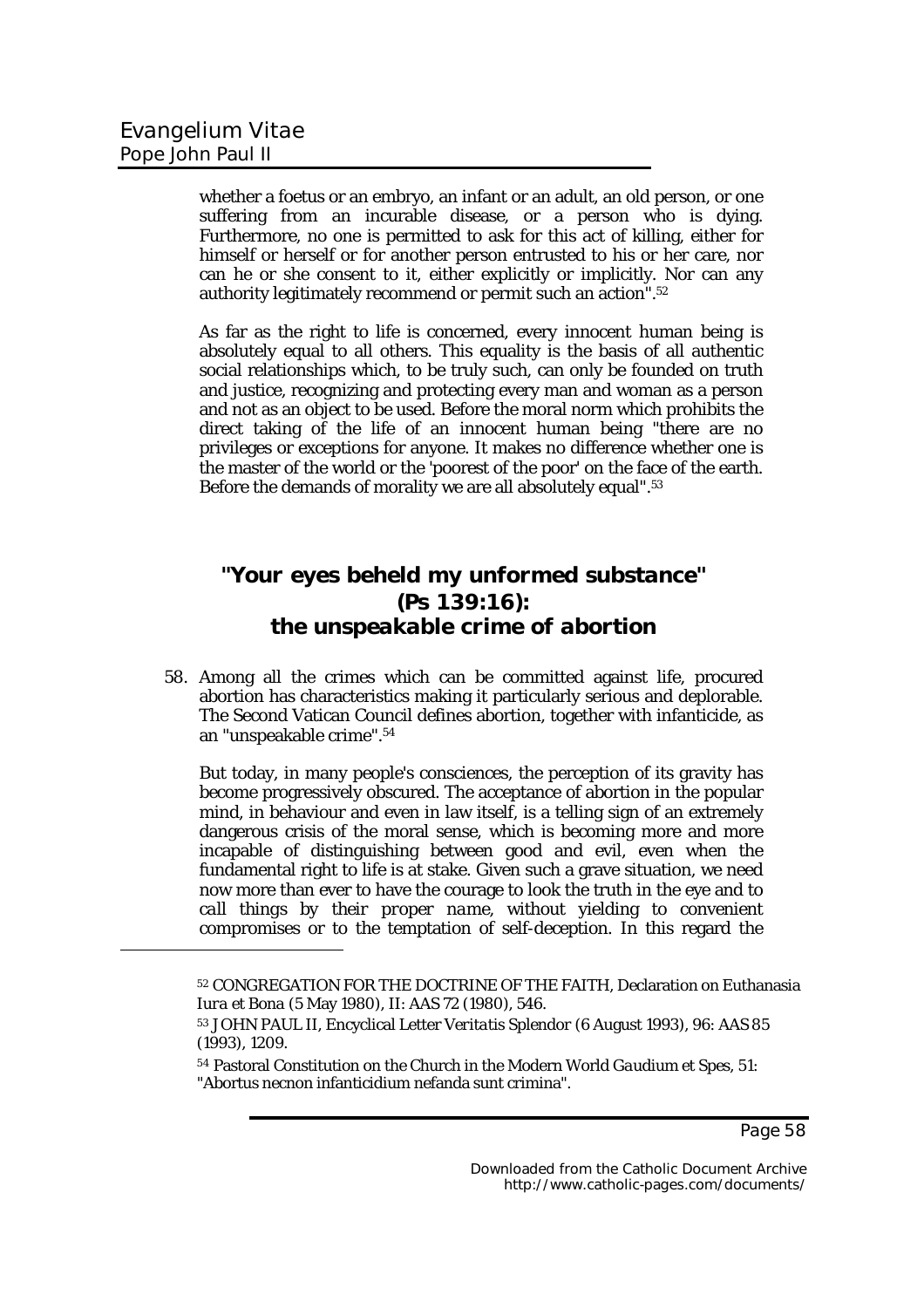whether a foetus or an embryo, an infant or an adult, an old person, or one suffering from an incurable disease, or a person who is dying. Furthermore, no one is permitted to ask for this act of killing, either for himself or herself or for another person entrusted to his or her care, nor can he or she consent to it, either explicitly or implicitly. Nor can any authority legitimately recommend or permit such an action".[52]

As far as the right to life is concerned, every innocent human being is absolutely equal to all others. This equality is the basis of all authentic social relationships which, to be truly such, can only be founded on truth and justice, recognizing and protecting every man and woman as a person and not as an object to be used. Before the moral norm which prohibits the direct taking of the life of an innocent human being "there are no privileges or exceptions for anyone. It makes no difference whether one is the master of the world or the 'poorest of the poor' on the face of the earth. Before the demands of morality we are all absolutely equal".[53]

## *"Your eyes beheld my unformed substance" (Ps 139:16): the unspeakable crime of abortion*

58. Among all the crimes which can be committed against life, procured abortion has characteristics making it particularly serious and deplorable. The Second Vatican Council defines abortion, together with infanticide, as an "unspeakable crime".[54]

But today, in many people's consciences, the perception of its gravity has become progressively obscured. The acceptance of abortion in the popular mind, in behaviour and even in law itself, is a telling sign of an extremely dangerous crisis of the moral sense, which is becoming more and more incapable of distinguishing between good and evil, even when the fundamental right to life is at stake. Given such a grave situation, we need now more than ever to have the courage to look the truth in the eye and to *call things by their proper name*, without yielding to convenient compromises or to the temptation of self-deception. In this regard the

---

[52] CONGREGATION FOR THE DOCTRINE OF THE FAITH, Declaration on Euthanasia *Iura et Bona* (5 May 1980), II: AAS 72 (1980), 546.

[53] JOHN PAUL II, Encyclical Letter *Veritatis Splendor* (6 August 1993), 96: AAS 85 (1993), 1209.

[54] Pastoral Constitution on the Church in the Modern World *Gaudium et Spes*, 51: "Abortus necnon infanticidium nefanda sunt crimina".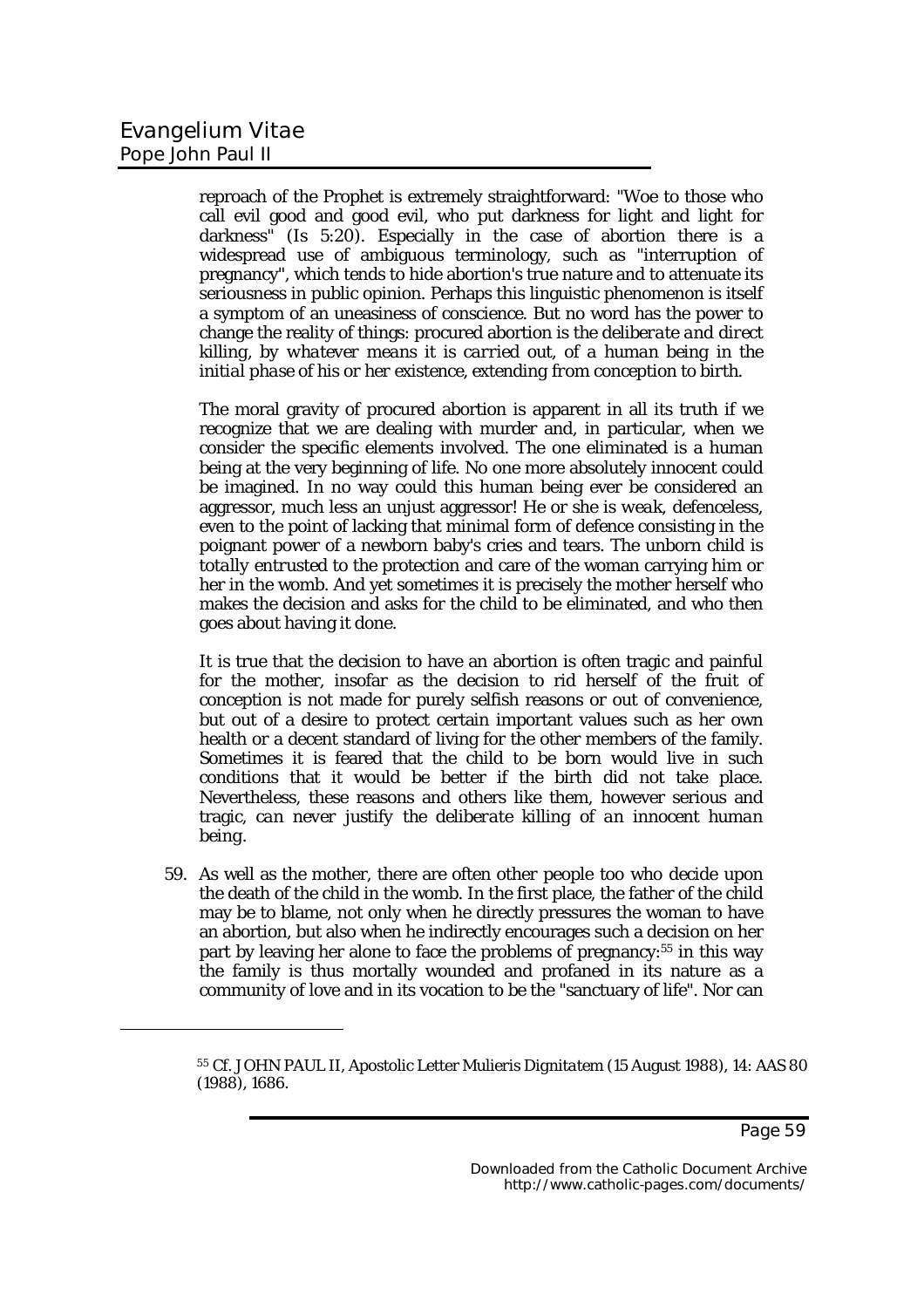reproach of the Prophet is extremely straightforward: "Woe to those who call evil good and good evil, who put darkness for light and light for darkness" (Is 5:20). Especially in the case of abortion there is a widespread use of ambiguous terminology, such as "interruption of pregnancy", which tends to hide abortion's true nature and to attenuate its seriousness in public opinion. Perhaps this linguistic phenomenon is itself a symptom of an uneasiness of conscience. But no word has the power to change the reality of things: *procured abortion is the deliberate and direct killing, by whatever means it is carried out, of a human being in the initial phase of his or her existence, extending from conception to birth.*

The moral gravity of procured abortion is apparent in all its truth if we recognize that we are dealing with murder and, in particular, when we consider the specific elements involved. The one eliminated is a human being at the very beginning of life. No one more absolutely innocent could be imagined. In no way could this human being ever be considered an aggressor, much less an unjust aggressor! He or she is *weak*, defenceless, even to the point of lacking that minimal form of defence consisting in the poignant power of a newborn baby's cries and tears. The unborn child is *totally entrusted* to the protection and care of the woman carrying him or her in the womb. And yet sometimes it is precisely the mother herself who makes the decision and asks for the child to be eliminated, and who then goes about having it done.

It is true that the decision to have an abortion is often tragic and painful for the mother, insofar as the decision to rid herself of the fruit of conception is not made for purely selfish reasons or out of convenience, but out of a desire to protect certain important values such as her own health or a decent standard of living for the other members of the family. Sometimes it is feared that the child to be born would live in such conditions that it would be better if the birth did not take place. Nevertheless, these reasons and others like them, however serious and tragic, *can never justify the deliberate killing of an innocent human being*.

59. As well as the mother, there are often other people too who decide upon the death of the child in the womb. In the first place, the father of the child may be to blame, not only when he directly pressures the woman to have an abortion, but also when he indirectly encourages such a decision on her part by leaving her alone to face the problems of pregnancy:[55] in this way the family is thus mortally wounded and profaned in its nature as a community of love and in its vocation to be the "sanctuary of life". Nor can

[55] Cf. JOHN PAUL II, Apostolic Letter *Mulieris Dignitatem* (15 August 1988), 14: AAS 80 (1988), 1686.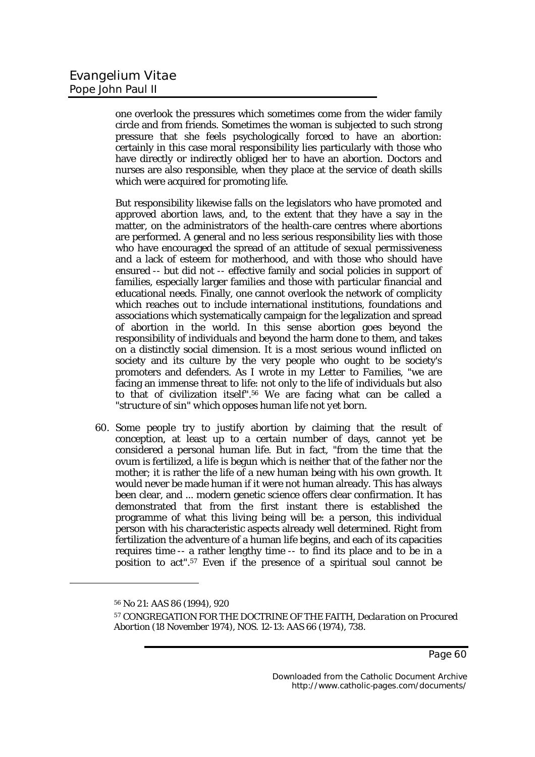one overlook the pressures which sometimes come from the wider family circle and from friends. Sometimes the woman is subjected to such strong pressure that she feels psychologically forced to have an abortion: certainly in this case moral responsibility lies particularly with those who have directly or indirectly obliged her to have an abortion. Doctors and nurses are also responsible, when they place at the service of death skills which were acquired for promoting life.

But responsibility likewise falls on the legislators who have promoted and approved abortion laws, and, to the extent that they have a say in the matter, on the administrators of the health-care centres where abortions are performed. A general and no less serious responsibility lies with those who have encouraged the spread of an attitude of sexual permissiveness and a lack of esteem for motherhood, and with those who should have ensured -- but did not -- effective family and social policies in support of families, especially larger families and those with particular financial and educational needs. Finally, one cannot overlook the network of complicity which reaches out to include international institutions, foundations and associations which systematically campaign for the legalization and spread of abortion in the world. In this sense abortion goes beyond the responsibility of individuals and beyond the harm done to them, and takes on a distinctly social dimension. It is a most serious wound inflicted on society and its culture by the very people who ought to be society's promoters and defenders. As I wrote in my *Letter to Families*, "we are facing an immense threat to life: not only to the life of individuals but also to that of civilization itself".[56] We are facing what can be called a *"structure of sin" which opposes human life not yet born.*

60. Some people try to justify abortion by claiming that the result of conception, at least up to a certain number of days, cannot yet be considered a personal human life. But in fact, "from the time that the ovum is fertilized, a life is begun which is neither that of the father nor the mother; it is rather the life of a new human being with his own growth. It would never be made human if it were not human already. This has always been clear, and ... modern genetic science offers clear confirmation. It has demonstrated that from the first instant there is established the programme of what this living being will be: a person, this individual person with his characteristic aspects already well determined. Right from fertilization the adventure of a human life begins, and each of its capacities requires time -- a rather lengthy time -- to find its place and to be in a position to act".[57] Even if the presence of a spiritual soul cannot be

---

[56] No 21: AAS 86 (1994), 920

[57] CONGREGATION FOR THE DOCTRINE OF THE FAITH, *Declaration on Procured Abortion* (18 November 1974), NOS. 12-13: AAS 66 (1974), 738.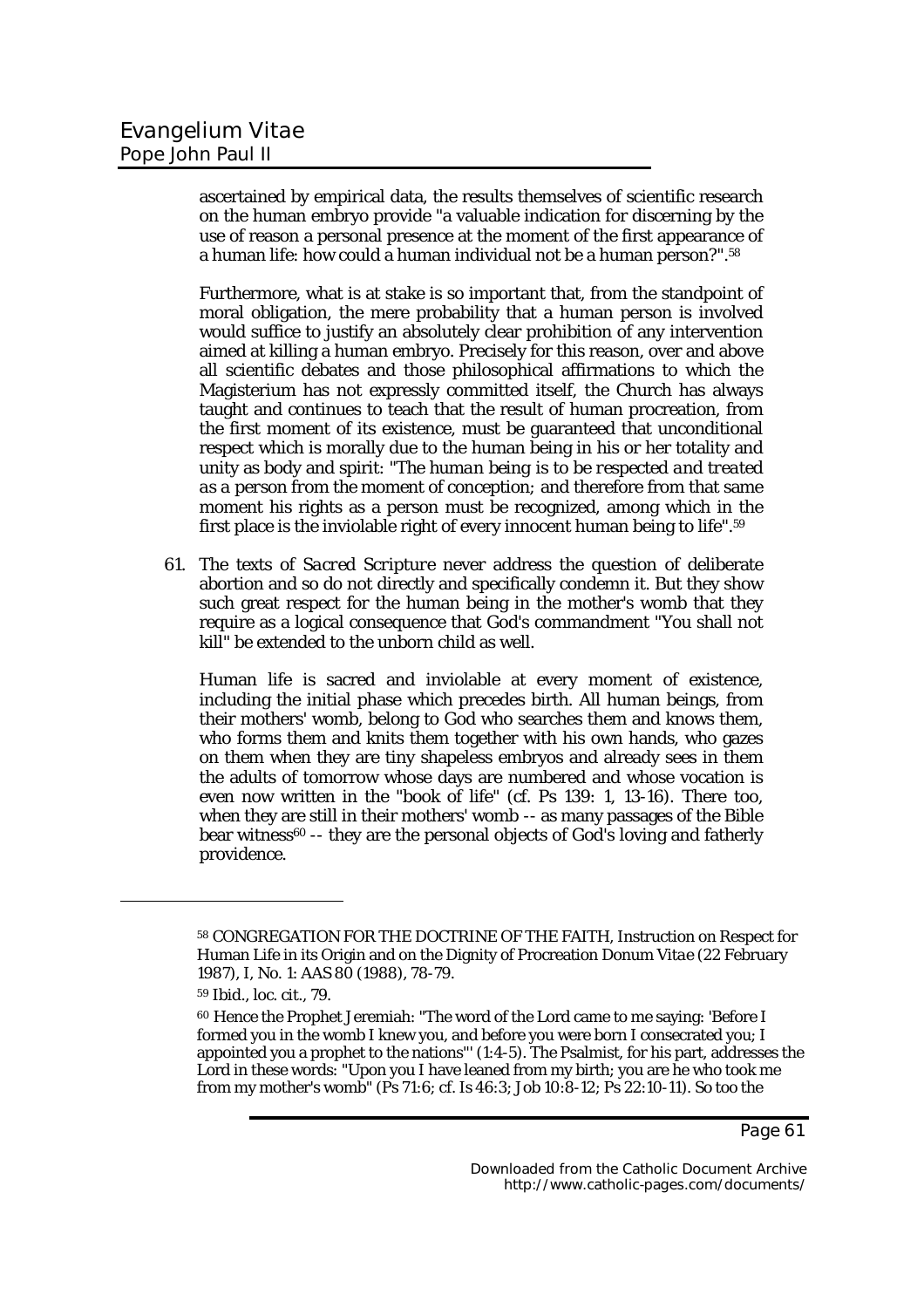ascertained by empirical data, the results themselves of scientific research on the human embryo provide "a valuable indication for discerning by the use of reason a personal presence at the moment of the first appearance of a human life: how could a human individual not be a human person?".[58]

Furthermore, what is at stake is so important that, from the standpoint of moral obligation, the mere probability that a human person is involved would suffice to justify an absolutely clear prohibition of any intervention aimed at killing a human embryo. Precisely for this reason, over and above all scientific debates and those philosophical affirmations to which the Magisterium has not expressly committed itself, the Church has always taught and continues to teach that the result of human procreation, from the first moment of its existence, must be guaranteed that unconditional respect which is morally due to the human being in his or her totality and unity as body and spirit: "*The human being is to be respected and treated as a person from the moment of conception*; and therefore from that same moment his rights as a person must be recognized, among which in the first place is the inviolable right of every innocent human being to life".[59]

61. The texts of *Sacred Scripture* never address the question of deliberate abortion and so do not directly and specifically condemn it. But they show such great respect for the human being in the mother's womb that they require as a logical consequence that God's commandment "You shall not kill" be extended to the unborn child as well.

Human life is sacred and inviolable at every moment of existence, including the initial phase which precedes birth. All human beings, from their mothers' womb, belong to God who searches them and knows them, who forms them and knits them together with his own hands, who gazes on them when they are tiny shapeless embryos and already sees in them the adults of tomorrow whose days are numbered and whose vocation is even now written in the "book of life" (cf. Ps 139: 1, 13-16). There too, when they are still in their mothers' womb -- as many passages of the Bible bear witness[60] -- they are the personal objects of God's loving and fatherly providence.

---

[58] CONGREGATION FOR THE DOCTRINE OF THE FAITH, Instruction on Respect for Human Life in its Origin and on the Dignity of Procreation *Donum Vitae* (22 February 1987), I, No. 1: AAS 80 (1988), 78-79.

[59] *Ibid., loc. cit.*, 79.

[60] Hence the Prophet Jeremiah: "The word of the Lord came to me saying: 'Before I formed you in the womb I knew you, and before you were born I consecrated you; I appointed you a prophet to the nations"' (1:4-5). The Psalmist, for his part, addresses the Lord in these words: "Upon you I have leaned from my birth; you are he who took me from my mother's womb" (Ps 71:6; cf. Is 46:3; Job 10:8-12; Ps 22:10-11). So too the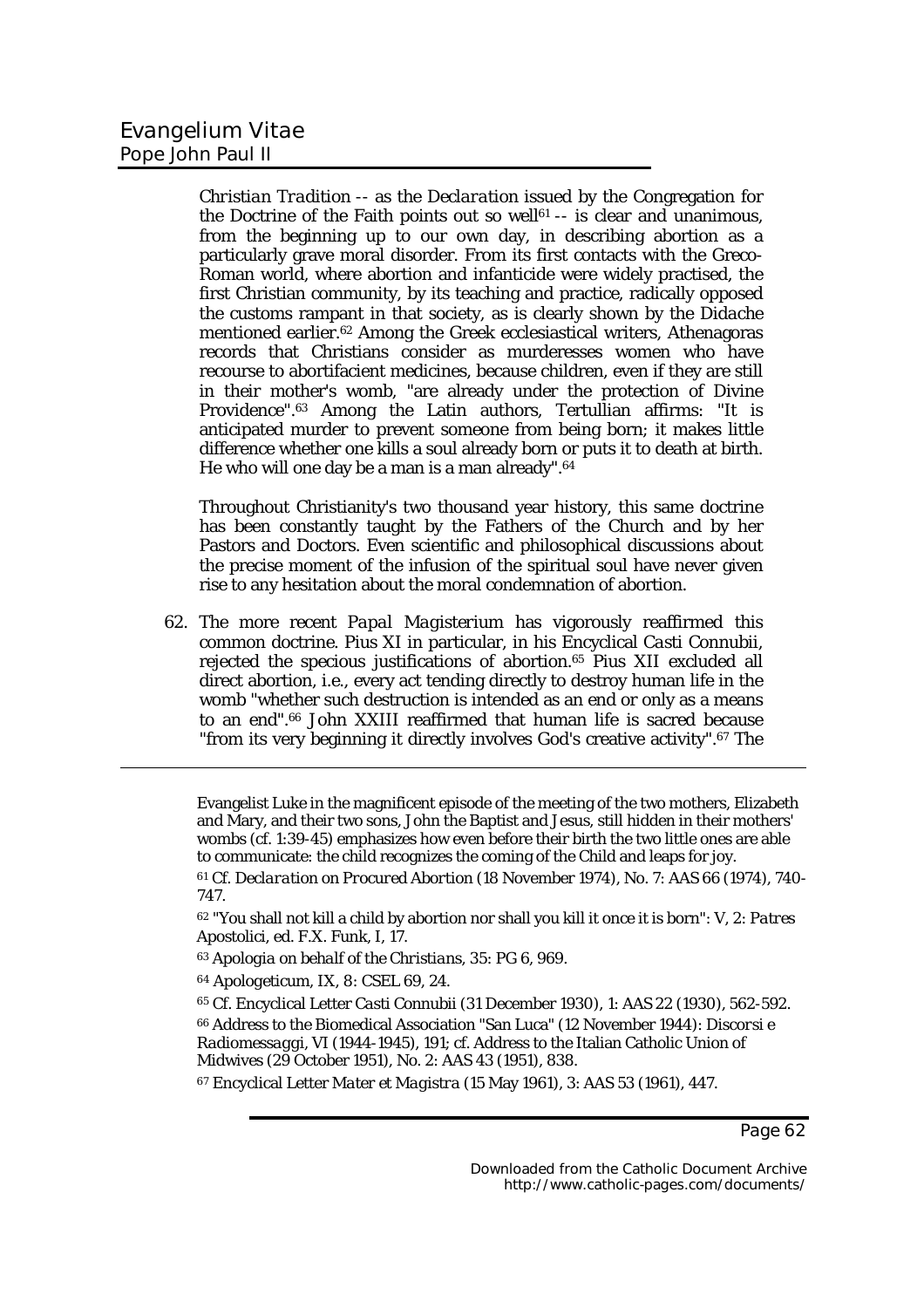*Christian Tradition* -- as the *Declaration* issued by the Congregation for the Doctrine of the Faith points out so well[61] -- is clear and unanimous, from the beginning up to our own day, in describing abortion as a particularly grave moral disorder. From its first contacts with the Greco-Roman world, where abortion and infanticide were widely practised, the first Christian community, by its teaching and practice, radically opposed the customs rampant in that society, as is clearly shown by the *Didache* mentioned earlier.[62] Among the Greek ecclesiastical writers, Athenagoras records that Christians consider as murderesses women who have recourse to abortifacient medicines, because children, even if they are still in their mother's womb, "are already under the protection of Divine Providence".[63] Among the Latin authors, Tertullian affirms: "It is anticipated murder to prevent someone from being born; it makes little difference whether one kills a soul already born or puts it to death at birth. He who will one day be a man is a man already".[64]

Throughout Christianity's two thousand year history, this same doctrine has been constantly taught by the Fathers of the Church and by her Pastors and Doctors. Even scientific and philosophical discussions about the precise moment of the infusion of the spiritual soul have never given rise to any hesitation about the moral condemnation of abortion.

62. The more recent *Papal Magisterium* has vigorously reaffirmed this common doctrine. Pius XI in particular, in his Encyclical *Casti Connubii*, rejected the specious justifications of abortion.[65] Pius XII excluded all direct abortion, i.e., every act tending directly to destroy human life in the womb "whether such destruction is intended as an end or only as a means to an end".[66] John XXIII reaffirmed that human life is sacred because "from its very beginning it directly involves God's creative activity".[67] The

---

Evangelist Luke in the magnificent episode of the meeting of the two mothers, Elizabeth and Mary, and their two sons, John the Baptist and Jesus, still hidden in their mothers' wombs (cf. 1:39-45) emphasizes how even before their birth the two little ones are able to communicate: the child recognizes the coming of the Child and leaps for joy.

[61] Cf. *Declaration on Procured Abortion* (18 November 1974), No. 7: AAS 66 (1974), 740-747.

[62] "You shall not kill a child by abortion nor shall you kill it once it is born": V, 2: *Patres Apostolici*, ed. F.X. Funk, I, 17.

[63] *Apologia on behalf of the Christians*, 35: PG 6, 969.

[64] *Apologeticum*, IX, 8: CSEL 69, 24.

[65] Cf. Encyclical Letter *Casti Connubii* (31 December 1930), 1: AAS 22 (1930), 562-592.

[66] Address to the Biomedical Association "San Luca" (12 November 1944): *Discorsi e Radiomessaggi*, VI (1944-1945), 191; cf. Address to the Italian Catholic Union of Midwives (29 October 1951), No. 2: AAS 43 (1951), 838.

[67] Encyclical Letter *Mater et Magistra* (15 May 1961), 3: AAS 53 (1961), 447.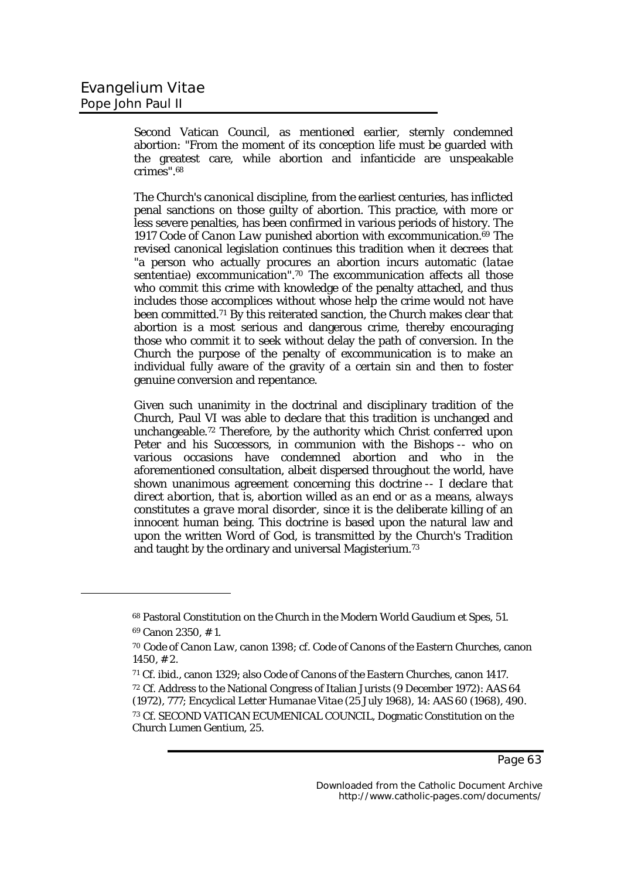Second Vatican Council, as mentioned earlier, sternly condemned abortion: "From the moment of its conception life must be guarded with the greatest care, while abortion and infanticide are unspeakable crimes".[68]

*The Church's canonical discipline*, from the earliest centuries, has inflicted penal sanctions on those guilty of abortion. This practice, with more or less severe penalties, has been confirmed in various periods of history. The 1917 *Code of Canon Law* punished abortion with excommunication.[69] The revised canonical legislation continues this tradition when it decrees that "a person who actually procures an abortion incurs automatic (*latae sententiae*) excommunication".[70] The excommunication affects all those who commit this crime with knowledge of the penalty attached, and thus includes those accomplices without whose help the crime would not have been committed.[71] By this reiterated sanction, the Church makes clear that abortion is a most serious and dangerous crime, thereby encouraging those who commit it to seek without delay the path of conversion. In the Church the purpose of the penalty of excommunication is to make an individual fully aware of the gravity of a certain sin and then to foster genuine conversion and repentance.

Given such unanimity in the doctrinal and disciplinary tradition of the Church, Paul VI was able to declare that this tradition is unchanged and unchangeable.[72] Therefore, by the authority which Christ conferred upon Peter and his Successors, in communion with the Bishops -- who on various occasions have condemned abortion and who in the aforementioned consultation, albeit dispersed throughout the world, have shown unanimous agreement concerning this doctrine -- *I declare that direct abortion, that is, abortion willed as an end or as a means, always constitutes a grave moral disorder*, since it is the deliberate killing of an innocent human being. This doctrine is based upon the natural law and upon the written Word of God, is transmitted by the Church's Tradition and taught by the ordinary and universal Magisterium.[73]

---

[68] Pastoral Constitution on the Church in the Modern World *Gaudium et Spes*, 51.

[69] Canon 2350, # 1.

[70] *Code of Canon Law*, canon 1398; cf. *Code of Canons of the Eastern Churches*, canon 1450, # 2.

[71] Cf. ibid., canon 1329; also *Code of Canons of the Eastern Churches*, canon 1417.

[72] Cf. Address to the National Congress of Italian Jurists (9 December 1972): AAS 64 (1972), 777; Encyclical Letter *Humanae Vitae* (25 July 1968), 14: AAS 60 (1968), 490.

[73] Cf. SECOND VATICAN ECUMENICAL COUNCIL, Dogmatic Constitution on the Church Lumen Gentium, 25.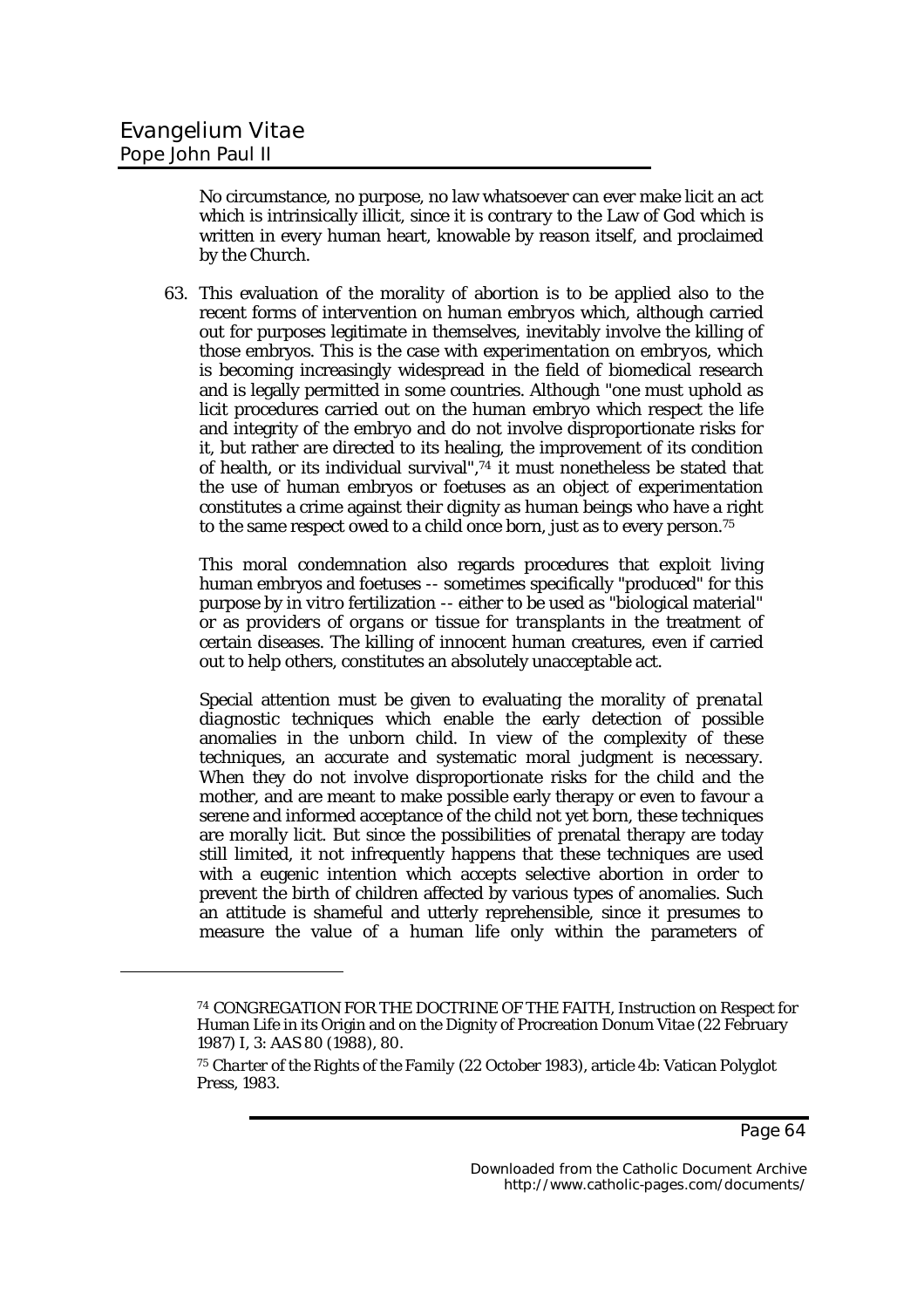No circumstance, no purpose, no law whatsoever can ever make licit an act which is intrinsically illicit, since it is contrary to the Law of God which is written in every human heart, knowable by reason itself, and proclaimed by the Church.

63. This evaluation of the morality of abortion is to be applied also to the recent forms of intervention on *human embryos* which, although carried out for purposes legitimate in themselves, inevitably involve the killing of those embryos. This is the case with *experimentation on embryos*, which is becoming increasingly widespread in the field of biomedical research and is legally permitted in some countries. Although "one must uphold as licit procedures carried out on the human embryo which respect the life and integrity of the embryo and do not involve disproportionate risks for it, but rather are directed to its healing, the improvement of its condition of health, or its individual survival",[74] it must nonetheless be stated that the use of human embryos or foetuses as an object of experimentation constitutes a crime against their dignity as human beings who have a right to the same respect owed to a child once born, just as to every person.[75]

This moral condemnation also regards procedures that exploit living human embryos and foetuses -- sometimes specifically "produced" for this purpose by *in vitro* fertilization -- either to be used as "biological material" or as *providers of organs or tissue for transplants* in the treatment of certain diseases. The killing of innocent human creatures, even if carried out to help others, constitutes an absolutely unacceptable act.

Special attention must be given to evaluating the morality of *prenatal diagnostic techniques* which enable the early detection of possible anomalies in the unborn child. In view of the complexity of these techniques, an accurate and systematic moral judgment is necessary. When they do not involve disproportionate risks for the child and the mother, and are meant to make possible early therapy or even to favour a serene and informed acceptance of the child not yet born, these techniques are morally licit. But since the possibilities of prenatal therapy are today still limited, it not infrequently happens that these techniques are used with a eugenic intention which accepts selective abortion in order to prevent the birth of children affected by various types of anomalies. Such an attitude is shameful and utterly reprehensible, since it presumes to measure the value of a human life only within the parameters of

---

[74] CONGREGATION FOR THE DOCTRINE OF THE FAITH, Instruction on Respect for Human Life in its Origin and on the Dignity of Procreation *Donum Vitae* (22 February 1987) I, 3: AAS 80 (1988), 80.

[75] *Charter of the Rights of the Family* (22 October 1983), article 4b: Vatican Polyglot Press, 1983.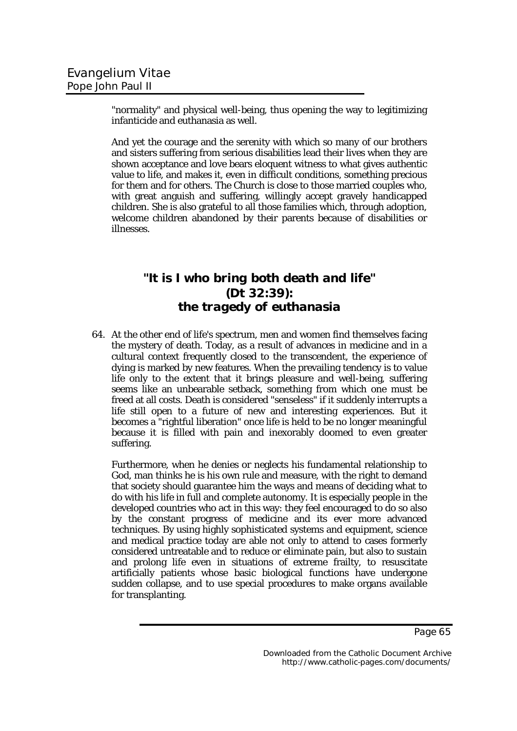"normality" and physical well-being, thus opening the way to legitimizing infanticide and euthanasia as well.

And yet the courage and the serenity with which so many of our brothers and sisters suffering from serious disabilities lead their lives when they are shown acceptance and love bears eloquent witness to what gives authentic value to life, and makes it, even in difficult conditions, something precious for them and for others. The Church is close to those married couples who, with great anguish and suffering, willingly accept gravely handicapped children. She is also grateful to all those families which, through adoption, welcome children abandoned by their parents because of disabilities or illnesses.

## "It is I who bring both death and life" (Dt 32:39): the tragedy of euthanasia

64. At the other end of life's spectrum, men and women find themselves facing the mystery of death. Today, as a result of advances in medicine and in a cultural context frequently closed to the transcendent, the experience of dying is marked by new features. When the prevailing tendency is to value life only to the extent that it brings pleasure and well-being, suffering seems like an unbearable setback, something from which one must be freed at all costs. Death is considered "senseless" if it suddenly interrupts a life still open to a future of new and interesting experiences. But it becomes a "rightful liberation" once life is held to be no longer meaningful because it is filled with pain and inexorably doomed to even greater suffering.

Furthermore, when he denies or neglects his fundamental relationship to God, man thinks he is his own rule and measure, with the right to demand that society should guarantee him the ways and means of deciding what to do with his life in full and complete autonomy. It is especially people in the developed countries who act in this way: they feel encouraged to do so also by the constant progress of medicine and its ever more advanced techniques. By using highly sophisticated systems and equipment, science and medical practice today are able not only to attend to cases formerly considered untreatable and to reduce or eliminate pain, but also to sustain and prolong life even in situations of extreme frailty, to resuscitate artificially patients whose basic biological functions have undergone sudden collapse, and to use special procedures to make organs available for transplanting.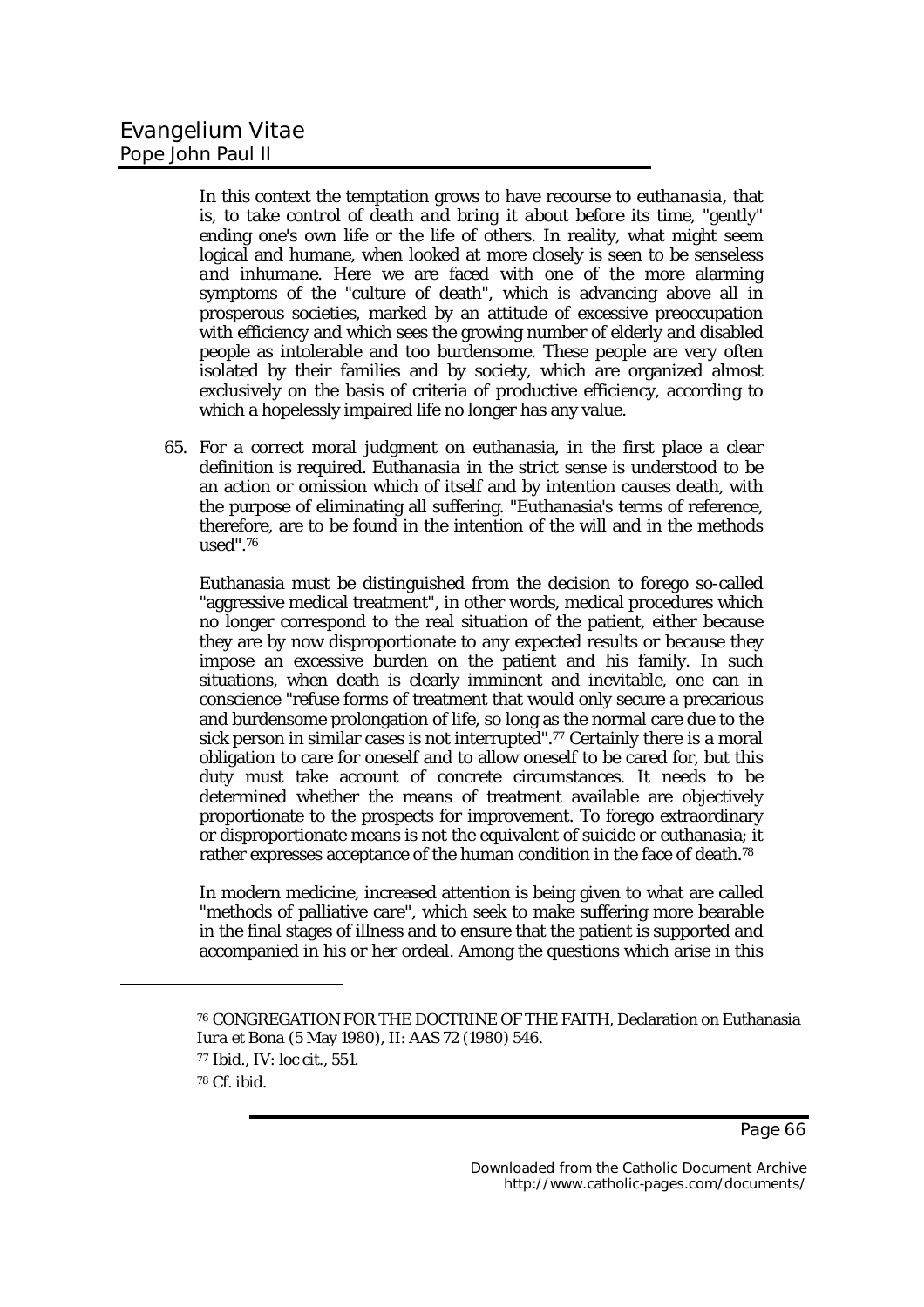In this context the temptation grows to have recourse to *euthanasia*, that is, *to take control of death and bring it about before its time*, "gently" ending one's own life or the life of others. In reality, what might seem logical and humane, when looked at more closely is seen to be *senseless and inhumane*. Here we are faced with one of the more alarming symptoms of the "culture of death", which is advancing above all in prosperous societies, marked by an attitude of excessive preoccupation with efficiency and which sees the growing number of elderly and disabled people as intolerable and too burdensome. These people are very often isolated by their families and by society, which are organized almost exclusively on the basis of criteria of productive efficiency, according to which a hopelessly impaired life no longer has any value.

65. For a correct moral judgment on euthanasia, in the first place a clear definition is required. *Euthanasia in the strict sense* is understood to be an action or omission which of itself and by intention causes death, with the purpose of eliminating all suffering. "Euthanasia's terms of reference, therefore, are to be found in the intention of the will and in the methods used".[76]

Euthanasia must be distinguished from the decision to forego so-called "aggressive medical treatment", in other words, medical procedures which no longer correspond to the real situation of the patient, either because they are by now disproportionate to any expected results or because they impose an excessive burden on the patient and his family. In such situations, when death is clearly imminent and inevitable, one can in conscience "refuse forms of treatment that would only secure a precarious and burdensome prolongation of life, so long as the normal care due to the sick person in similar cases is not interrupted".[77] Certainly there is a moral obligation to care for oneself and to allow oneself to be cared for, but this duty must take account of concrete circumstances. It needs to be determined whether the means of treatment available are objectively proportionate to the prospects for improvement. To forego extraordinary or disproportionate means is not the equivalent of suicide or euthanasia; it rather expresses acceptance of the human condition in the face of death.[78]

In modern medicine, increased attention is being given to what are called "methods of palliative care", which seek to make suffering more bearable in the final stages of illness and to ensure that the patient is supported and accompanied in his or her ordeal. Among the questions which arise in this

---

[76] CONGREGATION FOR THE DOCTRINE OF THE FAITH, Declaration on Euthanasia *Iura et Bona* (5 May 1980), II: AAS 72 (1980) 546.

[77] *Ibid.*, IV: *loc cit.*, 551.

[78] Cf. *ibid.*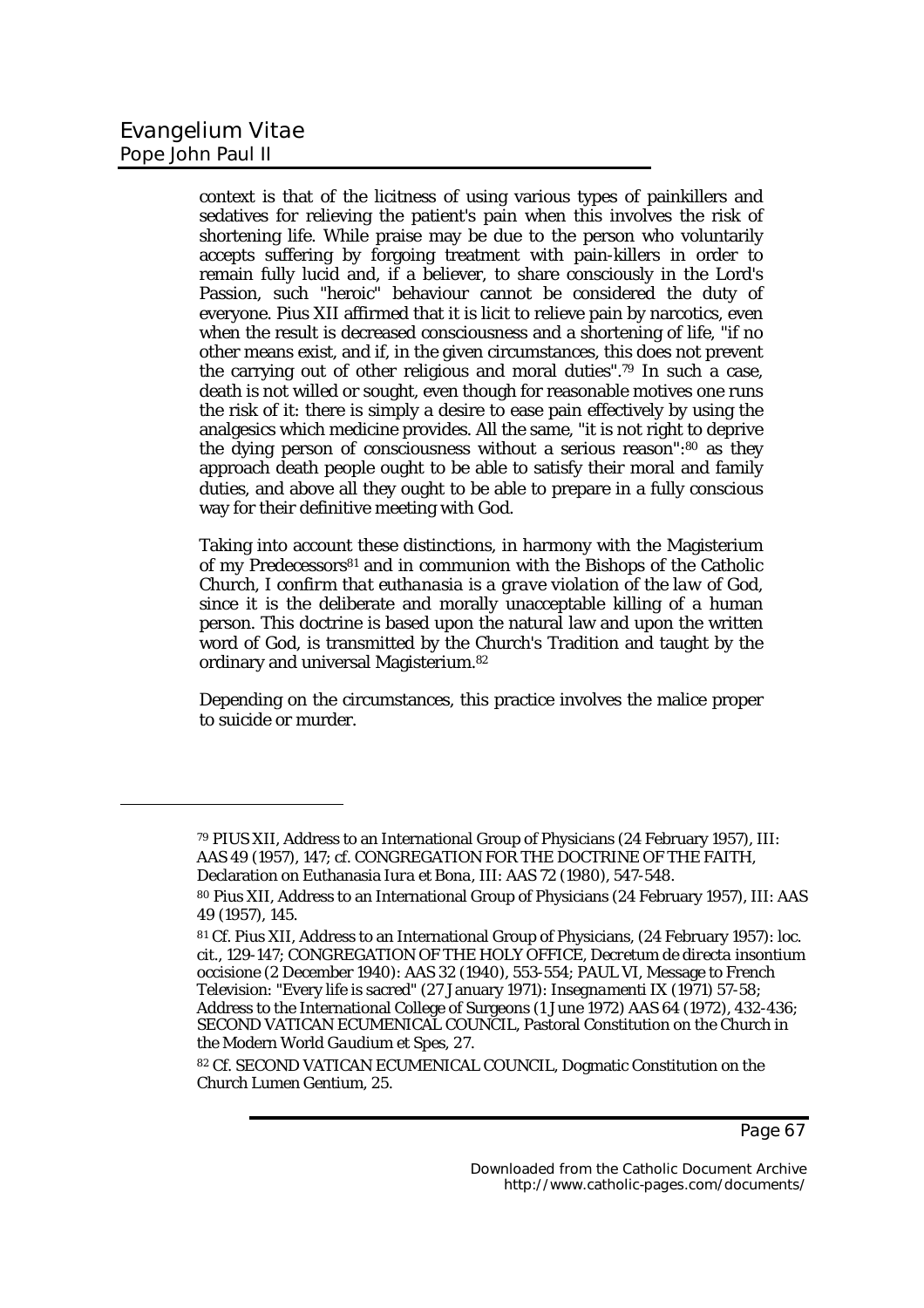context is that of the licitness of using various types of painkillers and sedatives for relieving the patient's pain when this involves the risk of shortening life. While praise may be due to the person who voluntarily accepts suffering by forgoing treatment with pain-killers in order to remain fully lucid and, if a believer, to share consciously in the Lord's Passion, such "heroic" behaviour cannot be considered the duty of everyone. Pius XII affirmed that it is licit to relieve pain by narcotics, even when the result is decreased consciousness and a shortening of life, "if no other means exist, and if, in the given circumstances, this does not prevent the carrying out of other religious and moral duties".[79] In such a case, death is not willed or sought, even though for reasonable motives one runs the risk of it: there is simply a desire to ease pain effectively by using the analgesics which medicine provides. All the same, "it is not right to deprive the dying person of consciousness without a serious reason":[80] as they approach death people ought to be able to satisfy their moral and family duties, and above all they ought to be able to prepare in a fully conscious way for their definitive meeting with God.

Taking into account these distinctions, in harmony with the Magisterium of my Predecessors[81] and in communion with the Bishops of the Catholic Church, *I confirm that euthanasia is a grave violation of the law of God*, since it is the deliberate and morally unacceptable killing of a human person. This doctrine is based upon the natural law and upon the written word of God, is transmitted by the Church's Tradition and taught by the ordinary and universal Magisterium.[82]

Depending on the circumstances, this practice involves the malice proper to suicide or murder.

---

[79] PIUS XII, Address to an International Group of Physicians (24 February 1957), III: AAS 49 (1957), 147; cf. CONGREGATION FOR THE DOCTRINE OF THE FAITH, Declaration on Euthanasia *Iura et Bona*, III: AAS 72 (1980), 547-548.

[80] Pius XII, Address to an International Group of Physicians (24 February 1957), III: AAS 49 (1957), 145.

[81] Cf. Pius XII, Address to an International Group of Physicians, (24 February 1957): loc. cit., 129-147; CONGREGATION OF THE HOLY OFFICE, *Decretum de directa insontium occisione* (2 December 1940): AAS 32 (1940), 553-554; PAUL VI, Message to French Television: "Every life is sacred" (27 January 1971): *Insegnamenti* IX (1971) 57-58; Address to the International College of Surgeons (1 June 1972) AAS 64 (1972), 432-436; SECOND VATICAN ECUMENICAL COUNCIL, Pastoral Constitution on the Church in the Modern World *Gaudium et Spes*, 27.

[82] Cf. SECOND VATICAN ECUMENICAL COUNCIL, Dogmatic Constitution on the Church Lumen Gentium, 25.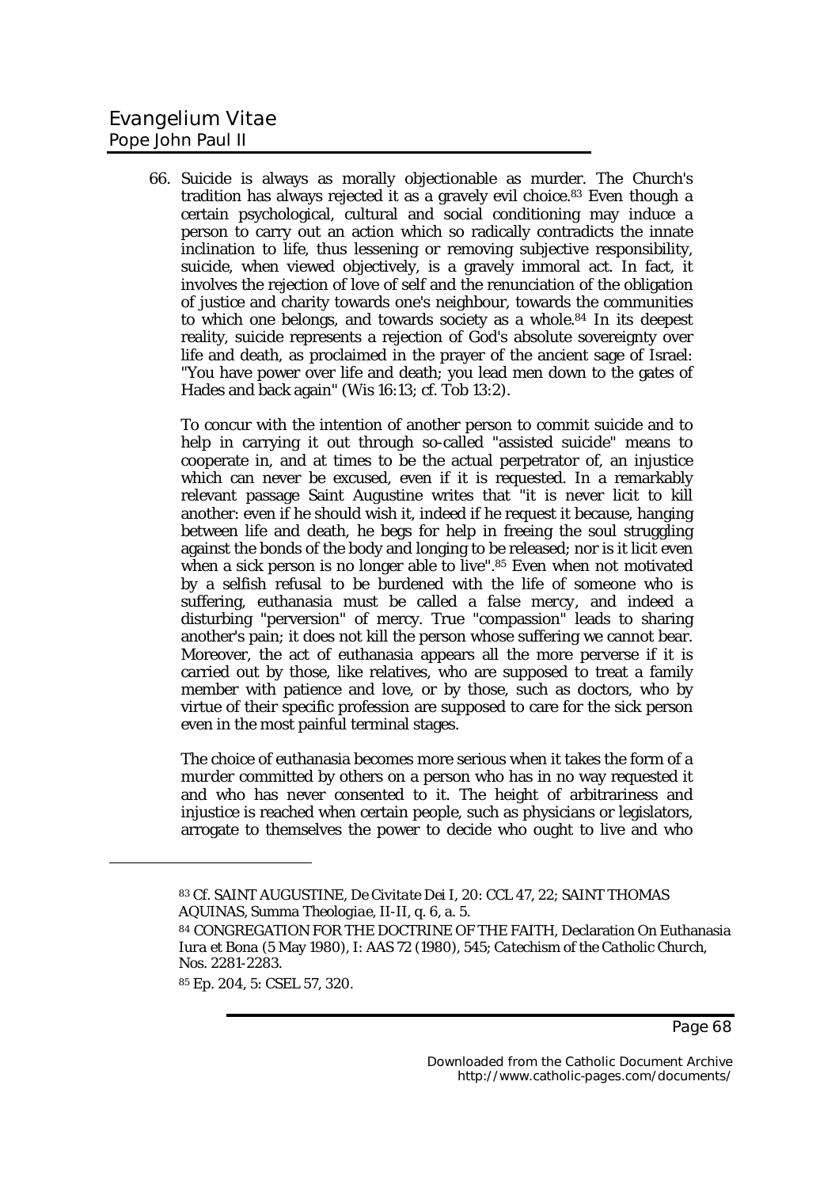66. Suicide is always as morally objectionable as murder. The Church's tradition has always rejected it as a gravely evil choice.[83] Even though a certain psychological, cultural and social conditioning may induce a person to carry out an action which so radically contradicts the innate inclination to life, thus lessening or removing subjective responsibility, suicide, when viewed objectively, is a gravely immoral act. In fact, it involves the rejection of love of self and the renunciation of the obligation of justice and charity towards one's neighbour, towards the communities to which one belongs, and towards society as a whole.[84] In its deepest reality, suicide represents a rejection of God's absolute sovereignty over life and death, as proclaimed in the prayer of the ancient sage of Israel: "You have power over life and death; you lead men down to the gates of Hades and back again" (Wis 16:13; cf. Tob 13:2).

To concur with the intention of another person to commit suicide and to help in carrying it out through so-called "assisted suicide" means to cooperate in, and at times to be the actual perpetrator of, an injustice which can never be excused, even if it is requested. In a remarkably relevant passage Saint Augustine writes that "it is never licit to kill another: even if he should wish it, indeed if he request it because, hanging between life and death, he begs for help in freeing the soul struggling against the bonds of the body and longing to be released; nor is it licit even when a sick person is no longer able to live".[85] Even when not motivated by a selfish refusal to be burdened with the life of someone who is suffering, euthanasia must be called a *false mercy*, and indeed a disturbing "perversion" of mercy. True "compassion" leads to sharing another's pain; it does not kill the person whose suffering we cannot bear. Moreover, the act of euthanasia appears all the more perverse if it is carried out by those, like relatives, who are supposed to treat a family member with patience and love, or by those, such as doctors, who by virtue of their specific profession are supposed to care for the sick person even in the most painful terminal stages.

The choice of euthanasia becomes more serious when it takes the form of a *murder* committed by others on a person who has in no way requested it and who has never consented to it. The height of arbitrariness and injustice is reached when certain people, such as physicians or legislators, arrogate to themselves the power to decide who ought to live and who

[83] Cf. SAINT AUGUSTINE, *De Civitate Dei* I, 20: CCL 47, 22; SAINT THOMAS AQUINAS, *Summa Theologiae*, II-II, q. 6, a. 5.

[84] CONGREGATION FOR THE DOCTRINE OF THE FAITH, Declaration On Euthanasia *Iura et Bona* (5 May 1980), I: AAS 72 (1980), 545; *Catechism of the Catholic Church*, Nos. 2281-2283.

[85] Ep. 204, 5: CSEL 57, 320.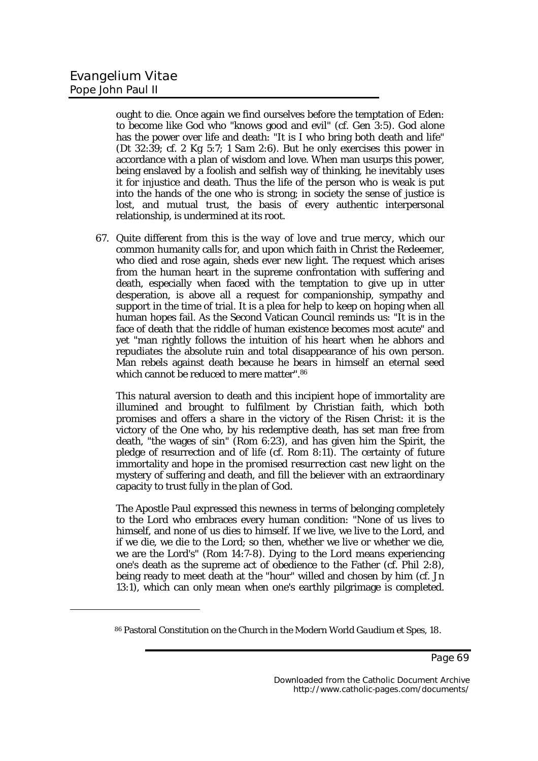ought to die. Once again we find ourselves before the temptation of Eden: to become like God who "knows good and evil" (cf. *Gen* 3:5). God alone has the power over life and death: "It is I who bring both death and life" (*Dt* 32:39; cf. *2 Kg* 5:7; *1 Sam* 2:6). But he only exercises this power in accordance with a plan of wisdom and love. When man usurps this power, being enslaved by a foolish and selfish way of thinking, he inevitably uses it for injustice and death. Thus the life of the person who is weak is put into the hands of the one who is strong; in society the sense of justice is lost, and mutual trust, the basis of every authentic interpersonal relationship, is undermined at its root.

67. Quite different from this is the *way of love and true mercy*, which our common humanity calls for, and upon which faith in Christ the Redeemer, who died and rose again, sheds ever new light. The request which arises from the human heart in the supreme confrontation with suffering and death, especially when faced with the temptation to give up in utter desperation, is above all a request for companionship, sympathy and support in the time of trial. It is a plea for help to keep on hoping when all human hopes fail. As the Second Vatican Council reminds us: "It is in the face of death that the riddle of human existence becomes most acute" and yet "man rightly follows the intuition of his heart when he abhors and repudiates the absolute ruin and total disappearance of his own person. Man rebels against death because he bears in himself an eternal seed which cannot be reduced to mere matter".[86]

This natural aversion to death and this incipient hope of immortality are illumined and brought to fulfilment by Christian faith, which both promises and offers a share in the victory of the Risen Christ: it is the victory of the One who, by his redemptive death, has set man free from death, "the wages of sin" (*Rom* 6:23), and has given him the Spirit, the pledge of resurrection and of life (cf. *Rom* 8:11). The certainty of future immortality and hope in the promised *resurrection* cast new light on the mystery of suffering and death, and fill the believer with an extraordinary capacity to trust fully in the plan of God.

The Apostle Paul expressed this newness in terms of belonging completely to the Lord who embraces every human condition: "None of us lives to himself, and none of us dies to himself. If we live, we live to the Lord, and if we die, we die to the Lord; so then, whether we live or whether we die, we are the Lord's" (*Rom* 14:7-8). *Dying to the Lord* means experiencing one's death as the supreme act of obedience to the Father (cf. *Phil* 2:8), being ready to meet death at the "hour" willed and chosen by him (cf. *Jn* 13:1), which can only mean when one's earthly pilgrimage is completed.

[86] Pastoral Constitution on the Church in the Modern World *Gaudium et Spes*, 18.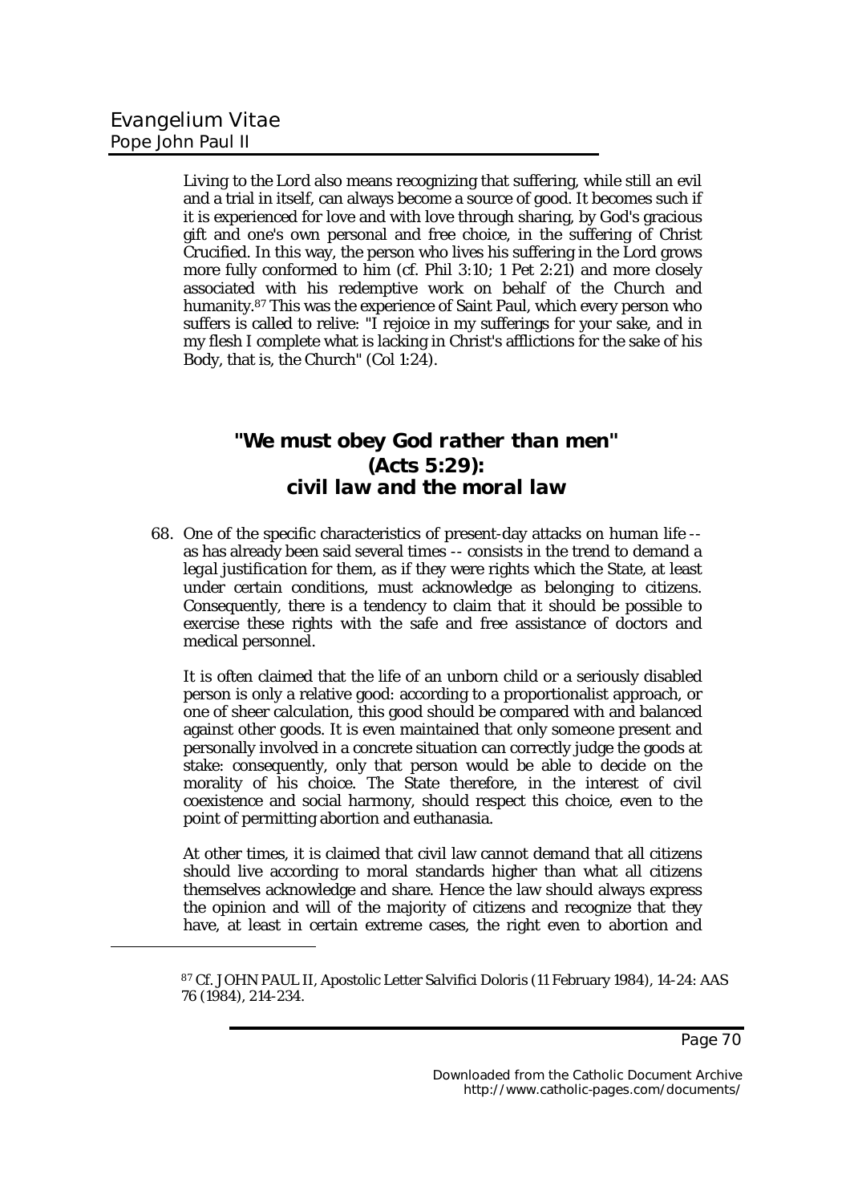*Living to the Lord* also means recognizing that suffering, while still an evil and a trial in itself, can always become a source of good. It becomes such if it is experienced for love and with love through sharing, by God's gracious gift and one's own personal and free choice, in the suffering of Christ Crucified. In this way, the person who lives his suffering in the Lord grows more fully conformed to him (cf. Phil 3:10; 1 Pet 2:21) and more closely associated with his redemptive work on behalf of the Church and humanity.[87] This was the experience of Saint Paul, which every person who suffers is called to relive: "I rejoice in my sufferings for your sake, and in my flesh I complete what is lacking in Christ's afflictions for the sake of his Body, that is, the Church" (Col 1:24).

## "We must obey God rather than men" (Acts 5:29): civil law and the moral law

68. One of the specific characteristics of present-day attacks on human life -- as has already been said several times -- consists in the trend to demand a *legal justification* for them, as if they were rights which the State, at least under certain conditions, must acknowledge as belonging to citizens. Consequently, there is a tendency to claim that it should be possible to exercise these rights with the safe and free assistance of doctors and medical personnel.

It is often claimed that the life of an unborn child or a seriously disabled person is only a relative good: according to a proportionalist approach, or one of sheer calculation, this good should be compared with and balanced against other goods. It is even maintained that only someone present and personally involved in a concrete situation can correctly judge the goods at stake: consequently, only that person would be able to decide on the morality of his choice. The State therefore, in the interest of civil coexistence and social harmony, should respect this choice, even to the point of permitting abortion and euthanasia.

At other times, it is claimed that civil law cannot demand that all citizens should live according to moral standards higher than what all citizens themselves acknowledge and share. Hence the law should always express the opinion and will of the majority of citizens and recognize that they have, at least in certain extreme cases, the right even to abortion and

---

[87] Cf. JOHN PAUL II, Apostolic Letter *Salvifici Doloris* (11 February 1984), 14-24: AAS 76 (1984), 214-234.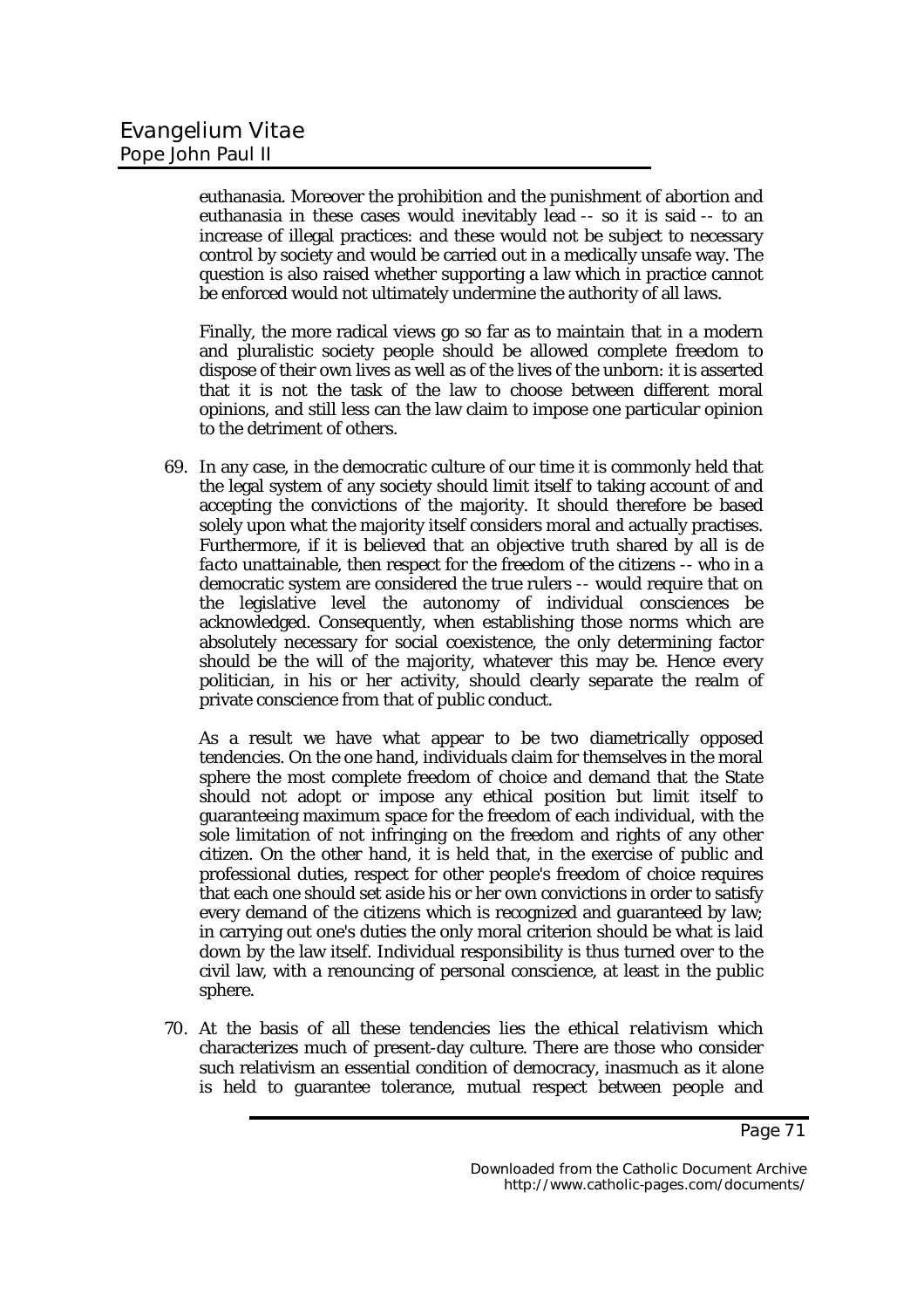euthanasia. Moreover the prohibition and the punishment of abortion and euthanasia in these cases would inevitably lead -- so it is said -- to an increase of illegal practices: and these would not be subject to necessary control by society and would be carried out in a medically unsafe way. The question is also raised whether supporting a law which in practice cannot be enforced would not ultimately undermine the authority of all laws.

Finally, the more radical views go so far as to maintain that in a modern and pluralistic society people should be allowed complete freedom to dispose of their own lives as well as of the lives of the unborn: it is asserted that it is not the task of the law to choose between different moral opinions, and still less can the law claim to impose one particular opinion to the detriment of others.

69. In any case, in the democratic culture of our time it is commonly held that the legal system of any society should limit itself to taking account of and accepting the convictions of the majority. It should therefore be based solely upon what the majority itself considers moral and actually practises. Furthermore, if it is believed that an objective truth shared by all is *de facto* unattainable, then respect for the freedom of the citizens -- who in a democratic system are considered the true rulers -- would require that on the legislative level the autonomy of individual consciences be acknowledged. Consequently, when establishing those norms which are absolutely necessary for social coexistence, the only determining factor should be the will of the majority, whatever this may be. Hence every politician, in his or her activity, should clearly separate the realm of private conscience from that of public conduct.

    As a result we have what appear to be two diametrically opposed tendencies. On the one hand, individuals claim for themselves in the moral sphere the most complete freedom of choice and demand that the State should not adopt or impose any ethical position but limit itself to guaranteeing maximum space for the freedom of each individual, with the sole limitation of not infringing on the freedom and rights of any other citizen. On the other hand, it is held that, in the exercise of public and professional duties, respect for other people's freedom of choice requires that each one should set aside his or her own convictions in order to satisfy every demand of the citizens which is recognized and guaranteed by law; in carrying out one's duties the only moral criterion should be what is laid down by the law itself. Individual responsibility is thus turned over to the civil law, with a renouncing of personal conscience, at least in the public sphere.

70. At the basis of all these tendencies lies the *ethical relativism* which characterizes much of present-day culture. There are those who consider such relativism an essential condition of democracy, inasmuch as it alone is held to guarantee tolerance, mutual respect between people and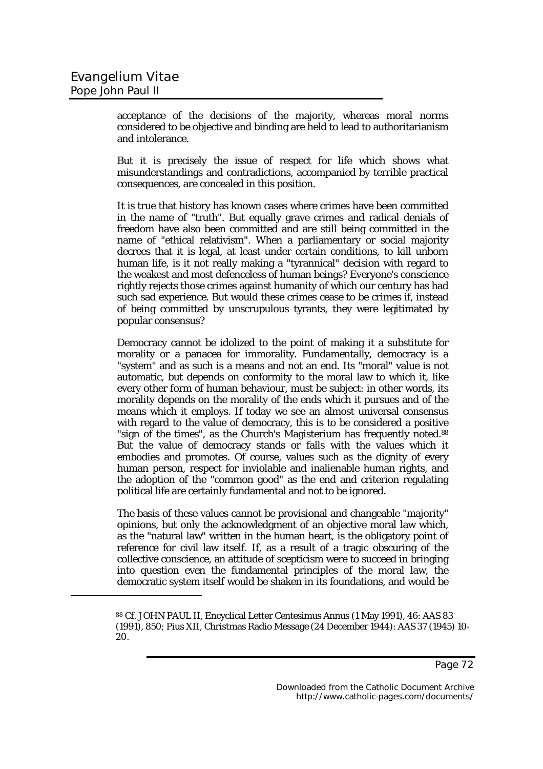acceptance of the decisions of the majority, whereas moral norms considered to be objective and binding are held to lead to authoritarianism and intolerance.

But it is precisely the issue of respect for life which shows what misunderstandings and contradictions, accompanied by terrible practical consequences, are concealed in this position.

It is true that history has known cases where crimes have been committed in the name of "truth". But equally grave crimes and radical denials of freedom have also been committed and are still being committed in the name of "ethical relativism". When a parliamentary or social majority decrees that it is legal, at least under certain conditions, to kill unborn human life, is it not really making a "tyrannical" decision with regard to the weakest and most defenceless of human beings? Everyone's conscience rightly rejects those crimes against humanity of which our century has had such sad experience. But would these crimes cease to be crimes if, instead of being committed by unscrupulous tyrants, they were legitimated by popular consensus?

Democracy cannot be idolized to the point of making it a substitute for morality or a panacea for immorality. Fundamentally, democracy is a "system" and as such is a means and not an end. Its "moral" value is not automatic, but depends on conformity to the moral law to which it, like every other form of human behaviour, must be subject: in other words, its morality depends on the morality of the ends which it pursues and of the means which it employs. If today we see an almost universal consensus with regard to the value of democracy, this is to be considered a positive "sign of the times", as the Church's Magisterium has frequently noted.[88] But the value of democracy stands or falls with the values which it embodies and promotes. Of course, values such as the dignity of every human person, respect for inviolable and inalienable human rights, and the adoption of the "common good" as the end and criterion regulating political life are certainly fundamental and not to be ignored.

The basis of these values cannot be provisional and changeable "majority" opinions, but only the acknowledgment of an objective moral law which, as the "natural law" written in the human heart, is the obligatory point of reference for civil law itself. If, as a result of a tragic obscuring of the collective conscience, an attitude of scepticism were to succeed in bringing into question even the fundamental principles of the moral law, the democratic system itself would be shaken in its foundations, and would be

---

[88] Cf. JOHN PAUL II, Encyclical Letter Centesimus Annus (1 May 1991), 46: AAS 83 (1991), 850; Pius XII, Christmas Radio Message (24 December 1944): AAS 37 (1945) 10-20.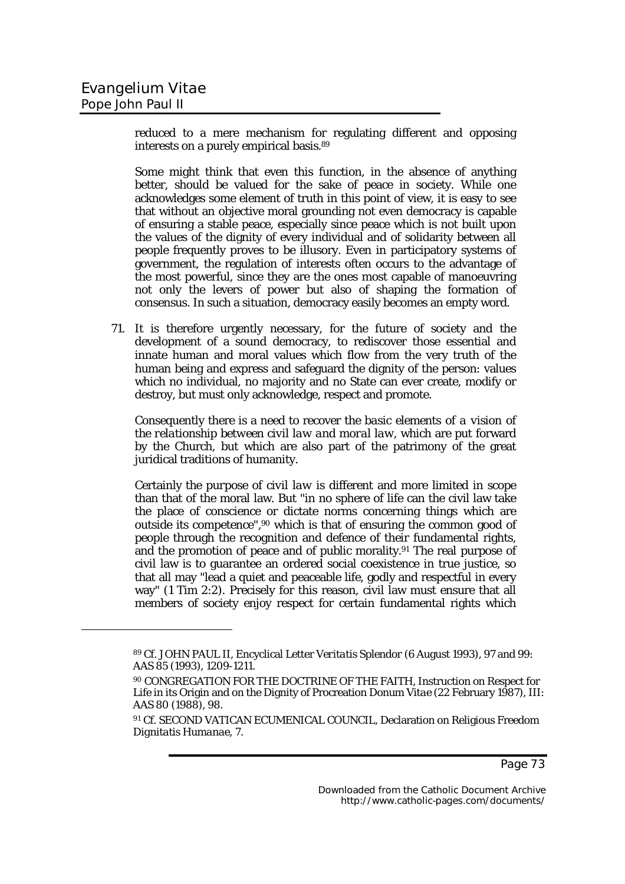reduced to a mere mechanism for regulating different and opposing interests on a purely empirical basis.[89]

Some might think that even this function, in the absence of anything better, should be valued for the sake of peace in society. While one acknowledges some element of truth in this point of view, it is easy to see that without an objective moral grounding not even democracy is capable of ensuring a stable peace, especially since peace which is not built upon the values of the dignity of every individual and of solidarity between all people frequently proves to be illusory. Even in participatory systems of government, the regulation of interests often occurs to the advantage of the most powerful, since they are the ones most capable of manoeuvring not only the levers of power but also of shaping the formation of consensus. In such a situation, democracy easily becomes an empty word.

71. It is therefore urgently necessary, for the future of society and the development of a sound democracy, to rediscover those essential and innate human and moral values which flow from the very truth of the human being and express and safeguard the dignity of the person: values which no individual, no majority and no State can ever create, modify or destroy, but must only acknowledge, respect and promote.

Consequently there is a need to recover the *basic elements of a vision of the relationship between civil law and moral law*, which are put forward by the Church, but which are also part of the patrimony of the great juridical traditions of humanity.

Certainly the purpose of civil law is different and more limited in scope than that of the moral law. But "in no sphere of life can the civil law take the place of conscience or dictate norms concerning things which are outside its competence",[90] which is that of ensuring the common good of people through the recognition and defence of their fundamental rights, and the promotion of peace and of public morality.[91] The real purpose of civil law is to guarantee an ordered social coexistence in true justice, so that all may "lead a quiet and peaceable life, godly and respectful in every way" (1 Tim 2:2). Precisely for this reason, civil law must ensure that all members of society enjoy respect for certain fundamental rights which

---

[89] Cf. JOHN PAUL II, Encyclical Letter *Veritatis Splendor* (6 August 1993), 97 and 99: AAS 85 (1993), 1209-1211.

[90] CONGREGATION FOR THE DOCTRINE OF THE FAITH, Instruction on Respect for Life in its Origin and on the Dignity of Procreation *Donum Vitae* (22 February 1987), III: AAS 80 (1988), 98.

[91] Cf. SECOND VATICAN ECUMENICAL COUNCIL, Declaration on Religious Freedom *Dignitatis Humanae*, 7.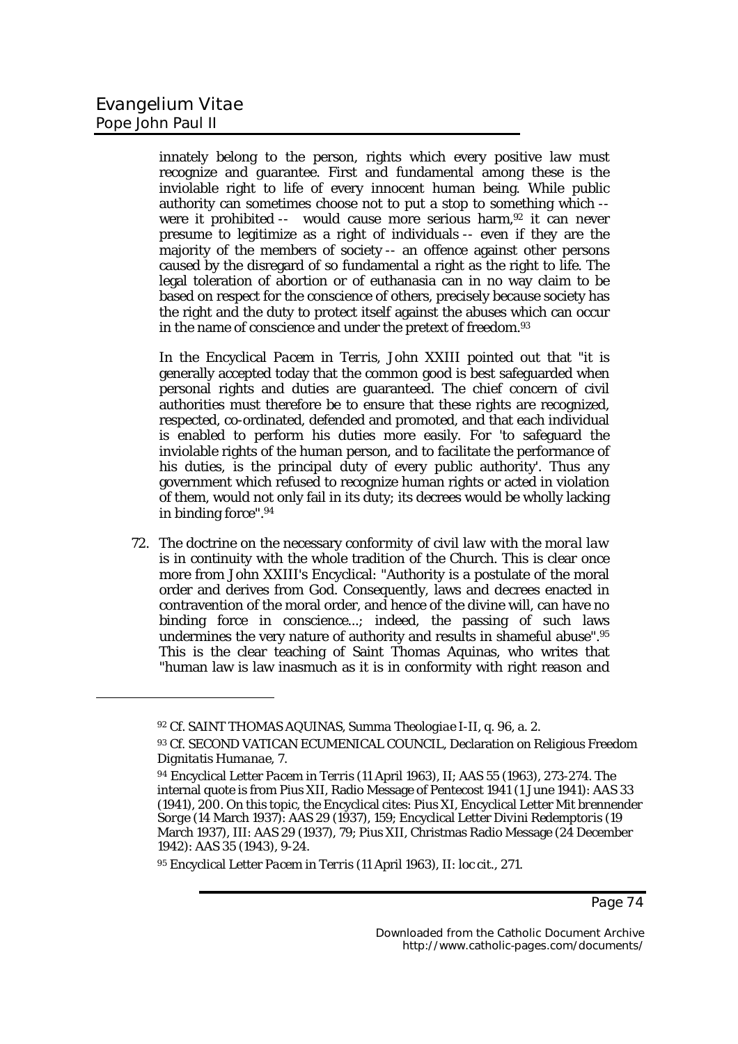innately belong to the person, rights which every positive law must recognize and guarantee. First and fundamental among these is the inviolable right to life of every innocent human being. While public authority can sometimes choose not to put a stop to something which -- were it prohibited -- would cause more serious harm,[92] it can never presume to legitimize as a right of individuals -- even if they are the majority of the members of society -- an offence against other persons caused by the disregard of so fundamental a right as the right to life. The legal toleration of abortion or of euthanasia can in no way claim to be based on respect for the conscience of others, precisely because society has the right and the duty to protect itself against the abuses which can occur in the name of conscience and under the pretext of freedom.[93]

In the Encyclical *Pacem in Terris*, John XXIII pointed out that "it is generally accepted today that the common good is best safeguarded when personal rights and duties are guaranteed. The chief concern of civil authorities must therefore be to ensure that these rights are recognized, respected, co-ordinated, defended and promoted, and that each individual is enabled to perform his duties more easily. For 'to safeguard the inviolable rights of the human person, and to facilitate the performance of his duties, is the principal duty of every public authority'. Thus any government which refused to recognize human rights or acted in violation of them, would not only fail in its duty; its decrees would be wholly lacking in binding force".[94]

72. The doctrine on the necessary conformity of *civil law* with the *moral law* is in continuity with the whole tradition of the Church. This is clear once more from John XXIII's Encyclical: "Authority is a postulate of the moral order and derives from God. Consequently, laws and decrees enacted in contravention of the moral order, and hence of the divine will, can have no binding force in conscience...; indeed, the passing of such laws undermines the very nature of authority and results in shameful abuse".[95] This is the clear teaching of Saint Thomas Aquinas, who writes that "human law is law inasmuch as it is in conformity with right reason and

---

[92] Cf. SAINT THOMAS AQUINAS, *Summa Theologiae* I-II, q. 96, a. 2.

[93] Cf. SECOND VATICAN ECUMENICAL COUNCIL, Declaration on Religious Freedom *Dignitatis Humanae*, 7.

[94] Encyclical Letter *Pacem in Terris* (11 April 1963), II; AAS 55 (1963), 273-274. The internal quote is from Pius XII, Radio Message of Pentecost 1941 (1 June 1941): AAS 33 (1941), 200. On this topic, the Encyclical cites: Pius XI, Encyclical Letter *Mit brennender Sorge* (14 March 1937): AAS 29 (1937), 159; Encyclical Letter *Divini Redemptoris* (19 March 1937), III: AAS 29 (1937), 79; Pius XII, Christmas Radio Message (24 December 1942): AAS 35 (1943), 9-24.

[95] Encyclical Letter *Pacem in Terris* (11 April 1963), II: *loc cit.*, 271.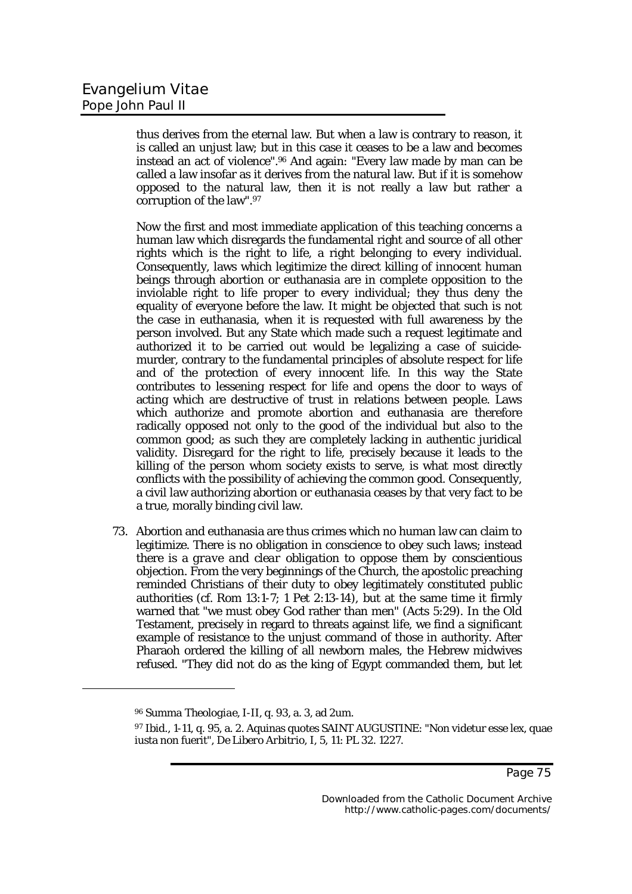thus derives from the eternal law. But when a law is contrary to reason, it is called an unjust law; but in this case it ceases to be a law and becomes instead an act of violence".[96] And again: "Every law made by man can be called a law insofar as it derives from the natural law. But if it is somehow opposed to the natural law, then it is not really a law but rather a corruption of the law".[97]

Now the first and most immediate application of this teaching concerns a human law which disregards the fundamental right and source of all other rights which is the right to life, a right belonging to every individual. Consequently, laws which legitimize the direct killing of innocent human beings through abortion or euthanasia are in complete opposition to the inviolable right to life proper to every individual; they thus deny the equality of everyone before the law. It might be objected that such is not the case in euthanasia, when it is requested with full awareness by the person involved. But any State which made such a request legitimate and authorized it to be carried out would be legalizing a case of suicide-murder, contrary to the fundamental principles of absolute respect for life and of the protection of every innocent life. In this way the State contributes to lessening respect for life and opens the door to ways of acting which are destructive of trust in relations between people. Laws which authorize and promote abortion and euthanasia are therefore radically opposed not only to the good of the individual but also to the common good; as such they are completely lacking in authentic juridical validity. Disregard for the right to life, precisely because it leads to the killing of the person whom society exists to serve, is what most directly conflicts with the possibility of achieving the common good. Consequently, a civil law authorizing abortion or euthanasia ceases by that very fact to be a true, morally binding civil law.

73. Abortion and euthanasia are thus crimes which no human law can claim to legitimize. There is no obligation in conscience to obey such laws; instead there is a *grave and clear obligation* to oppose them by conscientious objection. From the very beginnings of the Church, the apostolic preaching reminded Christians of their duty to obey legitimately constituted public authorities (cf. Rom 13:1-7; 1 Pet 2:13-14), but at the same time it firmly warned that "we must obey God rather than men" (Acts 5:29). In the Old Testament, precisely in regard to threats against life, we find a significant example of resistance to the unjust command of those in authority. After Pharaoh ordered the killing of all newborn males, the Hebrew midwives refused. "They did not do as the king of Egypt commanded them, but let

---

[96] *Summa Theologiae*, I-II, q. 93, a. 3, ad 2um.

[97] *Ibid.*, 1-11, q. 95, a. 2. Aquinas quotes SAINT AUGUSTINE: "Non videtur esse lex, quae iusta non fuerit", *De Libero Arbitrio*, I, 5, 11: PL 32. 1227.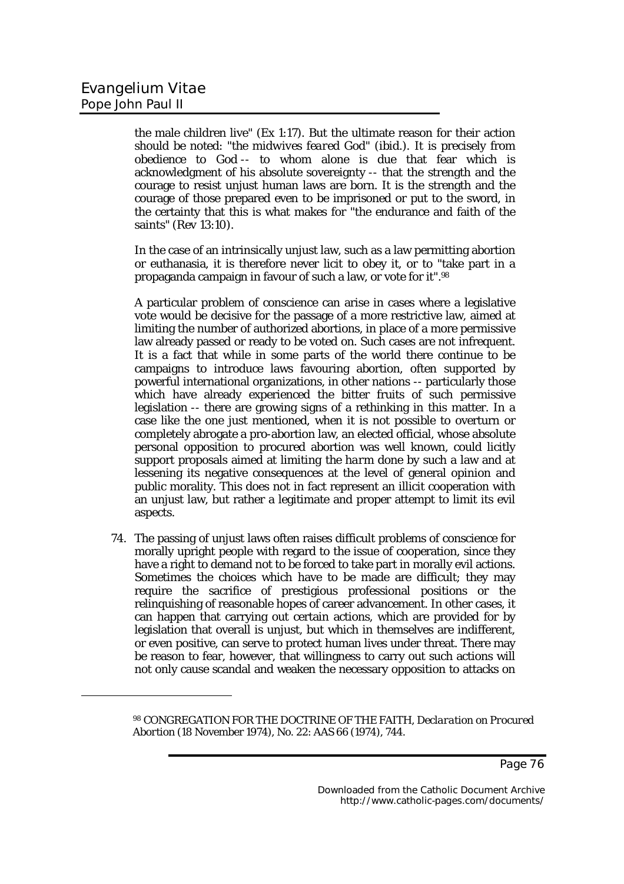the male children live" (Ex 1:17). But the ultimate reason for their action should be noted: "the midwives *feared* God" (ibid.). It is precisely from obedience to God -- to whom alone is due that fear which is acknowledgment of his absolute sovereignty -- that the strength and the courage to resist unjust human laws are born. It is the strength and the courage of those prepared even to be imprisoned or put to the sword, in the certainty that this is what makes for "the endurance and faith of the saints" (Rev 13:10).

In the case of an intrinsically unjust law, such as a law permitting abortion or euthanasia, it is therefore never licit to obey it, or to "take part in a propaganda campaign in favour of such a law, or vote for it".[98]

A particular problem of conscience can arise in cases where a legislative vote would be decisive for the passage of a more restrictive law, aimed at limiting the number of authorized abortions, in place of a more permissive law already passed or ready to be voted on. Such cases are not infrequent. It is a fact that while in some parts of the world there continue to be campaigns to introduce laws favouring abortion, often supported by powerful international organizations, in other nations -- particularly those which have already experienced the bitter fruits of such permissive legislation -- there are growing signs of a rethinking in this matter. In a case like the one just mentioned, when it is not possible to overturn or completely abrogate a pro-abortion law, an elected official, whose absolute personal opposition to procured abortion was well known, could licitly support proposals aimed at *limiting the harm* done by such a law and at lessening its negative consequences at the level of general opinion and public morality. This does not in fact represent an illicit cooperation with an unjust law, but rather a legitimate and proper attempt to limit its evil aspects.

74. The passing of unjust laws often raises difficult problems of conscience for morally upright people with regard to the issue of cooperation, since they have a right to demand not to be forced to take part in morally evil actions. Sometimes the choices which have to be made are difficult; they may require the sacrifice of prestigious professional positions or the relinquishing of reasonable hopes of career advancement. In other cases, it can happen that carrying out certain actions, which are provided for by legislation that overall is unjust, but which in themselves are indifferent, or even positive, can serve to protect human lives under threat. There may be reason to fear, however, that willingness to carry out such actions will not only cause scandal and weaken the necessary opposition to attacks on

---

[98] CONGREGATION FOR THE DOCTRINE OF THE FAITH, *Declaration on Procured Abortion* (18 November 1974), No. 22: AAS 66 (1974), 744.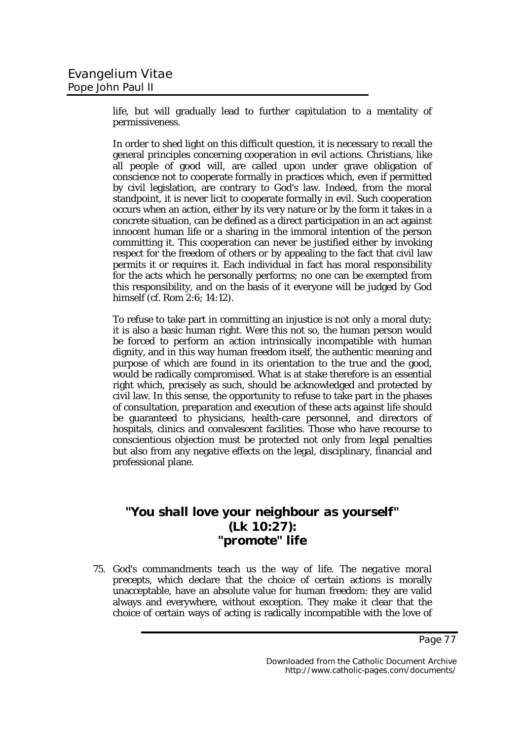life, but will gradually lead to further capitulation to a mentality of permissiveness.

In order to shed light on this difficult question, it is necessary to recall the general principles concerning *cooperation in evil actions*. Christians, like all people of good will, are called upon under grave obligation of conscience not to cooperate formally in practices which, even if permitted by civil legislation, are contrary to God's law. Indeed, from the moral standpoint, it is never licit to cooperate formally in evil. Such cooperation occurs when an action, either by its very nature or by the form it takes in a concrete situation, can be defined as a direct participation in an act against innocent human life or a sharing in the immoral intention of the person committing it. This cooperation can never be justified either by invoking respect for the freedom of others or by appealing to the fact that civil law permits it or requires it. Each individual in fact has moral responsibility for the acts which he personally performs; no one can be exempted from this responsibility, and on the basis of it everyone will be judged by God himself (cf. Rom 2:6; 14:12).

To refuse to take part in committing an injustice is not only a moral duty; it is also a basic human right. Were this not so, the human person would be forced to perform an action intrinsically incompatible with human dignity, and in this way human freedom itself, the authentic meaning and purpose of which are found in its orientation to the true and the good, would be radically compromised. What is at stake therefore is an essential right which, precisely as such, should be acknowledged and protected by civil law. In this sense, the opportunity to refuse to take part in the phases of consultation, preparation and execution of these acts against life should be guaranteed to physicians, health-care personnel, and directors of hospitals, clinics and convalescent facilities. Those who have recourse to conscientious objection must be protected not only from legal penalties but also from any negative effects on the legal, disciplinary, financial and professional plane.

## "You shall love your neighbour as yourself" (Lk 10:27): "promote" life

75. God's commandments teach us the way of life. The *negative moral precepts*, which declare that the choice of certain actions is morally unacceptable, have an absolute value for human freedom: they are valid always and everywhere, without exception. They make it clear that the choice of certain ways of acting is radically incompatible with the love of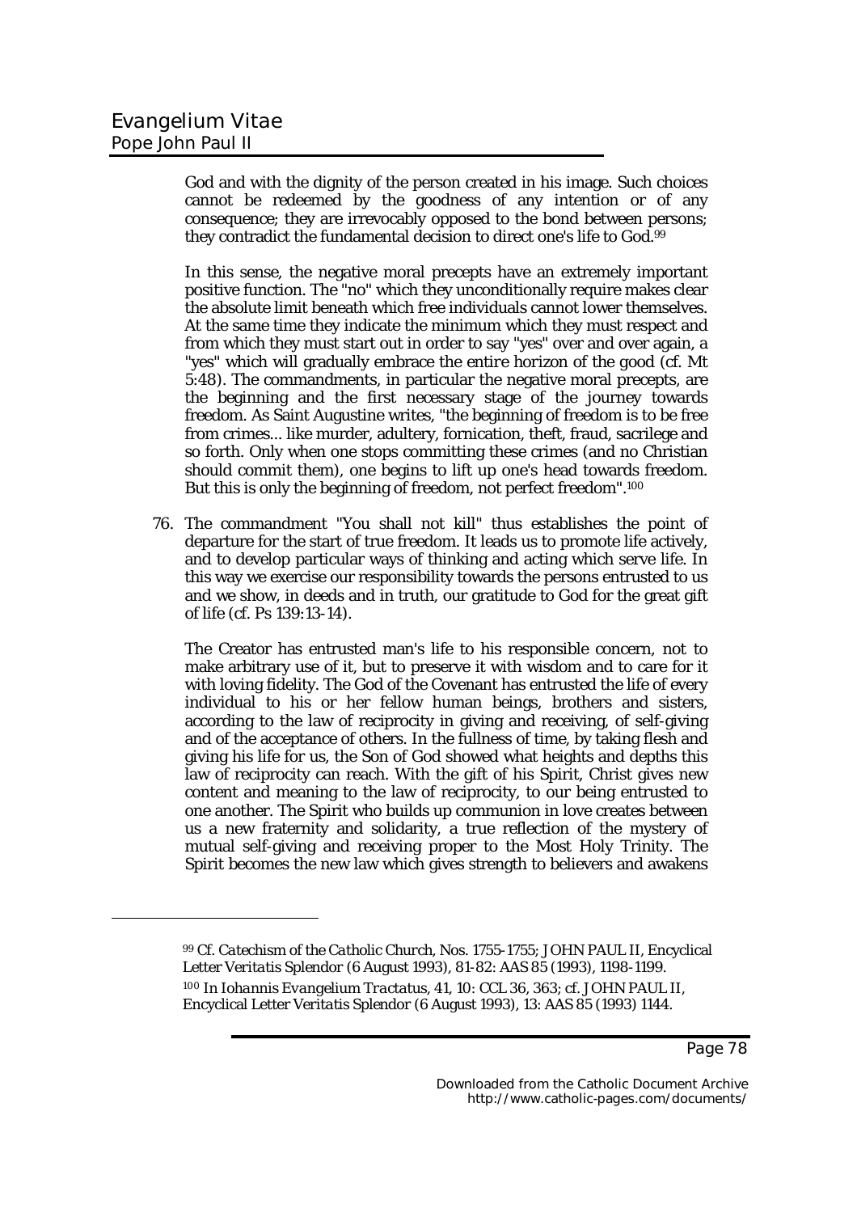God and with the dignity of the person created in his image. Such choices cannot be redeemed by the goodness of any intention or of any consequence; they are irrevocably opposed to the bond between persons; they contradict the fundamental decision to direct one's life to God.[99]

In this sense, the negative moral precepts have an extremely important positive function. The "no" which they unconditionally require makes clear the absolute limit beneath which free individuals cannot lower themselves. At the same time they indicate the minimum which they must respect and from which they must start out in order to say "yes" over and over again, a "yes" which will gradually embrace the entire horizon of the good (cf. Mt 5:48). The commandments, in particular the negative moral precepts, are the beginning and the first necessary stage of the journey towards freedom. As Saint Augustine writes, "the beginning of freedom is to be free from crimes... like murder, adultery, fornication, theft, fraud, sacrilege and so forth. Only when one stops committing these crimes (and no Christian should commit them), one begins to lift up one's head towards freedom. But this is only the beginning of freedom, not perfect freedom".[100]

76. The commandment "You shall not kill" thus establishes the point of departure for the start of true freedom. It leads us to promote life actively, and to develop particular ways of thinking and acting which serve life. In this way we exercise our responsibility towards the persons entrusted to us and we show, in deeds and in truth, our gratitude to God for the great gift of life (cf. Ps 139:13-14).

The Creator has entrusted man's life to his responsible concern, not to make arbitrary use of it, but to preserve it with wisdom and to care for it with loving fidelity. The God of the Covenant has entrusted the life of every individual to his or her fellow human beings, brothers and sisters, according to the law of reciprocity in giving and receiving, of self-giving and of the acceptance of others. In the fullness of time, by taking flesh and giving his life for us, the Son of God showed what heights and depths this law of reciprocity can reach. With the gift of his Spirit, Christ gives new content and meaning to the law of reciprocity, to our being entrusted to one another. The Spirit who builds up communion in love creates between us a new fraternity and solidarity, a true reflection of the mystery of mutual self-giving and receiving proper to the Most Holy Trinity. The Spirit becomes the new law which gives strength to believers and awakens

---

[99] Cf. *Catechism of the Catholic Church*, Nos. 1755-1755; JOHN PAUL II, Encyclical Letter *Veritatis Splendor* (6 August 1993), 81-82: AAS 85 (1993), 1198-1199.

[100] *In Iohannis Evangelium Tractatus*, 41, 10: CCL 36, 363; cf. JOHN PAUL II, Encyclical Letter *Veritatis Splendor* (6 August 1993), 13: AAS 85 (1993) 1144.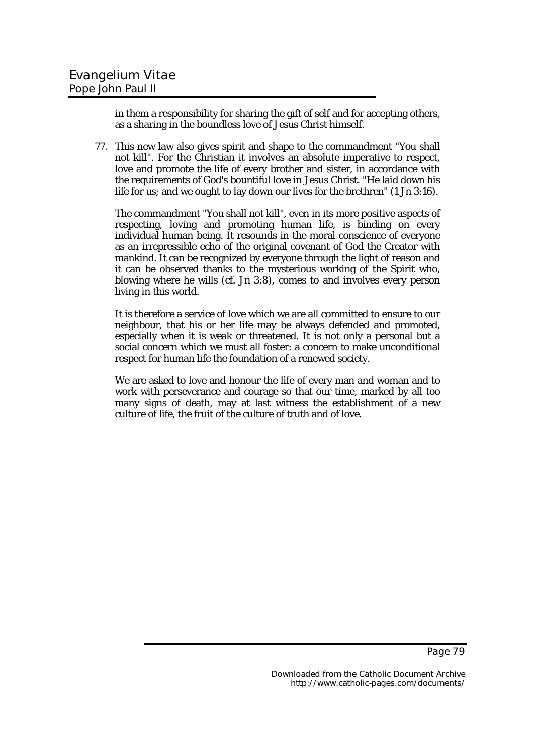in them a responsibility for sharing the gift of self and for accepting others, as a sharing in the boundless love of Jesus Christ himself.

77. This new law also gives spirit and shape to the commandment "You shall not kill". For the Christian it involves an absolute imperative to respect, love and promote the life of every brother and sister, in accordance with the requirements of God's bountiful love in Jesus Christ. "He laid down his life for us; and we ought to lay down our lives for the brethren" (1 Jn 3:16).

The commandment "You shall not kill", even in its more positive aspects of respecting, loving and promoting human life, is binding on every individual human being. It resounds in the moral conscience of everyone as an irrepressible echo of the original covenant of God the Creator with mankind. It can be recognized by everyone through the light of reason and it can be observed thanks to the mysterious working of the Spirit who, blowing where he wills (cf. Jn 3:8), comes to and involves every person living in this world.

It is therefore a service of love which we are all committed to ensure to our neighbour, that his or her life may be always defended and promoted, especially when it is weak or threatened. It is not only a personal but a social concern which we must all foster: a concern to make unconditional respect for human life the foundation of a renewed society.

We are asked to love and honour the life of every man and woman and to work with perseverance and courage so that our time, marked by all too many signs of death, may at last witness the establishment of a new culture of life, the fruit of the culture of truth and of love.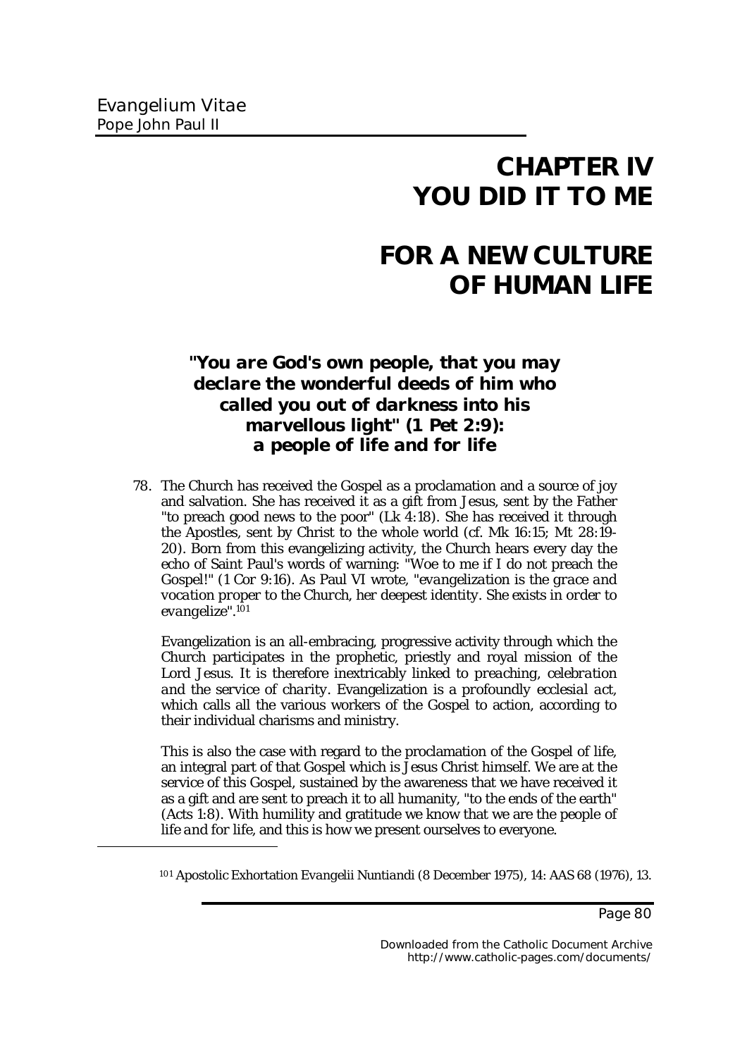# CHAPTER IV
# YOU DID IT TO ME

# FOR A NEW CULTURE OF HUMAN LIFE

### "You are God's own people, that you may declare the wonderful deeds of him who called you out of darkness into his marvellous light" (1 Pet 2:9): a people of life and for life

78. The Church has received the Gospel as a proclamation and a source of joy and salvation. She has received it as a gift from Jesus, sent by the Father "to preach good news to the poor" (Lk 4:18). She has received it through the Apostles, sent by Christ to the whole world (cf. Mk 16:15; Mt 28:19-20). Born from this evangelizing activity, the Church hears every day the echo of Saint Paul's words of warning: "Woe to me if I do not preach the Gospel!" (1 Cor 9:16). As Paul VI wrote, "*evangelization is the grace and vocation proper to the Church, her deepest identity. She exists in order to evangelize*".[101]

Evangelization is an all-embracing, progressive activity through which the Church participates in the prophetic, priestly and royal mission of the Lord Jesus. It is therefore inextricably linked to *preaching, celebration and the service of charity*. Evangelization is a profoundly *ecclesial act*, which calls all the various workers of the Gospel to action, according to their individual charisms and ministry.

This is also the case with regard to the proclamation of the Gospel of life, an integral part of that Gospel which is Jesus Christ himself. We are at the service of this Gospel, sustained by the awareness that we have received it as a gift and are sent to preach it to all humanity, "to the ends of the earth" (Acts 1:8). With humility and gratitude we know that we are the *people of life and for life*, and this is how we present ourselves to everyone.

---

[101] Apostolic Exhortation *Evangelii Nuntiandi* (8 December 1975), 14: AAS 68 (1976), 13.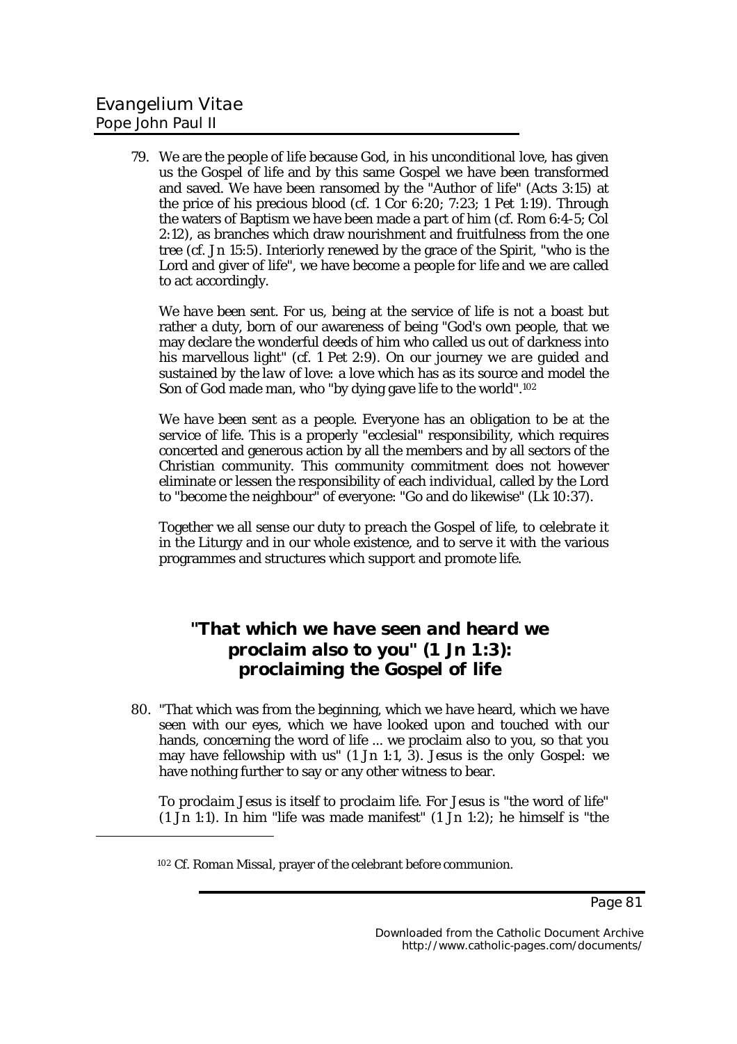79. We are the people of life because God, in his unconditional love, has given us the Gospel of life and by this same Gospel we have been transformed and saved. We have been ransomed by the "Author of life" (Acts 3:15) at the price of his precious blood (cf. 1 Cor 6:20; 7:23; 1 Pet 1:19). Through the waters of Baptism we have been made a part of him (cf. Rom 6:4-5; Col 2:12), as branches which draw nourishment and fruitfulness from the one tree (cf. Jn 15:5). Interiorly renewed by the grace of the Spirit, "who is the Lord and giver of life", we have become a people for life and we are called to act accordingly.

*We have been sent.* For us, being at the service of life is not a boast but rather a duty, born of our awareness of being "God's own people, that we may declare the wonderful deeds of him who called us out of darkness into his marvellous light" (cf. 1 Pet 2:9). On our journey *we are guided and sustained by the law of love*: a love which has as its source and model the Son of God made man, who "by dying gave life to the world".[102]

*We have been sent as a people.* Everyone has an obligation to be at the service of life. This is a properly "ecclesial" responsibility, which requires concerted and generous action by all the members and by all sectors of the Christian community. This community commitment does not however eliminate or lessen the responsibility of each individual, called by the Lord to "become the neighbour" of everyone: "Go and do likewise" (Lk 10:37).

Together we all sense our duty to *preach* the Gospel of life, to *celebrate* it in the Liturgy and in our whole existence, and to *serve* it with the various programmes and structures which support and promote life.

## "That which we have seen and heard we proclaim also to you" (1 Jn 1:3): proclaiming the Gospel of life

80. "That which was from the beginning, which we have heard, which we have seen with our eyes, which we have looked upon and touched with our hands, concerning the word of life ... we proclaim also to you, so that you may have fellowship with us" (1 Jn 1:1, 3). Jesus is the only Gospel: we have nothing further to say or any other witness to bear.

*To proclaim Jesus is itself to proclaim life.* For Jesus is "the word of life" (1 Jn 1:1). In him "life was made manifest" (1 Jn 1:2); he himself is "the

[102] Cf. *Roman Missal*, prayer of the celebrant before communion.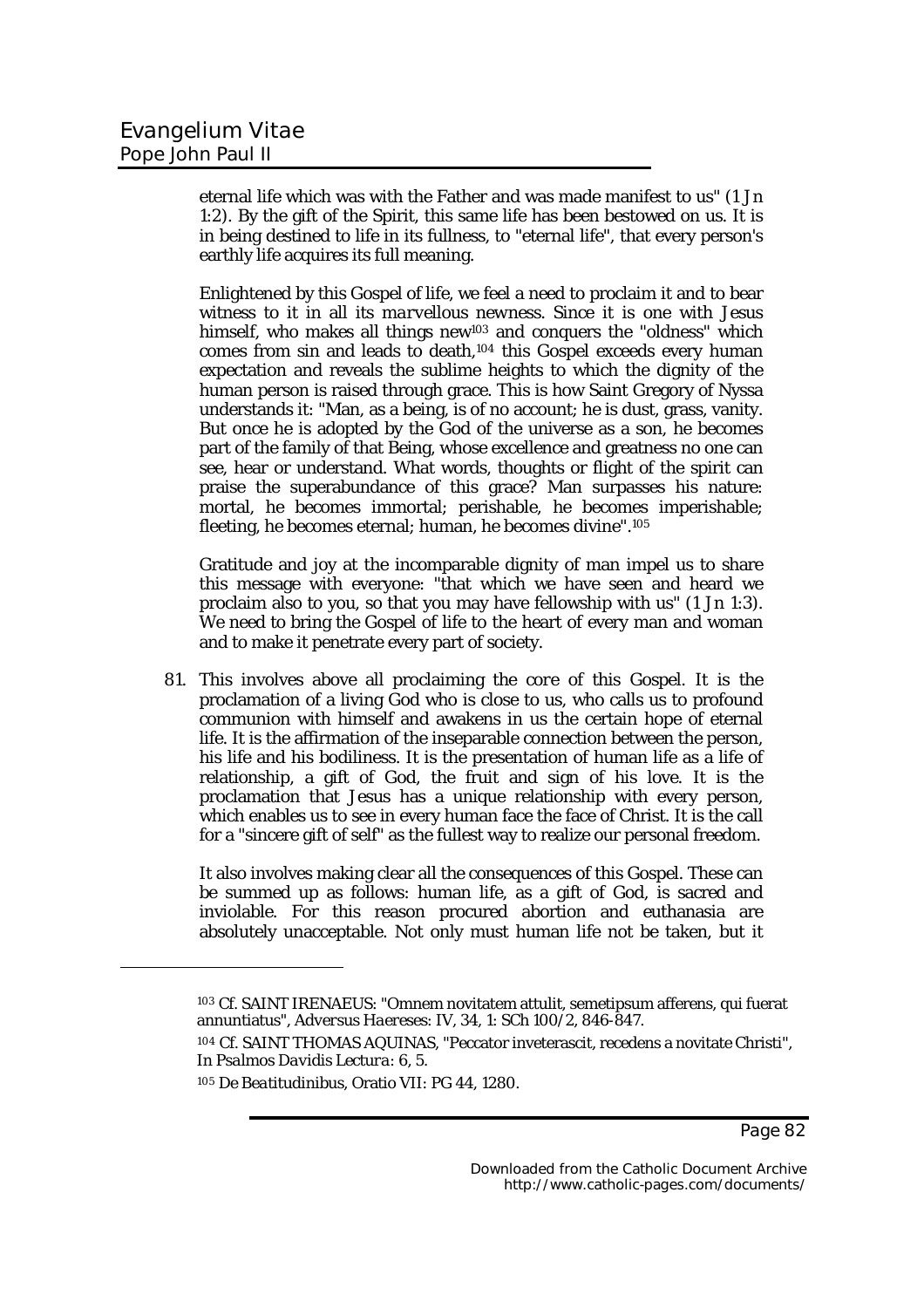eternal life which was with the Father and was made manifest to us" (1 Jn 1:2). By the gift of the Spirit, this same life has been bestowed on us. It is in being destined to life in its fullness, to "eternal life", that every person's earthly life acquires its full meaning.

Enlightened by this Gospel of life, we feel a need to proclaim it and to bear witness to it in all its *marvellous newness*. Since it is one with Jesus himself, who makes all things new[103] and conquers the "oldness" which comes from sin and leads to death,[104] this Gospel exceeds every human expectation and reveals the sublime heights to which the dignity of the human person is raised through grace. This is how Saint Gregory of Nyssa understands it: "Man, as a being, is of no account; he is dust, grass, vanity. But once he is adopted by the God of the universe as a son, he becomes part of the family of that Being, whose excellence and greatness no one can see, hear or understand. What words, thoughts or flight of the spirit can praise the superabundance of this grace? Man surpasses his nature: mortal, he becomes immortal; perishable, he becomes imperishable; fleeting, he becomes eternal; human, he becomes divine".[105]

Gratitude and joy at the incomparable dignity of man impel us to share this message with everyone: "that which we have seen and heard we proclaim also to you, so that you may have fellowship with us" (1 Jn 1:3). We need to bring the Gospel of life to the heart of every man and woman and to make it penetrate every part of society.

81. This involves above all proclaiming *the core* of this Gospel. It is the proclamation of a living God who is close to us, who calls us to profound communion with himself and awakens in us the certain hope of eternal life. It is the affirmation of the inseparable connection between the person, his life and his bodiliness. It is the presentation of human life as a life of relationship, a gift of God, the fruit and sign of his love. It is the proclamation that Jesus has a unique relationship with every person, which enables us to see in every human face the face of Christ. It is the call for a "sincere gift of self" as the fullest way to realize our personal freedom.

It also involves making clear all *the consequences* of this Gospel. These can be summed up as follows: human life, as a gift of God, is sacred and inviolable. For this reason procured abortion and euthanasia are absolutely unacceptable. Not only must human life not be taken, but it

---

[103] Cf. SAINT IRENAEUS: "Omnem novitatem attulit, semetipsum afferens, qui fuerat annuntiatus", *Adversus Haereses*: IV, 34, 1: SCh 100/2, 846-847.

[104] Cf. SAINT THOMAS AQUINAS, "Peccator inveterascit, recedens a novitate Christi", *In Psalmos Davidis Lectura*: 6, 5.

[105] *De Beatitudinibus, Oratio VII*: PG 44, 1280.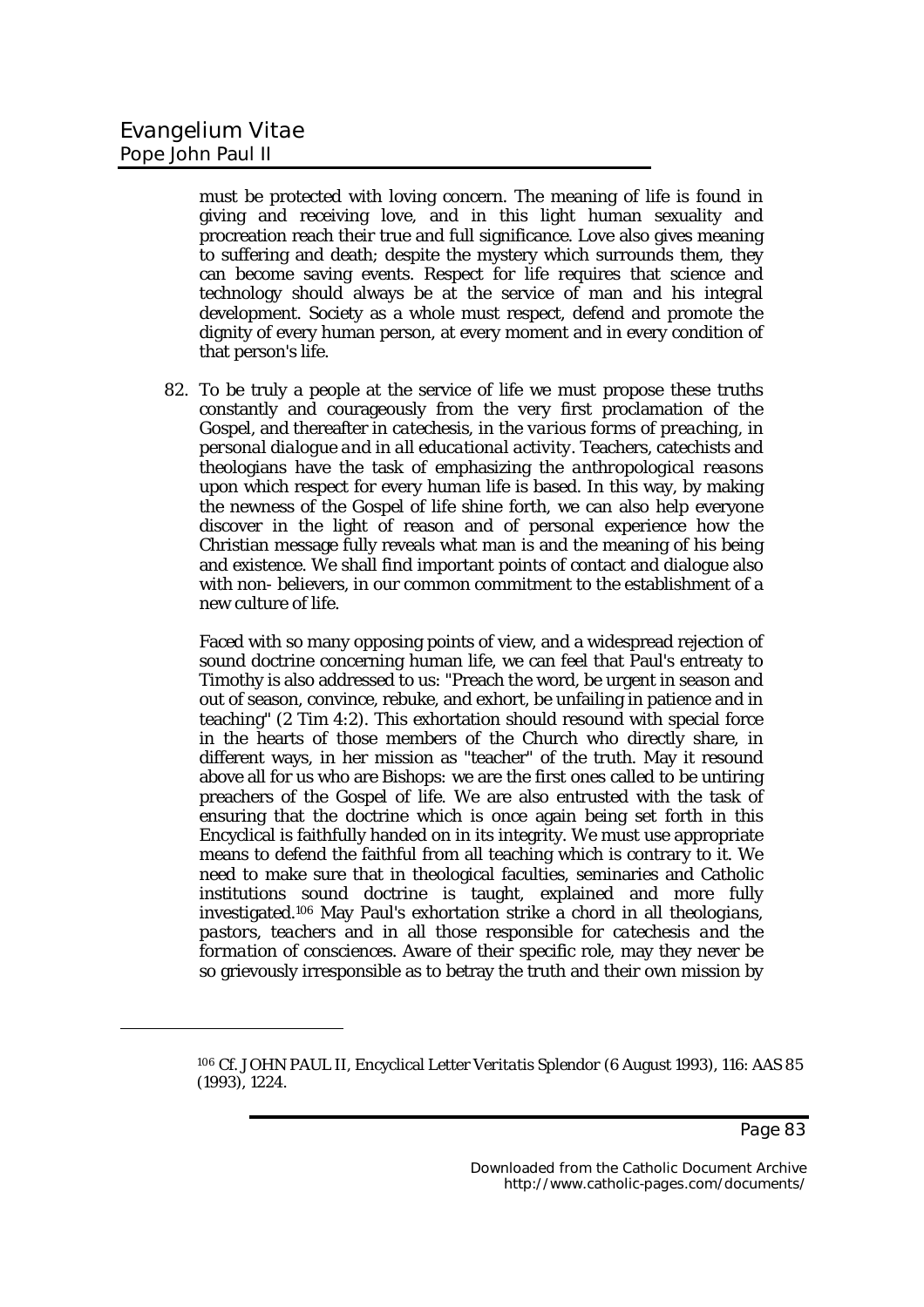must be protected with loving concern. The meaning of life is found in giving and receiving love, and in this light human sexuality and procreation reach their true and full significance. Love also gives meaning to suffering and death; despite the mystery which surrounds them, they can become saving events. Respect for life requires that science and technology should always be at the service of man and his integral development. Society as a whole must respect, defend and promote the dignity of every human person, at every moment and in every condition of that person's life.

82. To be truly a people at the service of life we must propose these truths constantly and courageously from the very first proclamation of the Gospel, and thereafter *in catechesis, in the various forms of preaching, in personal dialogue and in all educational activity*. Teachers, catechists and theologians have the task of emphasizing the *anthropological reasons* upon which respect for every human life is based. In this way, by making the newness of the Gospel of life shine forth, we can also help everyone discover in the light of reason and of personal experience how the Christian message fully reveals what man is and the meaning of his being and existence. We shall find important points of contact and dialogue also with non- believers, in our common commitment to the establishment of a new culture of life.

Faced with so many opposing points of view, and a widespread rejection of sound doctrine concerning human life, we can feel that Paul's entreaty to Timothy is also addressed to us: "Preach the word, be urgent in season and out of season, convince, rebuke, and exhort, be unfailing in patience and in teaching" (2 Tim 4:2). This exhortation should resound with special force in the hearts of those members of the Church who directly share, in different ways, in her mission as "teacher" of the truth. May it resound above all for us who are Bishops: we are the first ones called to be untiring preachers of the Gospel of life. We are also entrusted with the task of ensuring that the doctrine which is once again being set forth in this Encyclical is faithfully handed on in its integrity. We must use appropriate means to defend the faithful from all teaching which is contrary to it. We need to make sure that in theological faculties, seminaries and Catholic institutions sound doctrine is taught, explained and more fully investigated.[106] May Paul's exhortation strike a chord in all *theologians, pastors, teachers* and in all those *responsible for catechesis and the formation of consciences*. Aware of their specific role, may they never be so grievously irresponsible as to betray the truth and their own mission by

---

[106] Cf. JOHN PAUL II, Encyclical Letter *Veritatis Splendor* (6 August 1993), 116: AAS 85 (1993), 1224.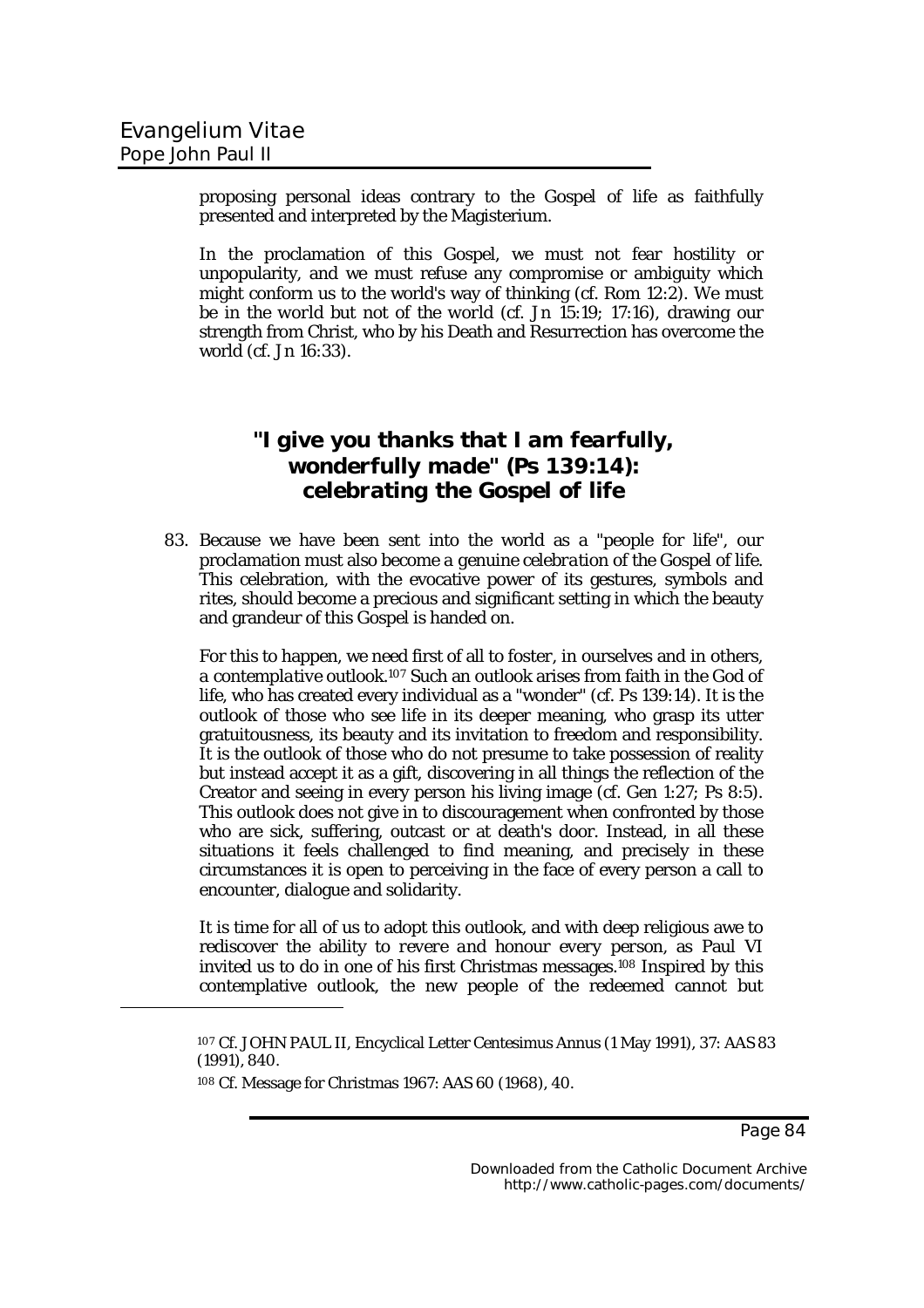proposing personal ideas contrary to the Gospel of life as faithfully presented and interpreted by the Magisterium.

In the proclamation of this Gospel, we must not fear hostility or unpopularity, and we must refuse any compromise or ambiguity which might conform us to the world's way of thinking (cf. Rom 12:2). We must be in the world but not of the world (cf. Jn 15:19; 17:16), drawing our strength from Christ, who by his Death and Resurrection has overcome the world (cf. Jn 16:33).

## "I give you thanks that I am fearfully, wonderfully made" (Ps 139:14): celebrating the Gospel of life

83. Because we have been sent into the world as a "people for life", our proclamation must also become a genuine *celebration* of the Gospel of life. This celebration, with the evocative power of its gestures, symbols and rites, should become a precious and significant setting in which the beauty and grandeur of this Gospel is handed on.

For this to happen, we need first of all to foster, in ourselves and in others, *a contemplative outlook*.[107] Such an outlook arises from faith in the God of life, who has created every individual as a "wonder" (cf. Ps 139:14). It is the outlook of those who see life in its deeper meaning, who grasp its utter gratuitousness, its beauty and its invitation to freedom and responsibility. It is the outlook of those who do not presume to take possession of reality but instead accept it as a gift, discovering in all things the reflection of the Creator and seeing in every person his living image (cf. Gen 1:27; Ps 8:5). This outlook does not give in to discouragement when confronted by those who are sick, suffering, outcast or at death's door. Instead, in all these situations it feels challenged to find meaning, and precisely in these circumstances it is open to perceiving in the face of every person a call to encounter, dialogue and solidarity.

It is time for all of us to adopt this outlook, and with deep religious awe to rediscover the ability to *revere and honour every person*, as Paul VI invited us to do in one of his first Christmas messages.[108] Inspired by this contemplative outlook, the new people of the redeemed cannot but

[107] Cf. JOHN PAUL II, Encyclical Letter *Centesimus Annus* (1 May 1991), 37: AAS 83 (1991), 840.

[108] Cf. *Message for Christmas 1967*: AAS 60 (1968), 40.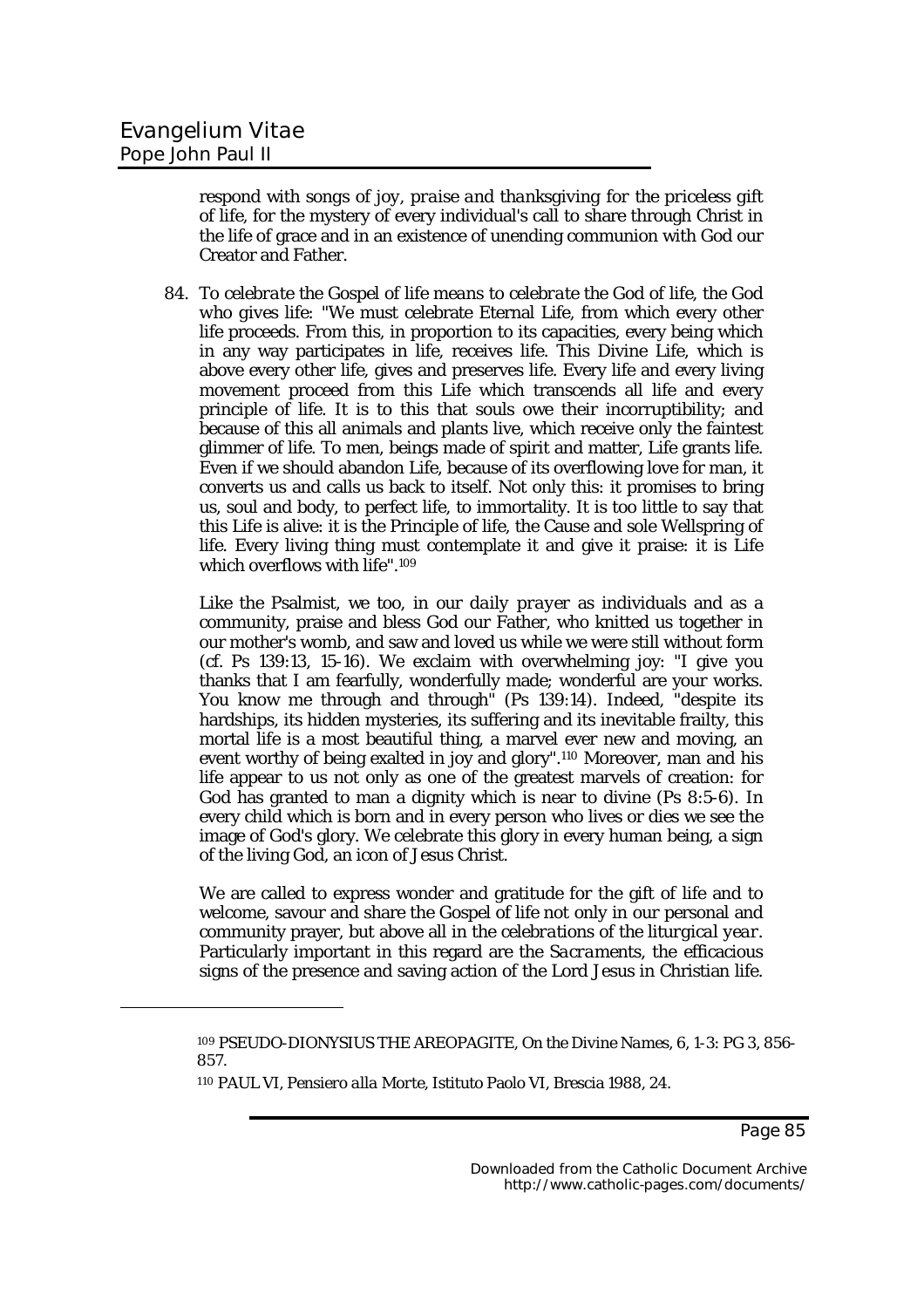respond with songs of joy, *praise and thanksgiving* for the priceless gift of life, for the mystery of every individual's call to share through Christ in the life of grace and in an existence of unending communion with God our Creator and Father.

84. *To celebrate the Gospel of life means to celebrate the God of life*, the God who gives life: "We must celebrate Eternal Life, from which every other life proceeds. From this, in proportion to its capacities, every being which in any way participates in life, receives life. This Divine Life, which is above every other life, gives and preserves life. Every life and every living movement proceed from this Life which transcends all life and every principle of life. It is to this that souls owe their incorruptibility; and because of this all animals and plants live, which receive only the faintest glimmer of life. To men, beings made of spirit and matter, Life grants life. Even if we should abandon Life, because of its overflowing love for man, it converts us and calls us back to itself. Not only this: it promises to bring us, soul and body, to perfect life, to immortality. It is too little to say that this Life is alive: it is the Principle of life, the Cause and sole Wellspring of life. Every living thing must contemplate it and give it praise: it is Life which overflows with life".[109]

   Like the Psalmist, we too, in our *daily prayer* as individuals and as a community, praise and bless God our Father, who knitted us together in our mother's womb, and saw and loved us while we were still without form (cf. Ps 139:13, 15-16). We exclaim with overwhelming joy: "I give you thanks that I am fearfully, wonderfully made; wonderful are your works. You know me through and through" (Ps 139:14). Indeed, "despite its hardships, its hidden mysteries, its suffering and its inevitable frailty, this mortal life is a most beautiful thing, a marvel ever new and moving, an event worthy of being exalted in joy and glory".[110] Moreover, man and his life appear to us not only as one of the greatest marvels of creation: for God has granted to man a dignity which is near to divine (Ps 8:5-6). In every child which is born and in every person who lives or dies we see the image of God's glory. We celebrate this glory in every human being, a sign of the living God, an icon of Jesus Christ.

   We are called to express wonder and gratitude for the gift of life and to welcome, savour and share the Gospel of life not only in our personal and community prayer, but above all in the *celebrations of the liturgical year*. Particularly important in this regard are the *Sacraments*, the efficacious signs of the presence and saving action of the Lord Jesus in Christian life.

---

[109] PSEUDO-DIONYSIUS THE AREOPAGITE, *On the Divine Names*, 6, 1-3: PG 3, 856-857.

[110] PAUL VI, *Pensiero alla Morte*, Istituto Paolo VI, Brescia 1988, 24.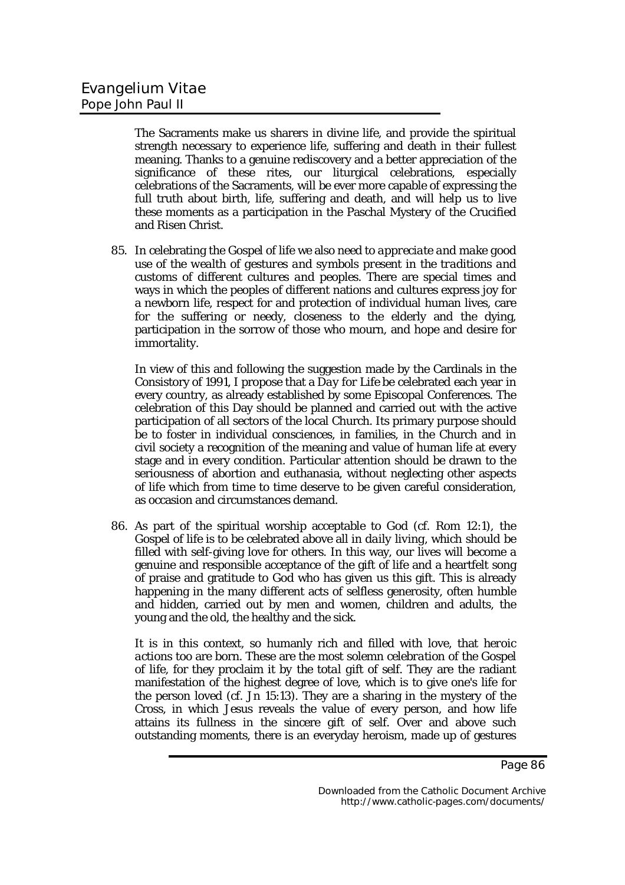The Sacraments make us sharers in divine life, and provide the spiritual strength necessary to experience life, suffering and death in their fullest meaning. Thanks to a genuine rediscovery and a better appreciation of the significance of these rites, our liturgical celebrations, especially celebrations of the Sacraments, will be ever more capable of expressing the full truth about birth, life, suffering and death, and will help us to live these moments as a participation in the Paschal Mystery of the Crucified and Risen Christ.

85. In celebrating the Gospel of life we also need to *appreciate and make good use of the wealth of gestures and symbols present in the traditions and customs of different cultures and peoples*. There are special times and ways in which the peoples of different nations and cultures express joy for a newborn life, respect for and protection of individual human lives, care for the suffering or needy, closeness to the elderly and the dying, participation in the sorrow of those who mourn, and hope and desire for immortality.

    In view of this and following the suggestion made by the Cardinals in the Consistory of 1991, I propose that a *Day for Life* be celebrated each year in every country, as already established by some Episcopal Conferences. The celebration of this Day should be planned and carried out with the active participation of all sectors of the local Church. Its primary purpose should be to foster in individual consciences, in families, in the Church and in civil society a recognition of the meaning and value of human life at every stage and in every condition. Particular attention should be drawn to the seriousness of abortion and euthanasia, without neglecting other aspects of life which from time to time deserve to be given careful consideration, as occasion and circumstances demand.

86. As part of the spiritual worship acceptable to God (cf. Rom 12:1), the Gospel of life is to be celebrated above all in *daily living*, which should be filled with self-giving love for others. In this way, our lives will become a genuine and responsible acceptance of the gift of life and a heartfelt song of praise and gratitude to God who has given us this gift. This is already happening in the many different acts of selfless generosity, often humble and hidden, carried out by men and women, children and adults, the young and the old, the healthy and the sick.

    It is in this context, so humanly rich and filled with love, that *heroic actions* too are born. These are the most solemn *celebration of the Gospel of life*, for they proclaim it by the *total gift of self*. They are the radiant manifestation of the highest degree of love, which is to give one's life for the person loved (cf. Jn 15:13). They are a sharing in the mystery of the Cross, in which Jesus reveals the value of every person, and how life attains its fullness in the sincere gift of self. Over and above such outstanding moments, there is an everyday heroism, made up of gestures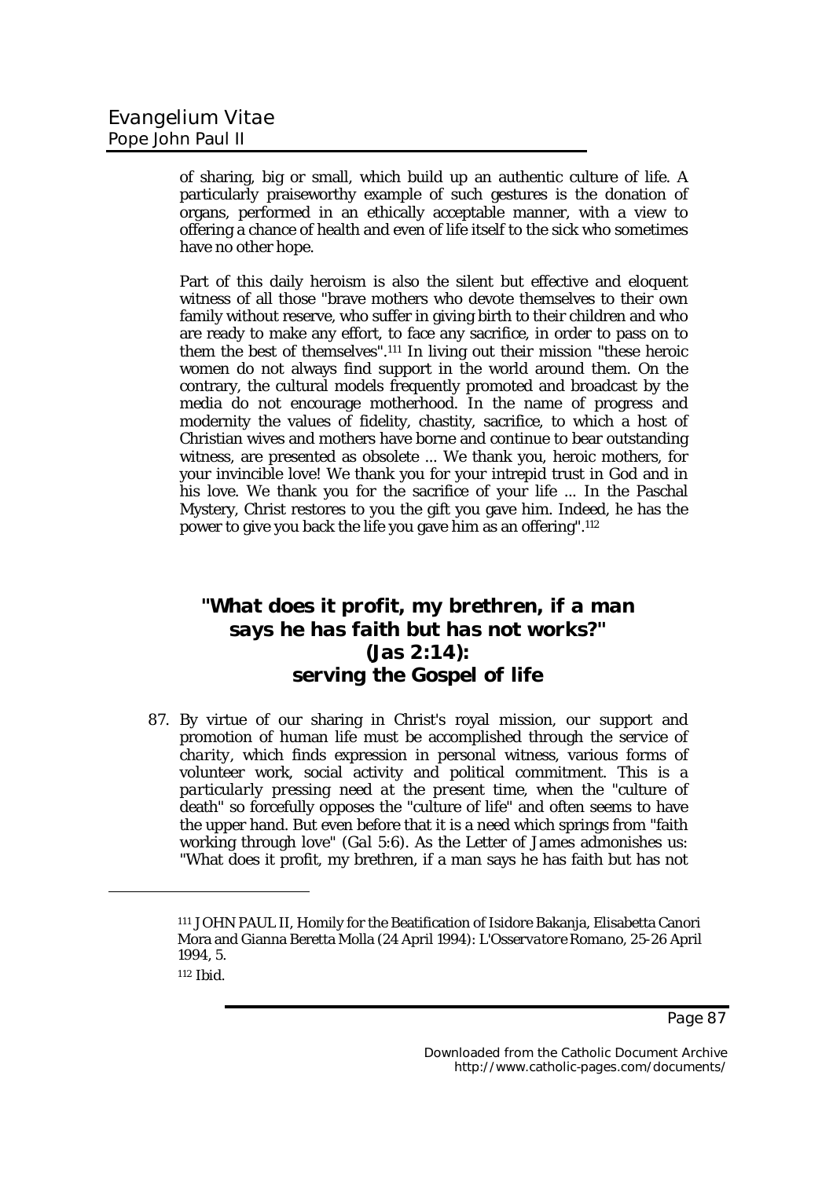of sharing, big or small, which build up an authentic culture of life. A particularly praiseworthy example of such gestures is the donation of organs, performed in an ethically acceptable manner, with a view to offering a chance of health and even of life itself to the sick who sometimes have no other hope.

Part of this daily heroism is also the silent but effective and eloquent witness of all those "brave mothers who devote themselves to their own family without reserve, who suffer in giving birth to their children and who are ready to make any effort, to face any sacrifice, in order to pass on to them the best of themselves".[111] In living out their mission "these heroic women do not always find support in the world around them. On the contrary, the cultural models frequently promoted and broadcast by the media do not encourage motherhood. In the name of progress and modernity the values of fidelity, chastity, sacrifice, to which a host of Christian wives and mothers have borne and continue to bear outstanding witness, are presented as obsolete ... We thank you, heroic mothers, for your invincible love! We thank you for your intrepid trust in God and in his love. We thank you for the sacrifice of your life ... In the Paschal Mystery, Christ restores to you the gift you gave him. Indeed, he has the power to give you back the life you gave him as an offering".[112]

## "What does it profit, my brethren, if a man says he has faith but has not works?" (Jas 2:14): serving the Gospel of life

87. By virtue of our sharing in Christ's royal mission, our support and promotion of human life must be accomplished through the service of *charity*, which finds expression in personal witness, various forms of volunteer work, social activity and political commitment. This is a *particularly pressing need at the present time*, when the "culture of death" so forcefully opposes the "culture of life" and often seems to have the upper hand. But even before that it is a need which springs from "faith working through love" (*Gal* 5:6). As the Letter of James admonishes us: "What does it profit, my brethren, if a man says he has faith but has not

---

[111] JOHN PAUL II, Homily for the Beatification of Isidore Bakanja, Elisabetta Canori Mora and Gianna Beretta Molla (24 April 1994): *L'Osservatore Romano*, 25-26 April 1994, 5.

[112] *Ibid.*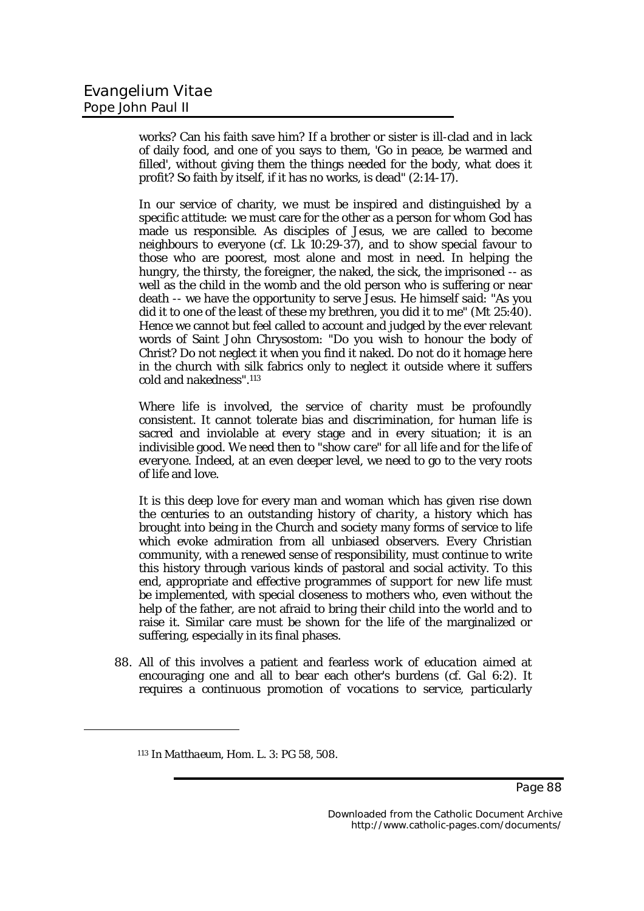works? Can his faith save him? If a brother or sister is ill-clad and in lack of daily food, and one of you says to them, 'Go in peace, be warmed and filled', without giving them the things needed for the body, what does it profit? So faith by itself, if it has no works, is dead" (2:14-17).

In our service of charity, we must be *inspired and distinguished by a specific attitude*: we must care for the other as a person for whom God has made us responsible. As disciples of Jesus, we are called to become neighbours to everyone (cf. *Lk* 10:29-37), and to show special favour to those who are poorest, most alone and most in need. In helping the hungry, the thirsty, the foreigner, the naked, the sick, the imprisoned -- as well as the child in the womb and the old person who is suffering or near death -- we have the opportunity to serve Jesus. He himself said: "As you did it to one of the least of these my brethren, you did it to me" (*Mt* 25:40). Hence we cannot but feel called to account and judged by the ever relevant words of Saint John Chrysostom: "Do you wish to honour the body of Christ? Do not neglect it when you find it naked. Do not do it homage here in the church with silk fabrics only to neglect it outside where it suffers cold and nakedness".[113]

*Where life is involved, the service of charity must be profoundly consistent*. It cannot tolerate bias and discrimination, for human life is sacred and inviolable at every stage and in every situation; it is an indivisible good. We need then to "*show care" for all life and for the life of everyone*. Indeed, at an even deeper level, we need to go to the very roots of life and love.

It is this deep love for every man and woman which has given rise down the centuries to an *outstanding history of charity*, a history which has brought into being in the Church and society many forms of service to life which evoke admiration from all unbiased observers. Every Christian community, with a renewed sense of responsibility, must continue to write this history through various kinds of pastoral and social activity. To this end, appropriate and effective *programmes of support for new life* must be implemented, with special closeness to mothers who, even without the help of the father, are not afraid to bring their child into the world and to raise it. Similar care must be shown for the life of the marginalized or suffering, especially in its final phases.

88. All of this involves a patient and fearless *work of education* aimed at encouraging one and all to bear each other's burdens (cf. *Gal* 6:2). It requires a continuous promotion of *vocations to service*, particularly

[113] *In Matthaeum, Hom*. L. 3: PG 58, 508.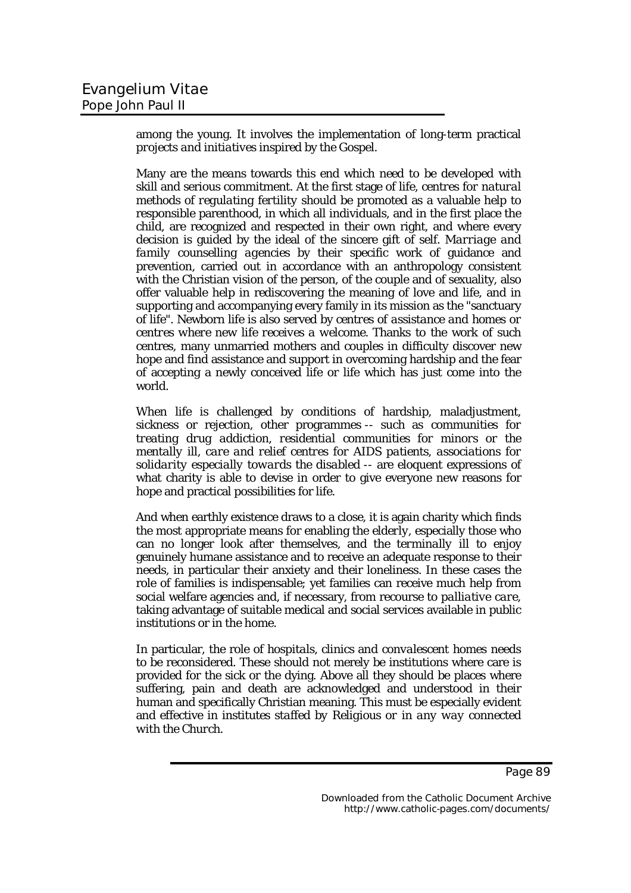among the young. It involves the implementation of long-term practical *projects and initiatives inspired by the Gospel.*

Many are the *means* towards this end which need to be developed with skill and serious commitment. At the first stage of life, *centres for natural methods of regulating fertility* should be promoted as a valuable help to responsible parenthood, in which all individuals, and in the first place the child, are recognized and respected in their own right, and where every decision is guided by the ideal of the sincere gift of self. *Marriage and family counselling agencies* by their specific work of guidance and prevention, carried out in accordance with an anthropology consistent with the Christian vision of the person, of the couple and of sexuality, also offer valuable help in rediscovering the meaning of love and life, and in supporting and accompanying every family in its mission as the "sanctuary of life". Newborn life is also served by *centres of assistance and homes or centres where new life receives a welcome*. Thanks to the work of such centres, many unmarried mothers and couples in difficulty discover new hope and find assistance and support in overcoming hardship and the fear of accepting a newly conceived life or life which has just come into the world.

When life is challenged by conditions of hardship, maladjustment, sickness or rejection, other programmes -- such as *communities for treating drug addiction, residential communities for minors or the mentally ill, care and relief centres for AIDS patients, associations for solidarity especially towards the disabled* -- are eloquent expressions of what charity is able to devise in order to give everyone new reasons for hope and practical possibilities for life.

And when earthly existence draws to a close, it is again charity which finds the most appropriate means for enabling the *elderly*, especially those who can no longer look after themselves, and the *terminally ill* to enjoy genuinely humane assistance and to receive an adequate response to their needs, in particular their anxiety and their loneliness. In these cases the role of families is indispensable; yet families can receive much help from social welfare agencies and, if necessary, from recourse to *palliative care*, taking advantage of suitable medical and social services available in public institutions or in the home.

In particular, the role of *hospitals, clinics and convalescent homes* needs to be reconsidered. These should not merely be institutions where care is provided for the sick or the dying. Above all they should be places where suffering, pain and death are acknowledged and understood in their human and specifically Christian meaning. This must be especially evident and effective in *institutes staffed by Religious or in any way connected with the Church.*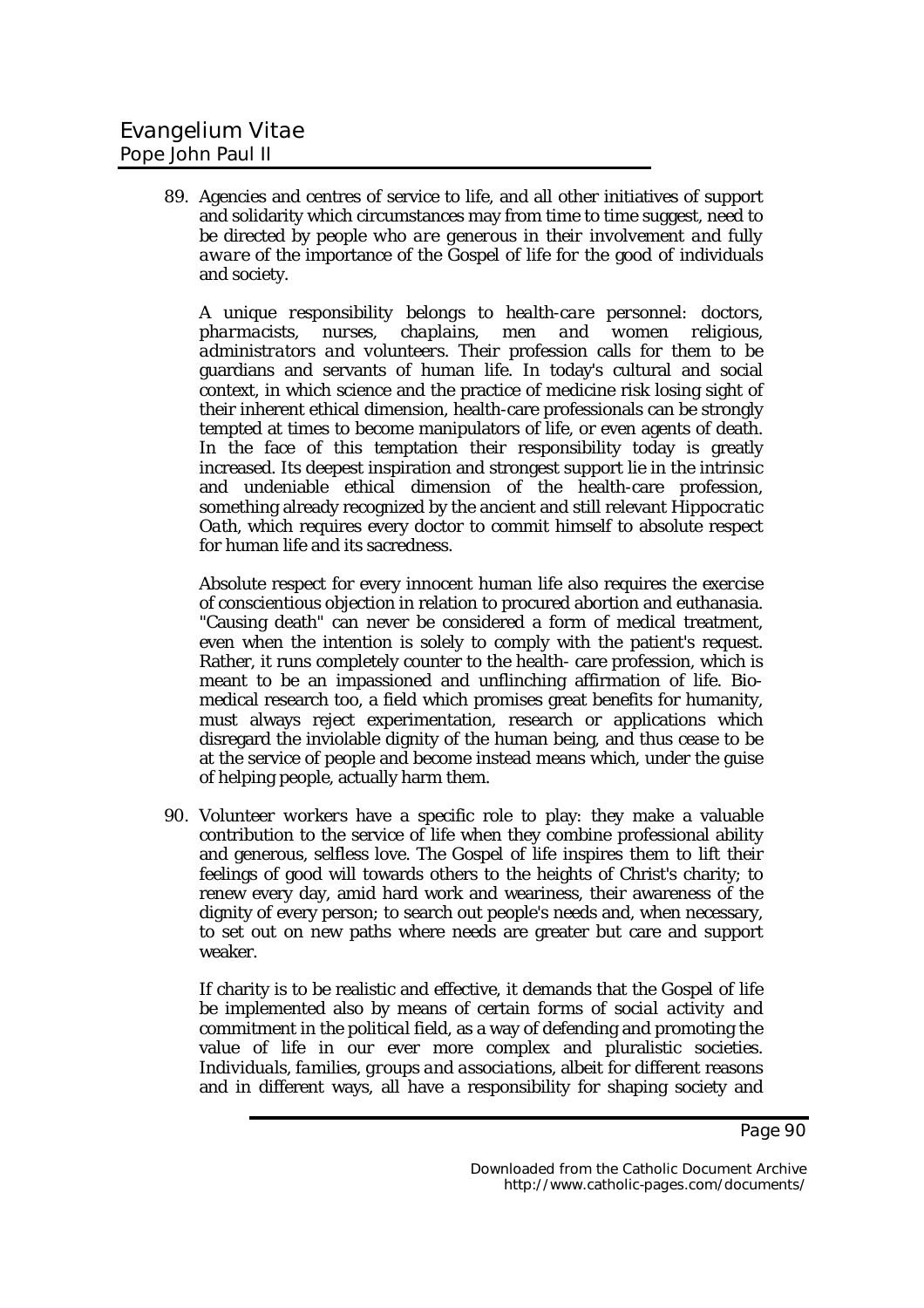89. Agencies and centres of service to life, and all other initiatives of support and solidarity which circumstances may from time to time suggest, need to be directed by people *who are generous in their involvement and fully aware* of the importance of the Gospel of life for the good of individuals and society.

A unique responsibility belongs to *health-care personnel: doctors, pharmacists, nurses, chaplains, men and women religious, administrators and volunteers.* Their profession calls for them to be guardians and servants of human life. In today's cultural and social context, in which science and the practice of medicine risk losing sight of their inherent ethical dimension, health-care professionals can be strongly tempted at times to become manipulators of life, or even agents of death. In the face of this temptation their responsibility today is greatly increased. Its deepest inspiration and strongest support lie in the intrinsic and undeniable ethical dimension of the health-care profession, something already recognized by the ancient and still relevant *Hippocratic Oath*, which requires every doctor to commit himself to absolute respect for human life and its sacredness.

Absolute respect for every innocent human life also requires the exercise of conscientious objection in relation to procured abortion and euthanasia. "Causing death" can never be considered a form of medical treatment, even when the intention is solely to comply with the patient's request. Rather, it runs completely counter to the health- care profession, which is meant to be an impassioned and unflinching affirmation of life. Bio-medical research too, a field which promises great benefits for humanity, must always reject experimentation, research or applications which disregard the inviolable dignity of the human being, and thus cease to be at the service of people and become instead means which, under the guise of helping people, actually harm them.

90. *Volunteer workers* have a specific role to play: they make a valuable contribution to the service of life when they combine professional ability and generous, selfless love. The Gospel of life inspires them to lift their feelings of good will towards others to the heights of Christ's charity; to renew every day, amid hard work and weariness, their awareness of the dignity of every person; to search out people's needs and, when necessary, to set out on new paths where needs are greater but care and support weaker.

If charity is to be realistic and effective, it demands that the Gospel of life be implemented also by means of certain forms of *social activity and commitment in the political field*, as a way of defending and promoting the value of life in our ever more complex and pluralistic societies. *Individuals, families, groups and associations*, albeit for different reasons and in different ways, all have a responsibility for shaping society and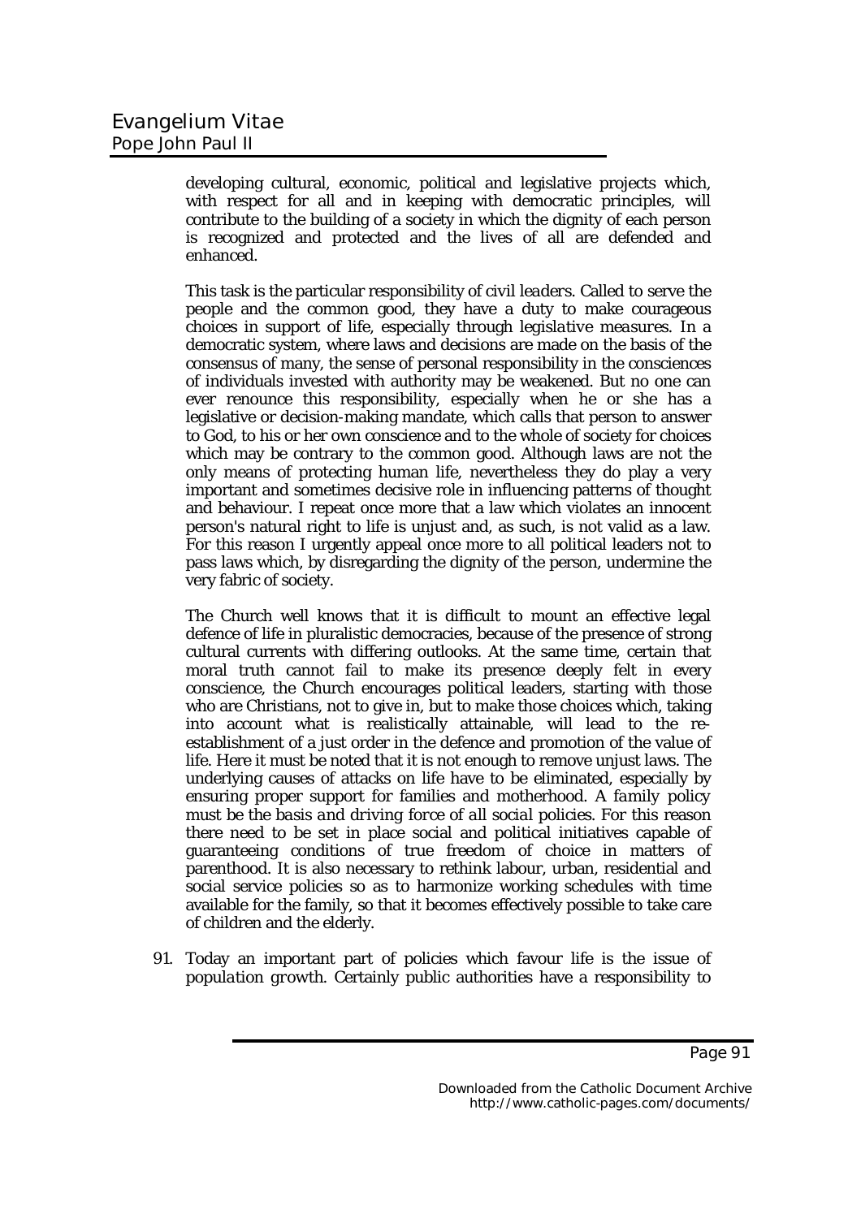developing cultural, economic, political and legislative projects which, with respect for all and in keeping with democratic principles, will contribute to the building of a society in which the dignity of each person is recognized and protected and the lives of all are defended and enhanced.

This task is the particular responsibility of *civil leaders*. Called to serve the people and the common good, they have a duty to make courageous choices in support of life, especially through *legislative measures*. In a democratic system, where laws and decisions are made on the basis of the consensus of many, the sense of personal responsibility in the consciences of individuals invested with authority may be weakened. But no one can ever renounce this responsibility, especially when he or she has a legislative or decision-making mandate, which calls that person to answer to God, to his or her own conscience and to the whole of society for choices which may be contrary to the common good. Although laws are not the only means of protecting human life, nevertheless they do play a very important and sometimes decisive role in influencing patterns of thought and behaviour. I repeat once more that a law which violates an innocent person's natural right to life is unjust and, as such, is not valid as a law. For this reason I urgently appeal once more to all political leaders not to pass laws which, by disregarding the dignity of the person, undermine the very fabric of society.

The Church well knows that it is difficult to mount an effective legal defence of life in pluralistic democracies, because of the presence of strong cultural currents with differing outlooks. At the same time, certain that moral truth cannot fail to make its presence deeply felt in every conscience, the Church encourages political leaders, starting with those who are Christians, not to give in, but to make those choices which, taking into account what is realistically attainable, will lead to the re-establishment of a just order in the defence and promotion of the value of life. Here it must be noted that it is not enough to remove unjust laws. The underlying causes of attacks on life have to be eliminated, especially by ensuring proper support for families and motherhood. *A family policy must be the basis and driving force of all social policies.* For this reason there need to be set in place social and political initiatives capable of guaranteeing conditions of true freedom of choice in matters of parenthood. It is also necessary to rethink labour, urban, residential and social service policies so as to harmonize working schedules with time available for the family, so that it becomes effectively possible to take care of children and the elderly.

91. Today an important part of policies which favour life is the issue of *population growth*. Certainly public authorities have a responsibility to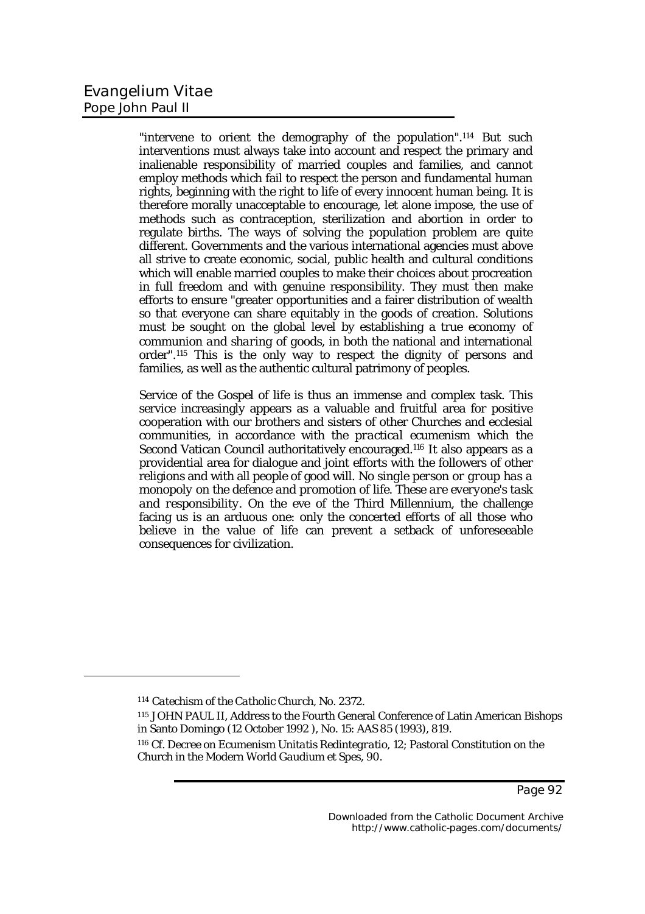"intervene to orient the demography of the population".[114] But such interventions must always take into account and respect the primary and inalienable responsibility of married couples and families, and cannot employ methods which fail to respect the person and fundamental human rights, beginning with the right to life of every innocent human being. It is therefore morally unacceptable to encourage, let alone impose, the use of methods such as contraception, sterilization and abortion in order to regulate births. The ways of solving the population problem are quite different. Governments and the various international agencies must above all strive to create economic, social, public health and cultural conditions which will enable married couples to make their choices about procreation in full freedom and with genuine responsibility. They must then make efforts to ensure "greater opportunities and a fairer distribution of wealth so that everyone can share equitably in the goods of creation. Solutions must be sought on the global level by establishing a true *economy of communion and sharing of goods*, in both the national and international order".[115] This is the only way to respect the dignity of persons and families, as well as the authentic cultural patrimony of peoples.

Service of the Gospel of life is thus an immense and complex task. This service increasingly appears as a valuable and fruitful area for positive cooperation with our brothers and sisters of other Churches and ecclesial communities, in accordance with the *practical ecumenism* which the Second Vatican Council authoritatively encouraged.[116] It also appears as a providential area for dialogue and joint efforts with the followers of other religions and with all people of good will. *No single person or group has a monopoly on the defence and promotion of life. These are everyone's task and responsibility*. On the eve of the Third Millennium, the challenge facing us is an arduous one: only the concerted efforts of all those who believe in the value of life can prevent a setback of unforeseeable consequences for civilization.

---

[114] *Catechism of the Catholic Church*, No. 2372.

[115] JOHN PAUL II, Address to the Fourth General Conference of Latin American Bishops in Santo Domingo (12 October 1992 ), No. 15: AAS 85 (1993), 819.

[116] Cf. Decree on Ecumenism *Unitatis Redintegratio*, 12; Pastoral Constitution on the Church in the Modern World *Gaudium et Spes*, 90.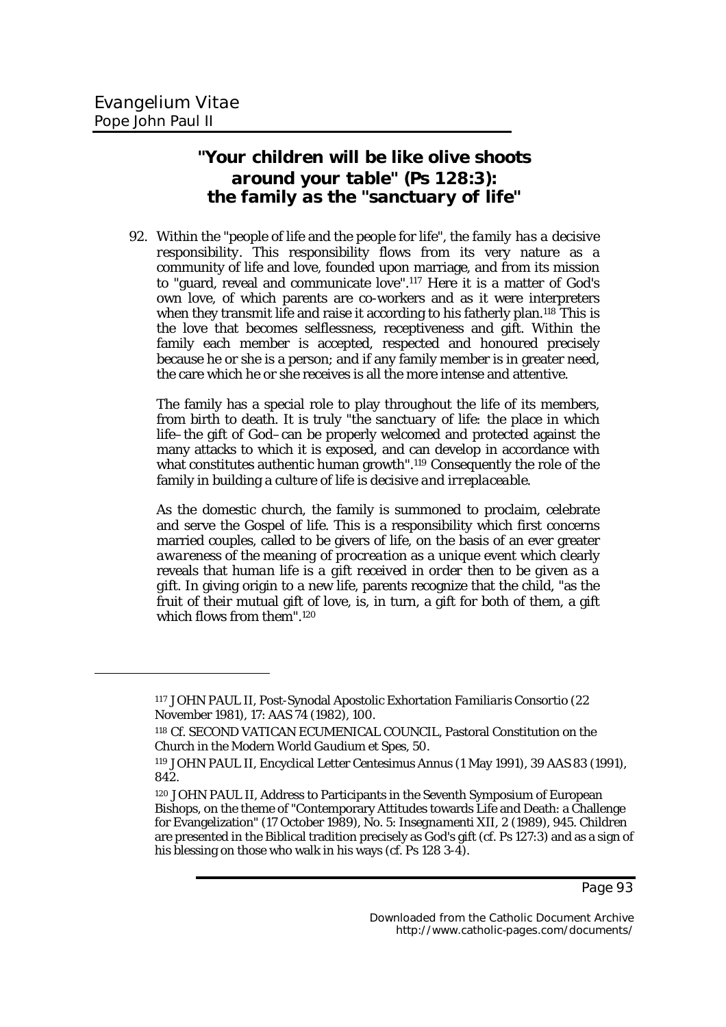## "Your children will be like olive shoots around your table" (Ps 128:3): the family as the "sanctuary of life"

92. Within the "people of life and the people for life", *the family has a decisive responsibility*. This responsibility flows from its very nature as a community of life and love, founded upon marriage, and from its mission to "guard, reveal and communicate love".[117] Here it is a matter of God's own love, of which parents are co-workers and as it were interpreters when they transmit life and raise it according to his fatherly plan.[118] This is the love that becomes selflessness, receptiveness and gift. Within the family each member is accepted, respected and honoured precisely because he or she is a person; and if any family member is in greater need, the care which he or she receives is all the more intense and attentive.

The family has a special role to play throughout the life of its members, from birth to death. It is truly "*the sanctuary of life*: the place in which life–the gift of God–can be properly welcomed and protected against the many attacks to which it is exposed, and can develop in accordance with what constitutes authentic human growth".[119] Consequently the role of the family in building a culture of life is *decisive and irreplaceable*.

As the *domestic church*, the family is summoned to proclaim, celebrate and serve the Gospel of life. This is a responsibility which first concerns married couples, called to be givers of life, on the basis of an ever greater *awareness of the meaning of procreation* as a unique event which clearly reveals that *human life is a gift received in order then to be given as a gift*. In giving origin to a new life, parents recognize that the child, "as the fruit of their mutual gift of love, is, in turn, a gift for both of them, a gift which flows from them".[120]

---

[117] JOHN PAUL II, Post-Synodal Apostolic Exhortation *Familiaris Consortio* (22 November 1981), 17: AAS 74 (1982), 100.

[118] Cf. SECOND VATICAN ECUMENICAL COUNCIL, Pastoral Constitution on the Church in the Modern World *Gaudium et Spes*, 50.

[119] JOHN PAUL II, Encyclical Letter Centesimus Annus (1 May 1991), 39 AAS 83 (1991), 842.

[120] JOHN PAUL II, Address to Participants in the Seventh Symposium of European Bishops, on the theme of "Contemporary Attitudes towards Life and Death: a Challenge for Evangelization" (17 October 1989), No. 5: *Insegnamenti* XII, 2 (1989), 945. Children are presented in the Biblical tradition precisely as God's gift (cf. Ps 127:3) and as a sign of his blessing on those who walk in his ways (cf. Ps 128 3-4).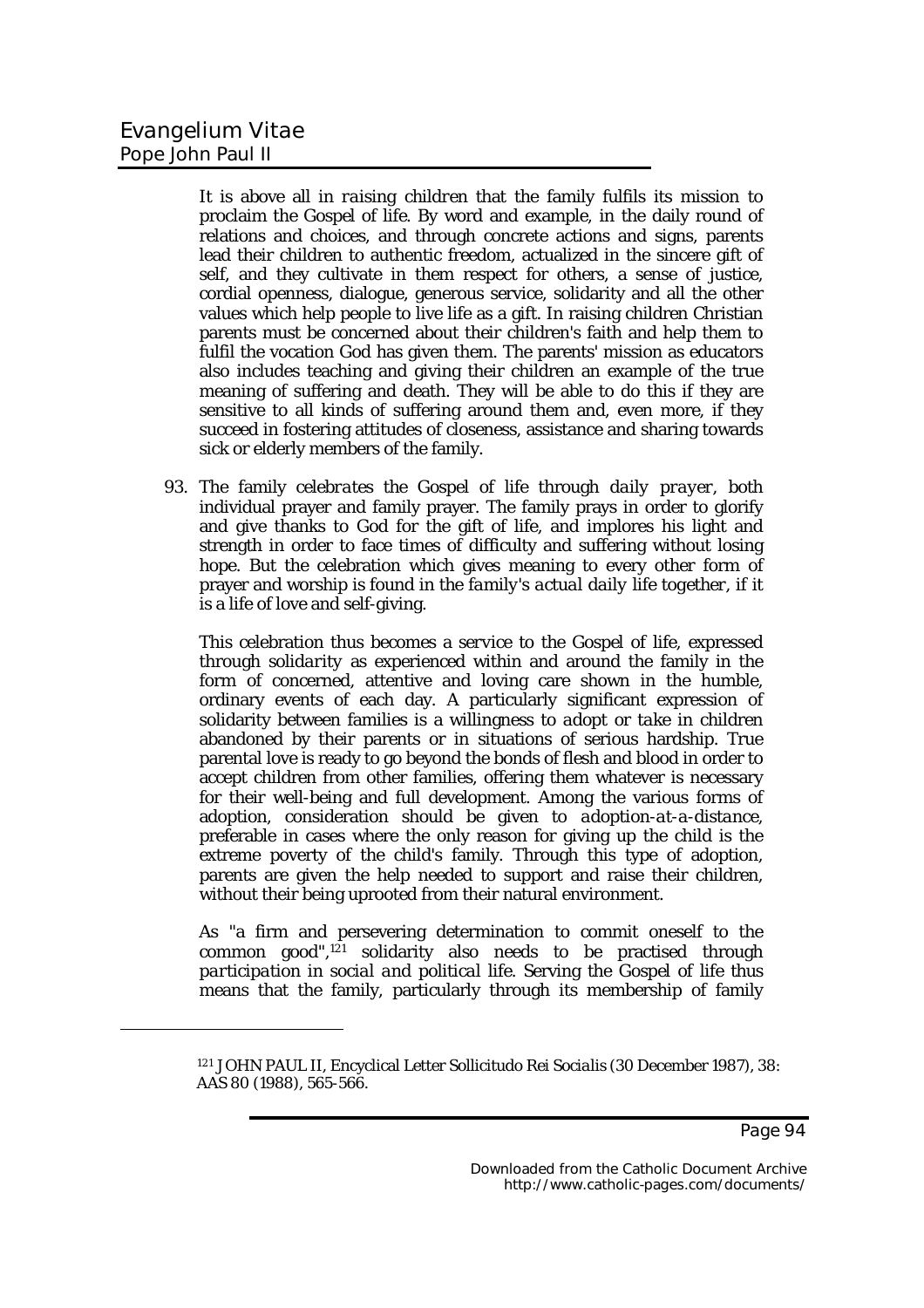It is above all in *raising children* that the family fulfils its mission to proclaim the Gospel of life. By word and example, in the daily round of relations and choices, and through concrete actions and signs, parents lead their children to authentic freedom, actualized in the sincere gift of self, and they cultivate in them respect for others, a sense of justice, cordial openness, dialogue, generous service, solidarity and all the other values which help people to live life as a gift. In raising children Christian parents must be concerned about their children's faith and help them to fulfil the vocation God has given them. The parents' mission as educators also includes teaching and giving their children an example of the true meaning of suffering and death. They will be able to do this if they are sensitive to all kinds of suffering around them and, even more, if they succeed in fostering attitudes of closeness, assistance and sharing towards sick or elderly members of the family.

93. *The family celebrates* the Gospel of life through *daily prayer*, both individual prayer and family prayer. The family prays in order to glorify and give thanks to God for the gift of life, and implores his light and strength in order to face times of difficulty and suffering without losing hope. But the celebration which gives meaning to every other form of prayer and worship is found in the *family's actual daily life together*, if it is a life of love and self-giving.

This celebration thus becomes a service to the Gospel of life, expressed through *solidarity* as experienced within and around the family in the form of concerned, attentive and loving care shown in the humble, ordinary events of each day. A particularly significant expression of solidarity between families is a willingness to *adopt or take in children* abandoned by their parents or in situations of serious hardship. True parental love is ready to go beyond the bonds of flesh and blood in order to accept children from other families, offering them whatever is necessary for their well-being and full development. Among the various forms of adoption, consideration should be given to *adoption-at-a-distance*, preferable in cases where the only reason for giving up the child is the extreme poverty of the child's family. Through this type of adoption, parents are given the help needed to support and raise their children, without their being uprooted from their natural environment.

As "a firm and persevering determination to commit oneself to the common good",[121] solidarity also needs to be practised through *participation in social and political life*. Serving the Gospel of life thus means that the family, particularly through its membership of family

[121] JOHN PAUL II, Encyclical Letter *Sollicitudo Rei Socialis* (30 December 1987), 38: AAS 80 (1988), 565-566.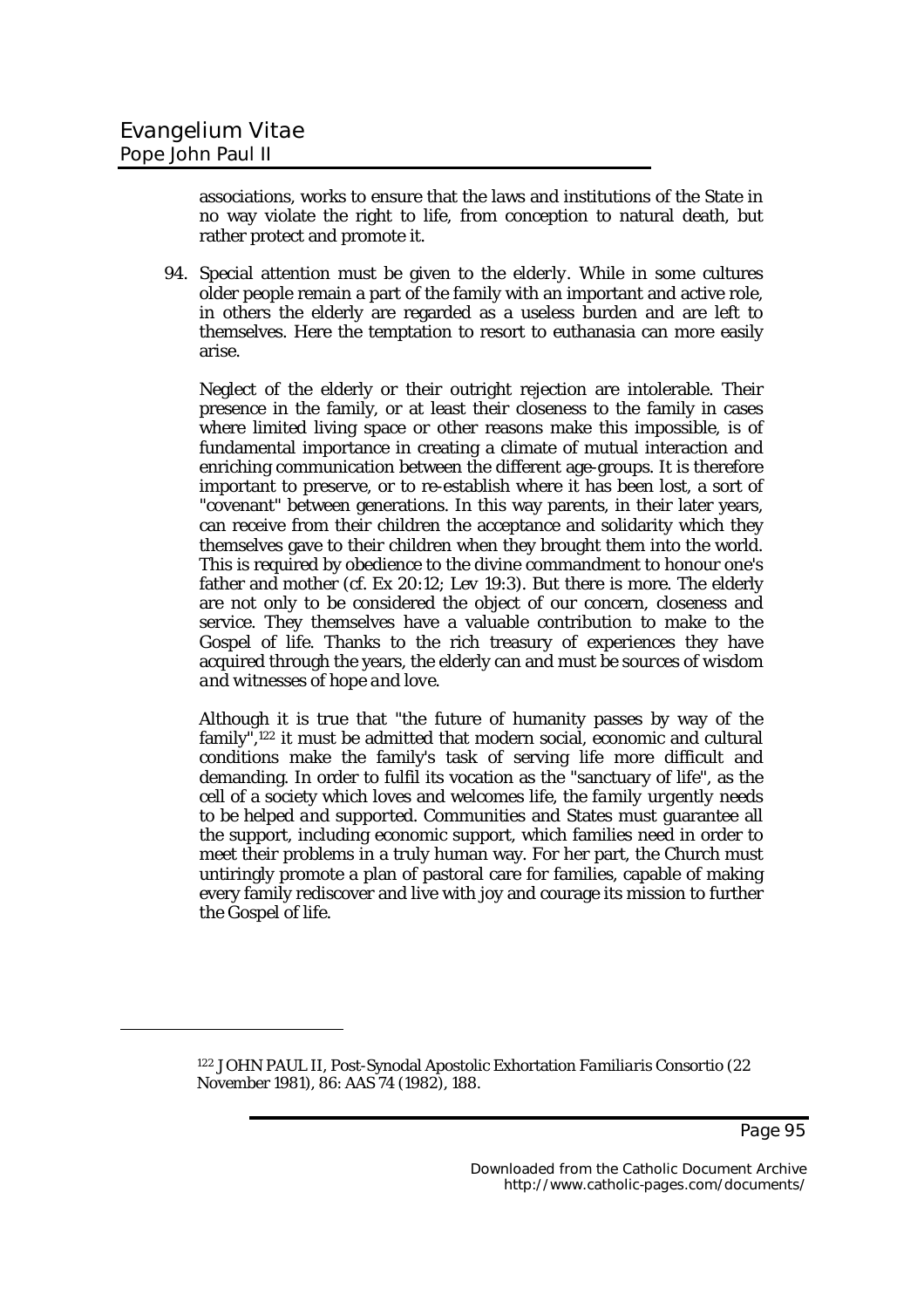associations, works to ensure that the laws and institutions of the State in no way violate the right to life, from conception to natural death, but rather protect and promote it.

94. *Special attention must be given to the elderly*. While in some cultures older people remain a part of the family with an important and active role, in others the elderly are regarded as a useless burden and are left to themselves. Here the temptation to resort to euthanasia can more easily arise.

Neglect of the elderly or their outright rejection are intolerable. Their presence in the family, or at least their closeness to the family in cases where limited living space or other reasons make this impossible, is of fundamental importance in creating a climate of mutual interaction and enriching communication between the different age-groups. It is therefore important to preserve, or to re-establish where it has been lost, a sort of "covenant" between generations. In this way parents, in their later years, can receive from their children the acceptance and solidarity which they themselves gave to their children when they brought them into the world. This is required by obedience to the divine commandment to honour one's father and mother (cf. Ex 20:12; Lev 19:3). But there is more. The elderly are not only to be considered the object of our concern, closeness and service. They themselves have a valuable contribution to make to the Gospel of life. Thanks to the rich treasury of experiences they have acquired through the years, the elderly can and must be *sources of wisdom and witnesses of hope and love*.

Although it is true that "the future of humanity passes by way of the family",[122] it must be admitted that modern social, economic and cultural conditions make the family's task of serving life more difficult and demanding. In order to fulfil its vocation as the "sanctuary of life", as the cell of a society which loves and welcomes life, *the family urgently needs to be helped and supported*. Communities and States must guarantee all the support, including economic support, which families need in order to meet their problems in a truly human way. For her part, the Church must untiringly promote a plan of pastoral care for families, capable of making every family rediscover and live with joy and courage its mission to further the Gospel of life.

---

[122] JOHN PAUL II, Post-Synodal Apostolic Exhortation *Familiaris Consortio* (22 November 1981), 86: AAS 74 (1982), 188.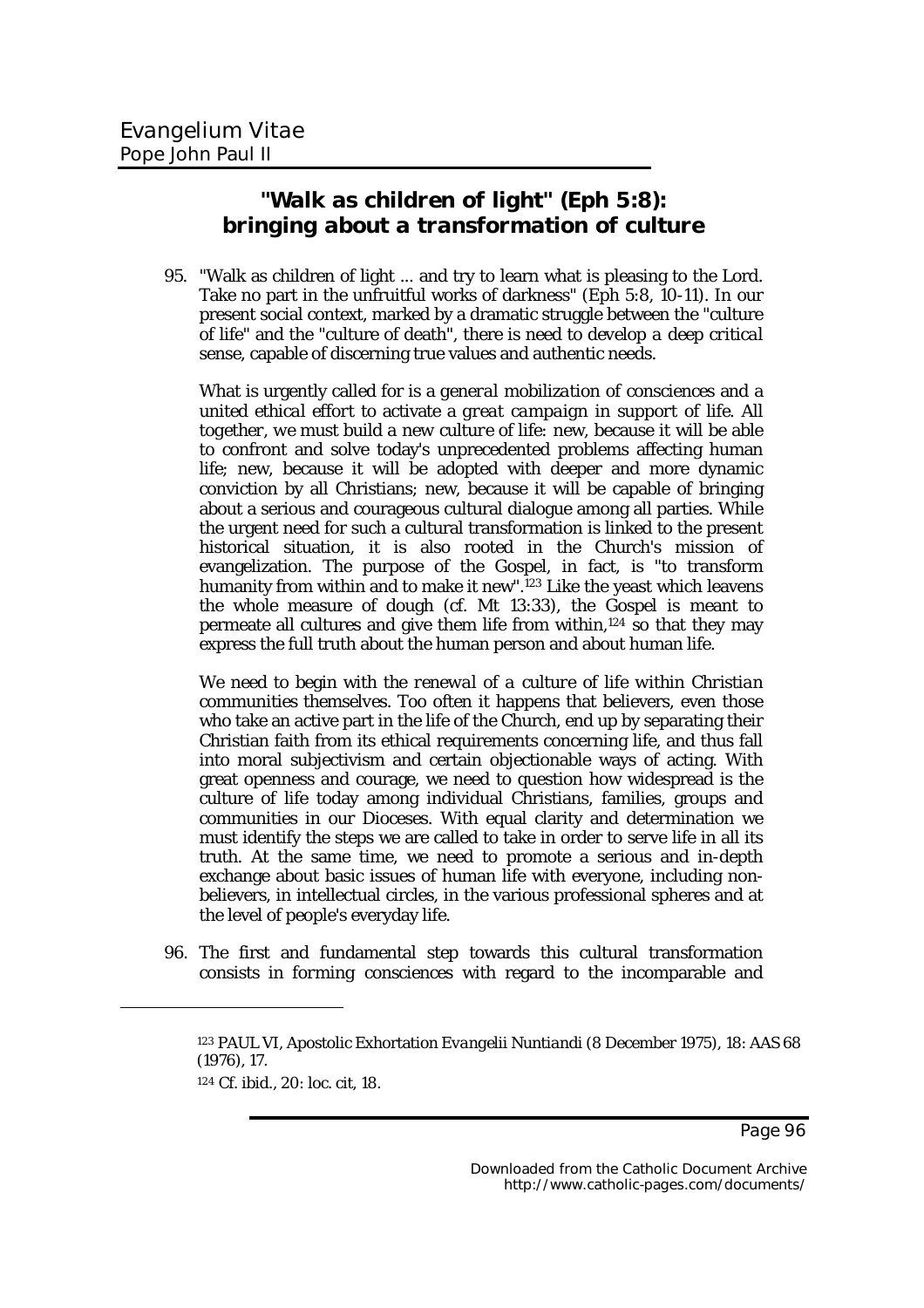## "Walk as children of light" (Eph 5:8): bringing about a *transformation of culture*

95. "Walk as children of light ... and try to learn what is pleasing to the Lord. Take no part in the unfruitful works of darkness" (Eph 5:8, 10-11). In our present social context, marked by a dramatic struggle between the "culture of life" and the "culture of death", there is need to develop a *deep critical sense*, capable of discerning true values and authentic needs.

What is urgently called for is a *general mobilization of consciences* and a *united ethical effort* to activate a *great campaign in support of life*. All together, we must build a *new culture of life*: new, because it will be able to confront and solve today's unprecedented problems affecting human life; new, because it will be adopted with deeper and more dynamic conviction by all Christians; new, because it will be capable of bringing about a serious and courageous cultural dialogue among all parties. While the urgent need for such a cultural transformation is linked to the present historical situation, it is also rooted in the Church's mission of evangelization. The purpose of the Gospel, in fact, is "to transform humanity from within and to make it new".[123] Like the yeast which leavens the whole measure of dough (cf. Mt 13:33), the Gospel is meant to permeate all cultures and give them life from within,[124] so that they may express the full truth about the human person and about human life.

We need to begin with the *renewal of a culture of life within Christian communities themselves*. Too often it happens that believers, even those who take an active part in the life of the Church, end up by separating their Christian faith from its ethical requirements concerning life, and thus fall into moral subjectivism and certain objectionable ways of acting. With great openness and courage, we need to question how widespread is the culture of life today among individual Christians, families, groups and communities in our Dioceses. With equal clarity and determination we must identify the steps we are called to take in order to serve life in all its truth. At the same time, we need to promote a serious and in-depth exchange about basic issues of human life with everyone, including non-believers, in intellectual circles, in the various professional spheres and at the level of people's everyday life.

96. The first and fundamental step towards this cultural transformation consists in forming consciences with regard to the incomparable and

---

[123] PAUL VI, Apostolic Exhortation *Evangelii Nuntiandi* (8 December 1975), 18: AAS 68 (1976), 17.

[124] Cf. ibid., 20: loc. cit, 18.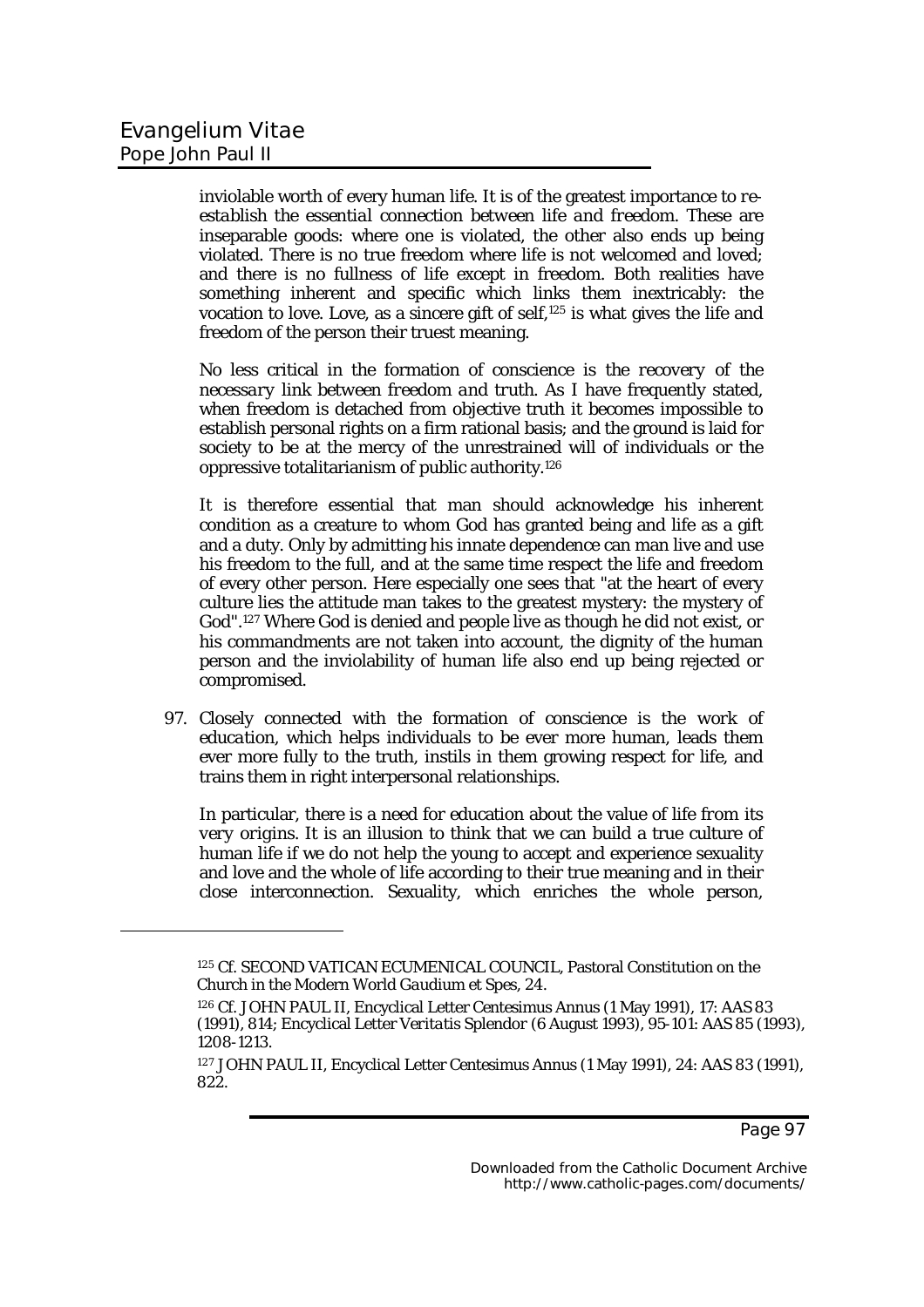inviolable worth of every human life. It is of the greatest importance to *re-establish the essential connection between life and freedom*. These are inseparable goods: where one is violated, the other also ends up being violated. There is no true freedom where life is not welcomed and loved; and there is no fullness of life except in freedom. Both realities have something inherent and specific which links them inextricably: the vocation to love. Love, as a sincere gift of self,[125] is what gives the life and freedom of the person their truest meaning.

No less critical in the formation of conscience is the *recovery of the necessary link between freedom and truth*. As I have frequently stated, when freedom is detached from objective truth it becomes impossible to establish personal rights on a firm rational basis; and the ground is laid for society to be at the mercy of the unrestrained will of individuals or the oppressive totalitarianism of public authority.[126]

It is therefore essential that man should acknowledge his inherent condition as a creature to whom God has granted being and life as a gift and a duty. Only by admitting his innate dependence can man live and use his freedom to the full, and at the same time respect the life and freedom of every other person. Here especially one sees that "at the heart of every culture lies the attitude man takes to the greatest mystery: the mystery of God".[127] Where God is denied and people live as though he did not exist, or his commandments are not taken into account, the dignity of the human person and the inviolability of human life also end up being rejected or compromised.

97. Closely connected with the formation of conscience is the work of *education*, which helps individuals to be ever more human, leads them ever more fully to the truth, instils in them growing respect for life, and trains them in right interpersonal relationships.

In particular, there is a need for *education about the value of life from its very origins*. It is an illusion to think that we can build a true culture of human life if we do not help the young to accept and experience sexuality and love and the whole of life according to their true meaning and in their close interconnection. Sexuality, which enriches the whole person,

---

[125] Cf. SECOND VATICAN ECUMENICAL COUNCIL, Pastoral Constitution on the Church in the Modern World *Gaudium et Spes*, 24.

[126] Cf. JOHN PAUL II, Encyclical Letter *Centesimus Annus* (1 May 1991), 17: AAS 83 (1991), 814; Encyclical Letter *Veritatis Splendor* (6 August 1993), 95-101: AAS 85 (1993), 1208-1213.

[127] JOHN PAUL II, Encyclical Letter *Centesimus Annus* (1 May 1991), 24: AAS 83 (1991), 822.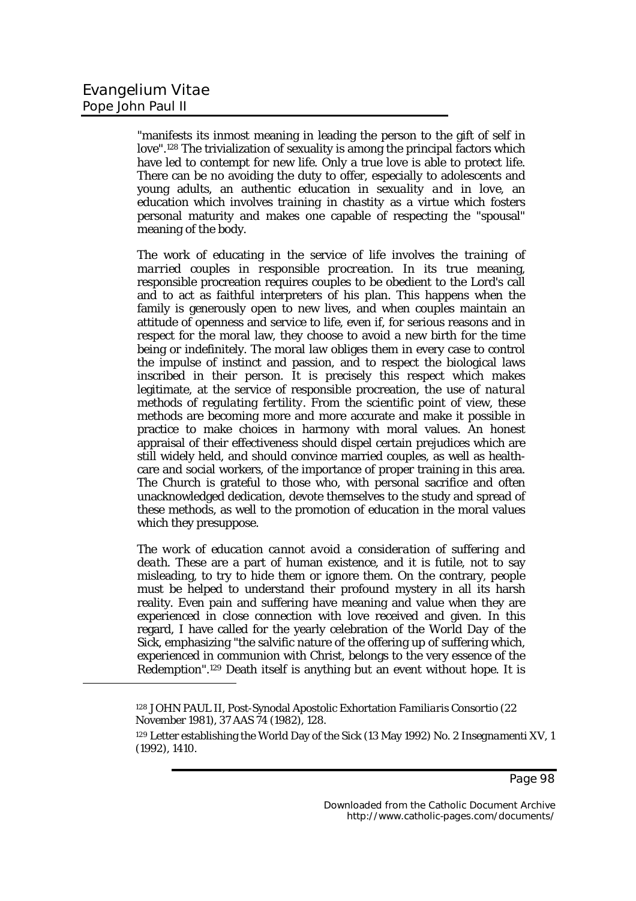"manifests its inmost meaning in leading the person to the gift of self in love".[128] The trivialization of sexuality is among the principal factors which have led to contempt for new life. Only a true love is able to protect life. There can be no avoiding the duty to offer, especially to adolescents and young adults, an *authentic education in sexuality and in love*, an education which involves *training in chastity* as a virtue which fosters personal maturity and makes one capable of respecting the "spousal" meaning of the body.

The work of educating in the service of life involves the *training of married couples in responsible procreation*. In its true meaning, responsible procreation requires couples to be obedient to the Lord's call and to act as faithful interpreters of his plan. This happens when the family is generously open to new lives, and when couples maintain an attitude of openness and service to life, even if, for serious reasons and in respect for the moral law, they choose to avoid a new birth for the time being or indefinitely. The moral law obliges them in every case to control the impulse of instinct and passion, and to respect the biological laws inscribed in their person. It is precisely this respect which makes legitimate, at the service of responsible procreation, the use of *natural methods of regulating fertility*. From the scientific point of view, these methods are becoming more and more accurate and make it possible in practice to make choices in harmony with moral values. An honest appraisal of their effectiveness should dispel certain prejudices which are still widely held, and should convince married couples, as well as health-care and social workers, of the importance of proper training in this area. The Church is grateful to those who, with personal sacrifice and often unacknowledged dedication, devote themselves to the study and spread of these methods, as well to the promotion of education in the moral values which they presuppose.

*The work of education cannot avoid a consideration of suffering and death*. These are a part of human existence, and it is futile, not to say misleading, to try to hide them or ignore them. On the contrary, people must be helped to understand their profound mystery in all its harsh reality. Even pain and suffering have meaning and value when they are experienced in close connection with love received and given. In this regard, I have called for the yearly celebration of the *World Day of the Sick*, emphasizing "the salvific nature of the offering up of suffering which, experienced in communion with Christ, belongs to the very essence of the Redemption".[129] Death itself is anything but an event without hope. It is

---

[128] JOHN PAUL II, Post-Synodal Apostolic Exhortation *Familiaris Consortio* (22 November 1981), 37 AAS 74 (1982), 128.

[129] Letter establishing the World Day of the Sick (13 May 1992) No. 2 *Insegnamenti* XV, 1 (1992), 1410.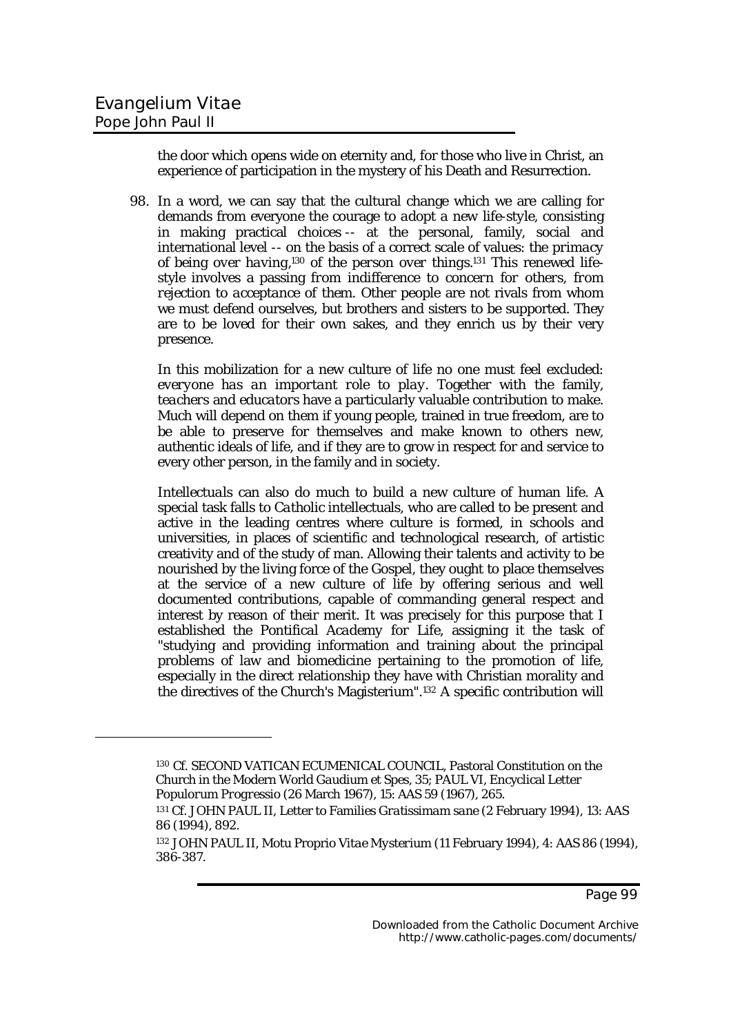the door which opens wide on eternity and, for those who live in Christ, an experience of participation in the mystery of his Death and Resurrection.

98. In a word, we can say that the cultural change which we are calling for demands from everyone the courage to *adopt a new life-style*, consisting in making practical choices -- at the personal, family, social and international level -- on the basis of a correct scale of values: *the primacy of being over having*,[130] *of the person over things*.[131] This renewed life-style involves a passing *from indifference to concern for others*, *from rejection to acceptance of them*. Other people are not rivals from whom we must defend ourselves, but brothers and sisters to be supported. They are to be loved for their own sakes, and they enrich us by their very presence.

   In this mobilization for a new culture of life no one must feel excluded: *everyone has an important role to play*. Together with the family, *teachers and educators* have a particularly valuable contribution to make. Much will depend on them if young people, trained in true freedom, are to be able to preserve for themselves and make known to others new, authentic ideals of life, and if they are to grow in respect for and service to every other person, in the family and in society.

   *Intellectuals* can also do much to build a new culture of human life. A special task falls to *Catholic intellectuals*, who are called to be present and active in the leading centres where culture is formed, in schools and universities, in places of scientific and technological research, of artistic creativity and of the study of man. Allowing their talents and activity to be nourished by the living force of the Gospel, they ought to place themselves at the service of a new culture of life by offering serious and well documented contributions, capable of commanding general respect and interest by reason of their merit. It was precisely for this purpose that I established the *Pontifical Academy for Life*, assigning it the task of "studying and providing information and training about the principal problems of law and biomedicine pertaining to the promotion of life, especially in the direct relationship they have with Christian morality and the directives of the Church's Magisterium".[132] A specific contribution will

---

[130] Cf. SECOND VATICAN ECUMENICAL COUNCIL, Pastoral Constitution on the Church in the Modern World *Gaudium et Spes*, 35; PAUL VI, Encyclical Letter *Populorum Progressio* (26 March 1967), 15: AAS 59 (1967), 265.

[131] Cf. JOHN PAUL II, Letter to Families *Gratissimam sane* (2 February 1994), 13: AAS 86 (1994), 892.

[132] JOHN PAUL II, Motu Proprio *Vitae Mysterium* (11 February 1994), 4: AAS 86 (1994), 386-387.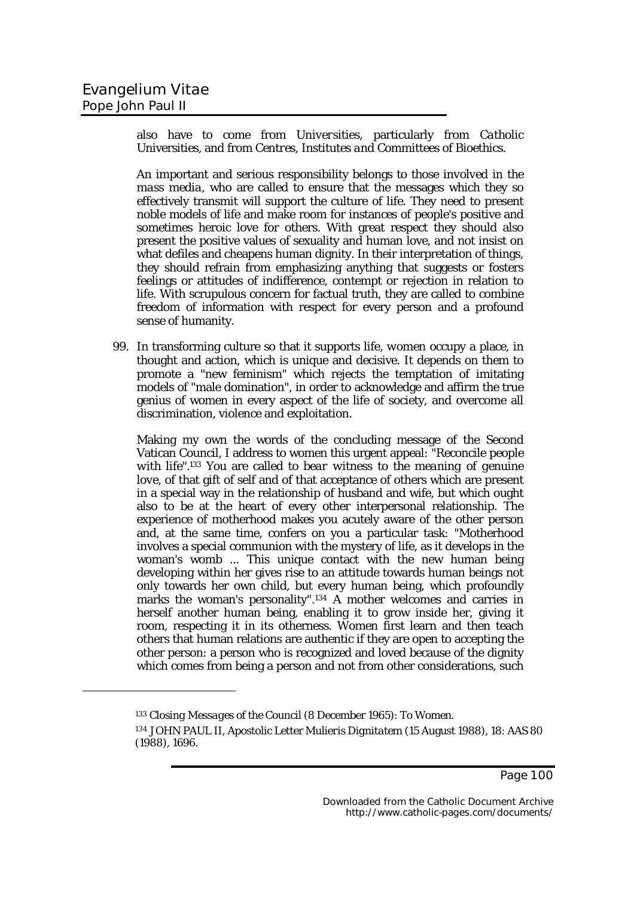also have to come from *Universities*, particularly from *Catholic Universities*, and from *Centres, Institutes and Committees of Bioethics*.

An important and serious responsibility belongs to those involved in the *mass media*, who are called to ensure that the messages which they so effectively transmit will support the culture of life. They need to present noble models of life and make room for instances of people's positive and sometimes heroic love for others. With great respect they should also present the positive values of sexuality and human love, and not insist on what defiles and cheapens human dignity. In their interpretation of things, they should refrain from emphasizing anything that suggests or fosters feelings or attitudes of indifference, contempt or rejection in relation to life. With scrupulous concern for factual truth, they are called to combine freedom of information with respect for every person and a profound sense of humanity.

99. In transforming culture so that it supports life, *women* occupy a place, in thought and action, which is unique and decisive. It depends on them to promote a "new feminism" which rejects the temptation of imitating models of "male domination", in order to acknowledge and affirm the true genius of women in every aspect of the life of society, and overcome all discrimination, violence and exploitation.

Making my own the words of the concluding message of the Second Vatican Council, I address to women this urgent appeal: "*Reconcile people with life*".[133] You are called to *bear witness to the meaning of genuine love*, of that gift of self and of that acceptance of others which are present in a special way in the relationship of husband and wife, but which ought also to be at the heart of every other interpersonal relationship. The experience of motherhood makes you acutely aware of the other person and, at the same time, confers on you a particular task: "Motherhood involves a special communion with the mystery of life, as it develops in the woman's womb ... This unique contact with the new human being developing within her gives rise to an attitude towards human beings not only towards her own child, but every human being, which profoundly marks the woman's personality".[134] A mother welcomes and carries in herself another human being, enabling it to grow inside her, giving it room, respecting it in its otherness. Women first learn and then teach others that human relations are authentic if they are open to accepting the other person: a person who is recognized and loved because of the dignity which comes from being a person and not from other considerations, such

---

[133] *Closing Messages of the Council* (8 December 1965): *To Women*.

[134] JOHN PAUL II, Apostolic Letter *Mulieris Dignitatem* (15 August 1988), 18: AAS 80 (1988), 1696.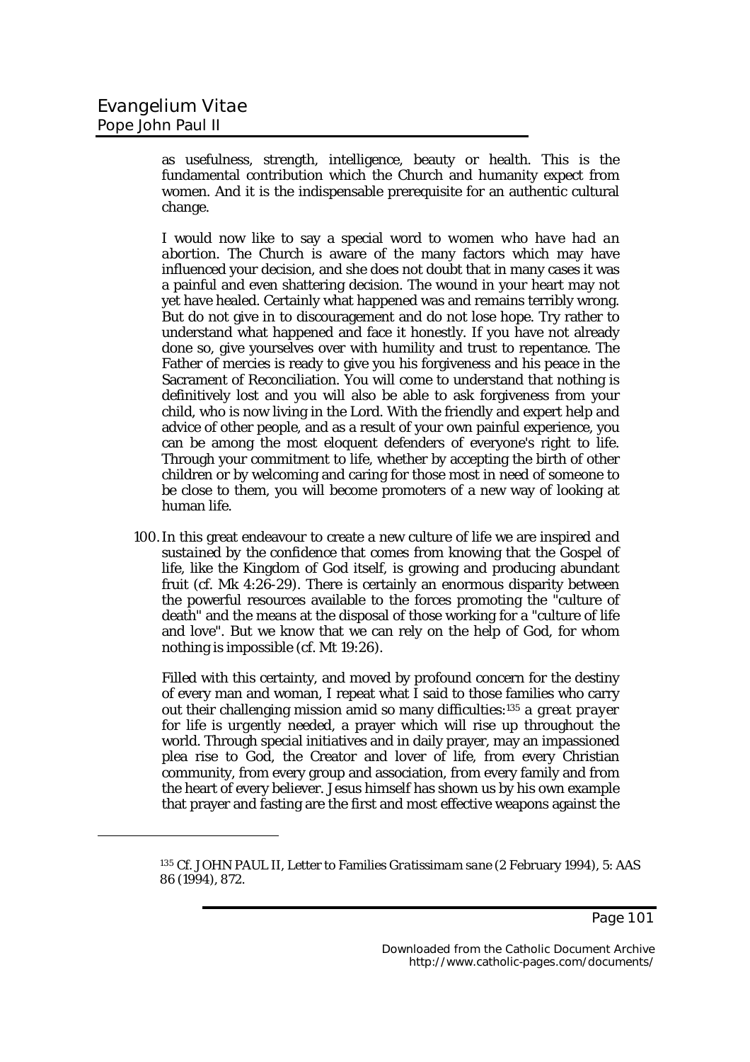as usefulness, strength, intelligence, beauty or health. This is the fundamental contribution which the Church and humanity expect from women. And it is the indispensable prerequisite for an authentic cultural change.

I would now like to say a special word to *women who have had an abortion*. The Church is aware of the many factors which may have influenced your decision, and she does not doubt that in many cases it was a painful and even shattering decision. The wound in your heart may not yet have healed. Certainly what happened was and remains terribly wrong. But do not give in to discouragement and do not lose hope. Try rather to understand what happened and face it honestly. If you have not already done so, give yourselves over with humility and trust to repentance. The Father of mercies is ready to give you his forgiveness and his peace in the Sacrament of Reconciliation. You will come to understand that nothing is definitively lost and you will also be able to ask forgiveness from your child, who is now living in the Lord. With the friendly and expert help and advice of other people, and as a result of your own painful experience, you can be among the most eloquent defenders of everyone's right to life. Through your commitment to life, whether by accepting the birth of other children or by welcoming and caring for those most in need of someone to be close to them, you will become promoters of a new way of looking at human life.

100. In this great endeavour to create a new culture of life we are *inspired and sustained by the confidence* that comes from knowing that the Gospel of life, like the Kingdom of God itself, is growing and producing abundant fruit (cf. Mk 4:26-29). There is certainly an enormous disparity between the powerful resources available to the forces promoting the "culture of death" and the means at the disposal of those working for a "culture of life and love". But we know that we can rely on the help of God, for whom nothing is impossible (cf. Mt 19:26).

Filled with this certainty, and moved by profound concern for the destiny of every man and woman, I repeat what I said to those families who carry out their challenging mission amid so many difficulties:[135] *a great prayer for life is urgently needed*, a prayer which will rise up throughout the world. Through special initiatives and in daily prayer, may an impassioned plea rise to God, the Creator and lover of life, from every Christian community, from every group and association, from every family and from the heart of every believer. Jesus himself has shown us by his own example that prayer and fasting are the first and most effective weapons against the

[135] Cf. JOHN PAUL II, Letter to Families *Gratissimam sane* (2 February 1994), 5: AAS 86 (1994), 872.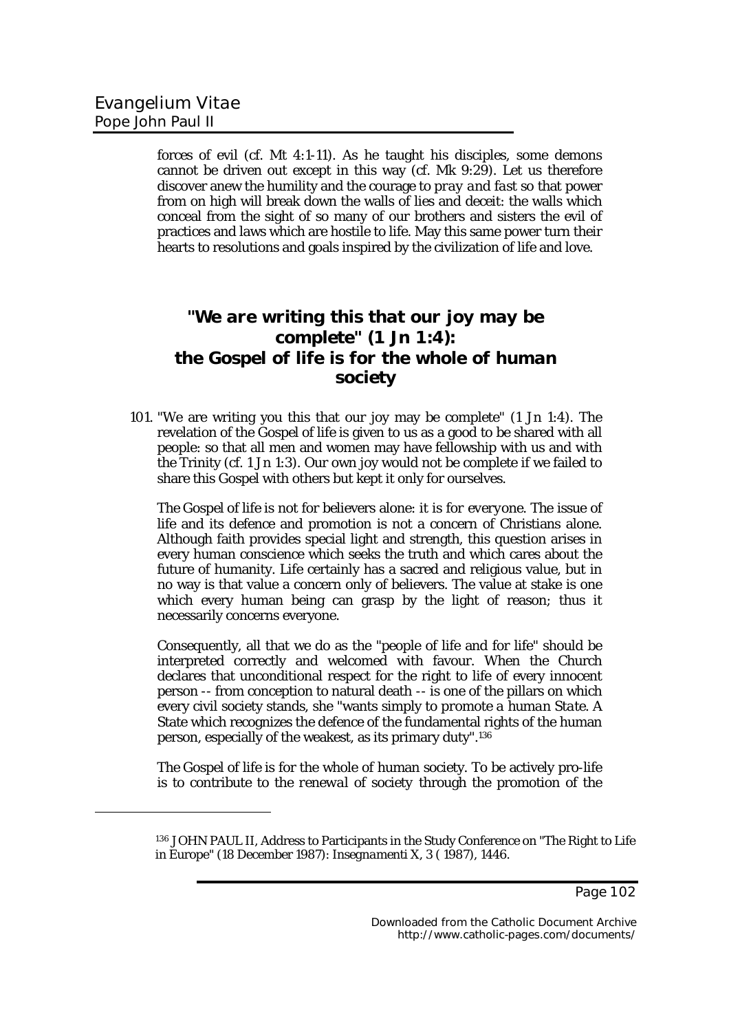forces of evil (cf. Mt 4:1-11). As he taught his disciples, some demons cannot be driven out except in this way (cf. Mk 9:29). Let us therefore discover anew the humility and the courage to *pray and fast* so that power from on high will break down the walls of lies and deceit: the walls which conceal from the sight of so many of our brothers and sisters the evil of practices and laws which are hostile to life. May this same power turn their hearts to resolutions and goals inspired by the civilization of life and love.

## "We are writing this that our joy may be complete" (1 Jn 1:4): the Gospel of life is for the whole of human society

101. "We are writing you this that our joy may be complete" (1 Jn 1:4). The revelation of the Gospel of life is given to us as a good to be shared with all people: so that all men and women may have fellowship with us and with the Trinity (cf. 1 Jn 1:3). Our own joy would not be complete if we failed to share this Gospel with others but kept it only for ourselves.

The Gospel of life is not for believers alone: it is for *everyone*. The issue of life and its defence and promotion is not a concern of Christians alone. Although faith provides special light and strength, this question arises in every human conscience which seeks the truth and which cares about the future of humanity. Life certainly has a sacred and religious value, but in no way is that value a concern only of believers. The value at stake is one which every human being can grasp by the light of reason; thus it necessarily concerns everyone.

Consequently, all that we do as the "people of life and for life" should be interpreted correctly and welcomed with favour. When the Church declares that unconditional respect for the right to life of every innocent person -- from conception to natural death -- is one of the pillars on which every civil society stands, she "wants simply to promote *a human State*. A State which recognizes the defence of the fundamental rights of the human person, especially of the weakest, as its primary duty".[136]

The Gospel of life is for the whole of human society. To be actively pro-life is to contribute to the *renewal* of society through the promotion of the

---

[136] JOHN PAUL II, Address to Participants in the Study Conference on "The Right to Life in Europe" (18 December 1987): *Insegnamenti* X, 3 ( 1987), 1446.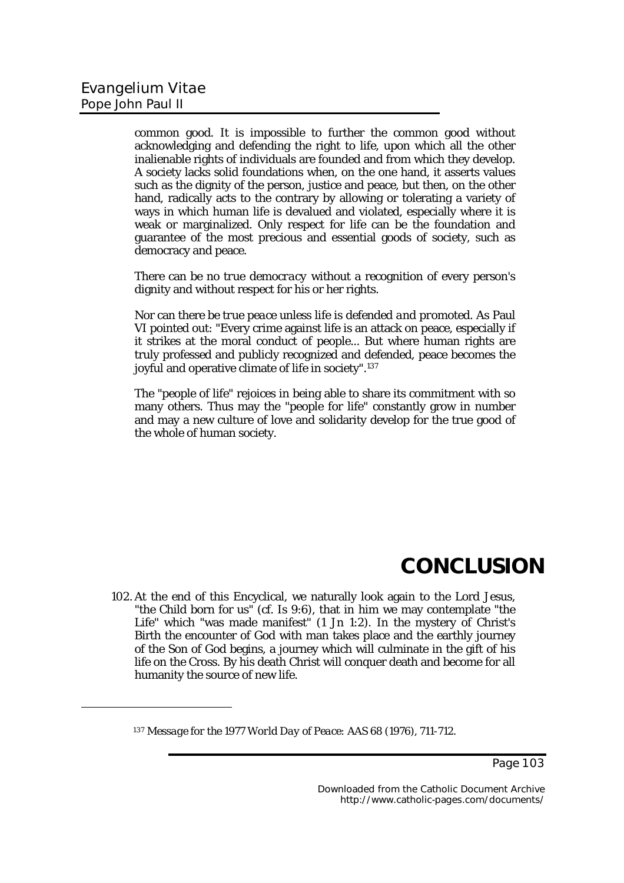common good. It is impossible to further the common good without acknowledging and defending the right to life, upon which all the other inalienable rights of individuals are founded and from which they develop. A society lacks solid foundations when, on the one hand, it asserts values such as the dignity of the person, justice and peace, but then, on the other hand, radically acts to the contrary by allowing or tolerating a variety of ways in which human life is devalued and violated, especially where it is weak or marginalized. Only respect for life can be the foundation and guarantee of the most precious and essential goods of society, such as democracy and peace.

There can be no *true democracy* without a recognition of every person's dignity and without respect for his or her rights.

Nor can there be *true peace* unless *life is defended and promoted*. As Paul VI pointed out: "Every crime against life is an attack on peace, especially if it strikes at the moral conduct of people... But where human rights are truly professed and publicly recognized and defended, peace becomes the joyful and operative climate of life in society".[137]

The "people of life" rejoices in being able to share its commitment with so many others. Thus may the "people for life" constantly grow in number and may a new culture of love and solidarity develop for the true good of the whole of human society.

# CONCLUSION

102. At the end of this Encyclical, we naturally look again to the Lord Jesus, "the Child born for us" (cf. *Is* 9:6), that in him we may contemplate "the Life" which "was made manifest" (*1 Jn* 1:2). In the mystery of Christ's Birth the encounter of God with man takes place and the earthly journey of the Son of God begins, a journey which will culminate in the gift of his life on the Cross. By his death Christ will conquer death and become for all humanity the source of new life.

---

[137] *Message for the 1977 World Day of Peace*: AAS 68 (1976), 711-712.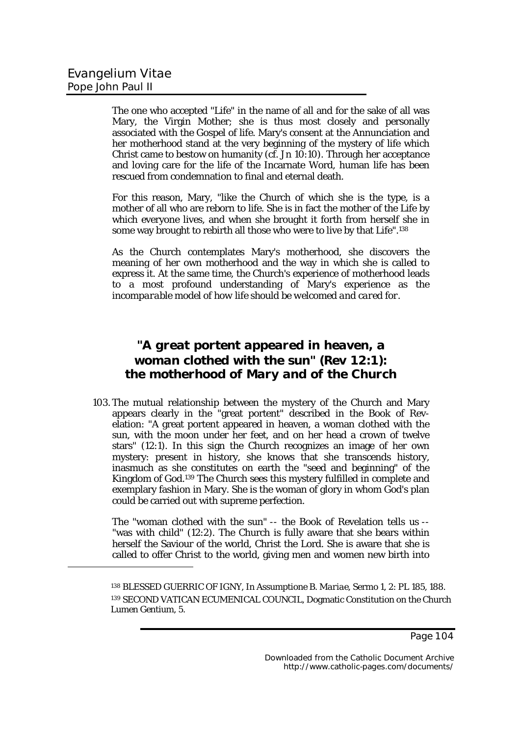The one who accepted "Life" in the name of all and for the sake of all was Mary, the Virgin Mother; she is thus most closely and personally associated with the Gospel of life. Mary's consent at the Annunciation and her motherhood stand at the very beginning of the mystery of life which Christ came to bestow on humanity (cf. *Jn* 10:10). Through her acceptance and loving care for the life of the Incarnate Word, human life has been rescued from condemnation to final and eternal death.

For this reason, Mary, "like the Church of which she is the type, is a mother of all who are reborn to life. She is in fact the mother of the Life by which everyone lives, and when she brought it forth from herself she in some way brought to rebirth all those who were to live by that Life".[138]

As the Church contemplates Mary's motherhood, she discovers the meaning of her own motherhood and the way in which she is called to express it. At the same time, the Church's experience of motherhood leads to a most profound understanding of Mary's experience as the *incomparable model of how life should be welcomed and cared for*.

## "A great portent appeared in heaven, a woman clothed with the sun" (*Rev* 12:1): the motherhood of *Mary and of the Church*

103. The mutual relationship between the mystery of the Church and Mary appears clearly in the "great portent" described in the Book of Revelation: "A great portent appeared in heaven, a woman clothed with the sun, with the moon under her feet, and on her head a crown of twelve stars" (12:1). In this sign the Church recognizes an image of her own mystery: present in history, she knows that she transcends history, inasmuch as she constitutes on earth the "seed and beginning" of the Kingdom of God.[139] The Church sees this mystery fulfilled in complete and exemplary fashion in Mary. She is the woman of glory in whom God's plan could be carried out with supreme perfection.

The "woman clothed with the sun" -- the Book of Revelation tells us -- "was with child" (12:2). The Church is fully aware that she bears within herself the Saviour of the world, Christ the Lord. She is aware that she is called to offer Christ to the world, giving men and women new birth into

---

[138] BLESSED GUERRIC OF IGNY, *In Assumptione B. Mariae*, Sermo 1, 2: PL 185, 188.

[139] SECOND VATICAN ECUMENICAL COUNCIL, Dogmatic Constitution on the Church *Lumen Gentium*, 5.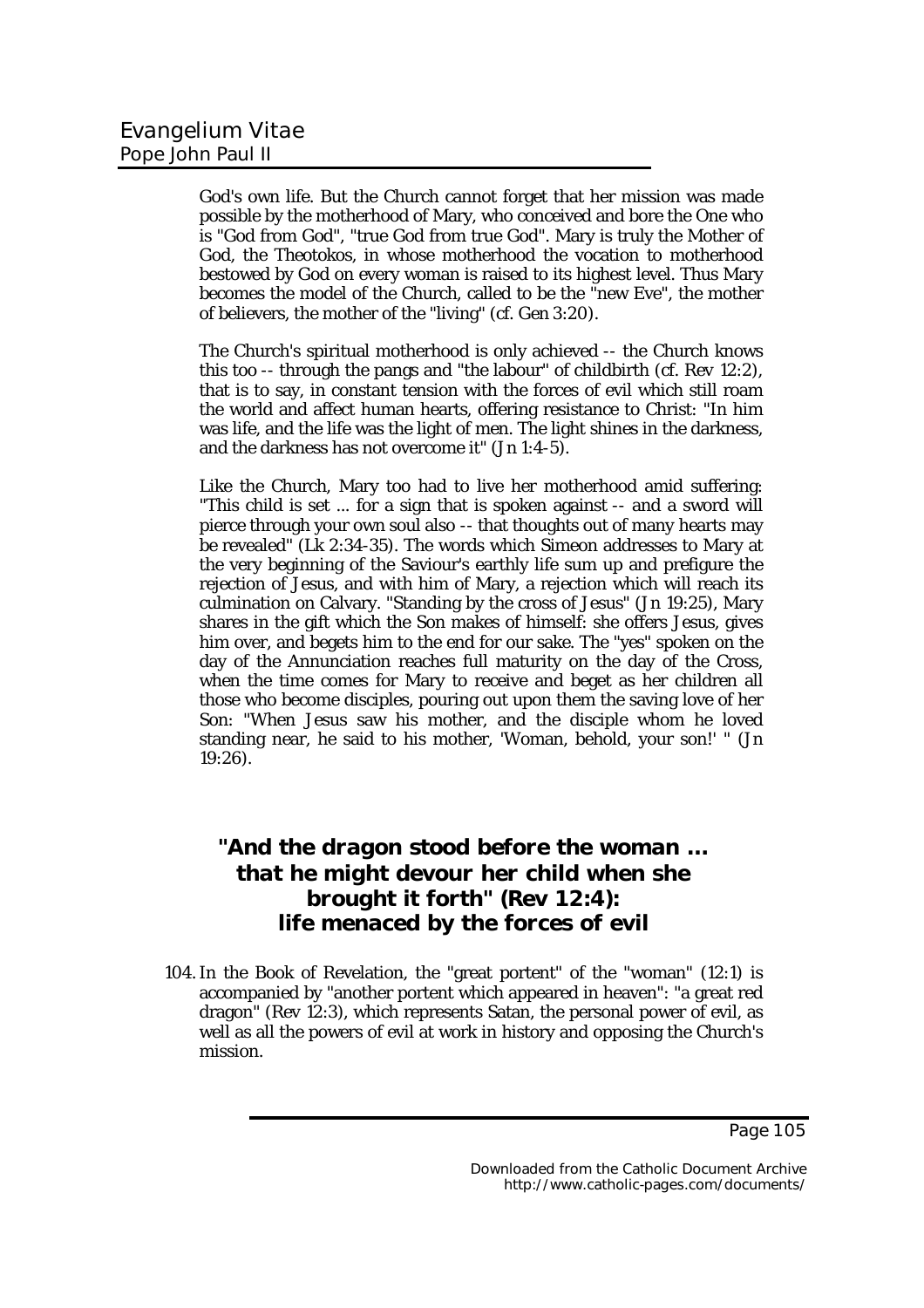God's own life. But the Church cannot forget that her mission was made possible by the motherhood of Mary, who conceived and bore the One who is "God from God", "true God from true God". Mary is truly the Mother of God, the Theotokos, in whose motherhood the vocation to motherhood bestowed by God on every woman is raised to its highest level. Thus Mary becomes the model of the Church, called to be the "new Eve", the mother of believers, the mother of the "living" (cf. Gen 3:20).

The Church's spiritual motherhood is only achieved -- the Church knows this too -- through the pangs and "the labour" of childbirth (cf. Rev 12:2), that is to say, in constant tension with the forces of evil which still roam the world and affect human hearts, offering resistance to Christ: "In him was life, and the life was the light of men. The light shines in the darkness, and the darkness has not overcome it" (Jn 1:4-5).

Like the Church, Mary too had to live her motherhood amid suffering: "This child is set ... for a sign that is spoken against -- and a sword will pierce through your own soul also -- that thoughts out of many hearts may be revealed" (Lk 2:34-35). The words which Simeon addresses to Mary at the very beginning of the Saviour's earthly life sum up and prefigure the rejection of Jesus, and with him of Mary, a rejection which will reach its culmination on Calvary. "Standing by the cross of Jesus" (Jn 19:25), Mary shares in the gift which the Son makes of himself: she offers Jesus, gives him over, and begets him to the end for our sake. The "yes" spoken on the day of the Annunciation reaches full maturity on the day of the Cross, when the time comes for Mary to receive and beget as her children all those who become disciples, pouring out upon them the saving love of her Son: "When Jesus saw his mother, and the disciple whom he loved standing near, he said to his mother, 'Woman, behold, your son!' " (Jn 19:26).

## "And the dragon stood before the woman ... that he might devour her child when she brought it forth" (Rev 12:4): life menaced by the forces of evil

104. In the Book of Revelation, the "great portent" of the "woman" (12:1) is accompanied by "another portent which appeared in heaven": "a great red dragon" (Rev 12:3), which represents Satan, the personal power of evil, as well as all the powers of evil at work in history and opposing the Church's mission.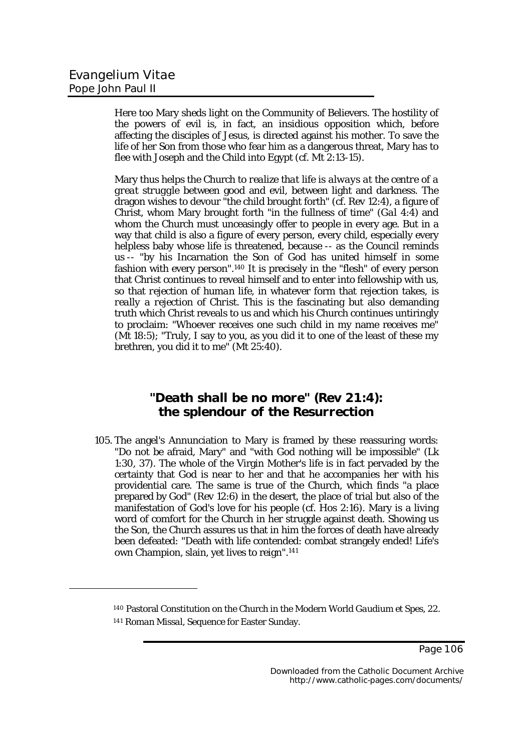Here too Mary sheds light on the Community of Believers. The hostility of the powers of evil is, in fact, an insidious opposition which, before affecting the disciples of Jesus, is directed against his mother. To save the life of her Son from those who fear him as a dangerous threat, Mary has to flee with Joseph and the Child into Egypt (cf. Mt 2:13-15).

Mary thus helps the Church to *realize that life is always at the centre of a great struggle* between good and evil, between light and darkness. The dragon wishes to devour "the child brought forth" (cf. Rev 12:4), a figure of Christ, whom Mary brought forth "in the fullness of time" (*Gal* 4:4) and whom the Church must unceasingly offer to people in every age. But in a way that child is also a figure of every person, every child, especially every helpless baby whose life is threatened, because -- as the Council reminds us -- "by his Incarnation the Son of God has united himself in some fashion with every person".[140] It is precisely in the "flesh" of every person that Christ continues to reveal himself and to enter into fellowship with us, so that *rejection of human life, in whatever form that rejection takes, is really a rejection of Christ*. This is the fascinating but also demanding truth which Christ reveals to us and which his Church continues untiringly to proclaim: "Whoever receives one such child in my name receives me" (Mt 18:5); "Truly, I say to you, as you did it to one of the least of these my brethren, you did it to me" (Mt 25:40).

## "Death shall be no more" (Rev 21:4): the splendour of the Resurrection

105. The angel's Annunciation to Mary is framed by these reassuring words: "Do not be afraid, Mary" and "with God nothing will be impossible" (*Lk* 1:30, 37). The whole of the Virgin Mother's life is in fact pervaded by the certainty that God is near to her and that he accompanies her with his providential care. The same is true of the Church, which finds "a place prepared by God" (Rev 12:6) in the desert, the place of trial but also of the manifestation of God's love for his people (cf. Hos 2:16). Mary is a living word of comfort for the Church in her struggle against death. Showing us the Son, the Church assures us that in him the forces of death have already been defeated: "Death with life contended: combat strangely ended! Life's own Champion, slain, yet lives to reign".[141]

---

[140] Pastoral Constitution on the Church in the Modern World *Gaudium et Spes*, 22.

[141] *Roman Missal*, Sequence for Easter Sunday.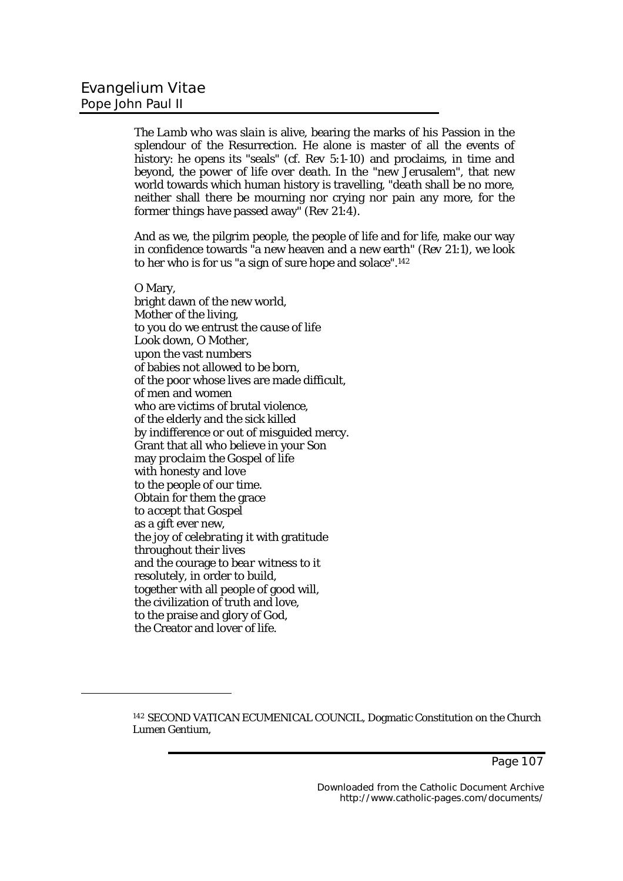*The Lamb who was slain is alive*, bearing the marks of his Passion in the splendour of the Resurrection. He alone is master of all the events of history: he opens its "seals" (cf. Rev 5:1-10) and proclaims, in time and beyond, *the power of life over death*. In the "new Jerusalem", that new world towards which human history is travelling, "*death shall be no more*, neither shall there be mourning nor crying nor pain any more, for the former things have passed away" (Rev 21:4).

And as we, the pilgrim people, the people of life and for life, make our way in confidence towards "a new heaven and a new earth" (Rev 21:1), we look to her who is for us "a sign of sure hope and solace".[142]

O Mary,
bright dawn of the new world,
Mother of the living,
to you do we entrust *the cause of life*
Look down, O Mother,
upon the vast numbers
of babies not allowed to be born,
of the poor whose lives are made difficult,
of men and women
who are victims of brutal violence,
of the elderly and the sick killed
by indifference or out of misguided mercy.
Grant that all who believe in your Son
may *proclaim the Gospel of life*
with honesty and love
to the people of our time.
Obtain for them the grace
to *accept* that Gospel
as a gift ever new,
the joy of *celebrating* it with gratitude
throughout their lives
and the courage to *bear witness* to it
resolutely, in order to build,
together with all people of good will,
the civilization of truth and love,
to the praise and glory of God,
the Creator and lover of life.

---

[142] SECOND VATICAN ECUMENICAL COUNCIL, Dogmatic Constitution on the Church Lumen Gentium,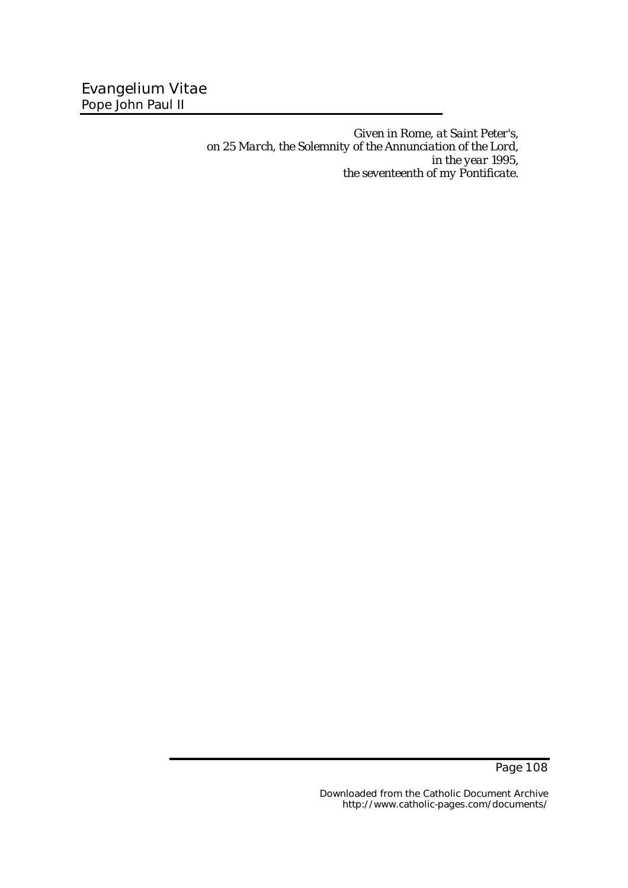*Given in Rome, at Saint Peter's,*
*on 25 March, the Solemnity of the Annunciation of the Lord,*
*in the year 1995,*
*the seventeenth of my Pontificate.*